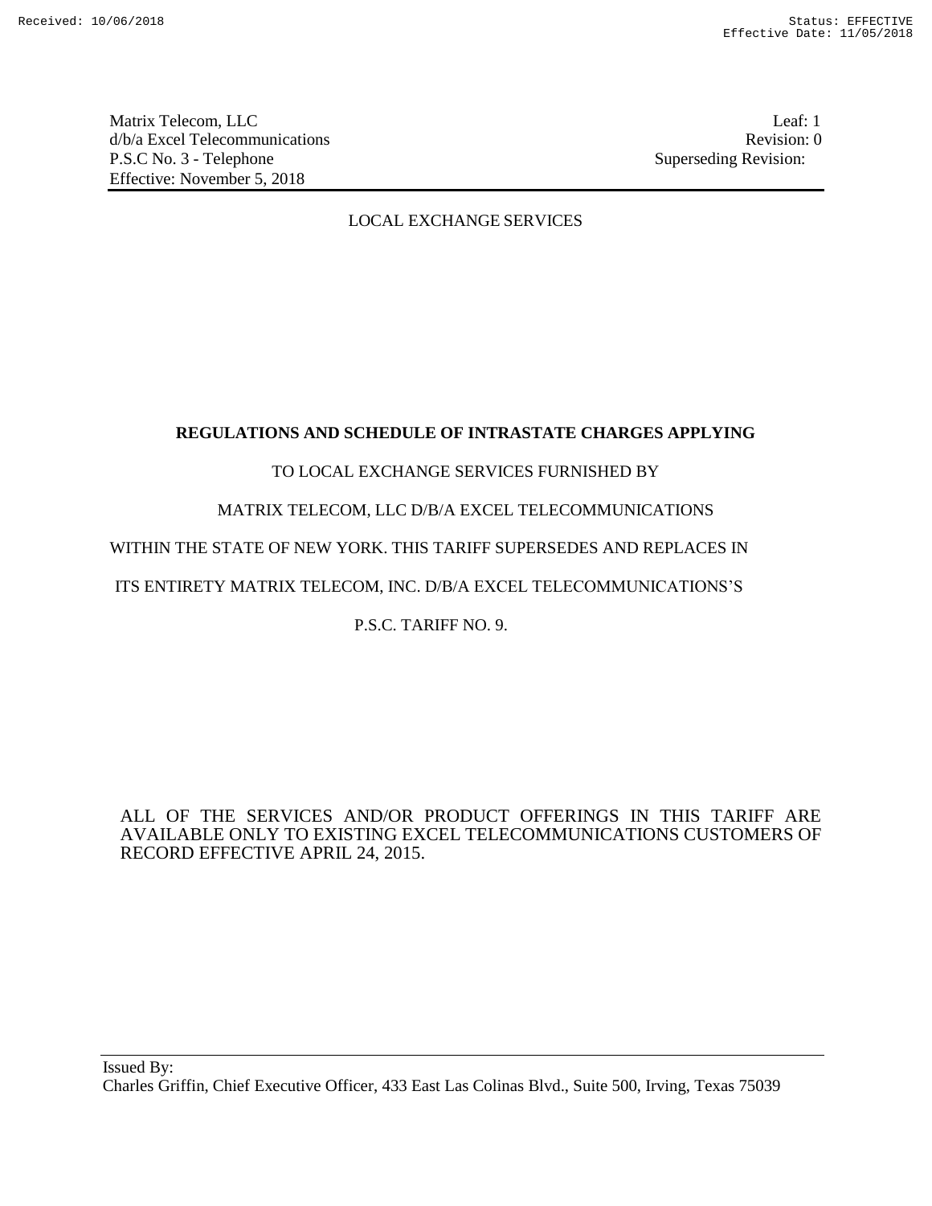Matrix Telecom, LLC
d/b/a Excel Telecommunications
P.S.C No. 3 - Telephone
Effective: November 5, 2018

Leaf: 1
Revision: 0
Superseding Revision:

LOCAL EXCHANGE SERVICES

**REGULATIONS AND SCHEDULE OF INTRASTATE CHARGES APPLYING**

TO LOCAL EXCHANGE SERVICES FURNISHED BY

MATRIX TELECOM, LLC D/B/A EXCEL TELECOMMUNICATIONS

WITHIN THE STATE OF NEW YORK. THIS TARIFF SUPERSEDES AND REPLACES IN

ITS ENTIRETY MATRIX TELECOM, INC. D/B/A EXCEL TELECOMMUNICATIONS'S

P.S.C. TARIFF NO. 9.

ALL OF THE SERVICES AND/OR PRODUCT OFFERINGS IN THIS TARIFF ARE AVAILABLE ONLY TO EXISTING EXCEL TELECOMMUNICATIONS CUSTOMERS OF RECORD EFFECTIVE APRIL 24, 2015.

Issued By:
Charles Griffin, Chief Executive Officer, 433 East Las Colinas Blvd., Suite 500, Irving, Texas 75039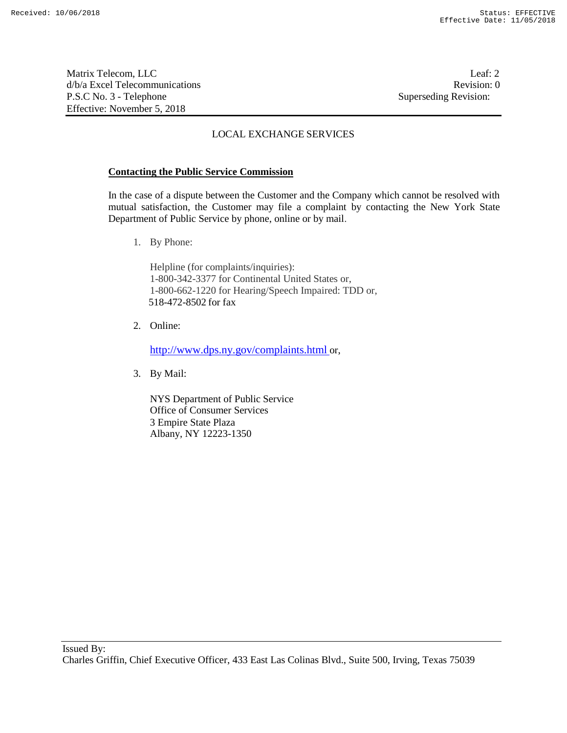LOCAL EXCHANGE SERVICES

**Contacting the Public Service Commission**

In the case of a dispute between the Customer and the Company which cannot be resolved with mutual satisfaction, the Customer may file a complaint by contacting the New York State Department of Public Service by phone, online or by mail.

1. By Phone:

   Helpline (for complaints/inquiries):
   1-800-342-3377 for Continental United States or,
   1-800-662-1220 for Hearing/Speech Impaired: TDD or,
   518-472-8502 for fax

2. Online:

   http://www.dps.ny.gov/complaints.html or,

3. By Mail:

   NYS Department of Public Service
   Office of Consumer Services
   3 Empire State Plaza
   Albany, NY 12223-1350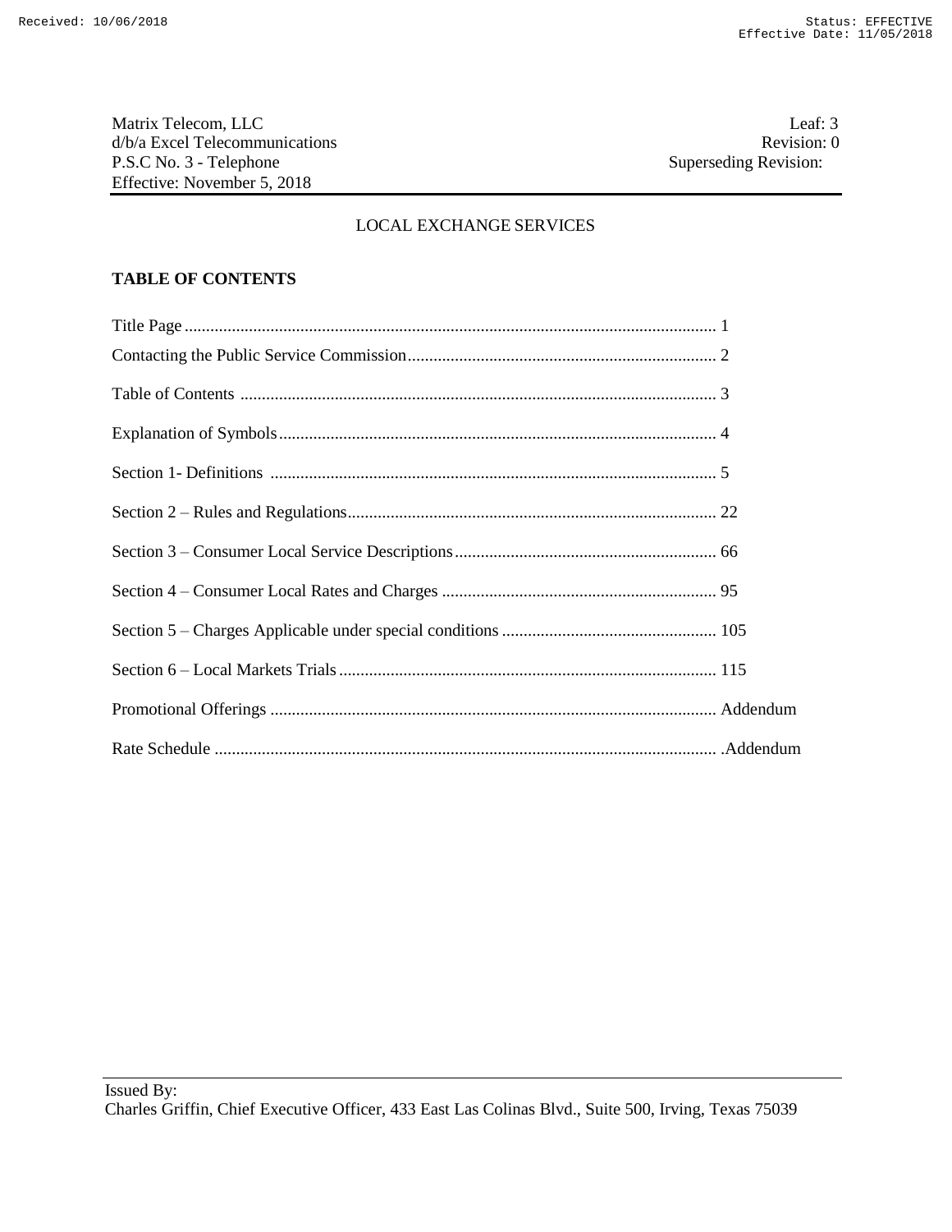Matrix Telecom, LLC
d/b/a Excel Telecommunications
P.S.C No. 3 - Telephone
Effective: November 5, 2018

Leaf: 3
Revision: 0
Superseding Revision:

LOCAL EXCHANGE SERVICES

**TABLE OF CONTENTS**

| | |
|---|---|
| Title Page | 1 |
| Contacting the Public Service Commission | 2 |
| Table of Contents | 3 |
| Explanation of Symbols | 4 |
| Section 1- Definitions | 5 |
| Section 2 – Rules and Regulations | 22 |
| Section 3 – Consumer Local Service Descriptions | 66 |
| Section 4 – Consumer Local Rates and Charges | 95 |
| Section 5 – Charges Applicable under special conditions | 105 |
| Section 6 – Local Markets Trials | 115 |
| Promotional Offerings | Addendum |
| Rate Schedule | .Addendum |

Issued By:
Charles Griffin, Chief Executive Officer, 433 East Las Colinas Blvd., Suite 500, Irving, Texas 75039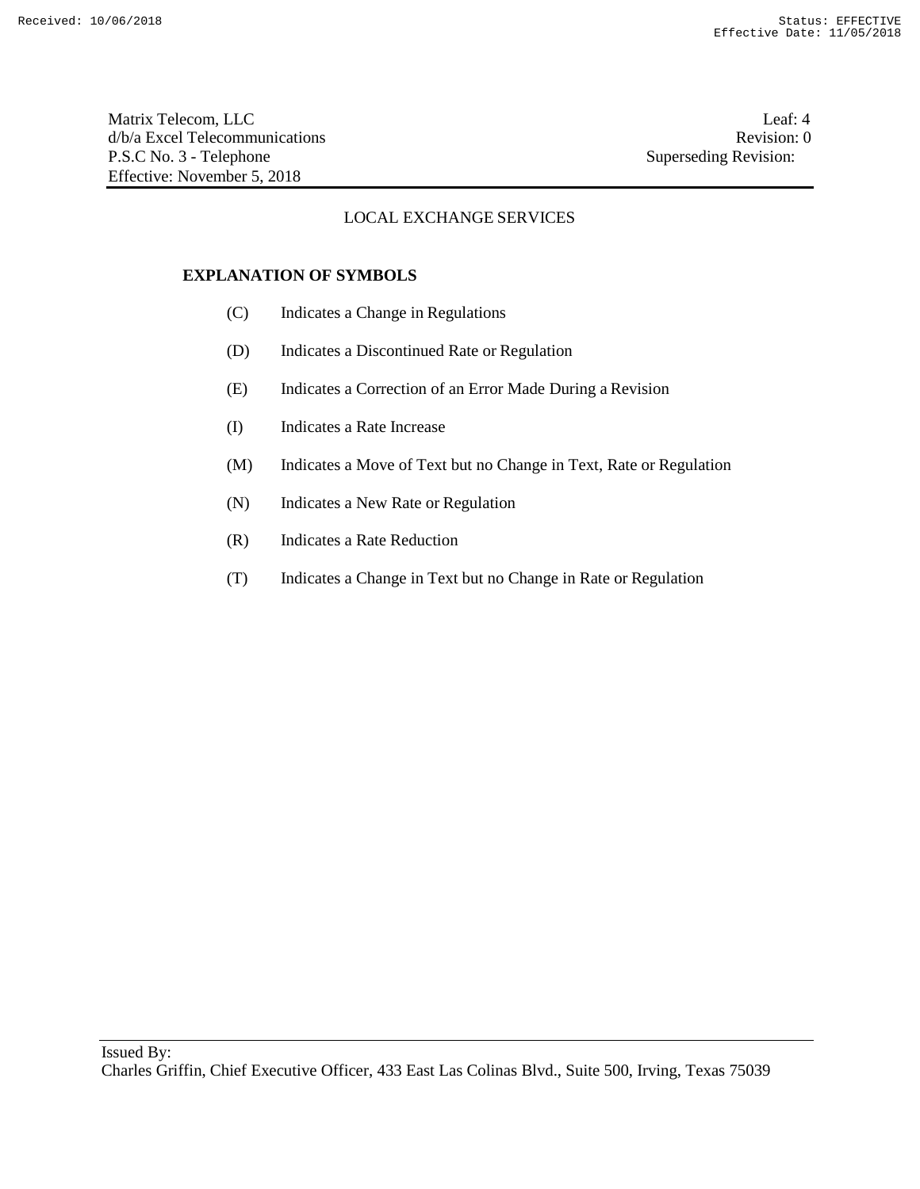LOCAL EXCHANGE SERVICES

## EXPLANATION OF SYMBOLS

| | |
|---|---|
| (C) | Indicates a Change in Regulations |
| (D) | Indicates a Discontinued Rate or Regulation |
| (E) | Indicates a Correction of an Error Made During a Revision |
| (I) | Indicates a Rate Increase |
| (M) | Indicates a Move of Text but no Change in Text, Rate or Regulation |
| (N) | Indicates a New Rate or Regulation |
| (R) | Indicates a Rate Reduction |
| (T) | Indicates a Change in Text but no Change in Rate or Regulation |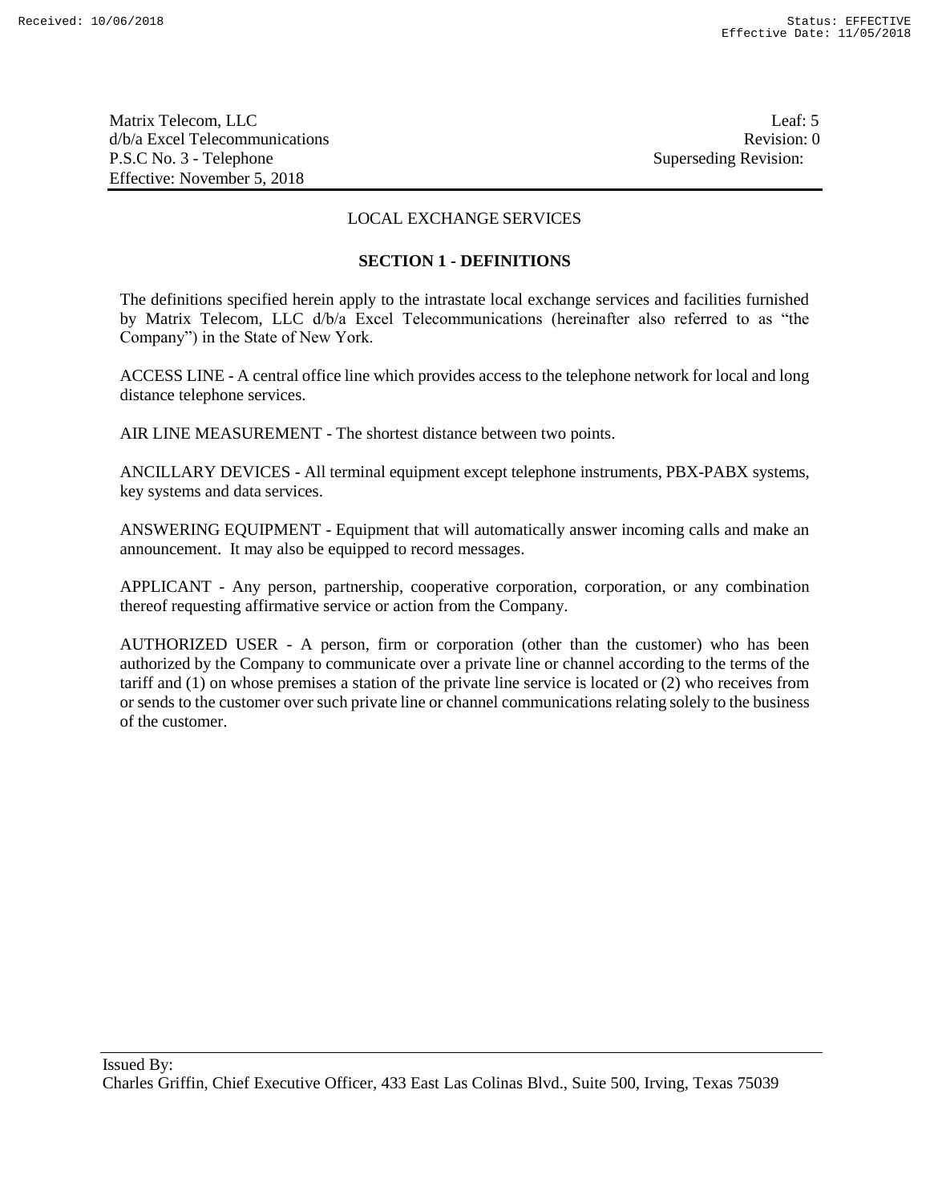LOCAL EXCHANGE SERVICES

## SECTION 1 - DEFINITIONS

The definitions specified herein apply to the intrastate local exchange services and facilities furnished by Matrix Telecom, LLC d/b/a Excel Telecommunications (hereinafter also referred to as "the Company") in the State of New York.

ACCESS LINE - A central office line which provides access to the telephone network for local and long distance telephone services.

AIR LINE MEASUREMENT - The shortest distance between two points.

ANCILLARY DEVICES - All terminal equipment except telephone instruments, PBX-PABX systems, key systems and data services.

ANSWERING EQUIPMENT - Equipment that will automatically answer incoming calls and make an announcement. It may also be equipped to record messages.

APPLICANT - Any person, partnership, cooperative corporation, corporation, or any combination thereof requesting affirmative service or action from the Company.

AUTHORIZED USER - A person, firm or corporation (other than the customer) who has been authorized by the Company to communicate over a private line or channel according to the terms of the tariff and (1) on whose premises a station of the private line service is located or (2) who receives from or sends to the customer over such private line or channel communications relating solely to the business of the customer.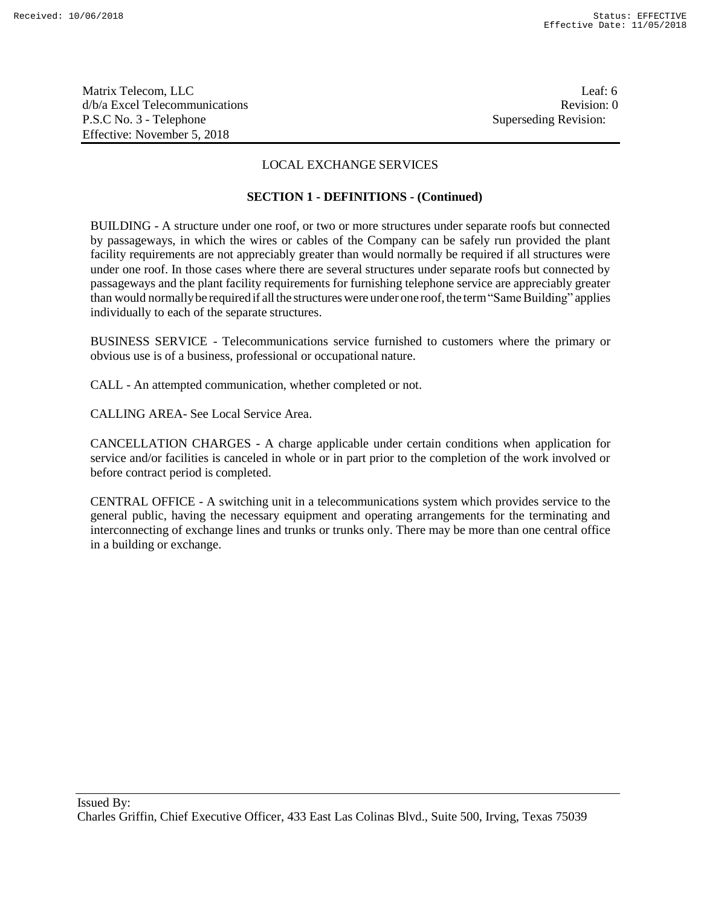## LOCAL EXCHANGE SERVICES

### SECTION 1 - DEFINITIONS - (Continued)

BUILDING - A structure under one roof, or two or more structures under separate roofs but connected by passageways, in which the wires or cables of the Company can be safely run provided the plant facility requirements are not appreciably greater than would normally be required if all structures were under one roof. In those cases where there are several structures under separate roofs but connected by passageways and the plant facility requirements for furnishing telephone service are appreciably greater than would normally be required if all the structures were under one roof, the term "Same Building" applies individually to each of the separate structures.

BUSINESS SERVICE - Telecommunications service furnished to customers where the primary or obvious use is of a business, professional or occupational nature.

CALL - An attempted communication, whether completed or not.

CALLING AREA- See Local Service Area.

CANCELLATION CHARGES - A charge applicable under certain conditions when application for service and/or facilities is canceled in whole or in part prior to the completion of the work involved or before contract period is completed.

CENTRAL OFFICE - A switching unit in a telecommunications system which provides service to the general public, having the necessary equipment and operating arrangements for the terminating and interconnecting of exchange lines and trunks or trunks only. There may be more than one central office in a building or exchange.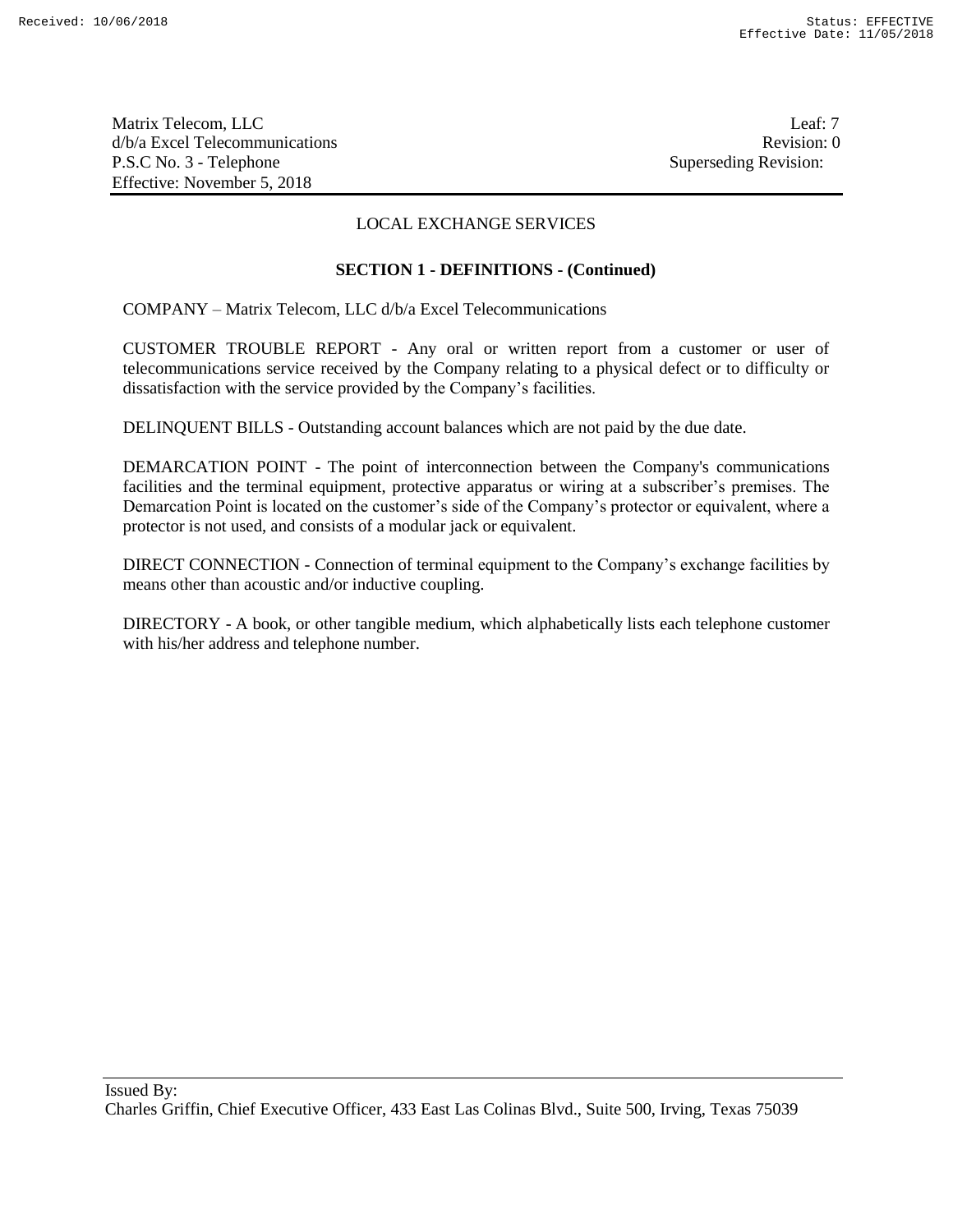## LOCAL EXCHANGE SERVICES

### SECTION 1 - DEFINITIONS - (Continued)

COMPANY – Matrix Telecom, LLC d/b/a Excel Telecommunications

CUSTOMER TROUBLE REPORT - Any oral or written report from a customer or user of telecommunications service received by the Company relating to a physical defect or to difficulty or dissatisfaction with the service provided by the Company's facilities.

DELINQUENT BILLS - Outstanding account balances which are not paid by the due date.

DEMARCATION POINT - The point of interconnection between the Company's communications facilities and the terminal equipment, protective apparatus or wiring at a subscriber's premises. The Demarcation Point is located on the customer's side of the Company's protector or equivalent, where a protector is not used, and consists of a modular jack or equivalent.

DIRECT CONNECTION - Connection of terminal equipment to the Company's exchange facilities by means other than acoustic and/or inductive coupling.

DIRECTORY - A book, or other tangible medium, which alphabetically lists each telephone customer with his/her address and telephone number.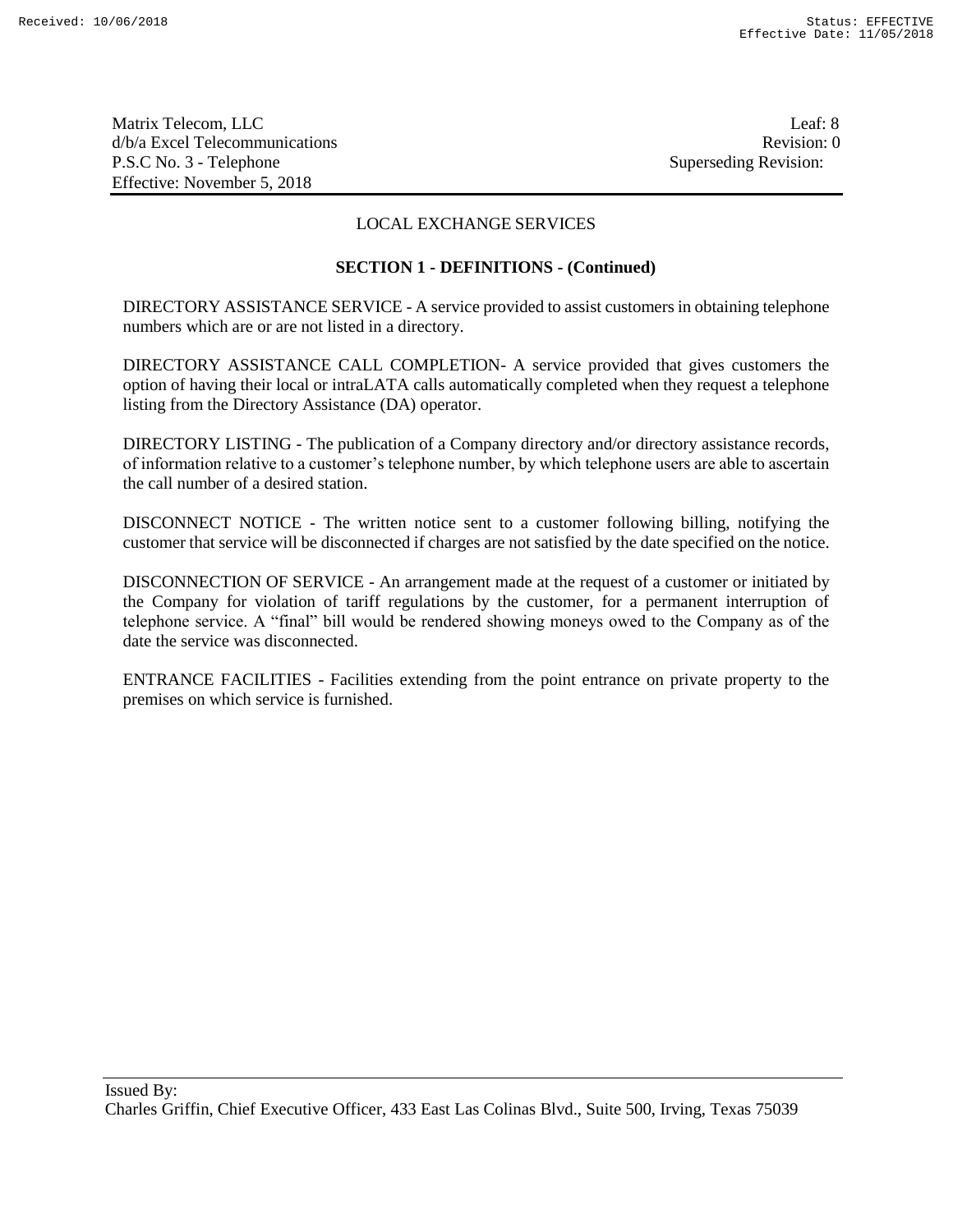## LOCAL EXCHANGE SERVICES

### SECTION 1 - DEFINITIONS - (Continued)

DIRECTORY ASSISTANCE SERVICE - A service provided to assist customers in obtaining telephone numbers which are or are not listed in a directory.

DIRECTORY ASSISTANCE CALL COMPLETION- A service provided that gives customers the option of having their local or intraLATA calls automatically completed when they request a telephone listing from the Directory Assistance (DA) operator.

DIRECTORY LISTING - The publication of a Company directory and/or directory assistance records, of information relative to a customer's telephone number, by which telephone users are able to ascertain the call number of a desired station.

DISCONNECT NOTICE - The written notice sent to a customer following billing, notifying the customer that service will be disconnected if charges are not satisfied by the date specified on the notice.

DISCONNECTION OF SERVICE - An arrangement made at the request of a customer or initiated by the Company for violation of tariff regulations by the customer, for a permanent interruption of telephone service. A "final" bill would be rendered showing moneys owed to the Company as of the date the service was disconnected.

ENTRANCE FACILITIES - Facilities extending from the point entrance on private property to the premises on which service is furnished.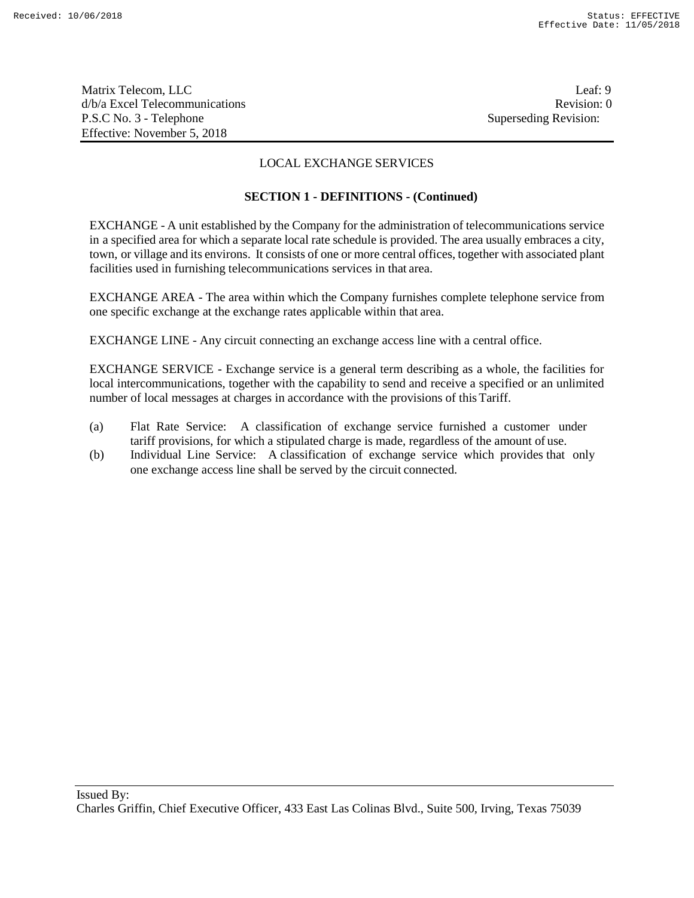## LOCAL EXCHANGE SERVICES

### SECTION 1 - DEFINITIONS - (Continued)

EXCHANGE - A unit established by the Company for the administration of telecommunications service in a specified area for which a separate local rate schedule is provided. The area usually embraces a city, town, or village and its environs. It consists of one or more central offices, together with associated plant facilities used in furnishing telecommunications services in that area.

EXCHANGE AREA - The area within which the Company furnishes complete telephone service from one specific exchange at the exchange rates applicable within that area.

EXCHANGE LINE - Any circuit connecting an exchange access line with a central office.

EXCHANGE SERVICE - Exchange service is a general term describing as a whole, the facilities for local intercommunications, together with the capability to send and receive a specified or an unlimited number of local messages at charges in accordance with the provisions of this Tariff.

(a) Flat Rate Service: A classification of exchange service furnished a customer under tariff provisions, for which a stipulated charge is made, regardless of the amount of use.

(b) Individual Line Service: A classification of exchange service which provides that only one exchange access line shall be served by the circuit connected.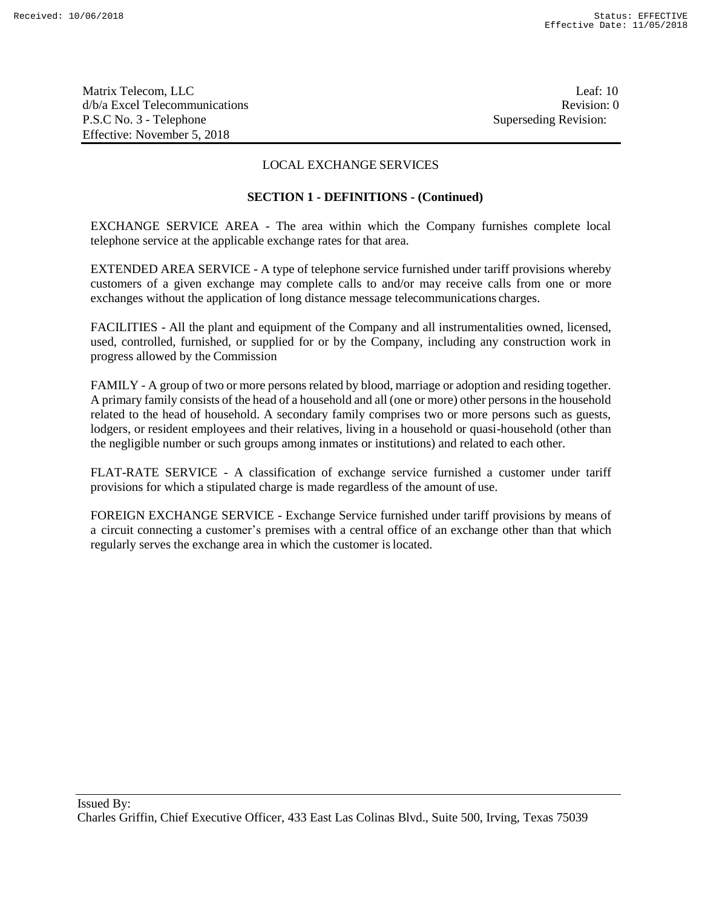## LOCAL EXCHANGE SERVICES

### SECTION 1 - DEFINITIONS - (Continued)

EXCHANGE SERVICE AREA - The area within which the Company furnishes complete local telephone service at the applicable exchange rates for that area.

EXTENDED AREA SERVICE - A type of telephone service furnished under tariff provisions whereby customers of a given exchange may complete calls to and/or may receive calls from one or more exchanges without the application of long distance message telecommunications charges.

FACILITIES - All the plant and equipment of the Company and all instrumentalities owned, licensed, used, controlled, furnished, or supplied for or by the Company, including any construction work in progress allowed by the Commission

FAMILY - A group of two or more persons related by blood, marriage or adoption and residing together. A primary family consists of the head of a household and all (one or more) other persons in the household related to the head of household. A secondary family comprises two or more persons such as guests, lodgers, or resident employees and their relatives, living in a household or quasi-household (other than the negligible number or such groups among inmates or institutions) and related to each other.

FLAT-RATE SERVICE - A classification of exchange service furnished a customer under tariff provisions for which a stipulated charge is made regardless of the amount of use.

FOREIGN EXCHANGE SERVICE - Exchange Service furnished under tariff provisions by means of a circuit connecting a customer's premises with a central office of an exchange other than that which regularly serves the exchange area in which the customer is located.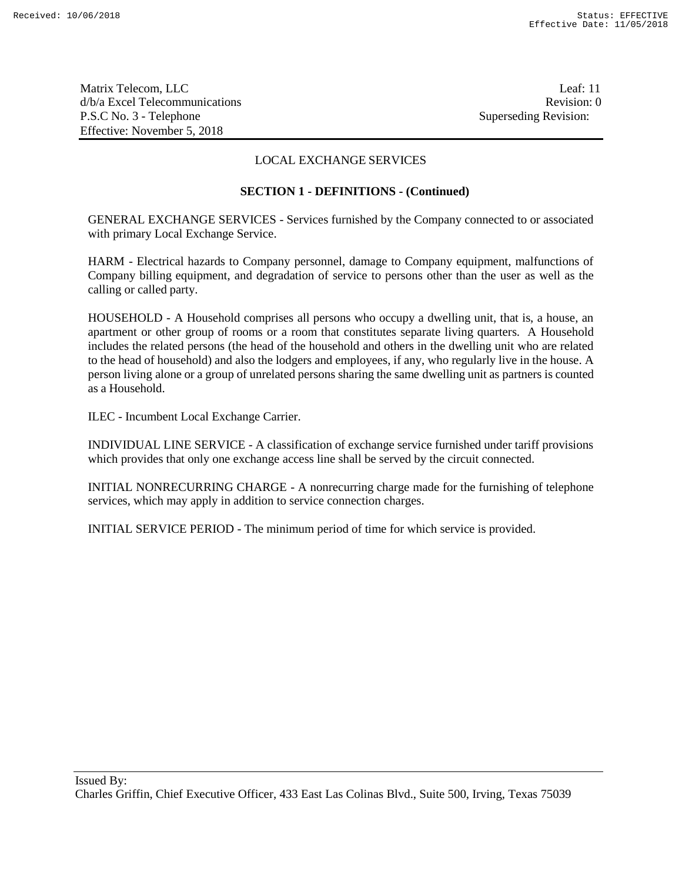LOCAL EXCHANGE SERVICES

## SECTION 1 - DEFINITIONS - (Continued)

GENERAL EXCHANGE SERVICES - Services furnished by the Company connected to or associated with primary Local Exchange Service.

HARM - Electrical hazards to Company personnel, damage to Company equipment, malfunctions of Company billing equipment, and degradation of service to persons other than the user as well as the calling or called party.

HOUSEHOLD - A Household comprises all persons who occupy a dwelling unit, that is, a house, an apartment or other group of rooms or a room that constitutes separate living quarters. A Household includes the related persons (the head of the household and others in the dwelling unit who are related to the head of household) and also the lodgers and employees, if any, who regularly live in the house. A person living alone or a group of unrelated persons sharing the same dwelling unit as partners is counted as a Household.

ILEC - Incumbent Local Exchange Carrier.

INDIVIDUAL LINE SERVICE - A classification of exchange service furnished under tariff provisions which provides that only one exchange access line shall be served by the circuit connected.

INITIAL NONRECURRING CHARGE - A nonrecurring charge made for the furnishing of telephone services, which may apply in addition to service connection charges.

INITIAL SERVICE PERIOD - The minimum period of time for which service is provided.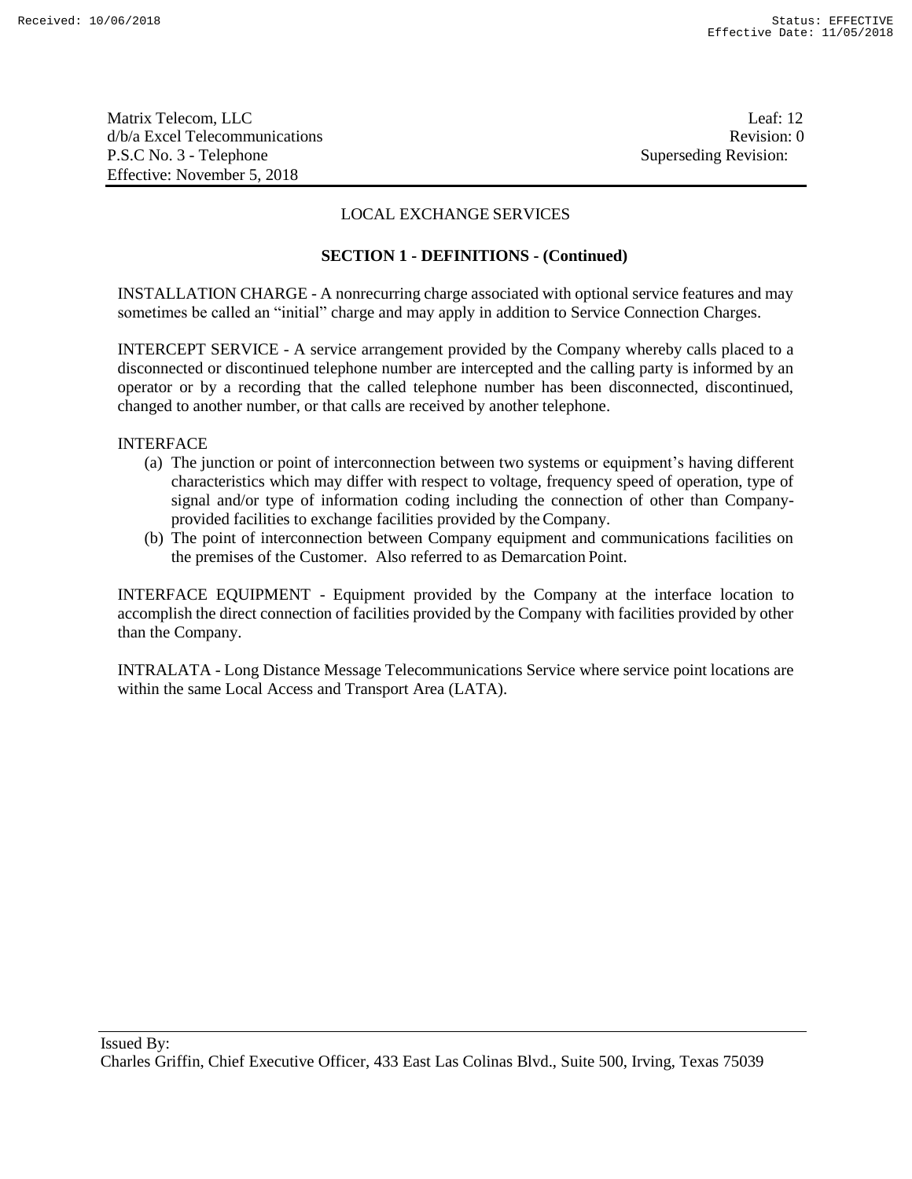## LOCAL EXCHANGE SERVICES

### SECTION 1 - DEFINITIONS - (Continued)

INSTALLATION CHARGE - A nonrecurring charge associated with optional service features and may sometimes be called an "initial" charge and may apply in addition to Service Connection Charges.

INTERCEPT SERVICE - A service arrangement provided by the Company whereby calls placed to a disconnected or discontinued telephone number are intercepted and the calling party is informed by an operator or by a recording that the called telephone number has been disconnected, discontinued, changed to another number, or that calls are received by another telephone.

INTERFACE

(a) The junction or point of interconnection between two systems or equipment's having different characteristics which may differ with respect to voltage, frequency speed of operation, type of signal and/or type of information coding including the connection of other than Company-provided facilities to exchange facilities provided by the Company.

(b) The point of interconnection between Company equipment and communications facilities on the premises of the Customer. Also referred to as Demarcation Point.

INTERFACE EQUIPMENT - Equipment provided by the Company at the interface location to accomplish the direct connection of facilities provided by the Company with facilities provided by other than the Company.

INTRALATA - Long Distance Message Telecommunications Service where service point locations are within the same Local Access and Transport Area (LATA).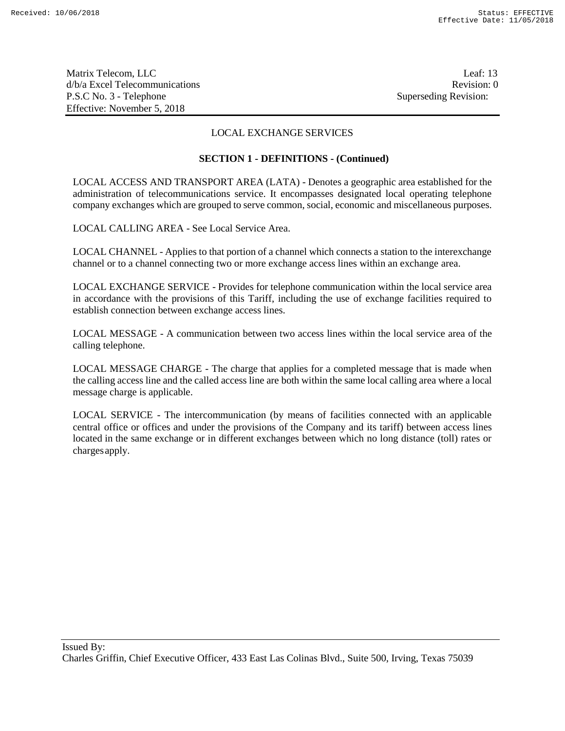LOCAL EXCHANGE SERVICES

## SECTION 1 - DEFINITIONS - (Continued)

LOCAL ACCESS AND TRANSPORT AREA (LATA) - Denotes a geographic area established for the administration of telecommunications service. It encompasses designated local operating telephone company exchanges which are grouped to serve common, social, economic and miscellaneous purposes.

LOCAL CALLING AREA - See Local Service Area.

LOCAL CHANNEL - Applies to that portion of a channel which connects a station to the interexchange channel or to a channel connecting two or more exchange access lines within an exchange area.

LOCAL EXCHANGE SERVICE - Provides for telephone communication within the local service area in accordance with the provisions of this Tariff, including the use of exchange facilities required to establish connection between exchange access lines.

LOCAL MESSAGE - A communication between two access lines within the local service area of the calling telephone.

LOCAL MESSAGE CHARGE - The charge that applies for a completed message that is made when the calling access line and the called access line are both within the same local calling area where a local message charge is applicable.

LOCAL SERVICE - The intercommunication (by means of facilities connected with an applicable central office or offices and under the provisions of the Company and its tariff) between access lines located in the same exchange or in different exchanges between which no long distance (toll) rates or charges apply.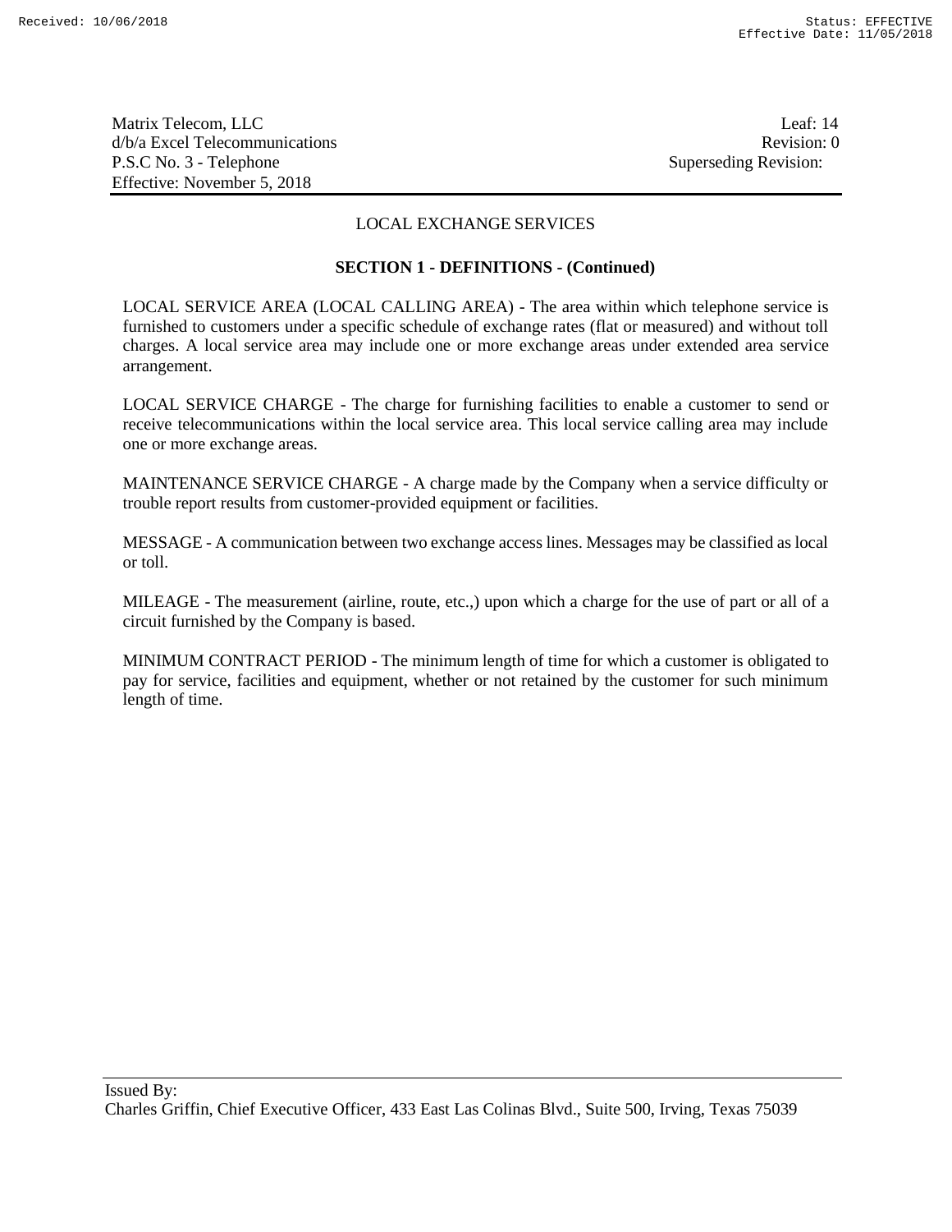## LOCAL EXCHANGE SERVICES

### SECTION 1 - DEFINITIONS - (Continued)

LOCAL SERVICE AREA (LOCAL CALLING AREA) - The area within which telephone service is furnished to customers under a specific schedule of exchange rates (flat or measured) and without toll charges. A local service area may include one or more exchange areas under extended area service arrangement.

LOCAL SERVICE CHARGE - The charge for furnishing facilities to enable a customer to send or receive telecommunications within the local service area. This local service calling area may include one or more exchange areas.

MAINTENANCE SERVICE CHARGE - A charge made by the Company when a service difficulty or trouble report results from customer-provided equipment or facilities.

MESSAGE - A communication between two exchange access lines. Messages may be classified as local or toll.

MILEAGE - The measurement (airline, route, etc.,) upon which a charge for the use of part or all of a circuit furnished by the Company is based.

MINIMUM CONTRACT PERIOD - The minimum length of time for which a customer is obligated to pay for service, facilities and equipment, whether or not retained by the customer for such minimum length of time.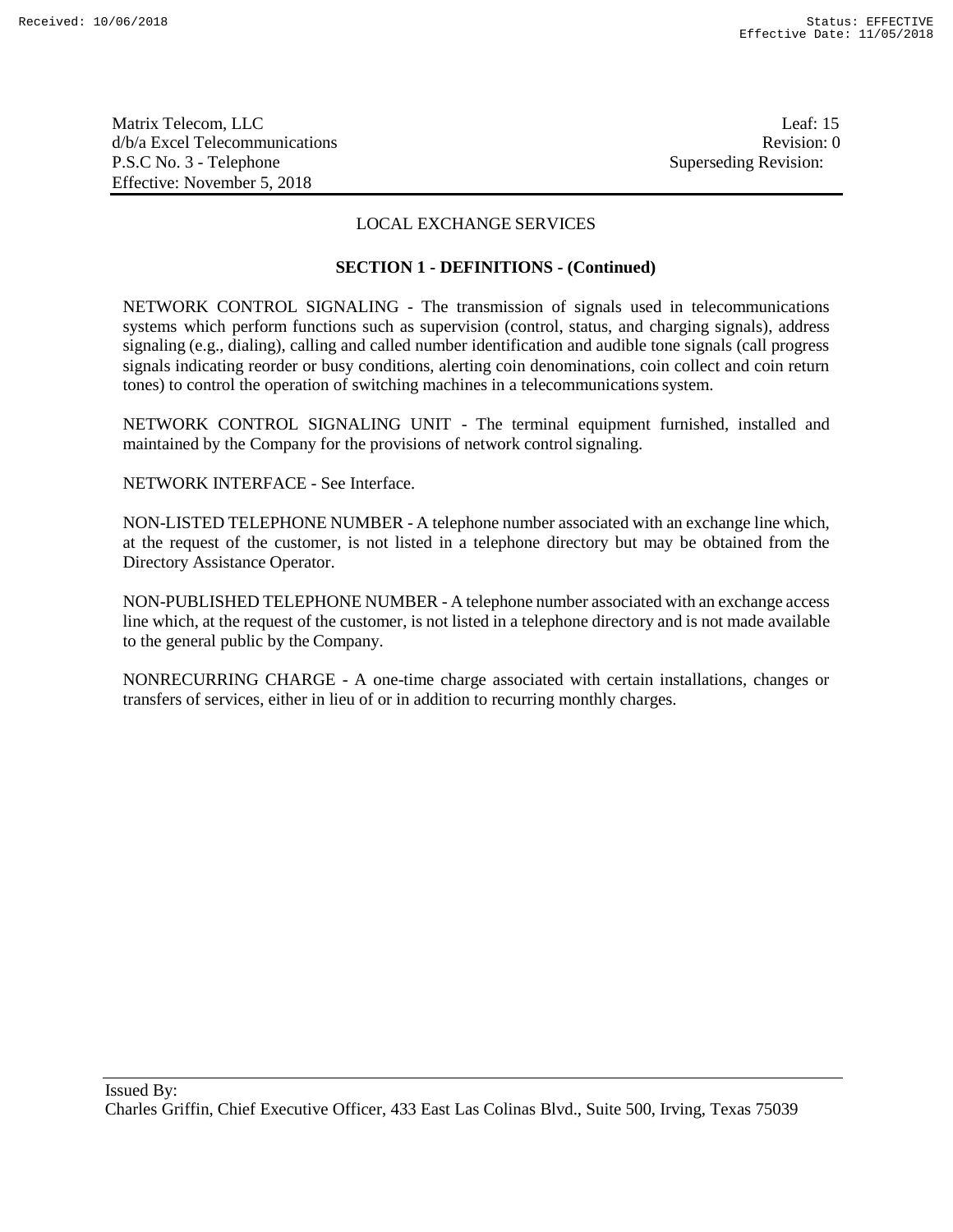LOCAL EXCHANGE SERVICES

**SECTION 1 - DEFINITIONS - (Continued)**

NETWORK CONTROL SIGNALING - The transmission of signals used in telecommunications systems which perform functions such as supervision (control, status, and charging signals), address signaling (e.g., dialing), calling and called number identification and audible tone signals (call progress signals indicating reorder or busy conditions, alerting coin denominations, coin collect and coin return tones) to control the operation of switching machines in a telecommunications system.

NETWORK CONTROL SIGNALING UNIT - The terminal equipment furnished, installed and maintained by the Company for the provisions of network control signaling.

NETWORK INTERFACE - See Interface.

NON-LISTED TELEPHONE NUMBER - A telephone number associated with an exchange line which, at the request of the customer, is not listed in a telephone directory but may be obtained from the Directory Assistance Operator.

NON-PUBLISHED TELEPHONE NUMBER - A telephone number associated with an exchange access line which, at the request of the customer, is not listed in a telephone directory and is not made available to the general public by the Company.

NONRECURRING CHARGE - A one-time charge associated with certain installations, changes or transfers of services, either in lieu of or in addition to recurring monthly charges.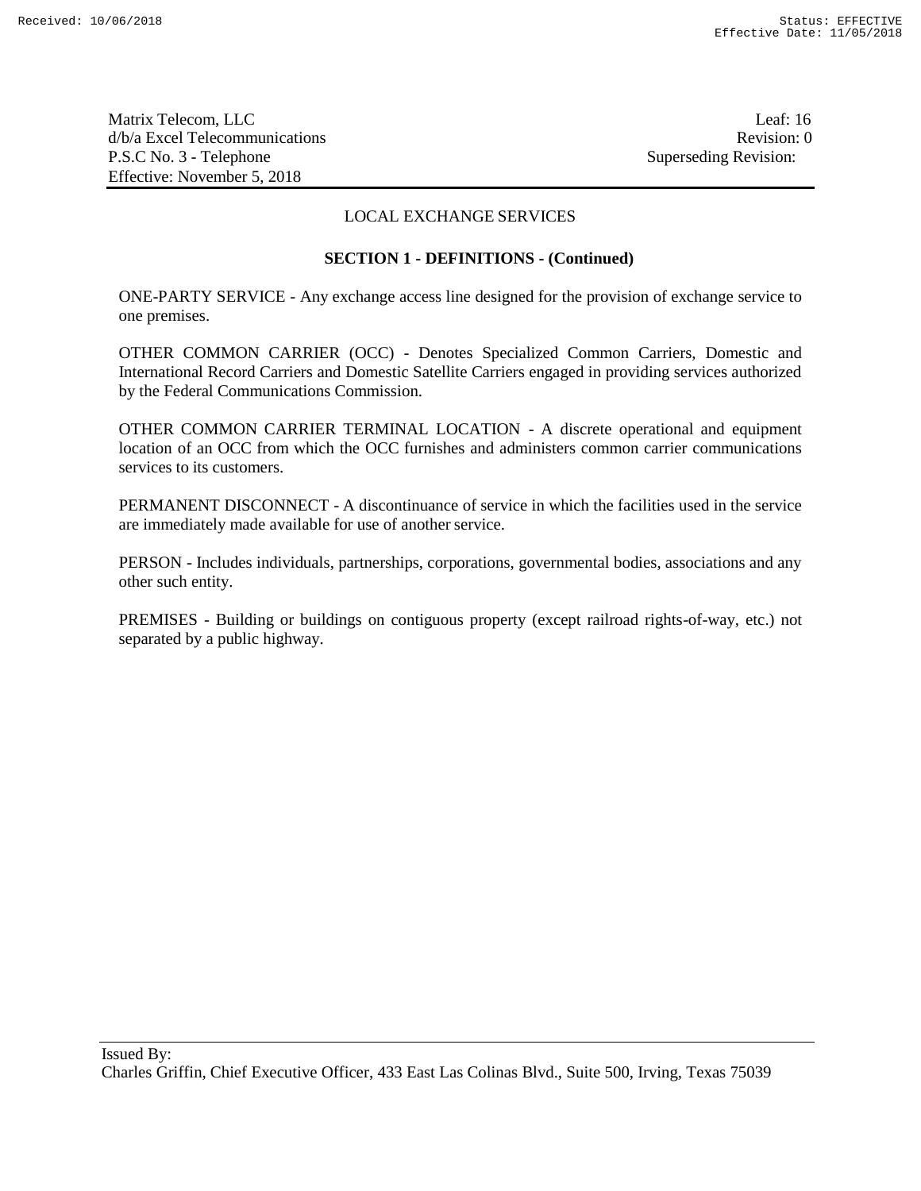## LOCAL EXCHANGE SERVICES

### SECTION 1 - DEFINITIONS - (Continued)

ONE-PARTY SERVICE - Any exchange access line designed for the provision of exchange service to one premises.

OTHER COMMON CARRIER (OCC) - Denotes Specialized Common Carriers, Domestic and International Record Carriers and Domestic Satellite Carriers engaged in providing services authorized by the Federal Communications Commission.

OTHER COMMON CARRIER TERMINAL LOCATION - A discrete operational and equipment location of an OCC from which the OCC furnishes and administers common carrier communications services to its customers.

PERMANENT DISCONNECT - A discontinuance of service in which the facilities used in the service are immediately made available for use of another service.

PERSON - Includes individuals, partnerships, corporations, governmental bodies, associations and any other such entity.

PREMISES - Building or buildings on contiguous property (except railroad rights-of-way, etc.) not separated by a public highway.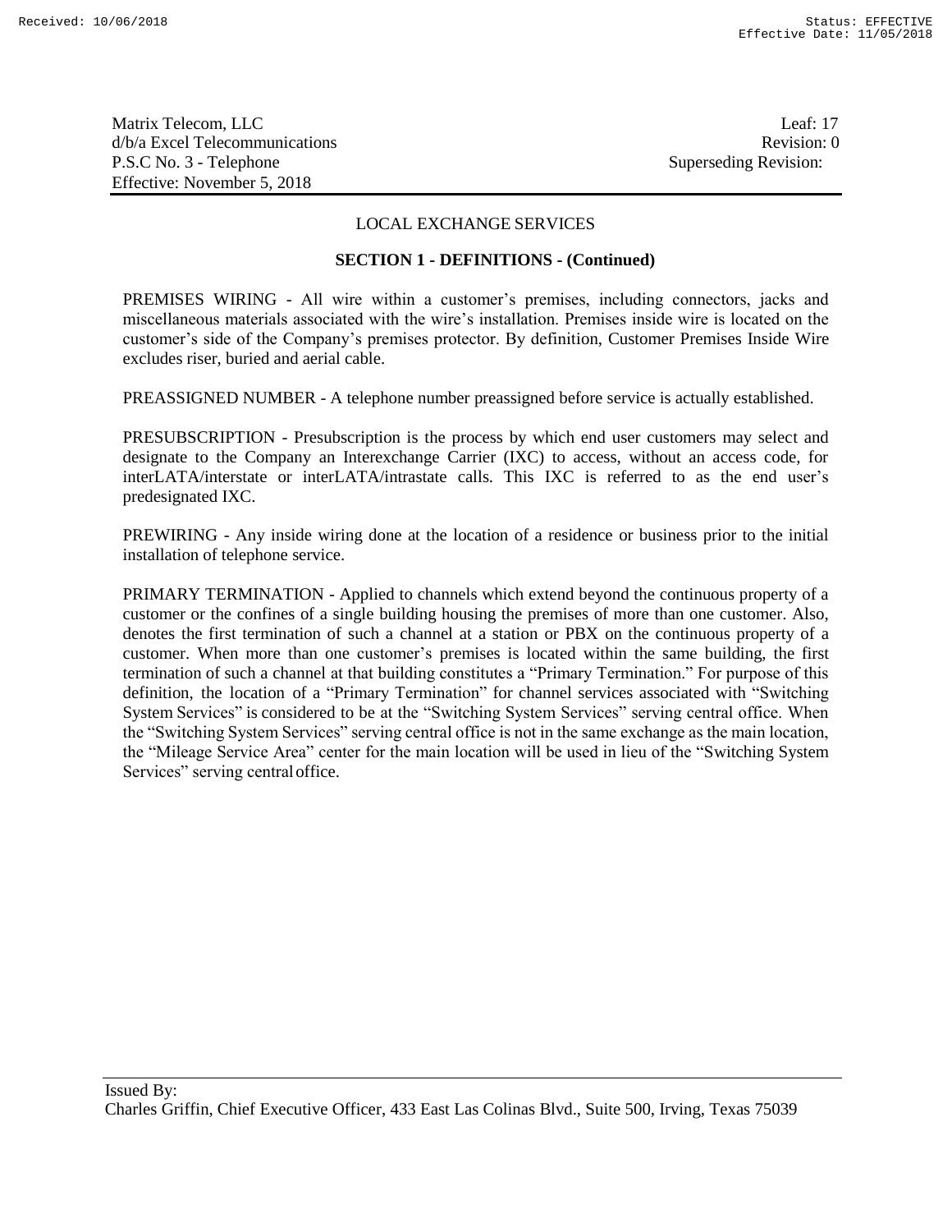## LOCAL EXCHANGE SERVICES

### SECTION 1 - DEFINITIONS - (Continued)

PREMISES WIRING - All wire within a customer's premises, including connectors, jacks and miscellaneous materials associated with the wire's installation. Premises inside wire is located on the customer's side of the Company's premises protector. By definition, Customer Premises Inside Wire excludes riser, buried and aerial cable.

PREASSIGNED NUMBER - A telephone number preassigned before service is actually established.

PRESUBSCRIPTION - Presubscription is the process by which end user customers may select and designate to the Company an Interexchange Carrier (IXC) to access, without an access code, for interLATA/interstate or interLATA/intrastate calls. This IXC is referred to as the end user's predesignated IXC.

PREWIRING - Any inside wiring done at the location of a residence or business prior to the initial installation of telephone service.

PRIMARY TERMINATION - Applied to channels which extend beyond the continuous property of a customer or the confines of a single building housing the premises of more than one customer. Also, denotes the first termination of such a channel at a station or PBX on the continuous property of a customer. When more than one customer's premises is located within the same building, the first termination of such a channel at that building constitutes a "Primary Termination." For purpose of this definition, the location of a "Primary Termination" for channel services associated with "Switching System Services" is considered to be at the "Switching System Services" serving central office. When the "Switching System Services" serving central office is not in the same exchange as the main location, the "Mileage Service Area" center for the main location will be used in lieu of the "Switching System Services" serving central office.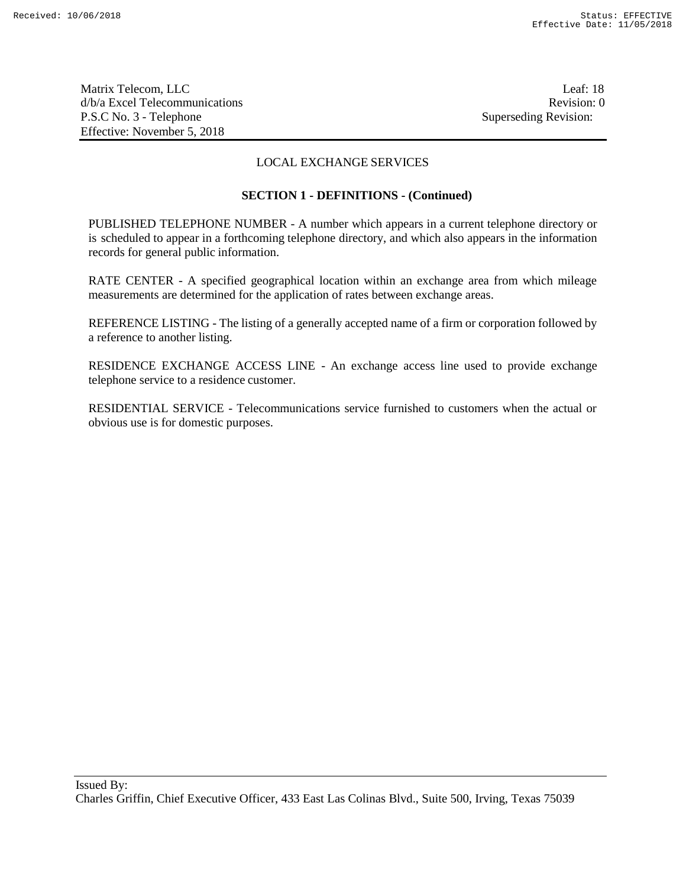LOCAL EXCHANGE SERVICES

**SECTION 1 - DEFINITIONS - (Continued)**

PUBLISHED TELEPHONE NUMBER - A number which appears in a current telephone directory or is scheduled to appear in a forthcoming telephone directory, and which also appears in the information records for general public information.

RATE CENTER - A specified geographical location within an exchange area from which mileage measurements are determined for the application of rates between exchange areas.

REFERENCE LISTING - The listing of a generally accepted name of a firm or corporation followed by a reference to another listing.

RESIDENCE EXCHANGE ACCESS LINE - An exchange access line used to provide exchange telephone service to a residence customer.

RESIDENTIAL SERVICE - Telecommunications service furnished to customers when the actual or obvious use is for domestic purposes.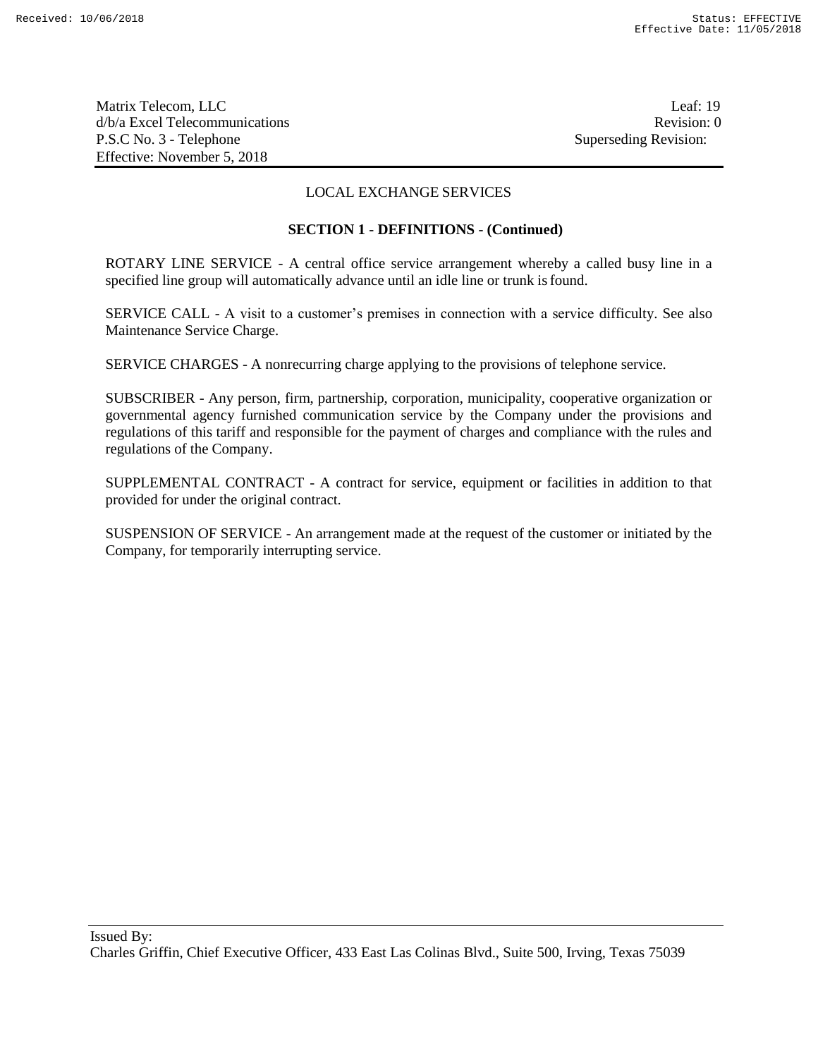## LOCAL EXCHANGE SERVICES

### SECTION 1 - DEFINITIONS - (Continued)

ROTARY LINE SERVICE - A central office service arrangement whereby a called busy line in a specified line group will automatically advance until an idle line or trunk is found.

SERVICE CALL - A visit to a customer's premises in connection with a service difficulty. See also Maintenance Service Charge.

SERVICE CHARGES - A nonrecurring charge applying to the provisions of telephone service.

SUBSCRIBER - Any person, firm, partnership, corporation, municipality, cooperative organization or governmental agency furnished communication service by the Company under the provisions and regulations of this tariff and responsible for the payment of charges and compliance with the rules and regulations of the Company.

SUPPLEMENTAL CONTRACT - A contract for service, equipment or facilities in addition to that provided for under the original contract.

SUSPENSION OF SERVICE - An arrangement made at the request of the customer or initiated by the Company, for temporarily interrupting service.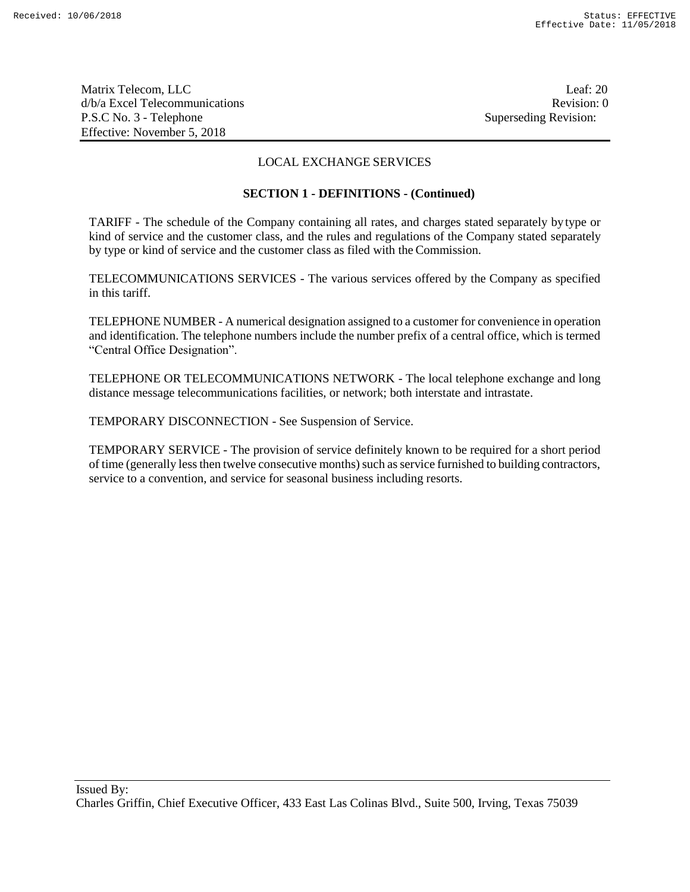## LOCAL EXCHANGE SERVICES

### SECTION 1 - DEFINITIONS - (Continued)

TARIFF - The schedule of the Company containing all rates, and charges stated separately by type or kind of service and the customer class, and the rules and regulations of the Company stated separately by type or kind of service and the customer class as filed with the Commission.

TELECOMMUNICATIONS SERVICES - The various services offered by the Company as specified in this tariff.

TELEPHONE NUMBER - A numerical designation assigned to a customer for convenience in operation and identification. The telephone numbers include the number prefix of a central office, which is termed "Central Office Designation".

TELEPHONE OR TELECOMMUNICATIONS NETWORK - The local telephone exchange and long distance message telecommunications facilities, or network; both interstate and intrastate.

TEMPORARY DISCONNECTION - See Suspension of Service.

TEMPORARY SERVICE - The provision of service definitely known to be required for a short period of time (generally less then twelve consecutive months) such as service furnished to building contractors, service to a convention, and service for seasonal business including resorts.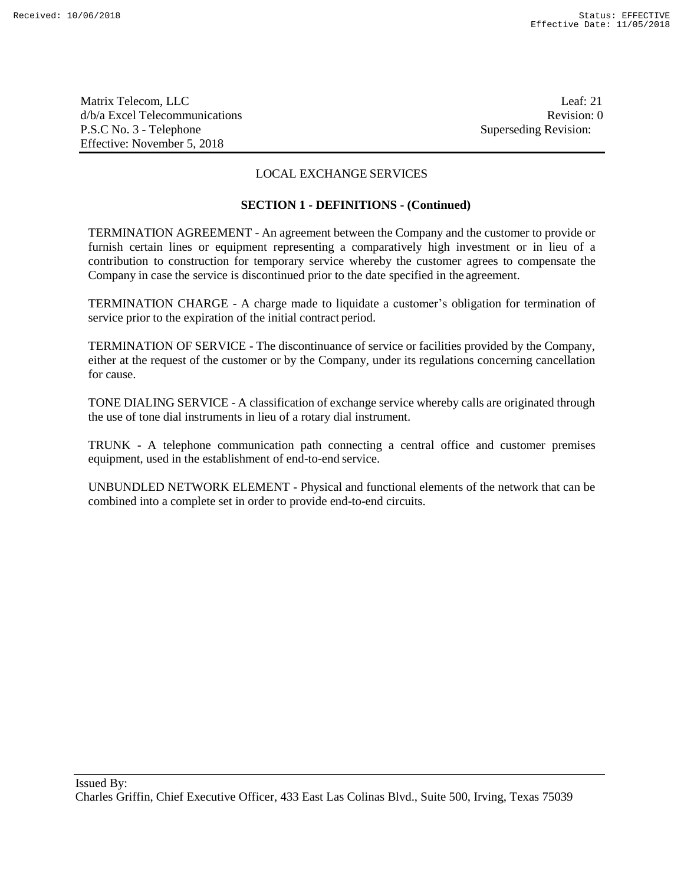## LOCAL EXCHANGE SERVICES

### SECTION 1 - DEFINITIONS - (Continued)

TERMINATION AGREEMENT - An agreement between the Company and the customer to provide or furnish certain lines or equipment representing a comparatively high investment or in lieu of a contribution to construction for temporary service whereby the customer agrees to compensate the Company in case the service is discontinued prior to the date specified in the agreement.

TERMINATION CHARGE - A charge made to liquidate a customer's obligation for termination of service prior to the expiration of the initial contract period.

TERMINATION OF SERVICE - The discontinuance of service or facilities provided by the Company, either at the request of the customer or by the Company, under its regulations concerning cancellation for cause.

TONE DIALING SERVICE - A classification of exchange service whereby calls are originated through the use of tone dial instruments in lieu of a rotary dial instrument.

TRUNK - A telephone communication path connecting a central office and customer premises equipment, used in the establishment of end-to-end service.

UNBUNDLED NETWORK ELEMENT - Physical and functional elements of the network that can be combined into a complete set in order to provide end-to-end circuits.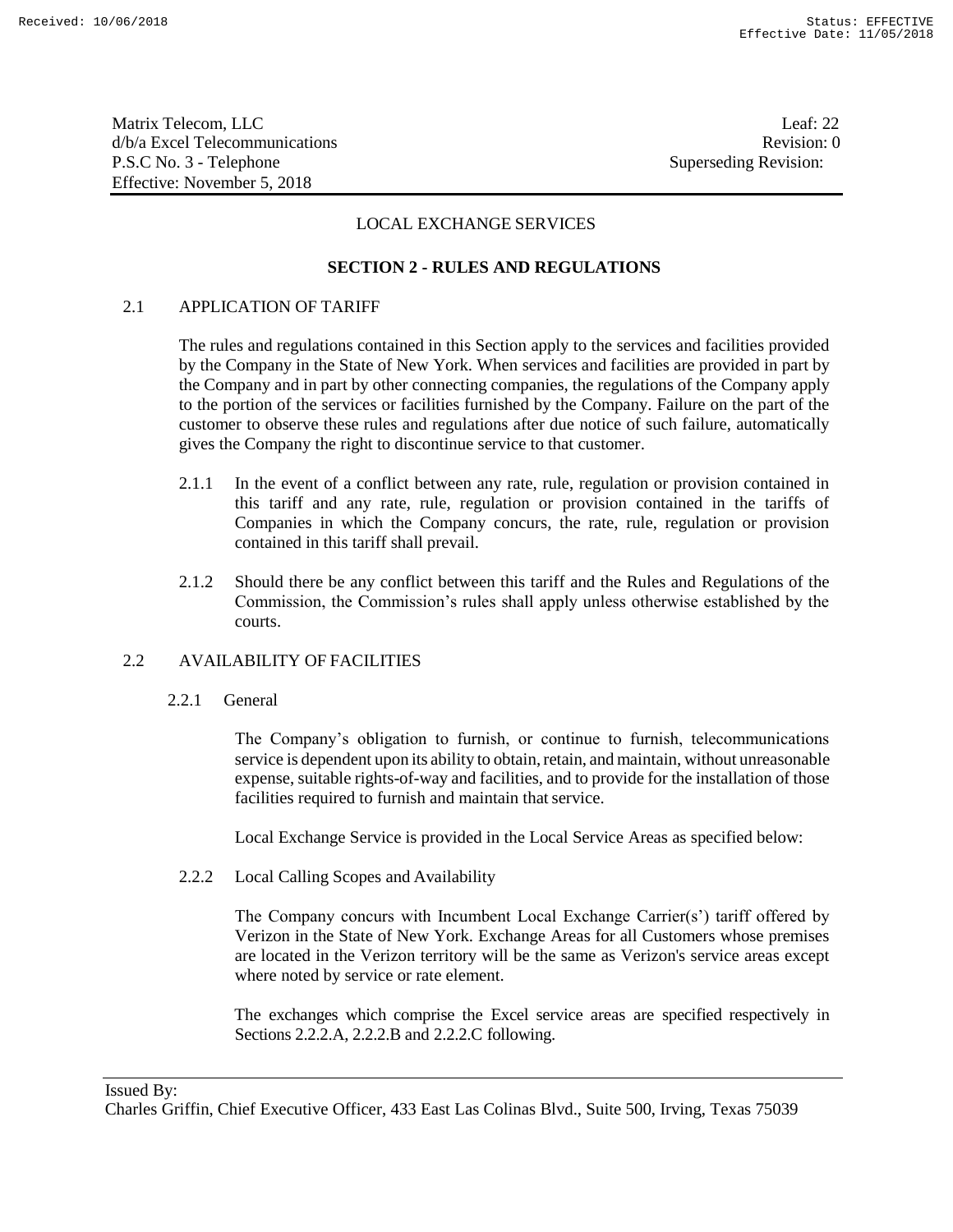## LOCAL EXCHANGE SERVICES

## SECTION 2 - RULES AND REGULATIONS

### 2.1 APPLICATION OF TARIFF

The rules and regulations contained in this Section apply to the services and facilities provided by the Company in the State of New York. When services and facilities are provided in part by the Company and in part by other connecting companies, the regulations of the Company apply to the portion of the services or facilities furnished by the Company. Failure on the part of the customer to observe these rules and regulations after due notice of such failure, automatically gives the Company the right to discontinue service to that customer.

2.1.1 In the event of a conflict between any rate, rule, regulation or provision contained in this tariff and any rate, rule, regulation or provision contained in the tariffs of Companies in which the Company concurs, the rate, rule, regulation or provision contained in this tariff shall prevail.

2.1.2 Should there be any conflict between this tariff and the Rules and Regulations of the Commission, the Commission's rules shall apply unless otherwise established by the courts.

### 2.2 AVAILABILITY OF FACILITIES

#### 2.2.1 General

The Company's obligation to furnish, or continue to furnish, telecommunications service is dependent upon its ability to obtain, retain, and maintain, without unreasonable expense, suitable rights-of-way and facilities, and to provide for the installation of those facilities required to furnish and maintain that service.

Local Exchange Service is provided in the Local Service Areas as specified below:

#### 2.2.2 Local Calling Scopes and Availability

The Company concurs with Incumbent Local Exchange Carrier(s') tariff offered by Verizon in the State of New York. Exchange Areas for all Customers whose premises are located in the Verizon territory will be the same as Verizon's service areas except where noted by service or rate element.

The exchanges which comprise the Excel service areas are specified respectively in Sections 2.2.2.A, 2.2.2.B and 2.2.2.C following.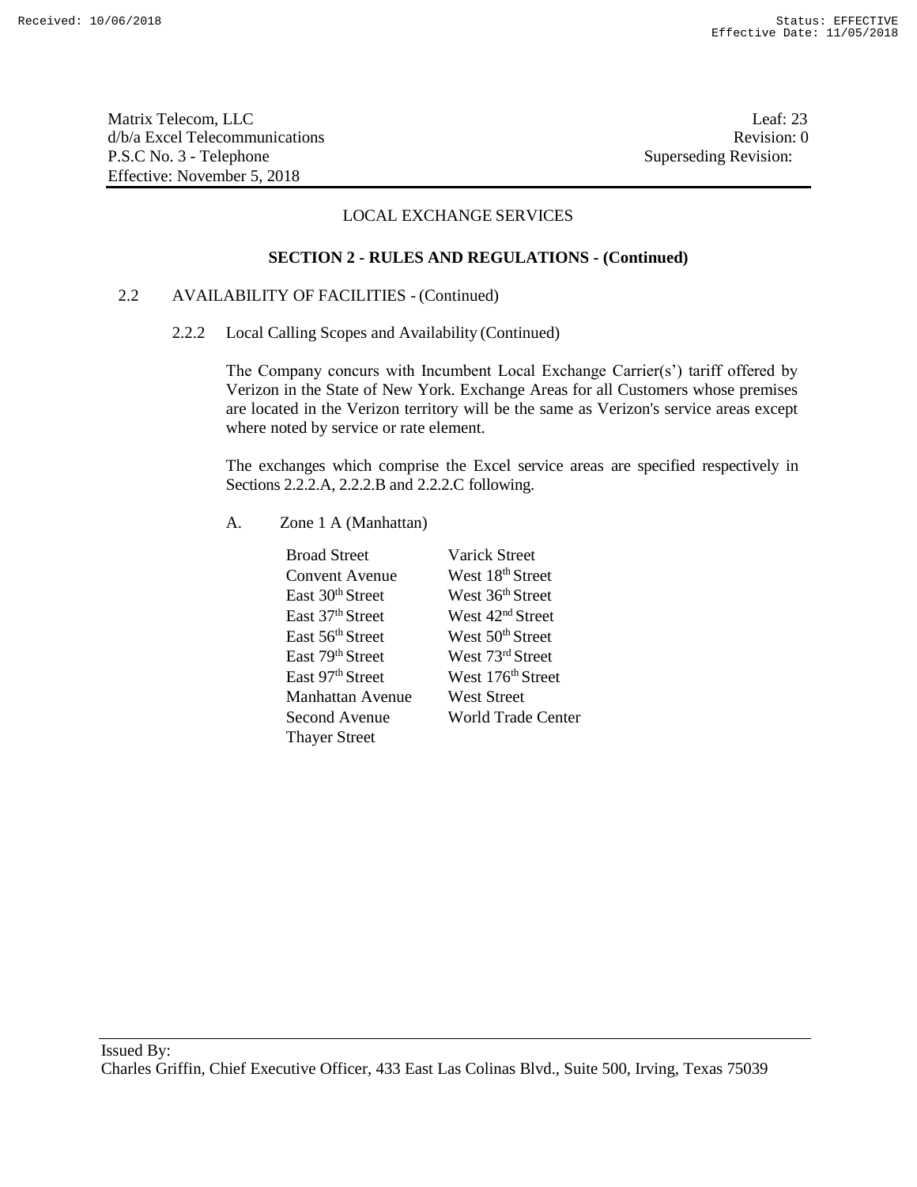Matrix Telecom, LLC
d/b/a Excel Telecommunications
P.S.C No. 3 - Telephone
Effective: November 5, 2018

Leaf: 23
Revision: 0
Superseding Revision:

LOCAL EXCHANGE SERVICES

**SECTION 2 - RULES AND REGULATIONS - (Continued)**

2.2 AVAILABILITY OF FACILITIES - (Continued)

2.2.2 Local Calling Scopes and Availability (Continued)

The Company concurs with Incumbent Local Exchange Carrier(s') tariff offered by Verizon in the State of New York. Exchange Areas for all Customers whose premises are located in the Verizon territory will be the same as Verizon's service areas except where noted by service or rate element.

The exchanges which comprise the Excel service areas are specified respectively in Sections 2.2.2.A, 2.2.2.B and 2.2.2.C following.

A. Zone 1 A (Manhattan)

| | |
|---|---|
| Broad Street | Varick Street |
| Convent Avenue | West 18th Street |
| East 30th Street | West 36th Street |
| East 37th Street | West 42nd Street |
| East 56th Street | West 50th Street |
| East 79th Street | West 73rd Street |
| East 97th Street | West 176th Street |
| Manhattan Avenue | West Street |
| Second Avenue | World Trade Center |
| Thayer Street | |

Issued By:
Charles Griffin, Chief Executive Officer, 433 East Las Colinas Blvd., Suite 500, Irving, Texas 75039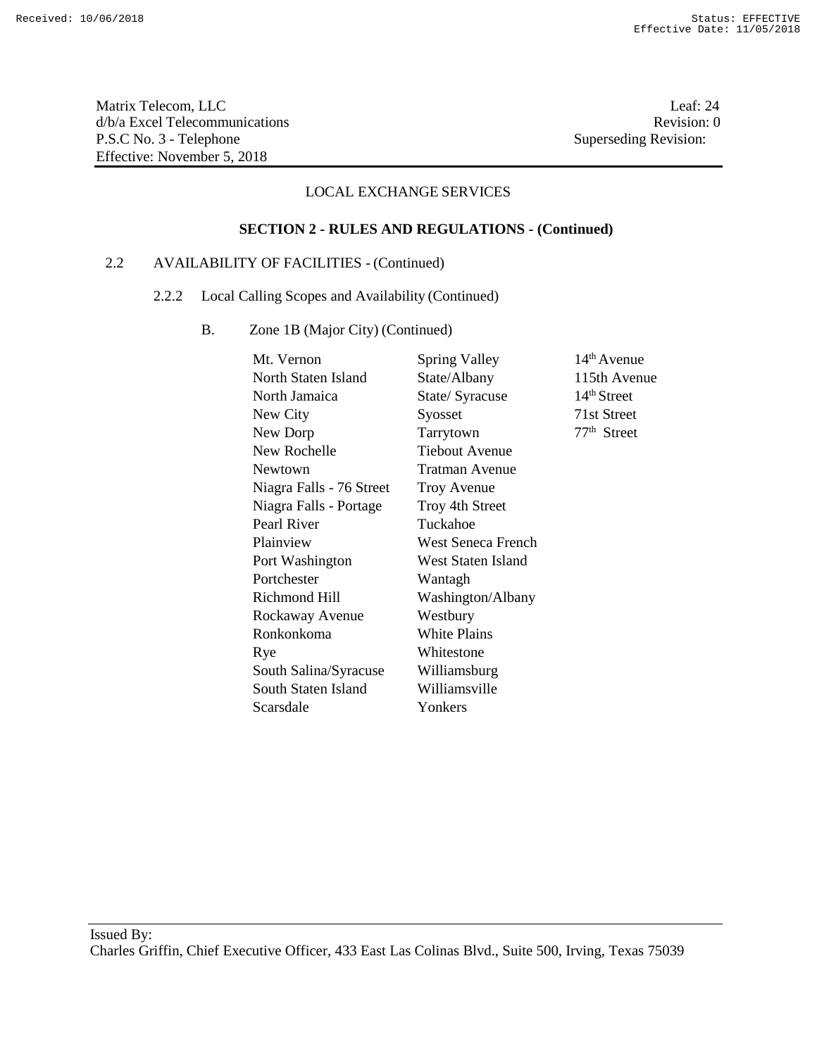Matrix Telecom, LLC
d/b/a Excel Telecommunications
P.S.C No. 3 - Telephone
Effective: November 5, 2018

Leaf: 24
Revision: 0
Superseding Revision:

LOCAL EXCHANGE SERVICES

**SECTION 2 - RULES AND REGULATIONS - (Continued)**

2.2 AVAILABILITY OF FACILITIES - (Continued)

2.2.2 Local Calling Scopes and Availability (Continued)

B. Zone 1B (Major City) (Continued)

Mt. Vernon
North Staten Island
North Jamaica
New City
New Dorp
New Rochelle
Newtown
Niagra Falls - 76 Street
Niagra Falls - Portage
Pearl River
Plainview
Port Washington
Portchester
Richmond Hill
Rockaway Avenue
Ronkonkoma
Rye
South Salina/Syracuse
South Staten Island
Scarsdale
Spring Valley
State/Albany
State/ Syracuse
Syosset
Tarrytown
Tiebout Avenue
Tratman Avenue
Troy Avenue
Troy 4th Street
Tuckahoe
West Seneca French
West Staten Island
Wantagh
Washington/Albany
Westbury
White Plains
Whitestone
Williamsburg
Williamsville
Yonkers
14th Avenue
115th Avenue
14th Street
71st Street
77th Street

Issued By:
Charles Griffin, Chief Executive Officer, 433 East Las Colinas Blvd., Suite 500, Irving, Texas 75039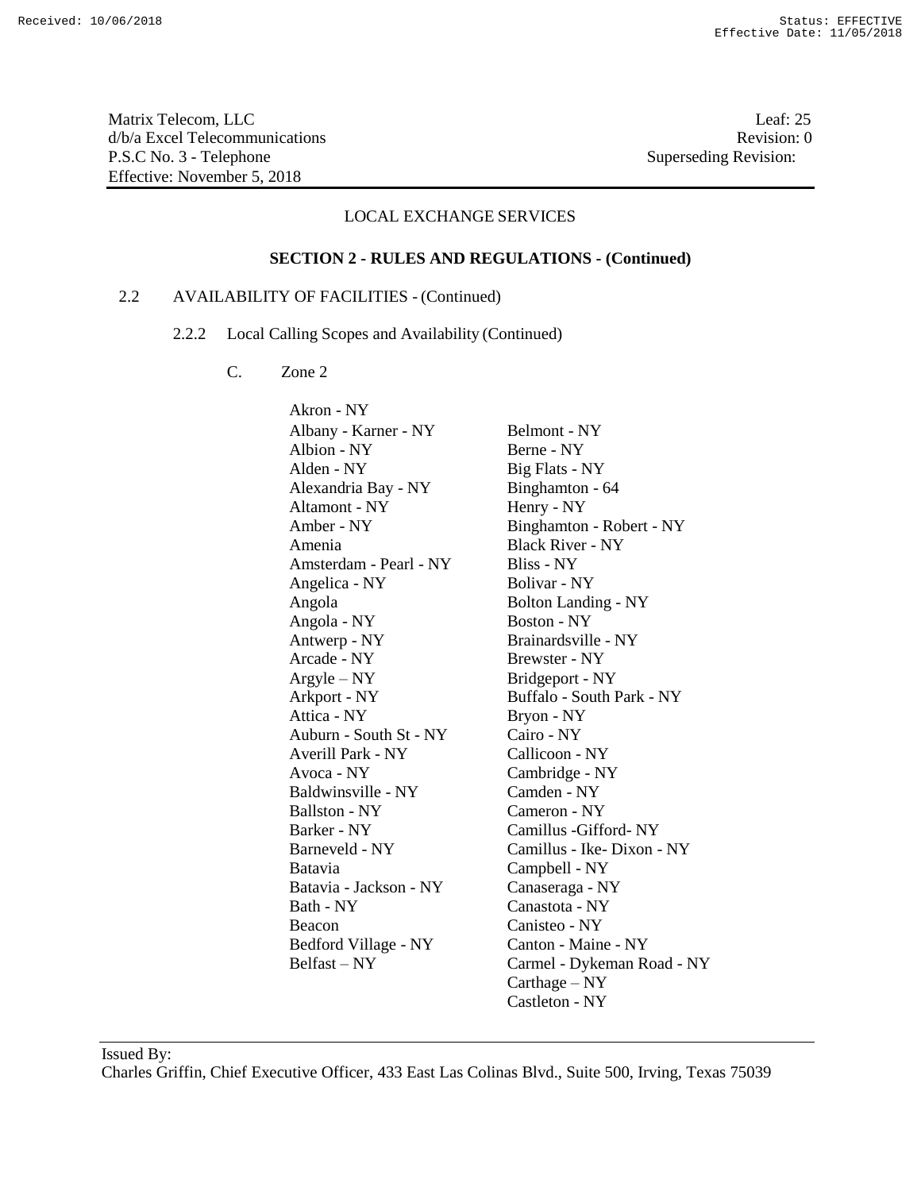Matrix Telecom, LLC
d/b/a Excel Telecommunications
P.S.C No. 3 - Telephone
Effective: November 5, 2018

Leaf: 25
Revision: 0
Superseding Revision:

LOCAL EXCHANGE SERVICES

**SECTION 2 - RULES AND REGULATIONS - (Continued)**

2.2 AVAILABILITY OF FACILITIES - (Continued)

2.2.2 Local Calling Scopes and Availability (Continued)

C. Zone 2

Akron - NY
Albany - Karner - NY
Albion - NY
Alden - NY
Alexandria Bay - NY
Altamont - NY
Amber - NY
Amenia
Amsterdam - Pearl - NY
Angelica - NY
Angola
Angola - NY
Antwerp - NY
Arcade - NY
Argyle – NY
Arkport - NY
Attica - NY
Auburn - South St - NY
Averill Park - NY
Avoca - NY
Baldwinsville - NY
Ballston - NY
Barker - NY
Barneveld - NY
Batavia
Batavia - Jackson - NY
Bath - NY
Beacon
Bedford Village - NY
Belfast – NY
Belmont - NY
Berne - NY
Big Flats - NY
Binghamton - 64
Henry - NY
Binghamton - Robert - NY
Black River - NY
Bliss - NY
Bolivar - NY
Bolton Landing - NY
Boston - NY
Brainardsville - NY
Brewster - NY
Bridgeport - NY
Buffalo - South Park - NY
Bryon - NY
Cairo - NY
Callicoon - NY
Cambridge - NY
Camden - NY
Cameron - NY
Camillus -Gifford- NY
Camillus - Ike- Dixon - NY
Campbell - NY
Canaseraga - NY
Canastota - NY
Canisteo - NY
Canton - Maine - NY
Carmel - Dykeman Road - NY
Carthage – NY
Castleton - NY

Issued By:
Charles Griffin, Chief Executive Officer, 433 East Las Colinas Blvd., Suite 500, Irving, Texas 75039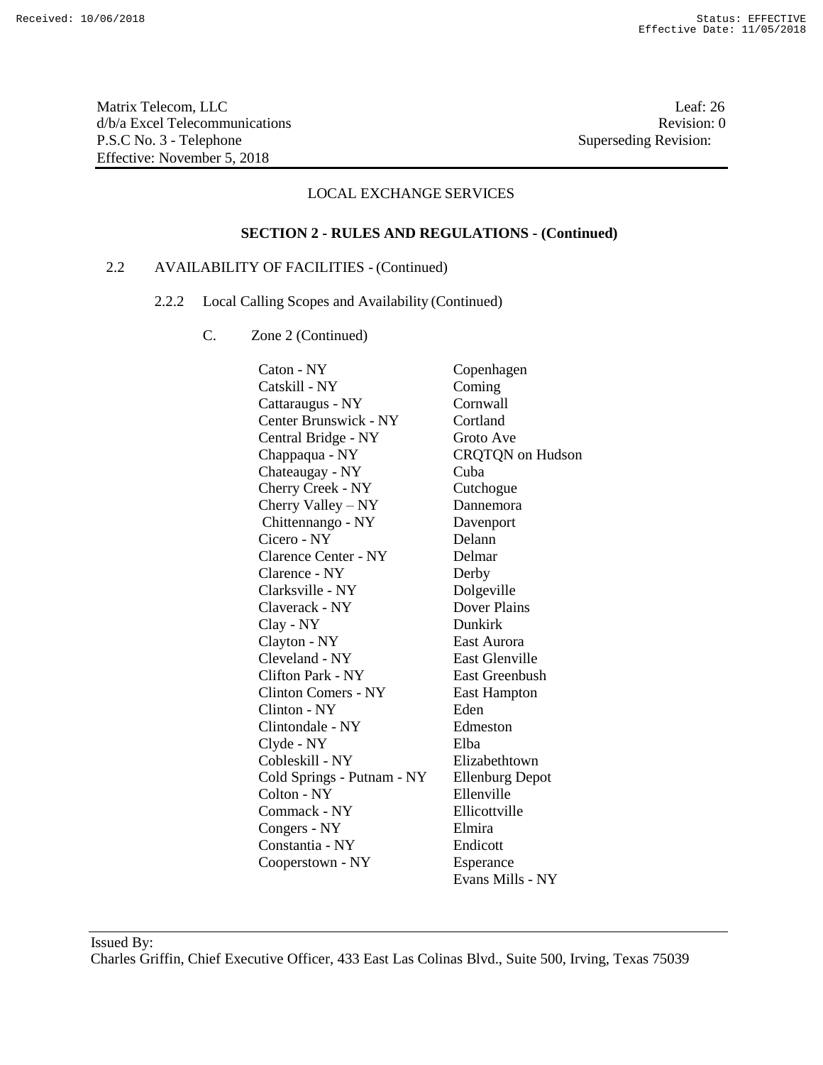Matrix Telecom, LLC
d/b/a Excel Telecommunications
P.S.C No. 3 - Telephone
Effective: November 5, 2018

Leaf: 26
Revision: 0
Superseding Revision:

LOCAL EXCHANGE SERVICES

**SECTION 2 - RULES AND REGULATIONS - (Continued)**

2.2 AVAILABILITY OF FACILITIES - (Continued)

2.2.2 Local Calling Scopes and Availability (Continued)

C. Zone 2 (Continued)

Caton - NY
Catskill - NY
Cattaraugus - NY
Center Brunswick - NY
Central Bridge - NY
Chappaqua - NY
Chateaugay - NY
Cherry Creek - NY
Cherry Valley – NY
Chittennango - NY
Cicero - NY
Clarence Center - NY
Clarence - NY
Clarksville - NY
Claverack - NY
Clay - NY
Clayton - NY
Cleveland - NY
Clifton Park - NY
Clinton Comers - NY
Clinton - NY
Clintondale - NY
Clyde - NY
Cobleskill - NY
Cold Springs - Putnam - NY
Colton - NY
Commack - NY
Congers - NY
Constantia - NY
Cooperstown - NY
Copenhagen
Coming
Cornwall
Cortland
Groto Ave
CRQTQN on Hudson
Cuba
Cutchogue
Dannemora
Davenport
Delann
Delmar
Derby
Dolgeville
Dover Plains
Dunkirk
East Aurora
East Glenville
East Greenbush
East Hampton
Eden
Edmeston
Elba
Elizabethtown
Ellenburg Depot
Ellenville
Ellicottville
Elmira
Endicott
Esperance
Evans Mills - NY

Issued By:
Charles Griffin, Chief Executive Officer, 433 East Las Colinas Blvd., Suite 500, Irving, Texas 75039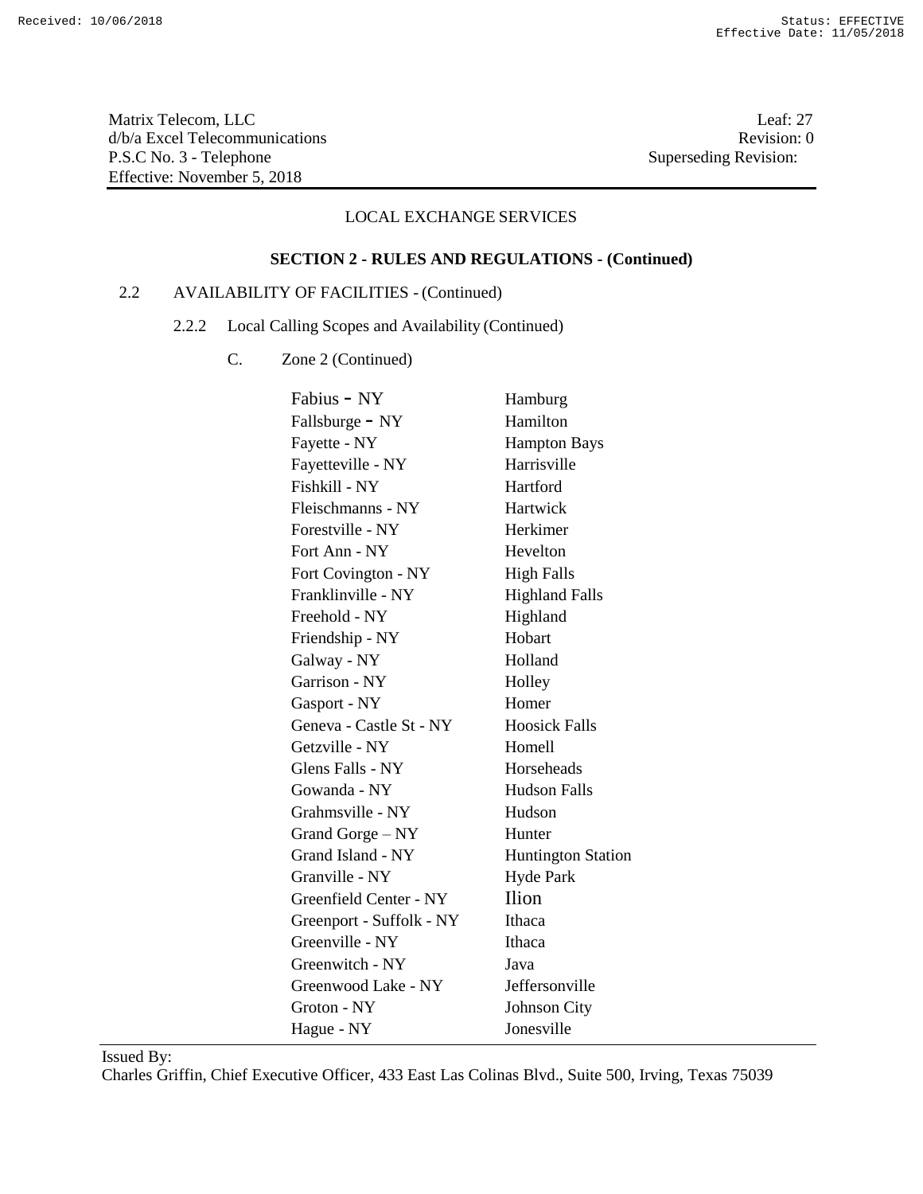Matrix Telecom, LLC
d/b/a Excel Telecommunications
P.S.C No. 3 - Telephone
Effective: November 5, 2018

Leaf: 27
Revision: 0
Superseding Revision:

LOCAL EXCHANGE SERVICES

**SECTION 2 - RULES AND REGULATIONS - (Continued)**

2.2 AVAILABILITY OF FACILITIES - (Continued)

2.2.2 Local Calling Scopes and Availability (Continued)

C. Zone 2 (Continued)

Fabius - NY
Fallsburge - NY
Fayette - NY
Fayetteville - NY
Fishkill - NY
Fleischmanns - NY
Forestville - NY
Fort Ann - NY
Fort Covington - NY
Franklinville - NY
Freehold - NY
Friendship - NY
Galway - NY
Garrison - NY
Gasport - NY
Geneva - Castle St - NY
Getzville - NY
Glens Falls - NY
Gowanda - NY
Grahmsville - NY
Grand Gorge – NY
Grand Island - NY
Granville - NY
Greenfield Center - NY
Greenport - Suffolk - NY
Greenville - NY
Greenwitch - NY
Greenwood Lake - NY
Groton - NY
Hague - NY
Hamburg
Hamilton
Hampton Bays
Harrisville
Hartford
Hartwick
Herkimer
Hevelton
High Falls
Highland Falls
Highland
Hobart
Holland
Holley
Homer
Hoosick Falls
Homell
Horseheads
Hudson Falls
Hudson
Hunter
Huntington Station
Hyde Park
Ilion
Ithaca
Ithaca
Java
Jeffersonville
Johnson City
Jonesville

Issued By:
Charles Griffin, Chief Executive Officer, 433 East Las Colinas Blvd., Suite 500, Irving, Texas 75039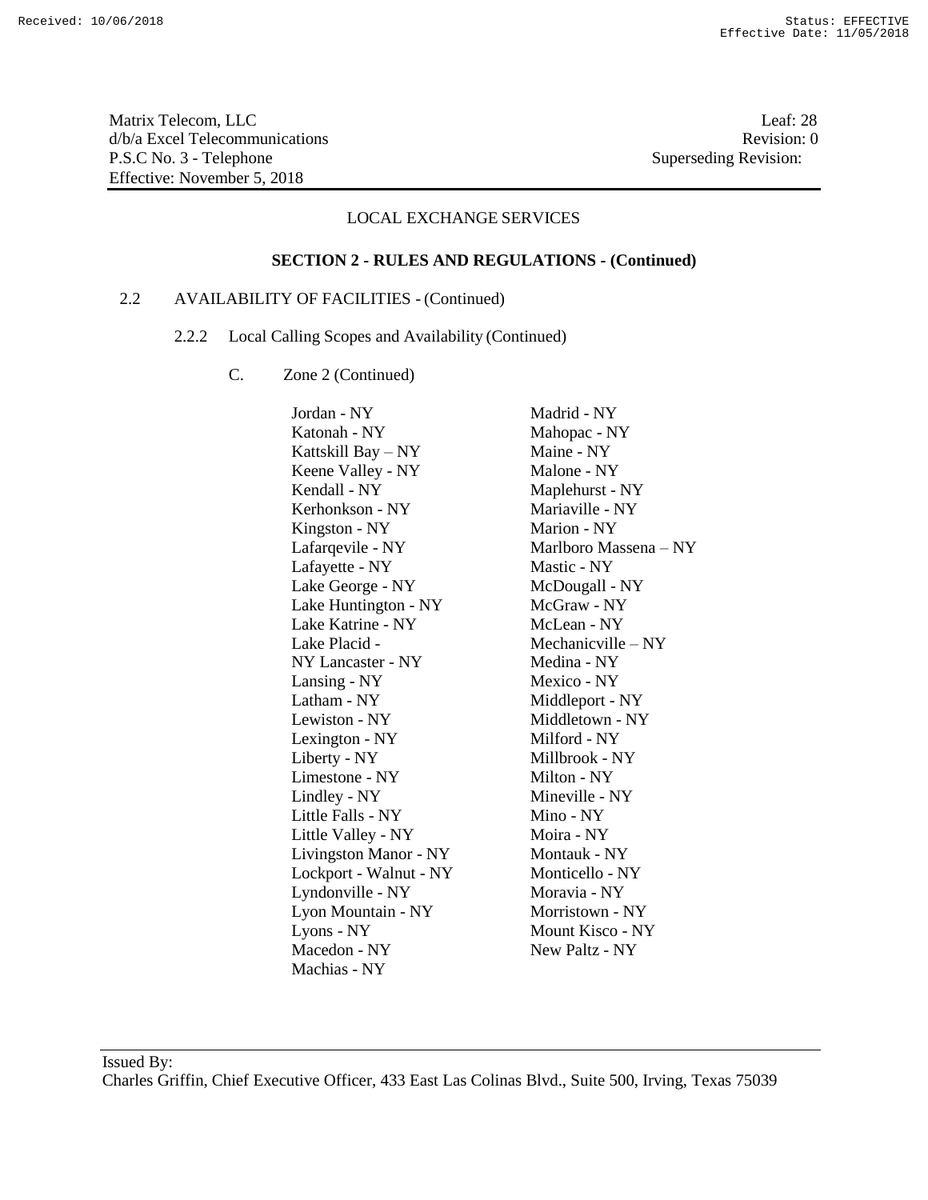Matrix Telecom, LLC
d/b/a Excel Telecommunications
P.S.C No. 3 - Telephone
Effective: November 5, 2018

Leaf: 28
Revision: 0
Superseding Revision:

LOCAL EXCHANGE SERVICES

**SECTION 2 - RULES AND REGULATIONS - (Continued)**

2.2 AVAILABILITY OF FACILITIES - (Continued)

2.2.2 Local Calling Scopes and Availability (Continued)

C. Zone 2 (Continued)

Jordan - NY
Katonah - NY
Kattskill Bay – NY
Keene Valley - NY
Kendall - NY
Kerhonkson - NY
Kingston - NY
Lafarqevile - NY
Lafayette - NY
Lake George - NY
Lake Huntington - NY
Lake Katrine - NY
Lake Placid -
NY Lancaster - NY
Lansing - NY
Latham - NY
Lewiston - NY
Lexington - NY
Liberty - NY
Limestone - NY
Lindley - NY
Little Falls - NY
Little Valley - NY
Livingston Manor - NY
Lockport - Walnut - NY
Lyndonville - NY
Lyon Mountain - NY
Lyons - NY
Macedon - NY
Machias - NY
Madrid - NY
Mahopac - NY
Maine - NY
Malone - NY
Maplehurst - NY
Mariaville - NY
Marion - NY
Marlboro Massena – NY
Mastic - NY
McDougall - NY
McGraw - NY
McLean - NY
Mechanicville – NY
Medina - NY
Mexico - NY
Middleport - NY
Middletown - NY
Milford - NY
Millbrook - NY
Milton - NY
Mineville - NY
Mino - NY
Moira - NY
Montauk - NY
Monticello - NY
Moravia - NY
Morristown - NY
Mount Kisco - NY
New Paltz - NY

Issued By:
Charles Griffin, Chief Executive Officer, 433 East Las Colinas Blvd., Suite 500, Irving, Texas 75039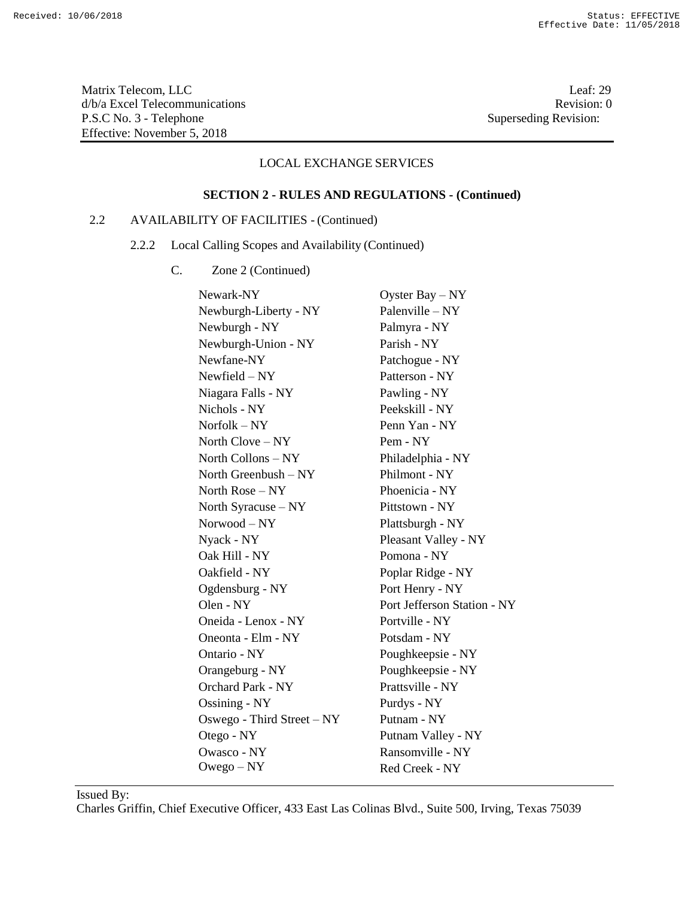Matrix Telecom, LLC
d/b/a Excel Telecommunications
P.S.C No. 3 - Telephone
Effective: November 5, 2018

Leaf: 29
Revision: 0
Superseding Revision:

LOCAL EXCHANGE SERVICES

**SECTION 2 - RULES AND REGULATIONS - (Continued)**

2.2 AVAILABILITY OF FACILITIES - (Continued)

2.2.2 Local Calling Scopes and Availability (Continued)

C. Zone 2 (Continued)

Newark-NY
Newburgh-Liberty - NY
Newburgh - NY
Newburgh-Union - NY
Newfane-NY
Newfield – NY
Niagara Falls - NY
Nichols - NY
Norfolk – NY
North Clove – NY
North Collons – NY
North Greenbush – NY
North Rose – NY
North Syracuse – NY
Norwood – NY
Nyack - NY
Oak Hill - NY
Oakfield - NY
Ogdensburg - NY
Olen - NY
Oneida - Lenox - NY
Oneonta - Elm - NY
Ontario - NY
Orangeburg - NY
Orchard Park - NY
Ossining - NY
Oswego - Third Street – NY
Otego - NY
Owasco - NY
Owego – NY
Oyster Bay – NY
Palenville – NY
Palmyra - NY
Parish - NY
Patchogue - NY
Patterson - NY
Pawling - NY
Peekskill - NY
Penn Yan - NY
Pem - NY
Philadelphia - NY
Philmont - NY
Phoenicia - NY
Pittstown - NY
Plattsburgh - NY
Pleasant Valley - NY
Pomona - NY
Poplar Ridge - NY
Port Henry - NY
Port Jefferson Station - NY
Portville - NY
Potsdam - NY
Poughkeepsie - NY
Poughkeepsie - NY
Prattsville - NY
Purdys - NY
Putnam - NY
Putnam Valley - NY
Ransomville - NY
Red Creek - NY

Issued By:
Charles Griffin, Chief Executive Officer, 433 East Las Colinas Blvd., Suite 500, Irving, Texas 75039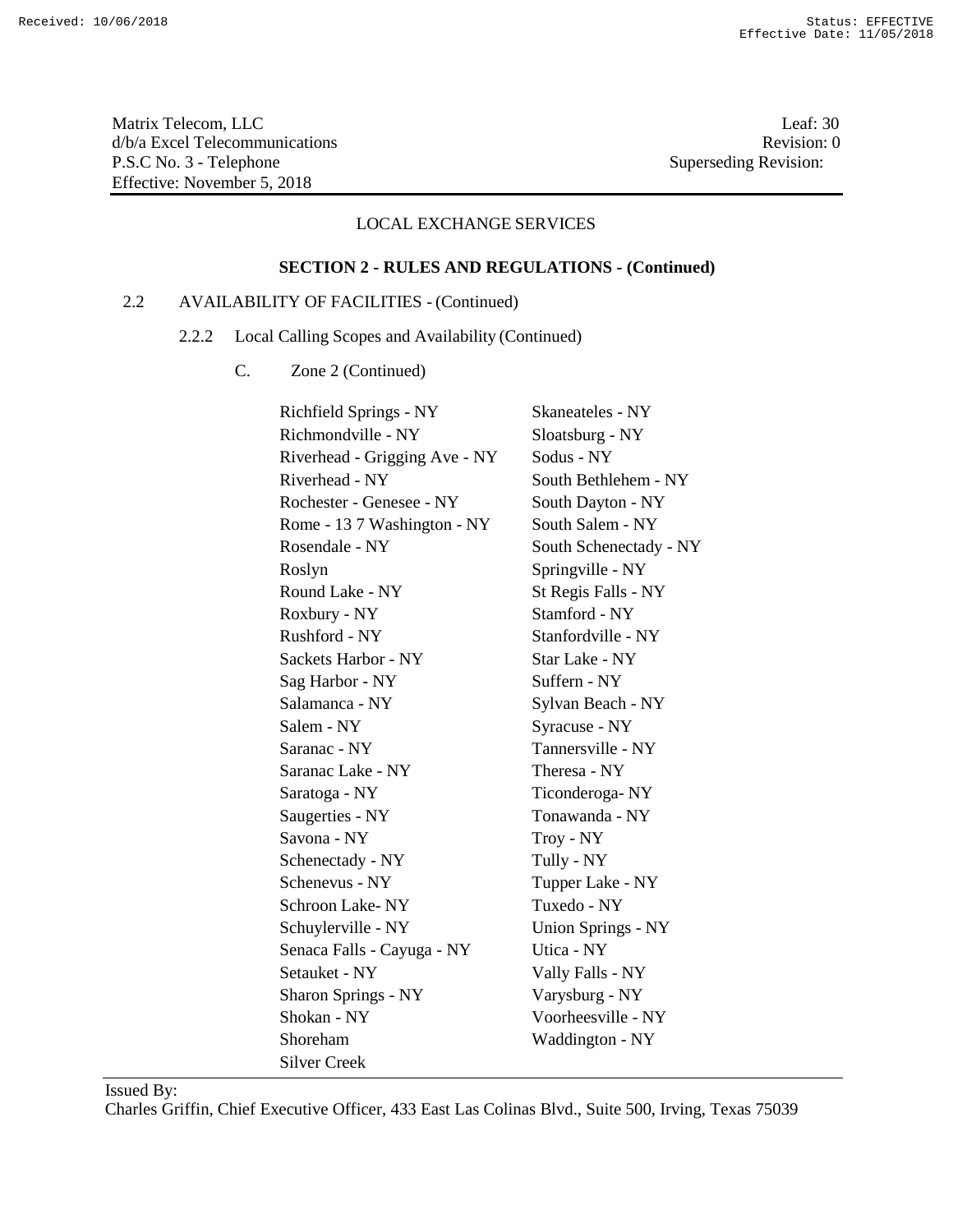Matrix Telecom, LLC
d/b/a Excel Telecommunications
P.S.C No. 3 - Telephone
Effective: November 5, 2018

Leaf: 30
Revision: 0
Superseding Revision:

LOCAL EXCHANGE SERVICES

**SECTION 2 - RULES AND REGULATIONS - (Continued)**

2.2 AVAILABILITY OF FACILITIES - (Continued)

2.2.2 Local Calling Scopes and Availability (Continued)

C. Zone 2 (Continued)

Richfield Springs - NY
Richmondville - NY
Riverhead - Grigging Ave - NY
Riverhead - NY
Rochester - Genesee - NY
Rome - 13 7 Washington - NY
Rosendale - NY
Roslyn
Round Lake - NY
Roxbury - NY
Rushford - NY
Sackets Harbor - NY
Sag Harbor - NY
Salamanca - NY
Salem - NY
Saranac - NY
Saranac Lake - NY
Saratoga - NY
Saugerties - NY
Savona - NY
Schenectady - NY
Schenevus - NY
Schroon Lake- NY
Schuylerville - NY
Senaca Falls - Cayuga - NY
Setauket - NY
Sharon Springs - NY
Shokan - NY
Shoreham
Silver Creek
Skaneateles - NY
Sloatsburg - NY
Sodus - NY
South Bethlehem - NY
South Dayton - NY
South Salem - NY
South Schenectady - NY
Springville - NY
St Regis Falls - NY
Stamford - NY
Stanfordville - NY
Star Lake - NY
Suffern - NY
Sylvan Beach - NY
Syracuse - NY
Tannersville - NY
Theresa - NY
Ticonderoga- NY
Tonawanda - NY
Troy - NY
Tully - NY
Tupper Lake - NY
Tuxedo - NY
Union Springs - NY
Utica - NY
Vally Falls - NY
Varysburg - NY
Voorheesville - NY
Waddington - NY

Issued By:
Charles Griffin, Chief Executive Officer, 433 East Las Colinas Blvd., Suite 500, Irving, Texas 75039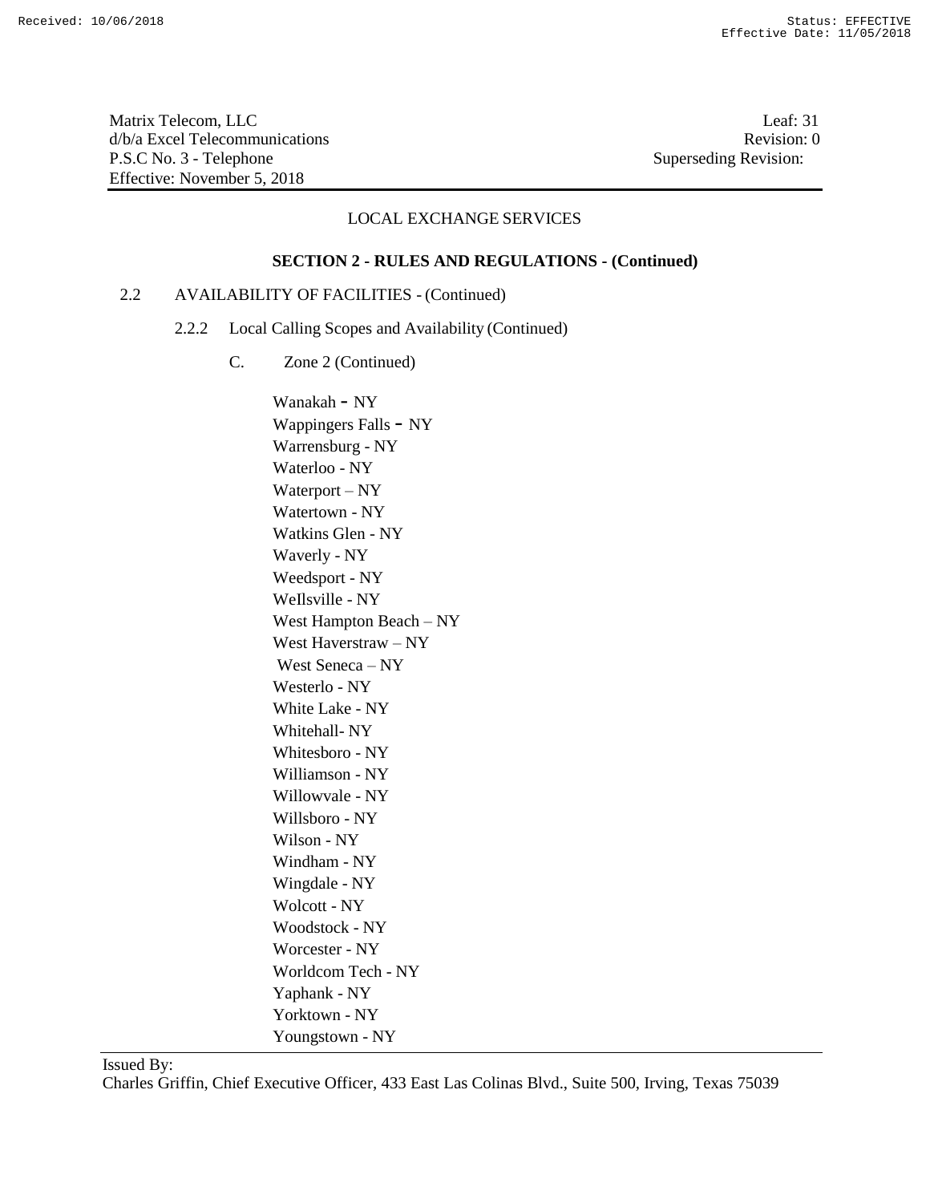Matrix Telecom, LLC
d/b/a Excel Telecommunications
P.S.C No. 3 - Telephone
Effective: November 5, 2018

Leaf: 31
Revision: 0
Superseding Revision:

LOCAL EXCHANGE SERVICES

**SECTION 2 - RULES AND REGULATIONS - (Continued)**

2.2 AVAILABILITY OF FACILITIES - (Continued)

2.2.2 Local Calling Scopes and Availability (Continued)

C. Zone 2 (Continued)

Wanakah - NY
Wappingers Falls - NY
Warrensburg - NY
Waterloo - NY
Waterport – NY
Watertown - NY
Watkins Glen - NY
Waverly - NY
Weedsport - NY
Wellsville - NY
West Hampton Beach – NY
West Haverstraw – NY
West Seneca – NY
Westerlo - NY
White Lake - NY
Whitehall- NY
Whitesboro - NY
Williamson - NY
Willowvale - NY
Willsboro - NY
Wilson - NY
Windham - NY
Wingdale - NY
Wolcott - NY
Woodstock - NY
Worcester - NY
Worldcom Tech - NY
Yaphank - NY
Yorktown - NY
Youngstown - NY

Issued By:
Charles Griffin, Chief Executive Officer, 433 East Las Colinas Blvd., Suite 500, Irving, Texas 75039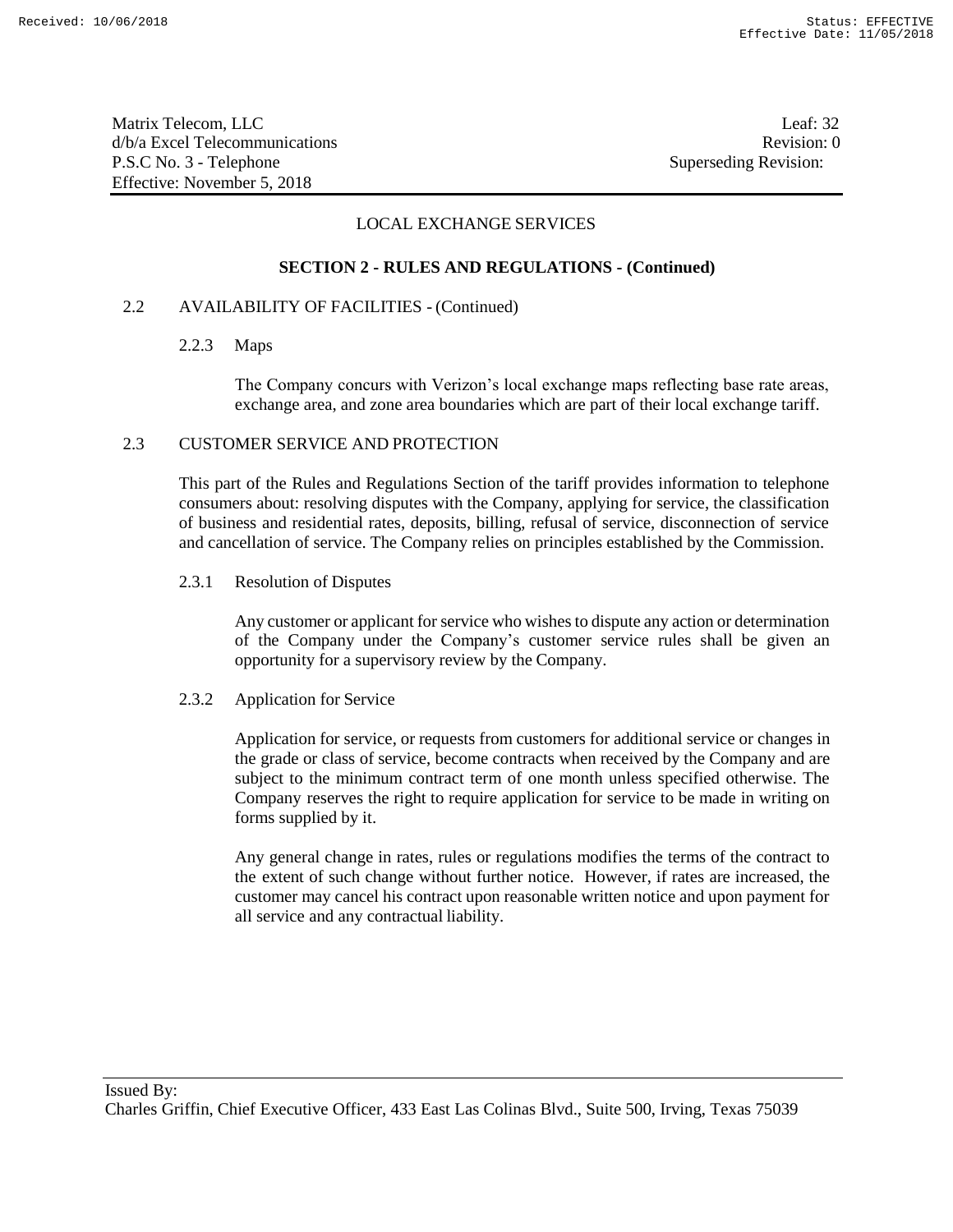## LOCAL EXCHANGE SERVICES

### SECTION 2 - RULES AND REGULATIONS - (Continued)

2.2 AVAILABILITY OF FACILITIES - (Continued)

2.2.3 Maps

The Company concurs with Verizon's local exchange maps reflecting base rate areas, exchange area, and zone area boundaries which are part of their local exchange tariff.

2.3 CUSTOMER SERVICE AND PROTECTION

This part of the Rules and Regulations Section of the tariff provides information to telephone consumers about: resolving disputes with the Company, applying for service, the classification of business and residential rates, deposits, billing, refusal of service, disconnection of service and cancellation of service. The Company relies on principles established by the Commission.

2.3.1 Resolution of Disputes

Any customer or applicant for service who wishes to dispute any action or determination of the Company under the Company's customer service rules shall be given an opportunity for a supervisory review by the Company.

2.3.2 Application for Service

Application for service, or requests from customers for additional service or changes in the grade or class of service, become contracts when received by the Company and are subject to the minimum contract term of one month unless specified otherwise. The Company reserves the right to require application for service to be made in writing on forms supplied by it.

Any general change in rates, rules or regulations modifies the terms of the contract to the extent of such change without further notice. However, if rates are increased, the customer may cancel his contract upon reasonable written notice and upon payment for all service and any contractual liability.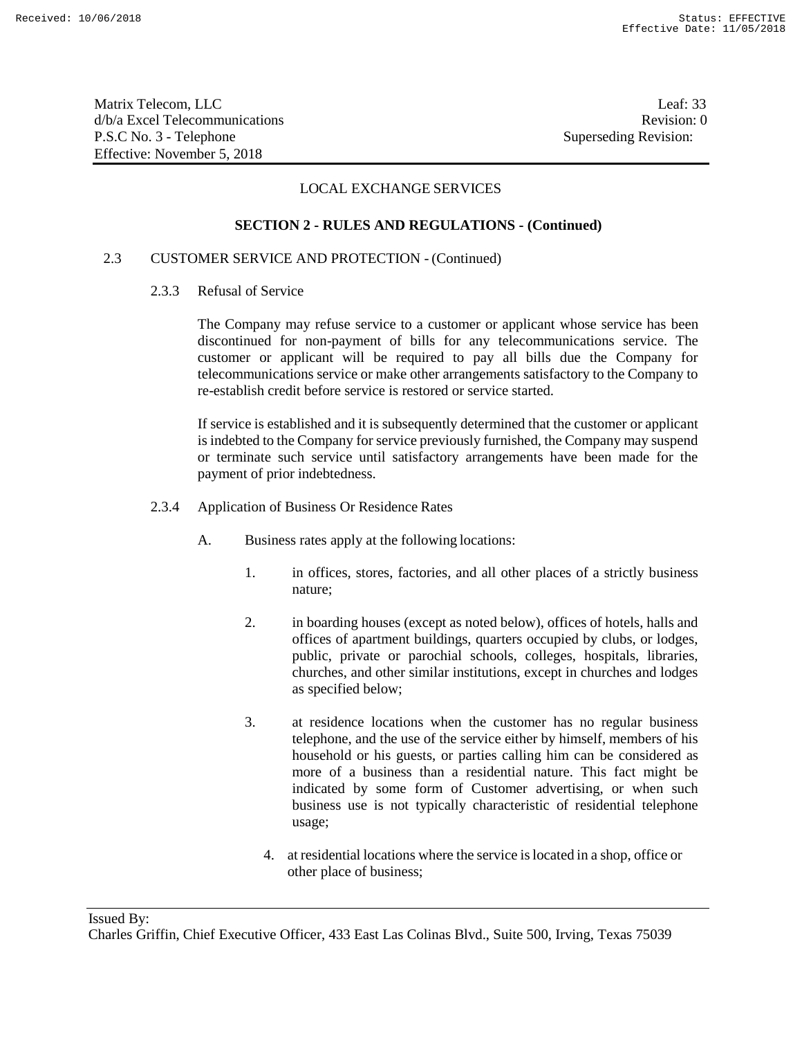## LOCAL EXCHANGE SERVICES

### SECTION 2 - RULES AND REGULATIONS - (Continued)

2.3 CUSTOMER SERVICE AND PROTECTION - (Continued)

2.3.3 Refusal of Service

The Company may refuse service to a customer or applicant whose service has been discontinued for non-payment of bills for any telecommunications service. The customer or applicant will be required to pay all bills due the Company for telecommunications service or make other arrangements satisfactory to the Company to re-establish credit before service is restored or service started.

If service is established and it is subsequently determined that the customer or applicant is indebted to the Company for service previously furnished, the Company may suspend or terminate such service until satisfactory arrangements have been made for the payment of prior indebtedness.

2.3.4 Application of Business Or Residence Rates

A. Business rates apply at the following locations:

1. in offices, stores, factories, and all other places of a strictly business nature;

2. in boarding houses (except as noted below), offices of hotels, halls and offices of apartment buildings, quarters occupied by clubs, or lodges, public, private or parochial schools, colleges, hospitals, libraries, churches, and other similar institutions, except in churches and lodges as specified below;

3. at residence locations when the customer has no regular business telephone, and the use of the service either by himself, members of his household or his guests, or parties calling him can be considered as more of a business than a residential nature. This fact might be indicated by some form of Customer advertising, or when such business use is not typically characteristic of residential telephone usage;

4. at residential locations where the service is located in a shop, office or other place of business;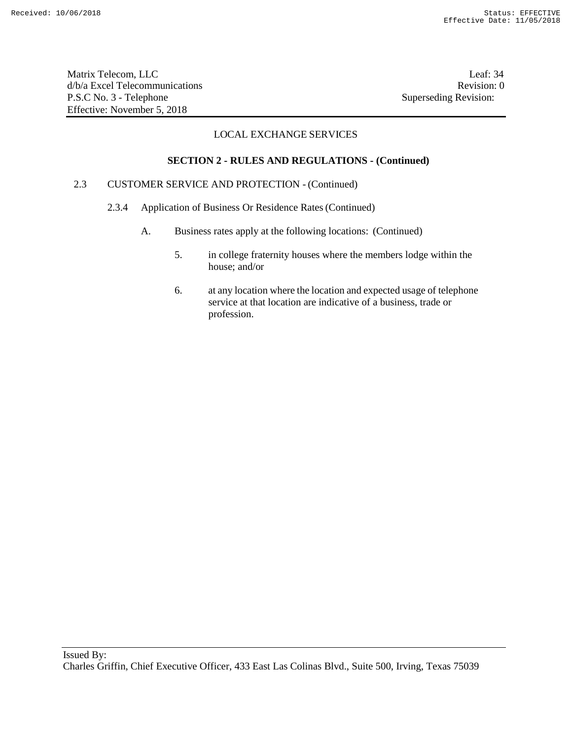LOCAL EXCHANGE SERVICES

**SECTION 2 - RULES AND REGULATIONS - (Continued)**

2.3 CUSTOMER SERVICE AND PROTECTION - (Continued)

2.3.4 Application of Business Or Residence Rates (Continued)

A. Business rates apply at the following locations: (Continued)

5. in college fraternity houses where the members lodge within the house; and/or

6. at any location where the location and expected usage of telephone service at that location are indicative of a business, trade or profession.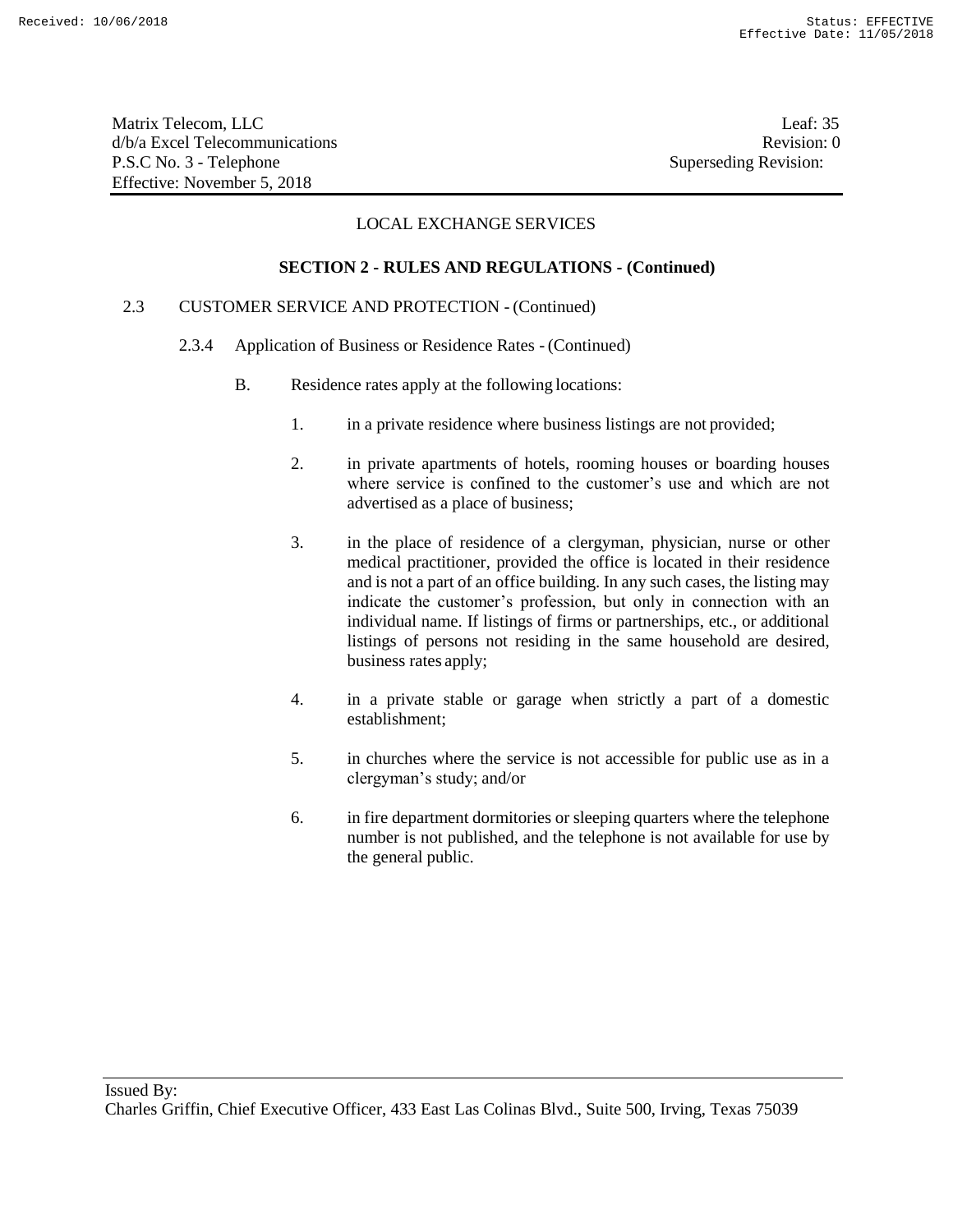LOCAL EXCHANGE SERVICES

**SECTION 2 - RULES AND REGULATIONS - (Continued)**

2.3 CUSTOMER SERVICE AND PROTECTION - (Continued)

2.3.4 Application of Business or Residence Rates - (Continued)

B. Residence rates apply at the following locations:

1. in a private residence where business listings are not provided;

2. in private apartments of hotels, rooming houses or boarding houses where service is confined to the customer's use and which are not advertised as a place of business;

3. in the place of residence of a clergyman, physician, nurse or other medical practitioner, provided the office is located in their residence and is not a part of an office building. In any such cases, the listing may indicate the customer's profession, but only in connection with an individual name. If listings of firms or partnerships, etc., or additional listings of persons not residing in the same household are desired, business rates apply;

4. in a private stable or garage when strictly a part of a domestic establishment;

5. in churches where the service is not accessible for public use as in a clergyman's study; and/or

6. in fire department dormitories or sleeping quarters where the telephone number is not published, and the telephone is not available for use by the general public.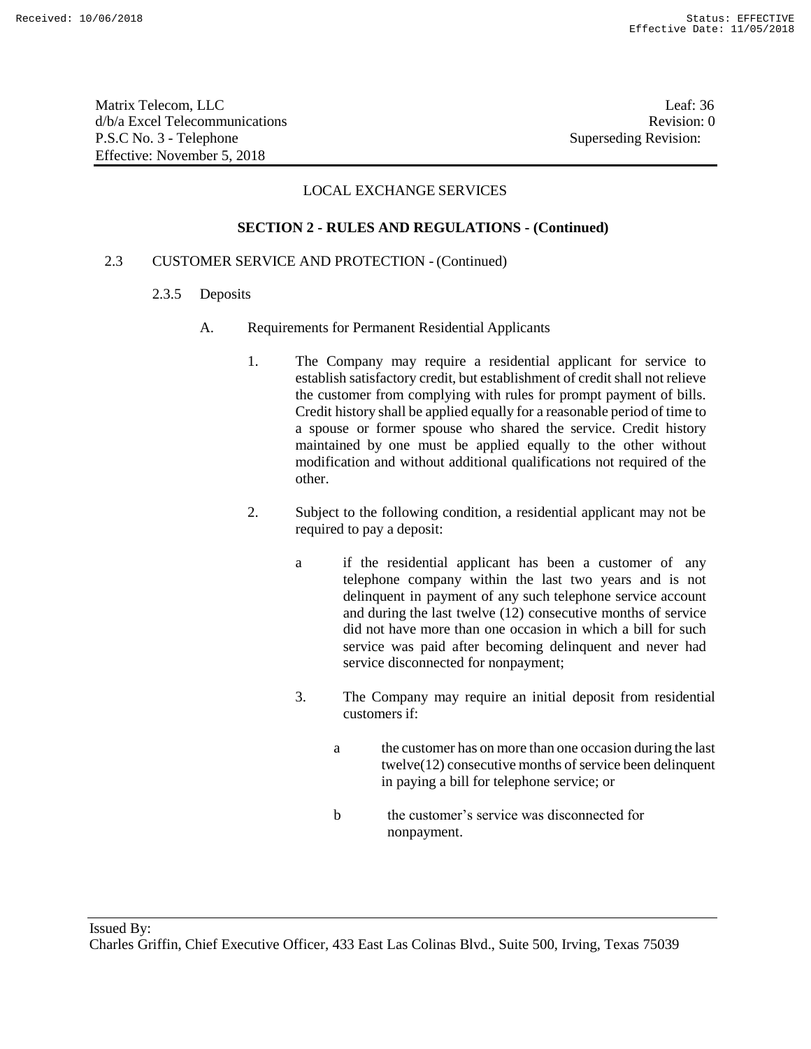Matrix Telecom, LLC
d/b/a Excel Telecommunications
P.S.C No. 3 - Telephone
Effective: November 5, 2018

Leaf: 36
Revision: 0
Superseding Revision:

LOCAL EXCHANGE SERVICES

**SECTION 2 - RULES AND REGULATIONS - (Continued)**

2.3 CUSTOMER SERVICE AND PROTECTION - (Continued)

2.3.5 Deposits

A. Requirements for Permanent Residential Applicants

1. The Company may require a residential applicant for service to establish satisfactory credit, but establishment of credit shall not relieve the customer from complying with rules for prompt payment of bills. Credit history shall be applied equally for a reasonable period of time to a spouse or former spouse who shared the service. Credit history maintained by one must be applied equally to the other without modification and without additional qualifications not required of the other.

2. Subject to the following condition, a residential applicant may not be required to pay a deposit:

   a if the residential applicant has been a customer of any telephone company within the last two years and is not delinquent in payment of any such telephone service account and during the last twelve (12) consecutive months of service did not have more than one occasion in which a bill for such service was paid after becoming delinquent and never had service disconnected for nonpayment;

   3. The Company may require an initial deposit from residential customers if:

      a the customer has on more than one occasion during the last twelve(12) consecutive months of service been delinquent in paying a bill for telephone service; or

      b the customer's service was disconnected for nonpayment.

Issued By:
Charles Griffin, Chief Executive Officer, 433 East Las Colinas Blvd., Suite 500, Irving, Texas 75039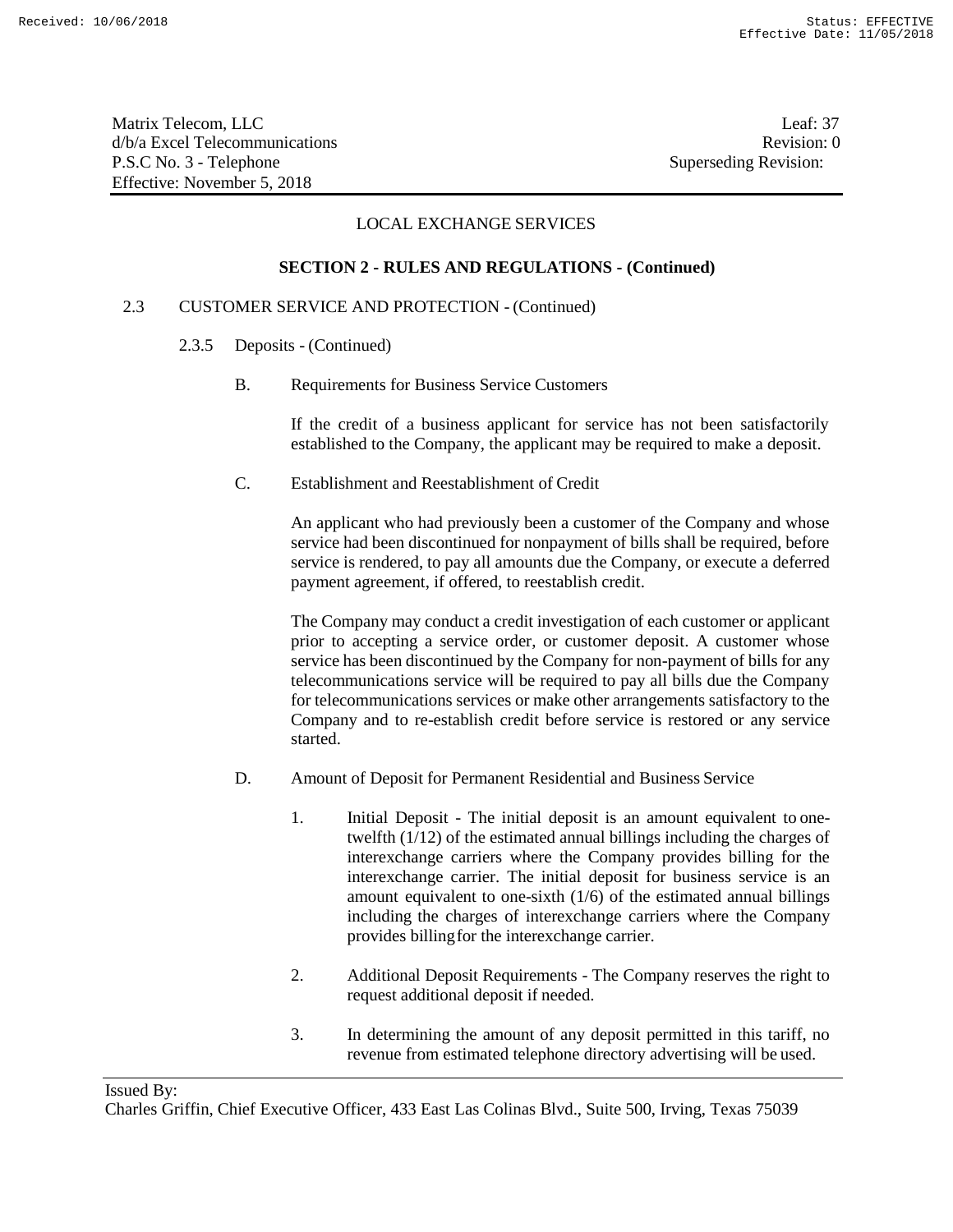LOCAL EXCHANGE SERVICES

**SECTION 2 - RULES AND REGULATIONS - (Continued)**

2.3 CUSTOMER SERVICE AND PROTECTION - (Continued)

2.3.5 Deposits - (Continued)

B. Requirements for Business Service Customers

If the credit of a business applicant for service has not been satisfactorily established to the Company, the applicant may be required to make a deposit.

C. Establishment and Reestablishment of Credit

An applicant who had previously been a customer of the Company and whose service had been discontinued for nonpayment of bills shall be required, before service is rendered, to pay all amounts due the Company, or execute a deferred payment agreement, if offered, to reestablish credit.

The Company may conduct a credit investigation of each customer or applicant prior to accepting a service order, or customer deposit. A customer whose service has been discontinued by the Company for non-payment of bills for any telecommunications service will be required to pay all bills due the Company for telecommunications services or make other arrangements satisfactory to the Company and to re-establish credit before service is restored or any service started.

D. Amount of Deposit for Permanent Residential and Business Service

1. Initial Deposit - The initial deposit is an amount equivalent to one-twelfth (1/12) of the estimated annual billings including the charges of interexchange carriers where the Company provides billing for the interexchange carrier. The initial deposit for business service is an amount equivalent to one-sixth (1/6) of the estimated annual billings including the charges of interexchange carriers where the Company provides billing for the interexchange carrier.

2. Additional Deposit Requirements - The Company reserves the right to request additional deposit if needed.

3. In determining the amount of any deposit permitted in this tariff, no revenue from estimated telephone directory advertising will be used.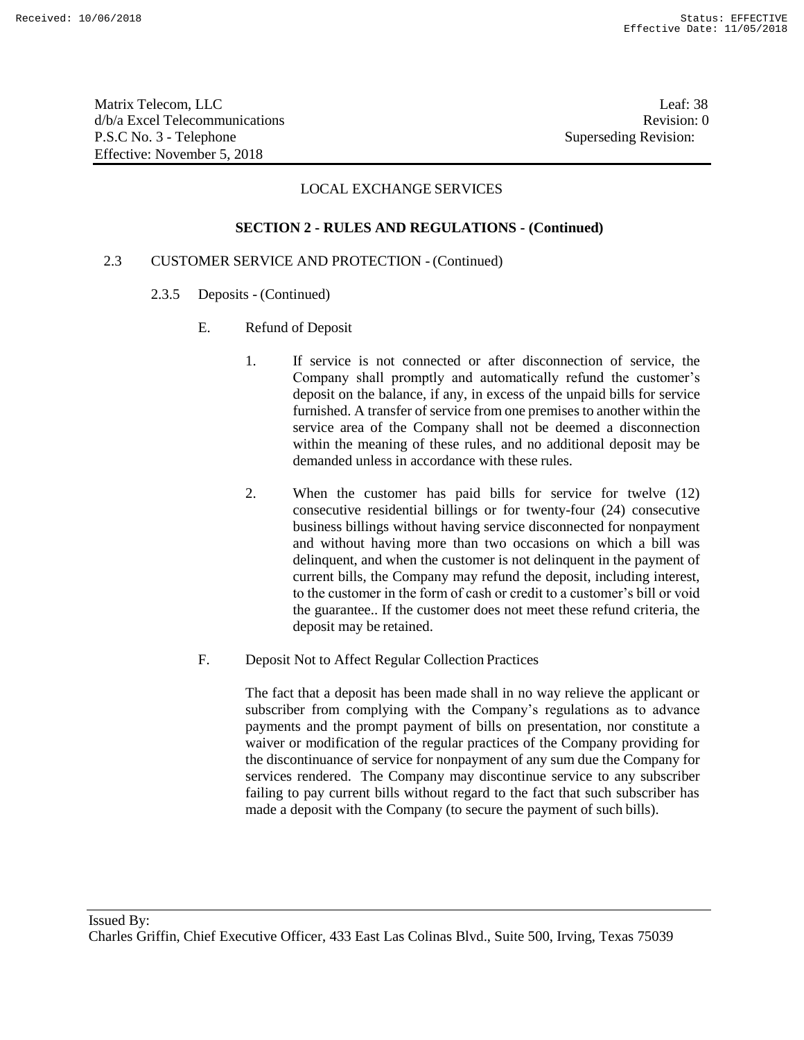LOCAL EXCHANGE SERVICES

**SECTION 2 - RULES AND REGULATIONS - (Continued)**

2.3 CUSTOMER SERVICE AND PROTECTION - (Continued)

2.3.5 Deposits - (Continued)

E. Refund of Deposit

1. If service is not connected or after disconnection of service, the Company shall promptly and automatically refund the customer's deposit on the balance, if any, in excess of the unpaid bills for service furnished. A transfer of service from one premises to another within the service area of the Company shall not be deemed a disconnection within the meaning of these rules, and no additional deposit may be demanded unless in accordance with these rules.

2. When the customer has paid bills for service for twelve (12) consecutive residential billings or for twenty-four (24) consecutive business billings without having service disconnected for nonpayment and without having more than two occasions on which a bill was delinquent, and when the customer is not delinquent in the payment of current bills, the Company may refund the deposit, including interest, to the customer in the form of cash or credit to a customer's bill or void the guarantee.. If the customer does not meet these refund criteria, the deposit may be retained.

F. Deposit Not to Affect Regular Collection Practices

The fact that a deposit has been made shall in no way relieve the applicant or subscriber from complying with the Company's regulations as to advance payments and the prompt payment of bills on presentation, nor constitute a waiver or modification of the regular practices of the Company providing for the discontinuance of service for nonpayment of any sum due the Company for services rendered. The Company may discontinue service to any subscriber failing to pay current bills without regard to the fact that such subscriber has made a deposit with the Company (to secure the payment of such bills).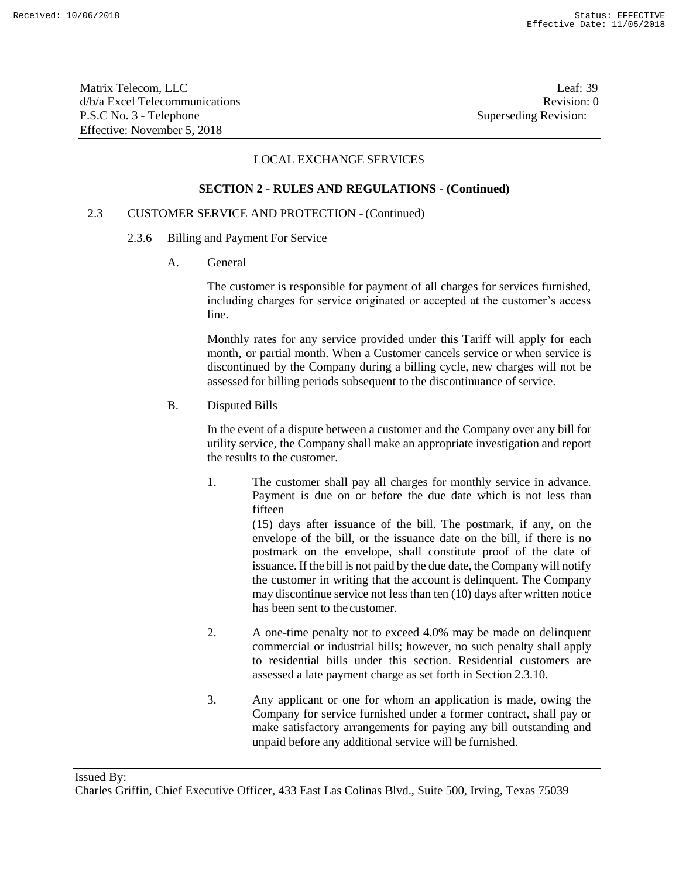LOCAL EXCHANGE SERVICES

**SECTION 2 - RULES AND REGULATIONS - (Continued)**

2.3 CUSTOMER SERVICE AND PROTECTION - (Continued)

2.3.6 Billing and Payment For Service

A. General

The customer is responsible for payment of all charges for services furnished, including charges for service originated or accepted at the customer's access line.

Monthly rates for any service provided under this Tariff will apply for each month, or partial month. When a Customer cancels service or when service is discontinued by the Company during a billing cycle, new charges will not be assessed for billing periods subsequent to the discontinuance of service.

B. Disputed Bills

In the event of a dispute between a customer and the Company over any bill for utility service, the Company shall make an appropriate investigation and report the results to the customer.

1. The customer shall pay all charges for monthly service in advance. Payment is due on or before the due date which is not less than fifteen (15) days after issuance of the bill. The postmark, if any, on the envelope of the bill, or the issuance date on the bill, if there is no postmark on the envelope, shall constitute proof of the date of issuance. If the bill is not paid by the due date, the Company will notify the customer in writing that the account is delinquent. The Company may discontinue service not less than ten (10) days after written notice has been sent to the customer.

2. A one-time penalty not to exceed 4.0% may be made on delinquent commercial or industrial bills; however, no such penalty shall apply to residential bills under this section. Residential customers are assessed a late payment charge as set forth in Section 2.3.10.

3. Any applicant or one for whom an application is made, owing the Company for service furnished under a former contract, shall pay or make satisfactory arrangements for paying any bill outstanding and unpaid before any additional service will be furnished.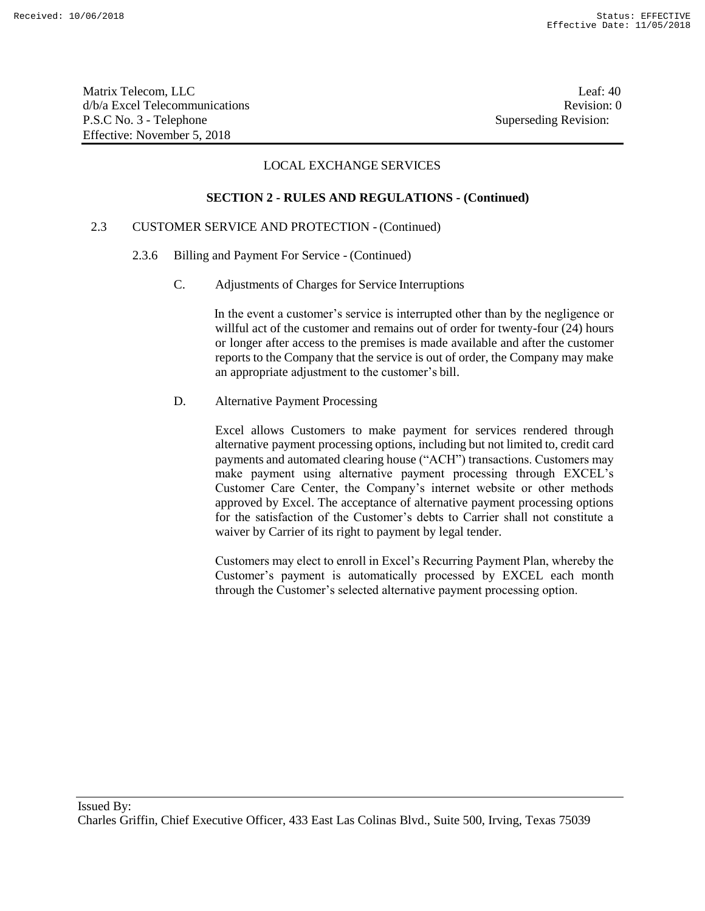LOCAL EXCHANGE SERVICES

**SECTION 2 - RULES AND REGULATIONS - (Continued)**

2.3 CUSTOMER SERVICE AND PROTECTION - (Continued)

2.3.6 Billing and Payment For Service - (Continued)

C. Adjustments of Charges for Service Interruptions

In the event a customer's service is interrupted other than by the negligence or willful act of the customer and remains out of order for twenty-four (24) hours or longer after access to the premises is made available and after the customer reports to the Company that the service is out of order, the Company may make an appropriate adjustment to the customer's bill.

D. Alternative Payment Processing

Excel allows Customers to make payment for services rendered through alternative payment processing options, including but not limited to, credit card payments and automated clearing house ("ACH") transactions. Customers may make payment using alternative payment processing through EXCEL's Customer Care Center, the Company's internet website or other methods approved by Excel. The acceptance of alternative payment processing options for the satisfaction of the Customer's debts to Carrier shall not constitute a waiver by Carrier of its right to payment by legal tender.

Customers may elect to enroll in Excel's Recurring Payment Plan, whereby the Customer's payment is automatically processed by EXCEL each month through the Customer's selected alternative payment processing option.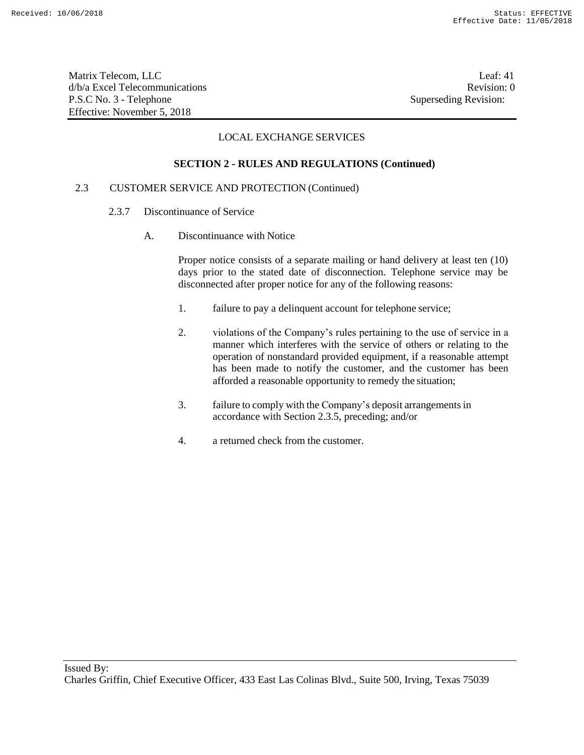## LOCAL EXCHANGE SERVICES

### SECTION 2 - RULES AND REGULATIONS (Continued)

2.3 CUSTOMER SERVICE AND PROTECTION (Continued)

2.3.7 Discontinuance of Service

A. Discontinuance with Notice

Proper notice consists of a separate mailing or hand delivery at least ten (10) days prior to the stated date of disconnection. Telephone service may be disconnected after proper notice for any of the following reasons:

1. failure to pay a delinquent account for telephone service;

2. violations of the Company's rules pertaining to the use of service in a manner which interferes with the service of others or relating to the operation of nonstandard provided equipment, if a reasonable attempt has been made to notify the customer, and the customer has been afforded a reasonable opportunity to remedy the situation;

3. failure to comply with the Company's deposit arrangements in accordance with Section 2.3.5, preceding; and/or

4. a returned check from the customer.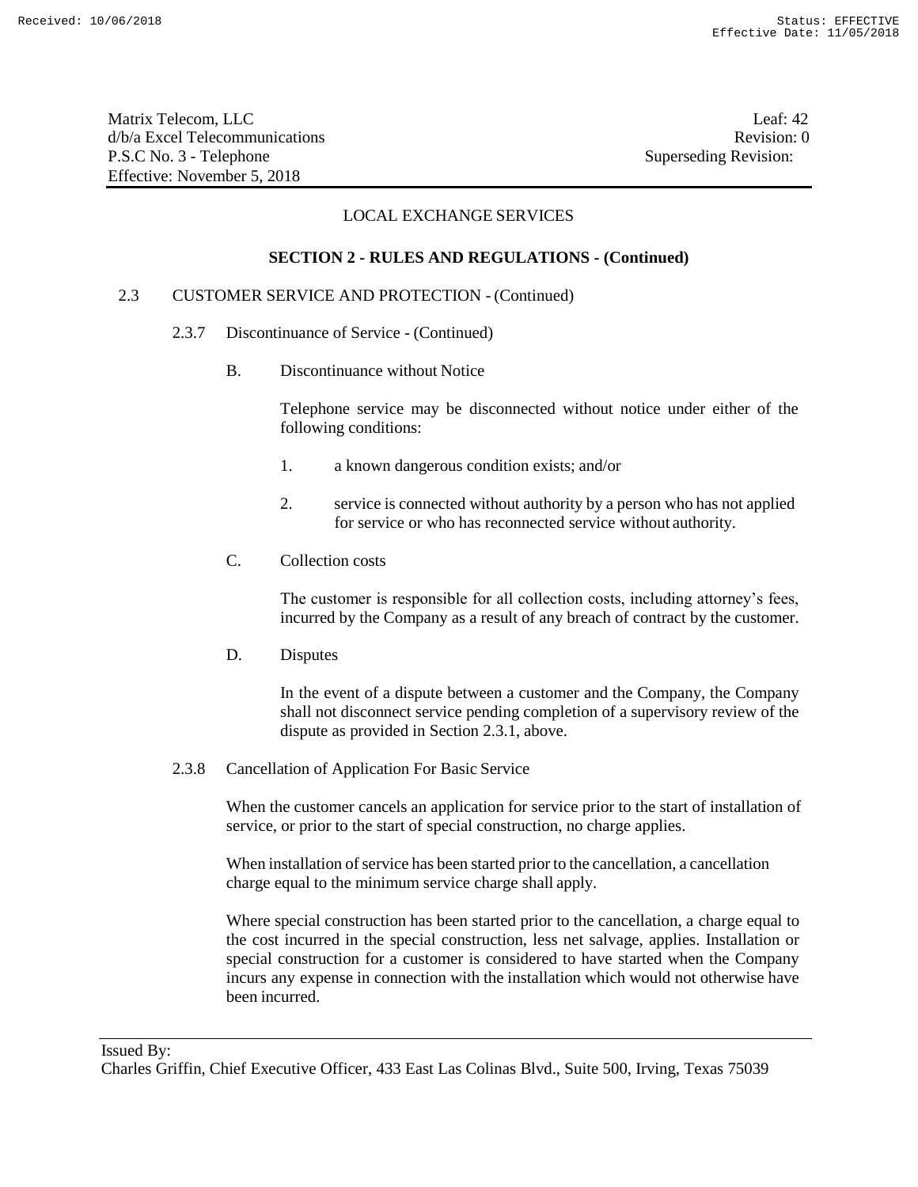LOCAL EXCHANGE SERVICES

**SECTION 2 - RULES AND REGULATIONS - (Continued)**

2.3 CUSTOMER SERVICE AND PROTECTION - (Continued)

2.3.7 Discontinuance of Service - (Continued)

B. Discontinuance without Notice

Telephone service may be disconnected without notice under either of the following conditions:

1. a known dangerous condition exists; and/or
2. service is connected without authority by a person who has not applied for service or who has reconnected service without authority.

C. Collection costs

The customer is responsible for all collection costs, including attorney's fees, incurred by the Company as a result of any breach of contract by the customer.

D. Disputes

In the event of a dispute between a customer and the Company, the Company shall not disconnect service pending completion of a supervisory review of the dispute as provided in Section 2.3.1, above.

2.3.8 Cancellation of Application For Basic Service

When the customer cancels an application for service prior to the start of installation of service, or prior to the start of special construction, no charge applies.

When installation of service has been started prior to the cancellation, a cancellation charge equal to the minimum service charge shall apply.

Where special construction has been started prior to the cancellation, a charge equal to the cost incurred in the special construction, less net salvage, applies. Installation or special construction for a customer is considered to have started when the Company incurs any expense in connection with the installation which would not otherwise have been incurred.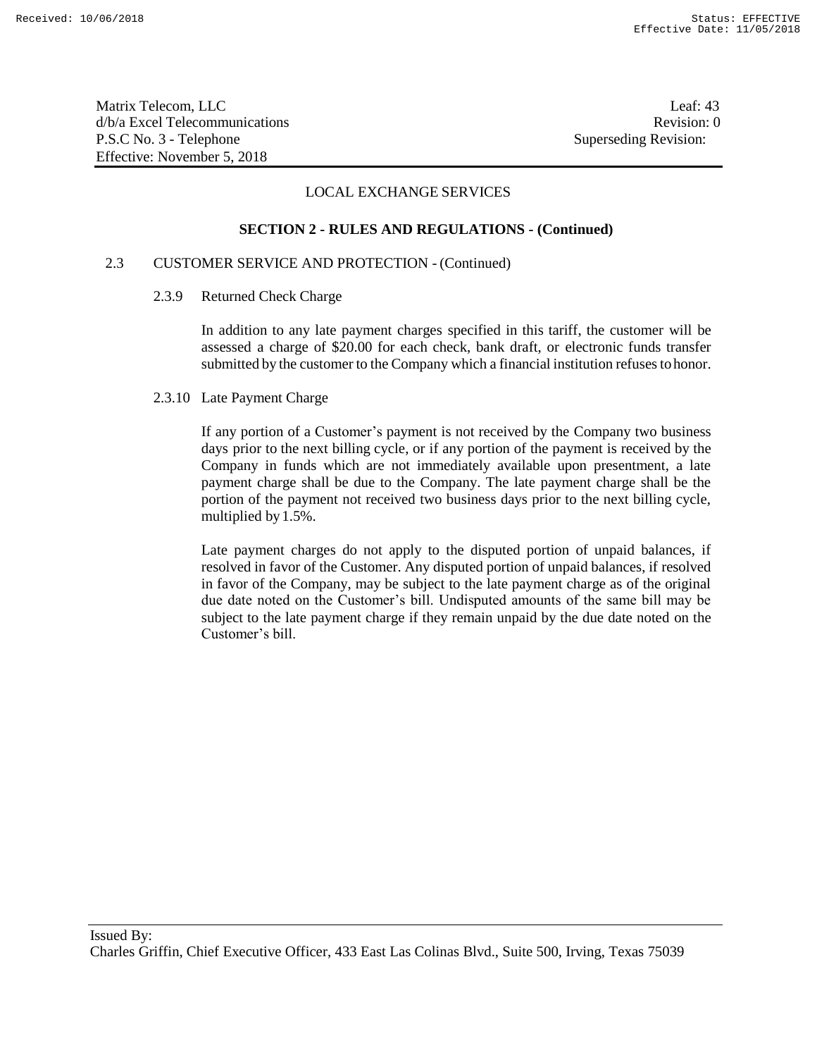LOCAL EXCHANGE SERVICES

**SECTION 2 - RULES AND REGULATIONS - (Continued)**

2.3 CUSTOMER SERVICE AND PROTECTION - (Continued)

2.3.9 Returned Check Charge

In addition to any late payment charges specified in this tariff, the customer will be assessed a charge of $20.00 for each check, bank draft, or electronic funds transfer submitted by the customer to the Company which a financial institution refuses to honor.

2.3.10 Late Payment Charge

If any portion of a Customer's payment is not received by the Company two business days prior to the next billing cycle, or if any portion of the payment is received by the Company in funds which are not immediately available upon presentment, a late payment charge shall be due to the Company. The late payment charge shall be the portion of the payment not received two business days prior to the next billing cycle, multiplied by 1.5%.

Late payment charges do not apply to the disputed portion of unpaid balances, if resolved in favor of the Customer. Any disputed portion of unpaid balances, if resolved in favor of the Company, may be subject to the late payment charge as of the original due date noted on the Customer's bill. Undisputed amounts of the same bill may be subject to the late payment charge if they remain unpaid by the due date noted on the Customer's bill.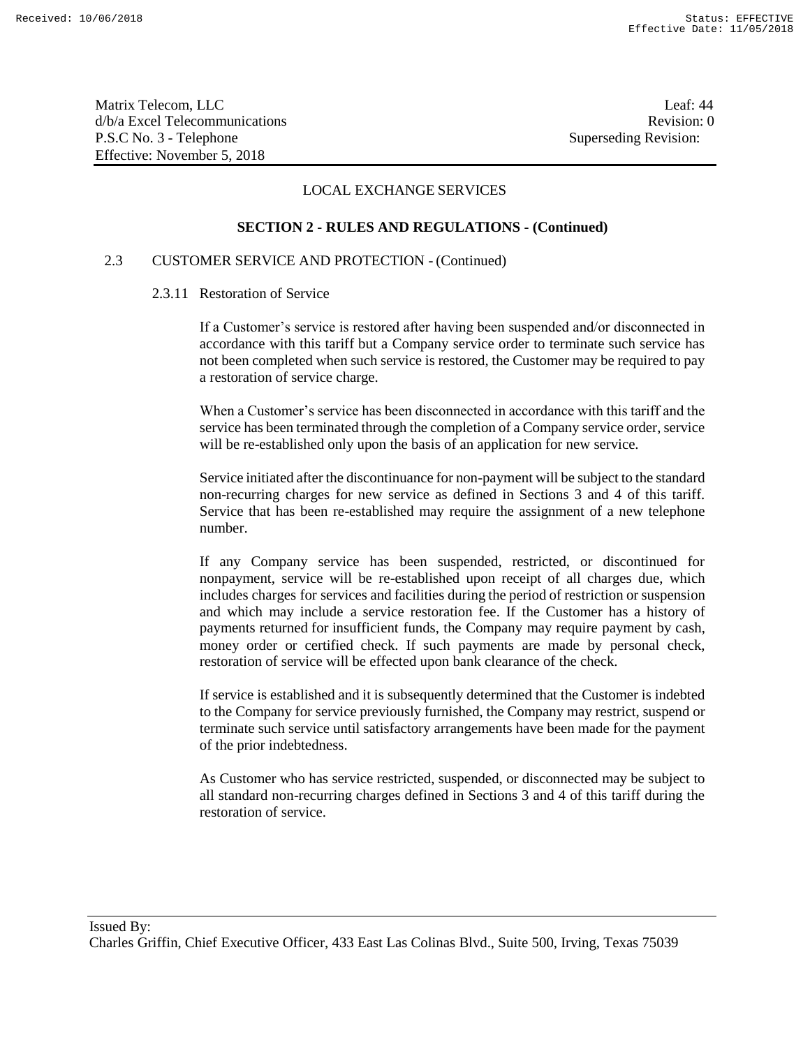LOCAL EXCHANGE SERVICES

**SECTION 2 - RULES AND REGULATIONS - (Continued)**

2.3 CUSTOMER SERVICE AND PROTECTION - (Continued)

2.3.11 Restoration of Service

If a Customer's service is restored after having been suspended and/or disconnected in accordance with this tariff but a Company service order to terminate such service has not been completed when such service is restored, the Customer may be required to pay a restoration of service charge.

When a Customer's service has been disconnected in accordance with this tariff and the service has been terminated through the completion of a Company service order, service will be re-established only upon the basis of an application for new service.

Service initiated after the discontinuance for non-payment will be subject to the standard non-recurring charges for new service as defined in Sections 3 and 4 of this tariff. Service that has been re-established may require the assignment of a new telephone number.

If any Company service has been suspended, restricted, or discontinued for nonpayment, service will be re-established upon receipt of all charges due, which includes charges for services and facilities during the period of restriction or suspension and which may include a service restoration fee. If the Customer has a history of payments returned for insufficient funds, the Company may require payment by cash, money order or certified check. If such payments are made by personal check, restoration of service will be effected upon bank clearance of the check.

If service is established and it is subsequently determined that the Customer is indebted to the Company for service previously furnished, the Company may restrict, suspend or terminate such service until satisfactory arrangements have been made for the payment of the prior indebtedness.

As Customer who has service restricted, suspended, or disconnected may be subject to all standard non-recurring charges defined in Sections 3 and 4 of this tariff during the restoration of service.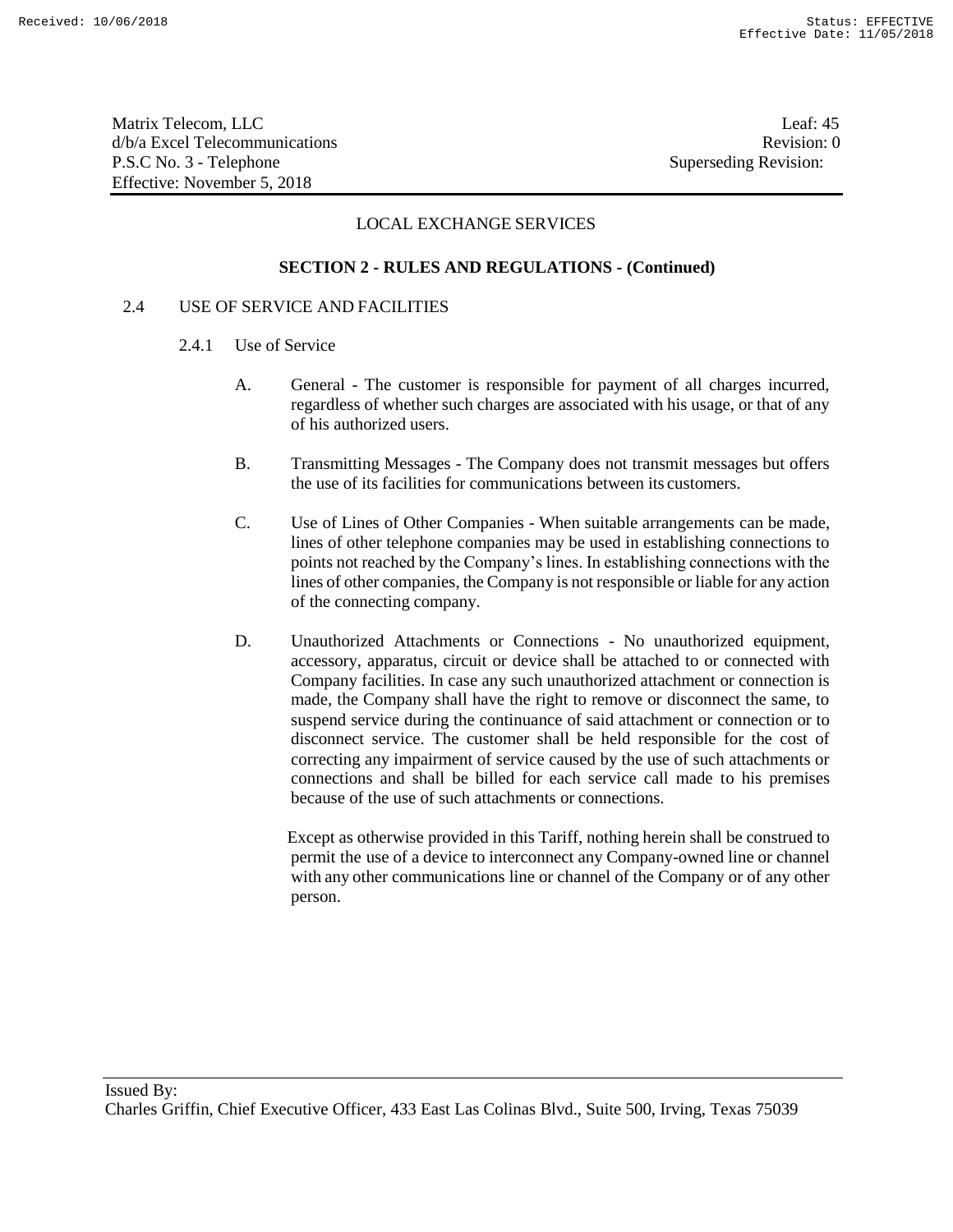## LOCAL EXCHANGE SERVICES

### SECTION 2 - RULES AND REGULATIONS - (Continued)

2.4 USE OF SERVICE AND FACILITIES

2.4.1 Use of Service

A. General - The customer is responsible for payment of all charges incurred, regardless of whether such charges are associated with his usage, or that of any of his authorized users.

B. Transmitting Messages - The Company does not transmit messages but offers the use of its facilities for communications between its customers.

C. Use of Lines of Other Companies - When suitable arrangements can be made, lines of other telephone companies may be used in establishing connections to points not reached by the Company's lines. In establishing connections with the lines of other companies, the Company is not responsible or liable for any action of the connecting company.

D. Unauthorized Attachments or Connections - No unauthorized equipment, accessory, apparatus, circuit or device shall be attached to or connected with Company facilities. In case any such unauthorized attachment or connection is made, the Company shall have the right to remove or disconnect the same, to suspend service during the continuance of said attachment or connection or to disconnect service. The customer shall be held responsible for the cost of correcting any impairment of service caused by the use of such attachments or connections and shall be billed for each service call made to his premises because of the use of such attachments or connections.

Except as otherwise provided in this Tariff, nothing herein shall be construed to permit the use of a device to interconnect any Company-owned line or channel with any other communications line or channel of the Company or of any other person.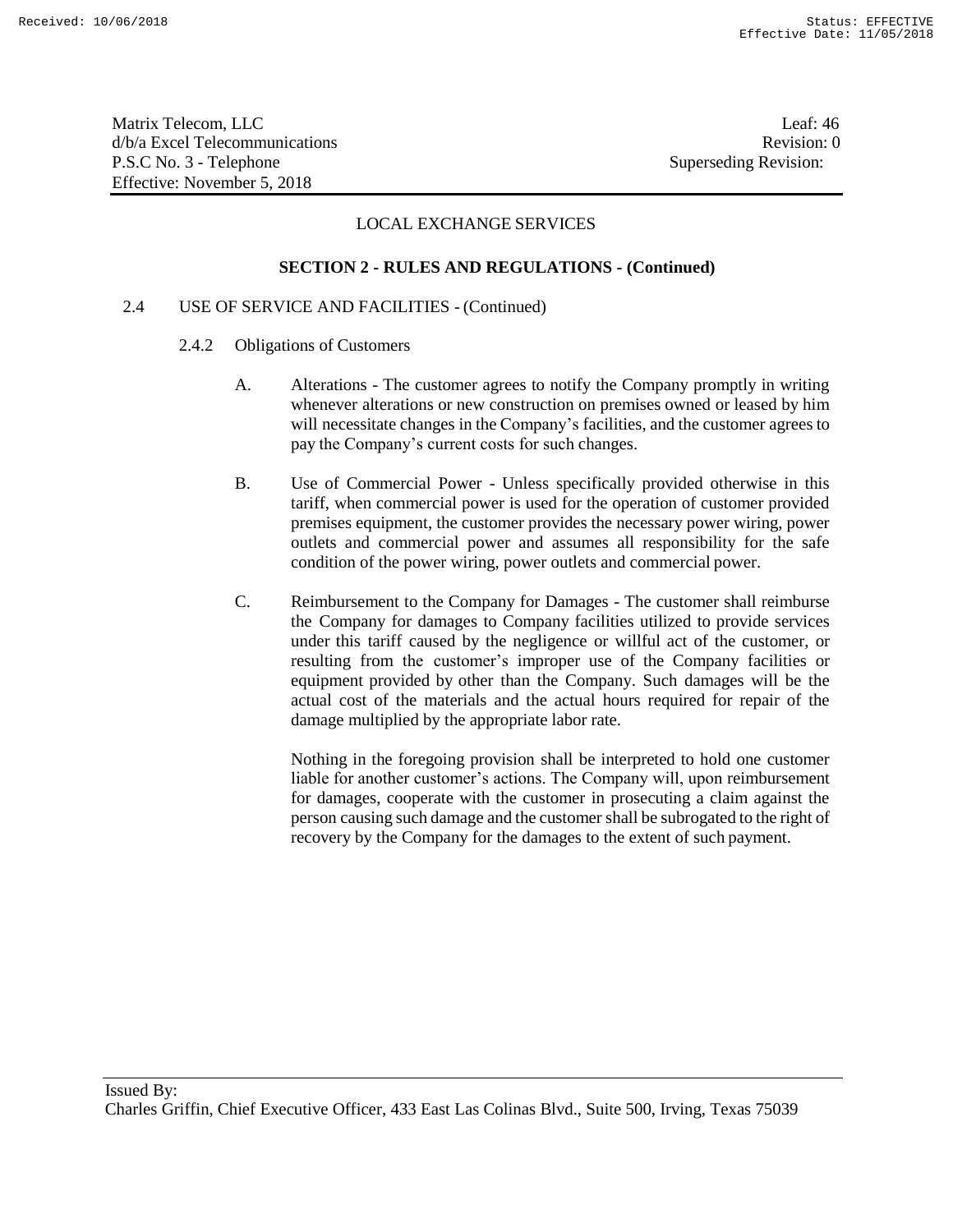## LOCAL EXCHANGE SERVICES

### SECTION 2 - RULES AND REGULATIONS - (Continued)

2.4 USE OF SERVICE AND FACILITIES - (Continued)

2.4.2 Obligations of Customers

A. Alterations - The customer agrees to notify the Company promptly in writing whenever alterations or new construction on premises owned or leased by him will necessitate changes in the Company's facilities, and the customer agrees to pay the Company's current costs for such changes.

B. Use of Commercial Power - Unless specifically provided otherwise in this tariff, when commercial power is used for the operation of customer provided premises equipment, the customer provides the necessary power wiring, power outlets and commercial power and assumes all responsibility for the safe condition of the power wiring, power outlets and commercial power.

C. Reimbursement to the Company for Damages - The customer shall reimburse the Company for damages to Company facilities utilized to provide services under this tariff caused by the negligence or willful act of the customer, or resulting from the customer's improper use of the Company facilities or equipment provided by other than the Company. Such damages will be the actual cost of the materials and the actual hours required for repair of the damage multiplied by the appropriate labor rate.

Nothing in the foregoing provision shall be interpreted to hold one customer liable for another customer's actions. The Company will, upon reimbursement for damages, cooperate with the customer in prosecuting a claim against the person causing such damage and the customer shall be subrogated to the right of recovery by the Company for the damages to the extent of such payment.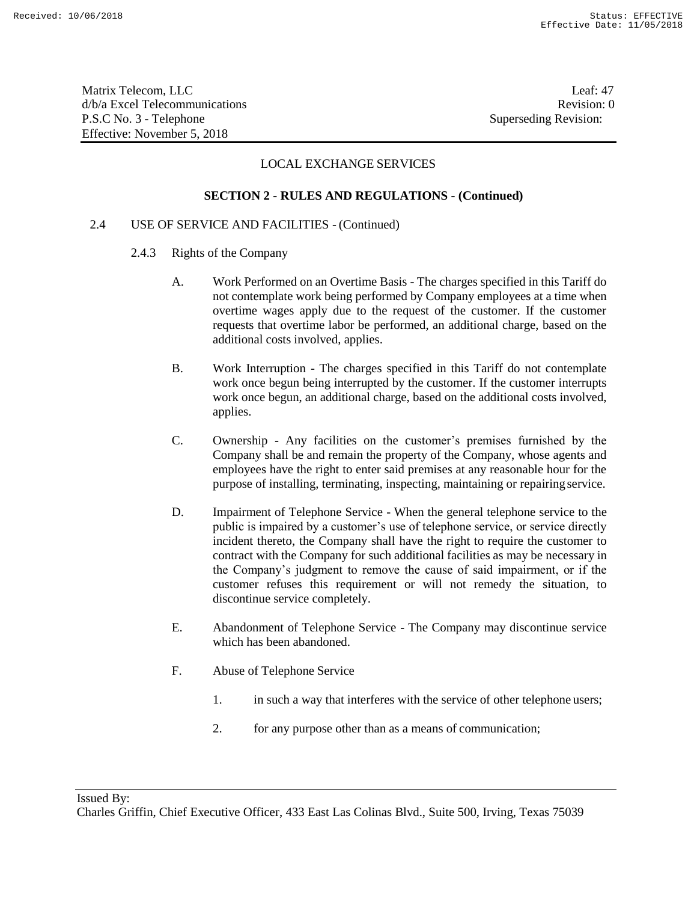LOCAL EXCHANGE SERVICES

**SECTION 2 - RULES AND REGULATIONS - (Continued)**

2.4 USE OF SERVICE AND FACILITIES - (Continued)

2.4.3 Rights of the Company

A. Work Performed on an Overtime Basis - The charges specified in this Tariff do not contemplate work being performed by Company employees at a time when overtime wages apply due to the request of the customer. If the customer requests that overtime labor be performed, an additional charge, based on the additional costs involved, applies.

B. Work Interruption - The charges specified in this Tariff do not contemplate work once begun being interrupted by the customer. If the customer interrupts work once begun, an additional charge, based on the additional costs involved, applies.

C. Ownership - Any facilities on the customer's premises furnished by the Company shall be and remain the property of the Company, whose agents and employees have the right to enter said premises at any reasonable hour for the purpose of installing, terminating, inspecting, maintaining or repairing service.

D. Impairment of Telephone Service - When the general telephone service to the public is impaired by a customer's use of telephone service, or service directly incident thereto, the Company shall have the right to require the customer to contract with the Company for such additional facilities as may be necessary in the Company's judgment to remove the cause of said impairment, or if the customer refuses this requirement or will not remedy the situation, to discontinue service completely.

E. Abandonment of Telephone Service - The Company may discontinue service which has been abandoned.

F. Abuse of Telephone Service

1. in such a way that interferes with the service of other telephone users;

2. for any purpose other than as a means of communication;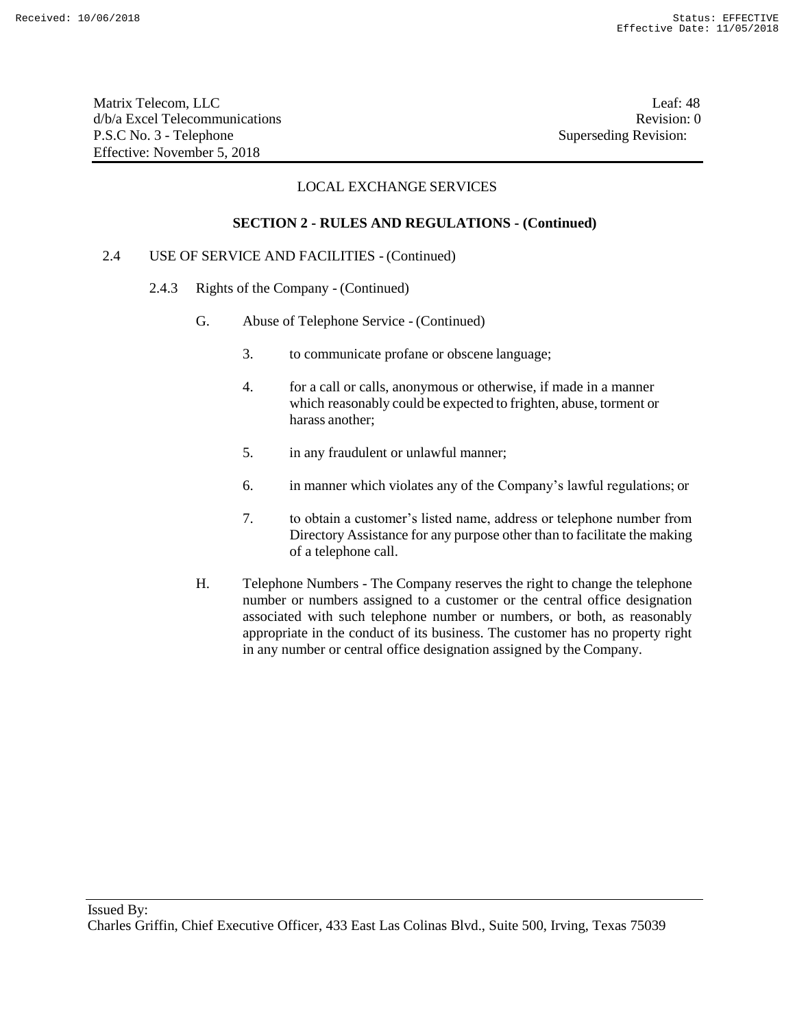LOCAL EXCHANGE SERVICES

**SECTION 2 - RULES AND REGULATIONS - (Continued)**

2.4 USE OF SERVICE AND FACILITIES - (Continued)

2.4.3 Rights of the Company - (Continued)

G. Abuse of Telephone Service - (Continued)

3. to communicate profane or obscene language;

4. for a call or calls, anonymous or otherwise, if made in a manner which reasonably could be expected to frighten, abuse, torment or harass another;

5. in any fraudulent or unlawful manner;

6. in manner which violates any of the Company's lawful regulations; or

7. to obtain a customer's listed name, address or telephone number from Directory Assistance for any purpose other than to facilitate the making of a telephone call.

H. Telephone Numbers - The Company reserves the right to change the telephone number or numbers assigned to a customer or the central office designation associated with such telephone number or numbers, or both, as reasonably appropriate in the conduct of its business. The customer has no property right in any number or central office designation assigned by the Company.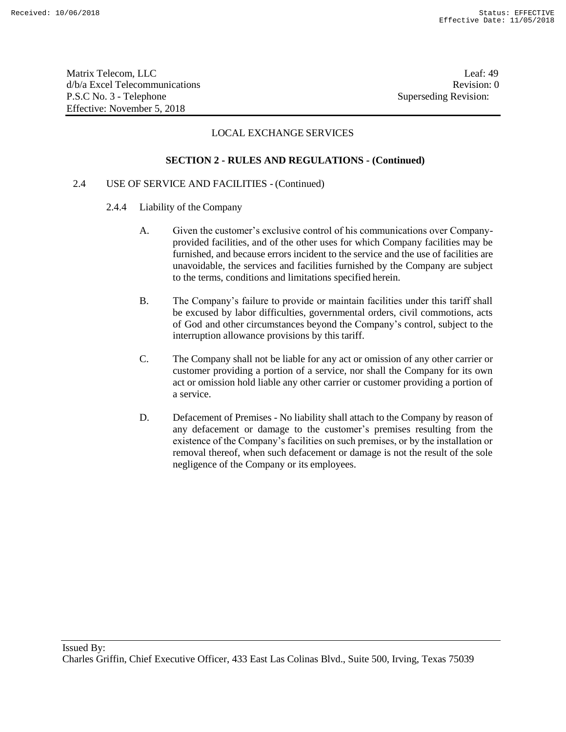LOCAL EXCHANGE SERVICES

**SECTION 2 - RULES AND REGULATIONS - (Continued)**

2.4 USE OF SERVICE AND FACILITIES - (Continued)

2.4.4 Liability of the Company

A. Given the customer's exclusive control of his communications over Company-provided facilities, and of the other uses for which Company facilities may be furnished, and because errors incident to the service and the use of facilities are unavoidable, the services and facilities furnished by the Company are subject to the terms, conditions and limitations specified herein.

B. The Company's failure to provide or maintain facilities under this tariff shall be excused by labor difficulties, governmental orders, civil commotions, acts of God and other circumstances beyond the Company's control, subject to the interruption allowance provisions by this tariff.

C. The Company shall not be liable for any act or omission of any other carrier or customer providing a portion of a service, nor shall the Company for its own act or omission hold liable any other carrier or customer providing a portion of a service.

D. Defacement of Premises - No liability shall attach to the Company by reason of any defacement or damage to the customer's premises resulting from the existence of the Company's facilities on such premises, or by the installation or removal thereof, when such defacement or damage is not the result of the sole negligence of the Company or its employees.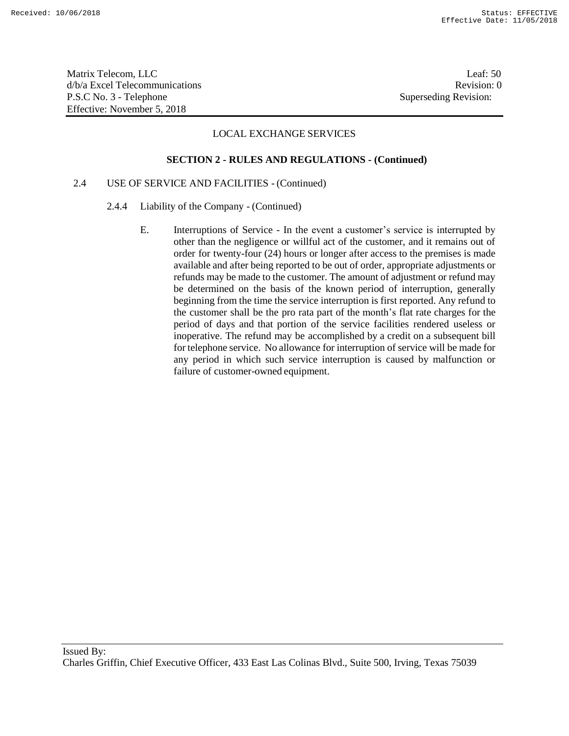LOCAL EXCHANGE SERVICES

**SECTION 2 - RULES AND REGULATIONS - (Continued)**

2.4 USE OF SERVICE AND FACILITIES - (Continued)

2.4.4 Liability of the Company - (Continued)

E. Interruptions of Service - In the event a customer's service is interrupted by other than the negligence or willful act of the customer, and it remains out of order for twenty-four (24) hours or longer after access to the premises is made available and after being reported to be out of order, appropriate adjustments or refunds may be made to the customer. The amount of adjustment or refund may be determined on the basis of the known period of interruption, generally beginning from the time the service interruption is first reported. Any refund to the customer shall be the pro rata part of the month's flat rate charges for the period of days and that portion of the service facilities rendered useless or inoperative. The refund may be accomplished by a credit on a subsequent bill for telephone service. No allowance for interruption of service will be made for any period in which such service interruption is caused by malfunction or failure of customer-owned equipment.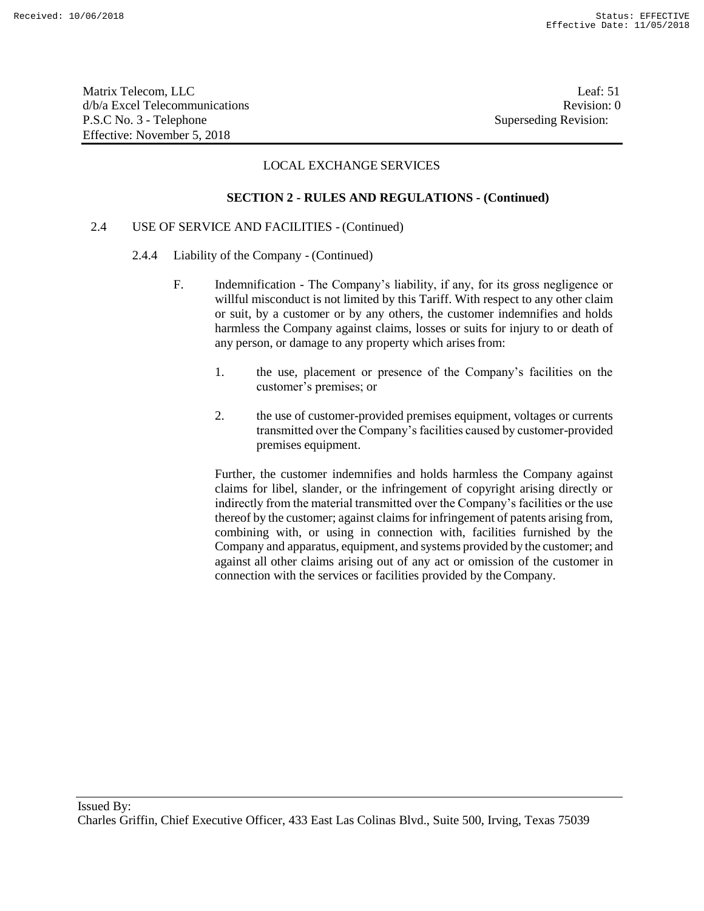LOCAL EXCHANGE SERVICES

**SECTION 2 - RULES AND REGULATIONS - (Continued)**

2.4 USE OF SERVICE AND FACILITIES - (Continued)

2.4.4 Liability of the Company - (Continued)

F. Indemnification - The Company's liability, if any, for its gross negligence or willful misconduct is not limited by this Tariff. With respect to any other claim or suit, by a customer or by any others, the customer indemnifies and holds harmless the Company against claims, losses or suits for injury to or death of any person, or damage to any property which arises from:

1. the use, placement or presence of the Company's facilities on the customer's premises; or

2. the use of customer-provided premises equipment, voltages or currents transmitted over the Company's facilities caused by customer-provided premises equipment.

Further, the customer indemnifies and holds harmless the Company against claims for libel, slander, or the infringement of copyright arising directly or indirectly from the material transmitted over the Company's facilities or the use thereof by the customer; against claims for infringement of patents arising from, combining with, or using in connection with, facilities furnished by the Company and apparatus, equipment, and systems provided by the customer; and against all other claims arising out of any act or omission of the customer in connection with the services or facilities provided by the Company.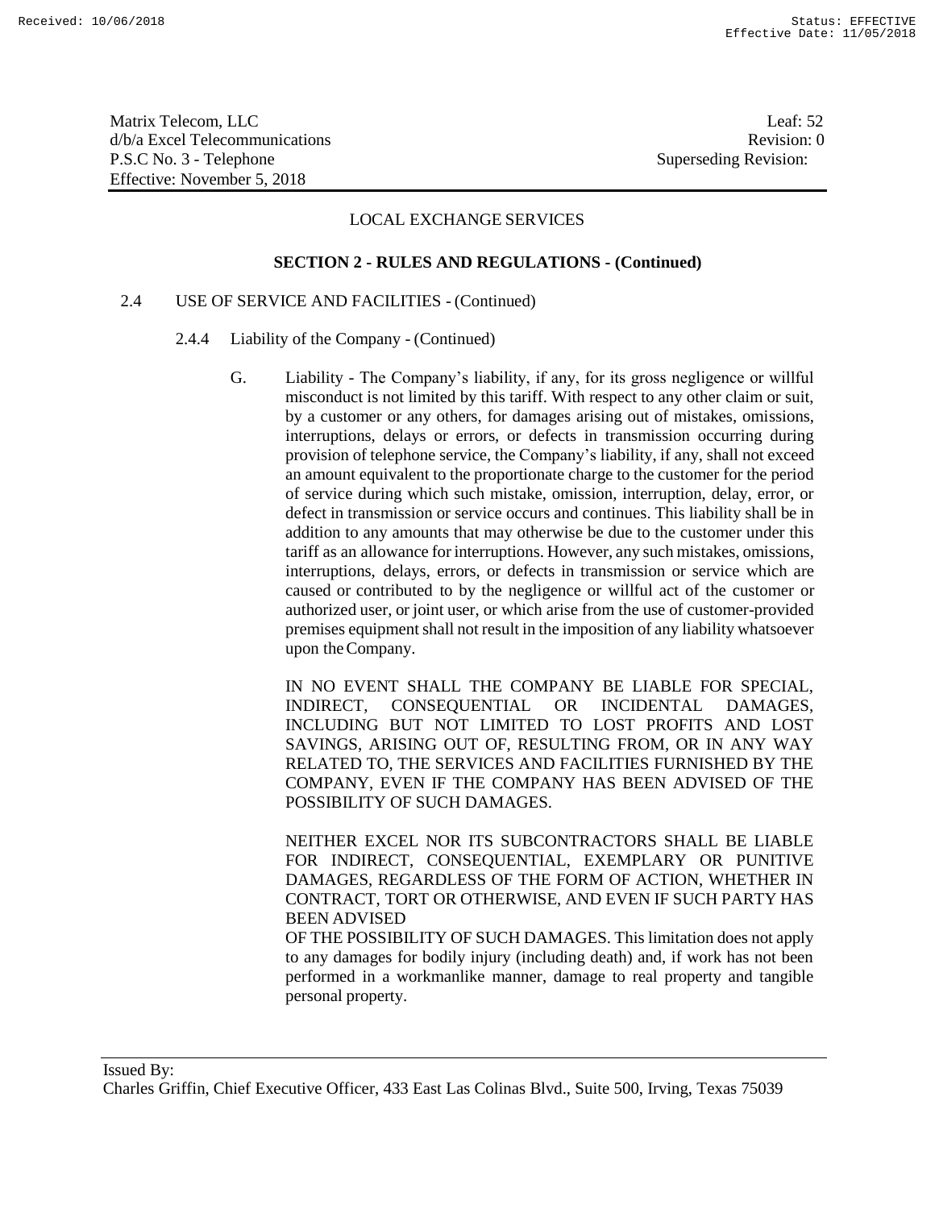LOCAL EXCHANGE SERVICES

**SECTION 2 - RULES AND REGULATIONS - (Continued)**

2.4 USE OF SERVICE AND FACILITIES - (Continued)

2.4.4 Liability of the Company - (Continued)

G. Liability - The Company's liability, if any, for its gross negligence or willful misconduct is not limited by this tariff. With respect to any other claim or suit, by a customer or any others, for damages arising out of mistakes, omissions, interruptions, delays or errors, or defects in transmission occurring during provision of telephone service, the Company's liability, if any, shall not exceed an amount equivalent to the proportionate charge to the customer for the period of service during which such mistake, omission, interruption, delay, error, or defect in transmission or service occurs and continues. This liability shall be in addition to any amounts that may otherwise be due to the customer under this tariff as an allowance for interruptions. However, any such mistakes, omissions, interruptions, delays, errors, or defects in transmission or service which are caused or contributed to by the negligence or willful act of the customer or authorized user, or joint user, or which arise from the use of customer-provided premises equipment shall not result in the imposition of any liability whatsoever upon the Company.

IN NO EVENT SHALL THE COMPANY BE LIABLE FOR SPECIAL, INDIRECT, CONSEQUENTIAL OR INCIDENTAL DAMAGES, INCLUDING BUT NOT LIMITED TO LOST PROFITS AND LOST SAVINGS, ARISING OUT OF, RESULTING FROM, OR IN ANY WAY RELATED TO, THE SERVICES AND FACILITIES FURNISHED BY THE COMPANY, EVEN IF THE COMPANY HAS BEEN ADVISED OF THE POSSIBILITY OF SUCH DAMAGES.

NEITHER EXCEL NOR ITS SUBCONTRACTORS SHALL BE LIABLE FOR INDIRECT, CONSEQUENTIAL, EXEMPLARY OR PUNITIVE DAMAGES, REGARDLESS OF THE FORM OF ACTION, WHETHER IN CONTRACT, TORT OR OTHERWISE, AND EVEN IF SUCH PARTY HAS BEEN ADVISED OF THE POSSIBILITY OF SUCH DAMAGES. This limitation does not apply to any damages for bodily injury (including death) and, if work has not been performed in a workmanlike manner, damage to real property and tangible personal property.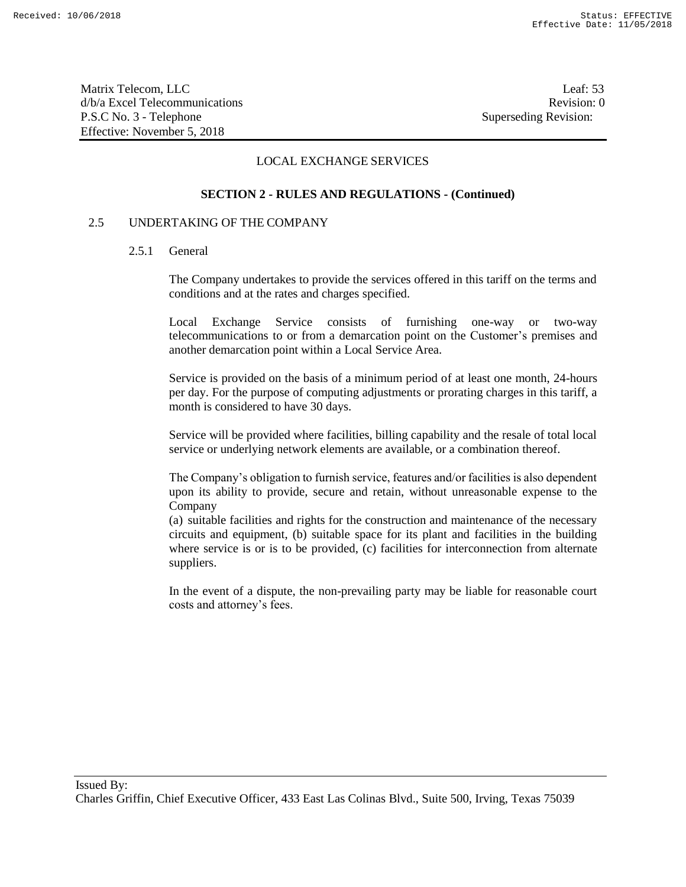## LOCAL EXCHANGE SERVICES

### SECTION 2 - RULES AND REGULATIONS - (Continued)

#### 2.5 UNDERTAKING OF THE COMPANY

##### 2.5.1 General

The Company undertakes to provide the services offered in this tariff on the terms and conditions and at the rates and charges specified.

Local Exchange Service consists of furnishing one-way or two-way telecommunications to or from a demarcation point on the Customer's premises and another demarcation point within a Local Service Area.

Service is provided on the basis of a minimum period of at least one month, 24-hours per day. For the purpose of computing adjustments or prorating charges in this tariff, a month is considered to have 30 days.

Service will be provided where facilities, billing capability and the resale of total local service or underlying network elements are available, or a combination thereof.

The Company's obligation to furnish service, features and/or facilities is also dependent upon its ability to provide, secure and retain, without unreasonable expense to the Company

(a) suitable facilities and rights for the construction and maintenance of the necessary circuits and equipment, (b) suitable space for its plant and facilities in the building where service is or is to be provided, (c) facilities for interconnection from alternate suppliers.

In the event of a dispute, the non-prevailing party may be liable for reasonable court costs and attorney's fees.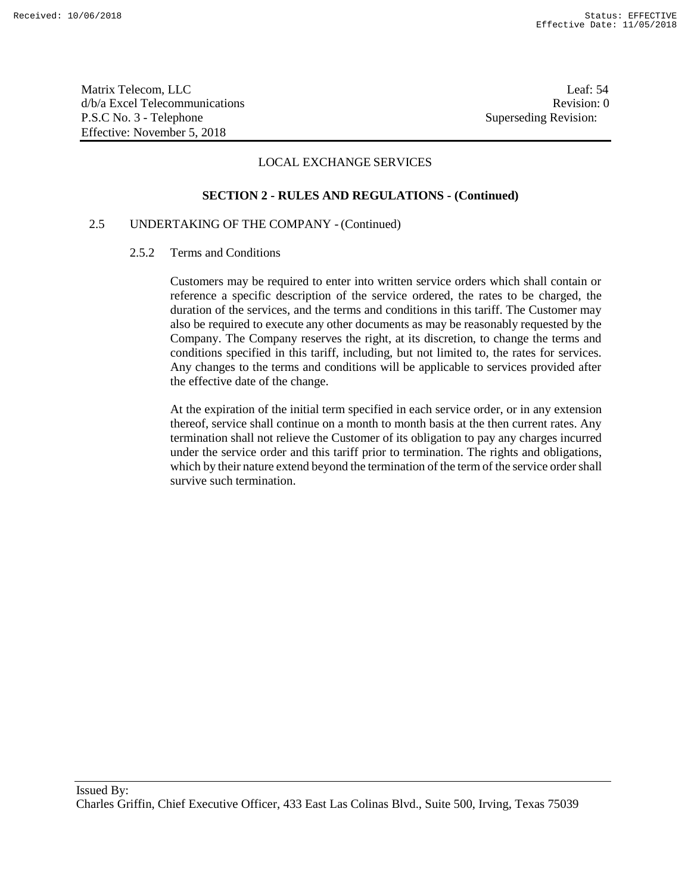LOCAL EXCHANGE SERVICES

**SECTION 2 - RULES AND REGULATIONS - (Continued)**

2.5 UNDERTAKING OF THE COMPANY - (Continued)

2.5.2 Terms and Conditions

Customers may be required to enter into written service orders which shall contain or reference a specific description of the service ordered, the rates to be charged, the duration of the services, and the terms and conditions in this tariff. The Customer may also be required to execute any other documents as may be reasonably requested by the Company. The Company reserves the right, at its discretion, to change the terms and conditions specified in this tariff, including, but not limited to, the rates for services. Any changes to the terms and conditions will be applicable to services provided after the effective date of the change.

At the expiration of the initial term specified in each service order, or in any extension thereof, service shall continue on a month to month basis at the then current rates. Any termination shall not relieve the Customer of its obligation to pay any charges incurred under the service order and this tariff prior to termination. The rights and obligations, which by their nature extend beyond the termination of the term of the service order shall survive such termination.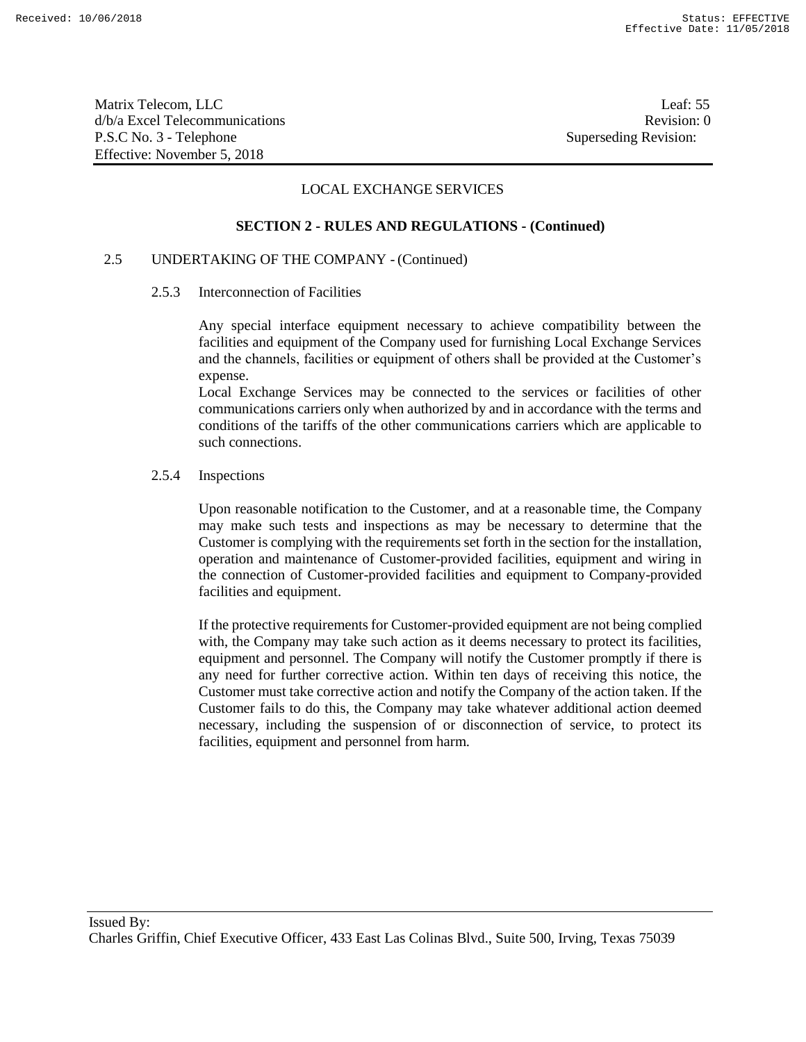LOCAL EXCHANGE SERVICES

**SECTION 2 - RULES AND REGULATIONS - (Continued)**

2.5 UNDERTAKING OF THE COMPANY - (Continued)

2.5.3 Interconnection of Facilities

Any special interface equipment necessary to achieve compatibility between the facilities and equipment of the Company used for furnishing Local Exchange Services and the channels, facilities or equipment of others shall be provided at the Customer's expense.

Local Exchange Services may be connected to the services or facilities of other communications carriers only when authorized by and in accordance with the terms and conditions of the tariffs of the other communications carriers which are applicable to such connections.

2.5.4 Inspections

Upon reasonable notification to the Customer, and at a reasonable time, the Company may make such tests and inspections as may be necessary to determine that the Customer is complying with the requirements set forth in the section for the installation, operation and maintenance of Customer-provided facilities, equipment and wiring in the connection of Customer-provided facilities and equipment to Company-provided facilities and equipment.

If the protective requirements for Customer-provided equipment are not being complied with, the Company may take such action as it deems necessary to protect its facilities, equipment and personnel. The Company will notify the Customer promptly if there is any need for further corrective action. Within ten days of receiving this notice, the Customer must take corrective action and notify the Company of the action taken. If the Customer fails to do this, the Company may take whatever additional action deemed necessary, including the suspension of or disconnection of service, to protect its facilities, equipment and personnel from harm.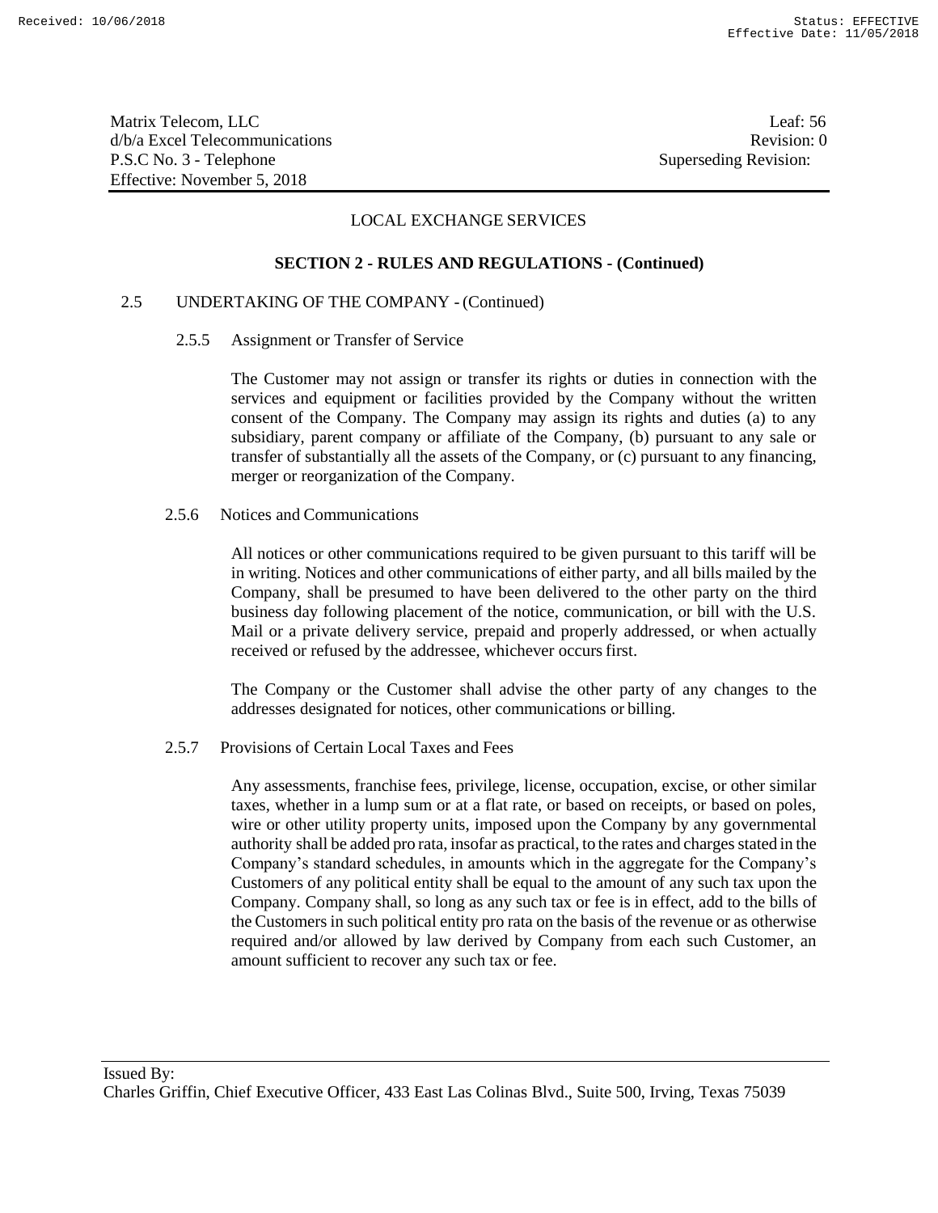LOCAL EXCHANGE SERVICES

**SECTION 2 - RULES AND REGULATIONS - (Continued)**

2.5 UNDERTAKING OF THE COMPANY - (Continued)

2.5.5 Assignment or Transfer of Service

The Customer may not assign or transfer its rights or duties in connection with the services and equipment or facilities provided by the Company without the written consent of the Company. The Company may assign its rights and duties (a) to any subsidiary, parent company or affiliate of the Company, (b) pursuant to any sale or transfer of substantially all the assets of the Company, or (c) pursuant to any financing, merger or reorganization of the Company.

2.5.6 Notices and Communications

All notices or other communications required to be given pursuant to this tariff will be in writing. Notices and other communications of either party, and all bills mailed by the Company, shall be presumed to have been delivered to the other party on the third business day following placement of the notice, communication, or bill with the U.S. Mail or a private delivery service, prepaid and properly addressed, or when actually received or refused by the addressee, whichever occurs first.

The Company or the Customer shall advise the other party of any changes to the addresses designated for notices, other communications or billing.

2.5.7 Provisions of Certain Local Taxes and Fees

Any assessments, franchise fees, privilege, license, occupation, excise, or other similar taxes, whether in a lump sum or at a flat rate, or based on receipts, or based on poles, wire or other utility property units, imposed upon the Company by any governmental authority shall be added pro rata, insofar as practical, to the rates and charges stated in the Company's standard schedules, in amounts which in the aggregate for the Company's Customers of any political entity shall be equal to the amount of any such tax upon the Company. Company shall, so long as any such tax or fee is in effect, add to the bills of the Customers in such political entity pro rata on the basis of the revenue or as otherwise required and/or allowed by law derived by Company from each such Customer, an amount sufficient to recover any such tax or fee.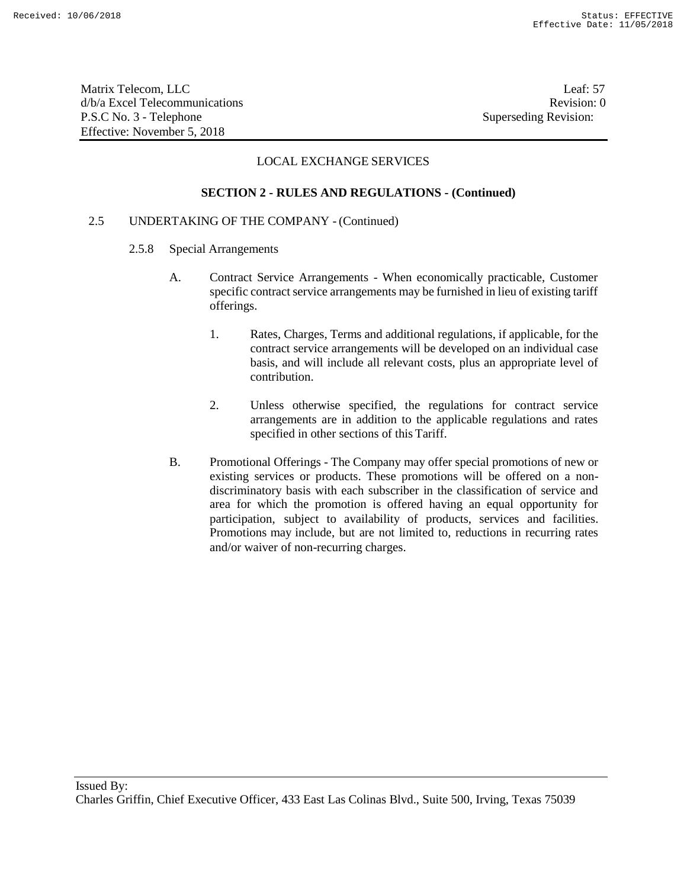## LOCAL EXCHANGE SERVICES

### SECTION 2 - RULES AND REGULATIONS - (Continued)

2.5 UNDERTAKING OF THE COMPANY - (Continued)

2.5.8 Special Arrangements

A. Contract Service Arrangements - When economically practicable, Customer specific contract service arrangements may be furnished in lieu of existing tariff offerings.

1. Rates, Charges, Terms and additional regulations, if applicable, for the contract service arrangements will be developed on an individual case basis, and will include all relevant costs, plus an appropriate level of contribution.

2. Unless otherwise specified, the regulations for contract service arrangements are in addition to the applicable regulations and rates specified in other sections of this Tariff.

B. Promotional Offerings - The Company may offer special promotions of new or existing services or products. These promotions will be offered on a non-discriminatory basis with each subscriber in the classification of service and area for which the promotion is offered having an equal opportunity for participation, subject to availability of products, services and facilities. Promotions may include, but are not limited to, reductions in recurring rates and/or waiver of non-recurring charges.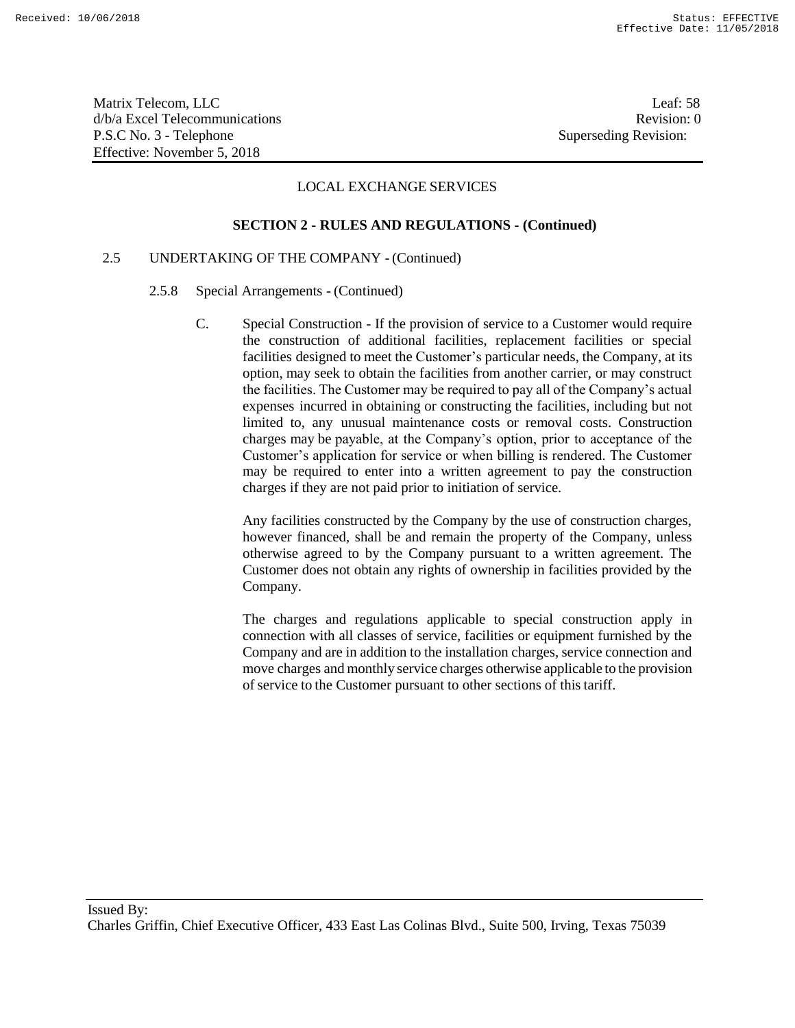LOCAL EXCHANGE SERVICES

**SECTION 2 - RULES AND REGULATIONS - (Continued)**

2.5 UNDERTAKING OF THE COMPANY - (Continued)

2.5.8 Special Arrangements - (Continued)

C. Special Construction - If the provision of service to a Customer would require the construction of additional facilities, replacement facilities or special facilities designed to meet the Customer's particular needs, the Company, at its option, may seek to obtain the facilities from another carrier, or may construct the facilities. The Customer may be required to pay all of the Company's actual expenses incurred in obtaining or constructing the facilities, including but not limited to, any unusual maintenance costs or removal costs. Construction charges may be payable, at the Company's option, prior to acceptance of the Customer's application for service or when billing is rendered. The Customer may be required to enter into a written agreement to pay the construction charges if they are not paid prior to initiation of service.

Any facilities constructed by the Company by the use of construction charges, however financed, shall be and remain the property of the Company, unless otherwise agreed to by the Company pursuant to a written agreement. The Customer does not obtain any rights of ownership in facilities provided by the Company.

The charges and regulations applicable to special construction apply in connection with all classes of service, facilities or equipment furnished by the Company and are in addition to the installation charges, service connection and move charges and monthly service charges otherwise applicable to the provision of service to the Customer pursuant to other sections of this tariff.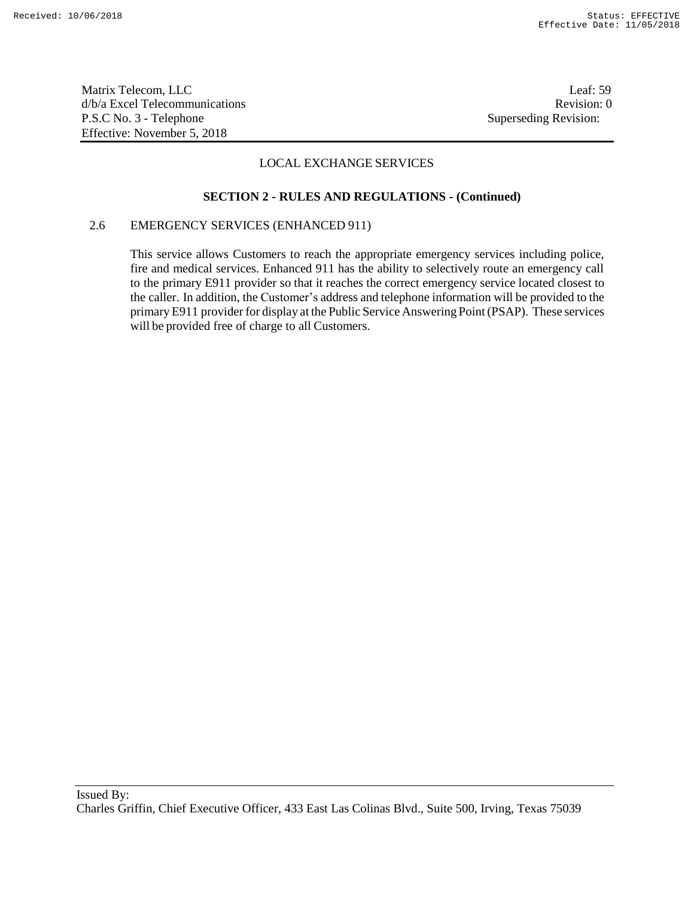Matrix Telecom, LLC
d/b/a Excel Telecommunications
P.S.C No. 3 - Telephone
Effective: November 5, 2018

Leaf: 59
Revision: 0
Superseding Revision:

LOCAL EXCHANGE SERVICES

**SECTION 2 - RULES AND REGULATIONS - (Continued)**

2.6 EMERGENCY SERVICES (ENHANCED 911)

This service allows Customers to reach the appropriate emergency services including police, fire and medical services. Enhanced 911 has the ability to selectively route an emergency call to the primary E911 provider so that it reaches the correct emergency service located closest to the caller. In addition, the Customer's address and telephone information will be provided to the primary E911 provider for display at the Public Service Answering Point (PSAP). These services will be provided free of charge to all Customers.

Issued By:
Charles Griffin, Chief Executive Officer, 433 East Las Colinas Blvd., Suite 500, Irving, Texas 75039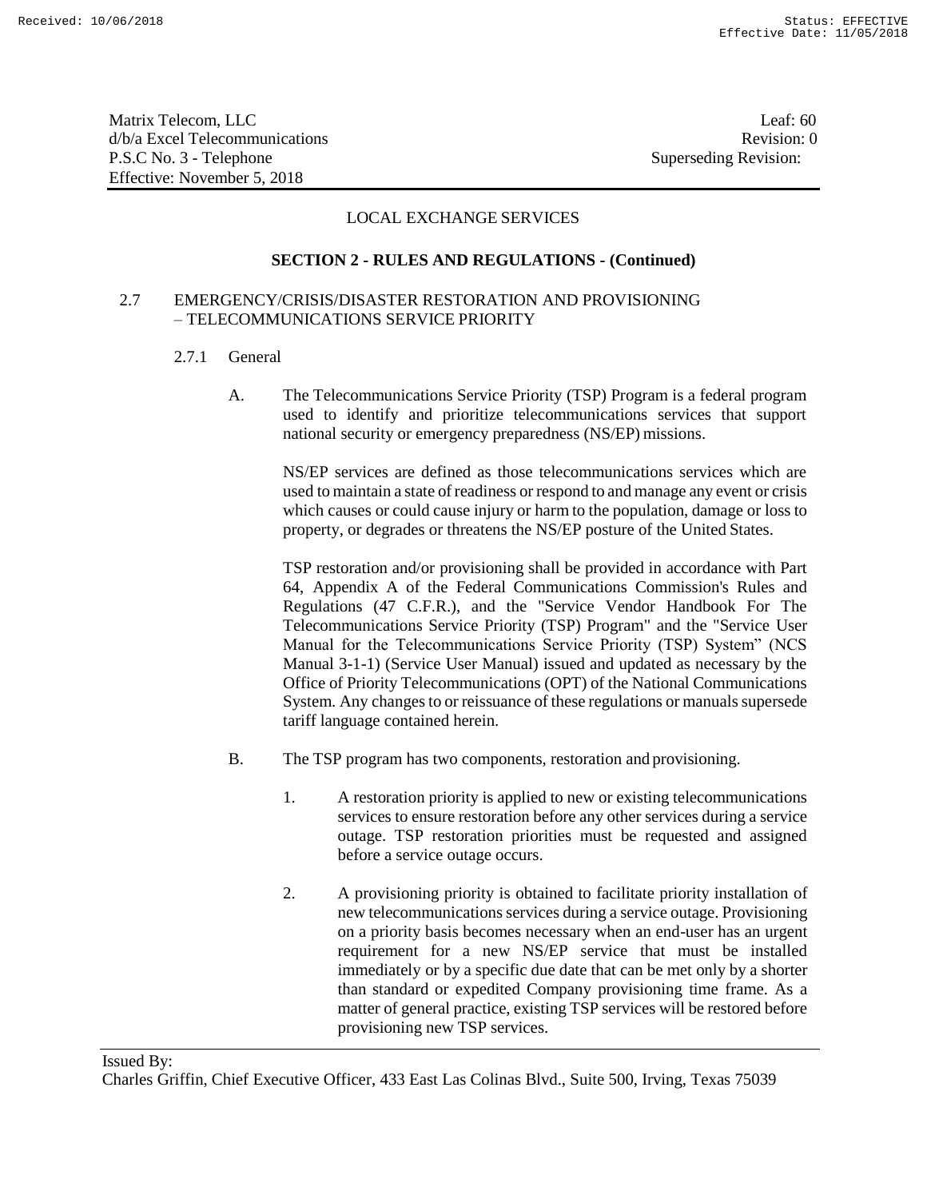LOCAL EXCHANGE SERVICES

**SECTION 2 - RULES AND REGULATIONS - (Continued)**

## 2.7 EMERGENCY/CRISIS/DISASTER RESTORATION AND PROVISIONING – TELECOMMUNICATIONS SERVICE PRIORITY

### 2.7.1 General

A. The Telecommunications Service Priority (TSP) Program is a federal program used to identify and prioritize telecommunications services that support national security or emergency preparedness (NS/EP) missions.

NS/EP services are defined as those telecommunications services which are used to maintain a state of readiness or respond to and manage any event or crisis which causes or could cause injury or harm to the population, damage or loss to property, or degrades or threatens the NS/EP posture of the United States.

TSP restoration and/or provisioning shall be provided in accordance with Part 64, Appendix A of the Federal Communications Commission's Rules and Regulations (47 C.F.R.), and the "Service Vendor Handbook For The Telecommunications Service Priority (TSP) Program" and the "Service User Manual for the Telecommunications Service Priority (TSP) System" (NCS Manual 3-1-1) (Service User Manual) issued and updated as necessary by the Office of Priority Telecommunications (OPT) of the National Communications System. Any changes to or reissuance of these regulations or manuals supersede tariff language contained herein.

B. The TSP program has two components, restoration and provisioning.

1. A restoration priority is applied to new or existing telecommunications services to ensure restoration before any other services during a service outage. TSP restoration priorities must be requested and assigned before a service outage occurs.

2. A provisioning priority is obtained to facilitate priority installation of new telecommunications services during a service outage. Provisioning on a priority basis becomes necessary when an end-user has an urgent requirement for a new NS/EP service that must be installed immediately or by a specific due date that can be met only by a shorter than standard or expedited Company provisioning time frame. As a matter of general practice, existing TSP services will be restored before provisioning new TSP services.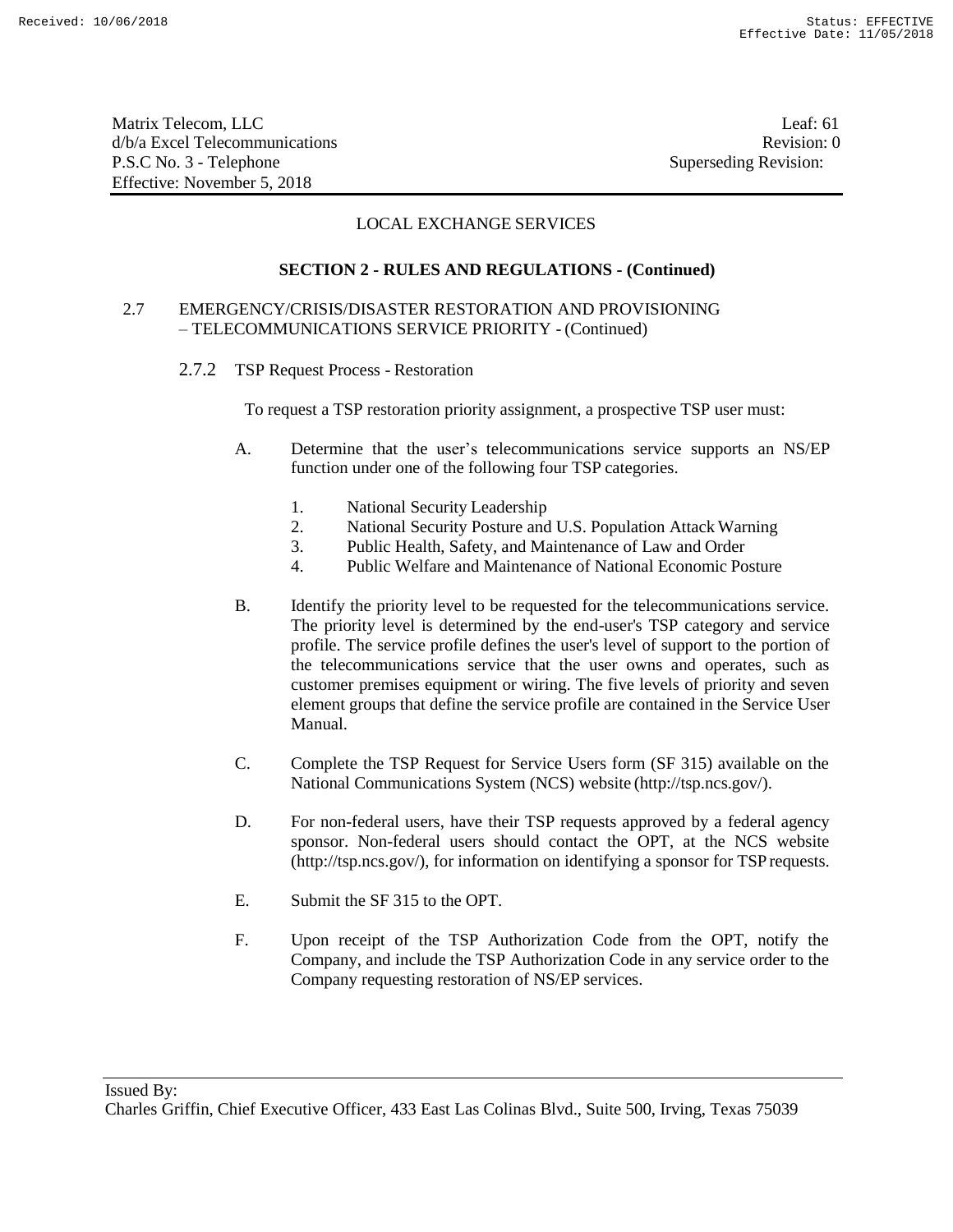LOCAL EXCHANGE SERVICES

**SECTION 2 - RULES AND REGULATIONS - (Continued)**

2.7 EMERGENCY/CRISIS/DISASTER RESTORATION AND PROVISIONING – TELECOMMUNICATIONS SERVICE PRIORITY - (Continued)

2.7.2 TSP Request Process - Restoration

To request a TSP restoration priority assignment, a prospective TSP user must:

A. Determine that the user's telecommunications service supports an NS/EP function under one of the following four TSP categories.

1. National Security Leadership
2. National Security Posture and U.S. Population Attack Warning
3. Public Health, Safety, and Maintenance of Law and Order
4. Public Welfare and Maintenance of National Economic Posture

B. Identify the priority level to be requested for the telecommunications service. The priority level is determined by the end-user's TSP category and service profile. The service profile defines the user's level of support to the portion of the telecommunications service that the user owns and operates, such as customer premises equipment or wiring. The five levels of priority and seven element groups that define the service profile are contained in the Service User Manual.

C. Complete the TSP Request for Service Users form (SF 315) available on the National Communications System (NCS) website (http://tsp.ncs.gov/).

D. For non-federal users, have their TSP requests approved by a federal agency sponsor. Non-federal users should contact the OPT, at the NCS website (http://tsp.ncs.gov/), for information on identifying a sponsor for TSP requests.

E. Submit the SF 315 to the OPT.

F. Upon receipt of the TSP Authorization Code from the OPT, notify the Company, and include the TSP Authorization Code in any service order to the Company requesting restoration of NS/EP services.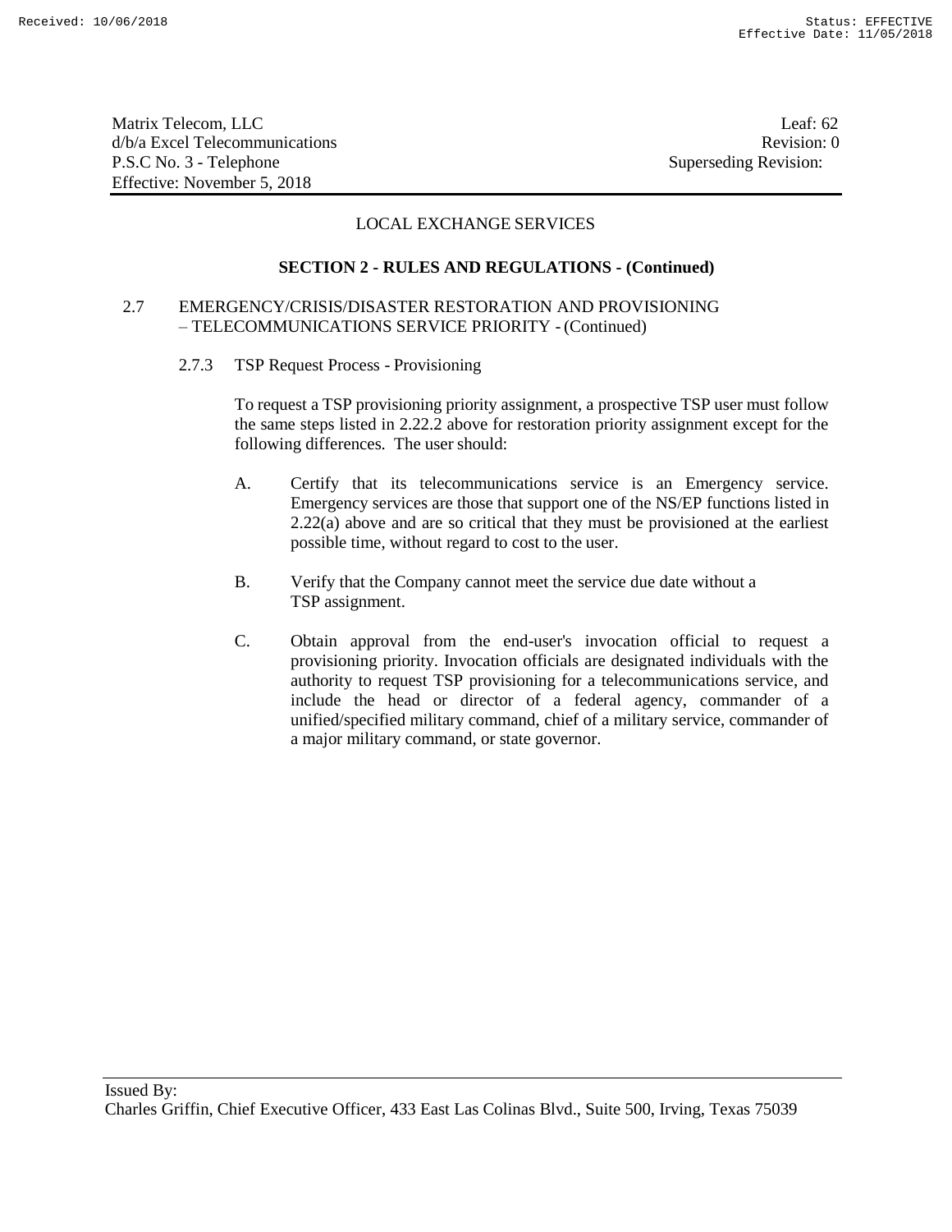LOCAL EXCHANGE SERVICES

**SECTION 2 - RULES AND REGULATIONS - (Continued)**

2.7 EMERGENCY/CRISIS/DISASTER RESTORATION AND PROVISIONING – TELECOMMUNICATIONS SERVICE PRIORITY - (Continued)

2.7.3 TSP Request Process - Provisioning

To request a TSP provisioning priority assignment, a prospective TSP user must follow the same steps listed in 2.22.2 above for restoration priority assignment except for the following differences. The user should:

A. Certify that its telecommunications service is an Emergency service. Emergency services are those that support one of the NS/EP functions listed in 2.22(a) above and are so critical that they must be provisioned at the earliest possible time, without regard to cost to the user.

B. Verify that the Company cannot meet the service due date without a TSP assignment.

C. Obtain approval from the end-user's invocation official to request a provisioning priority. Invocation officials are designated individuals with the authority to request TSP provisioning for a telecommunications service, and include the head or director of a federal agency, commander of a unified/specified military command, chief of a military service, commander of a major military command, or state governor.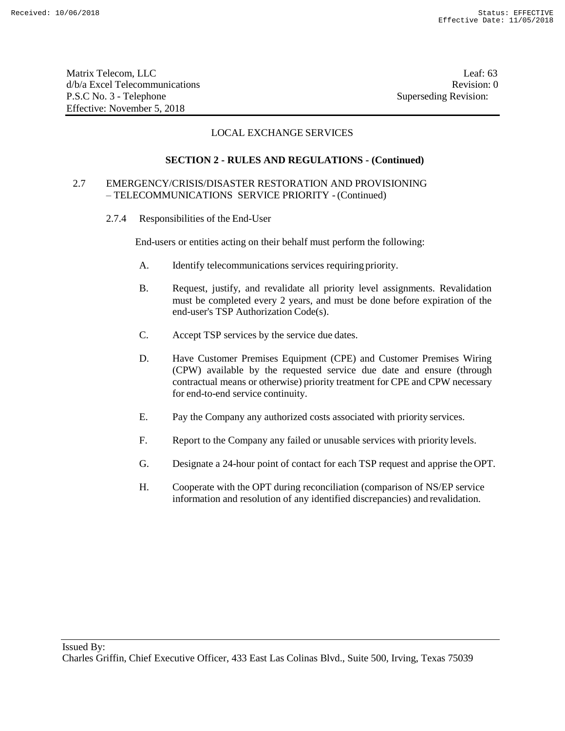LOCAL EXCHANGE SERVICES

**SECTION 2 - RULES AND REGULATIONS - (Continued)**

2.7 EMERGENCY/CRISIS/DISASTER RESTORATION AND PROVISIONING – TELECOMMUNICATIONS SERVICE PRIORITY - (Continued)

2.7.4 Responsibilities of the End-User

End-users or entities acting on their behalf must perform the following:

A. Identify telecommunications services requiring priority.

B. Request, justify, and revalidate all priority level assignments. Revalidation must be completed every 2 years, and must be done before expiration of the end-user's TSP Authorization Code(s).

C. Accept TSP services by the service due dates.

D. Have Customer Premises Equipment (CPE) and Customer Premises Wiring (CPW) available by the requested service due date and ensure (through contractual means or otherwise) priority treatment for CPE and CPW necessary for end-to-end service continuity.

E. Pay the Company any authorized costs associated with priority services.

F. Report to the Company any failed or unusable services with priority levels.

G. Designate a 24-hour point of contact for each TSP request and apprise the OPT.

H. Cooperate with the OPT during reconciliation (comparison of NS/EP service information and resolution of any identified discrepancies) and revalidation.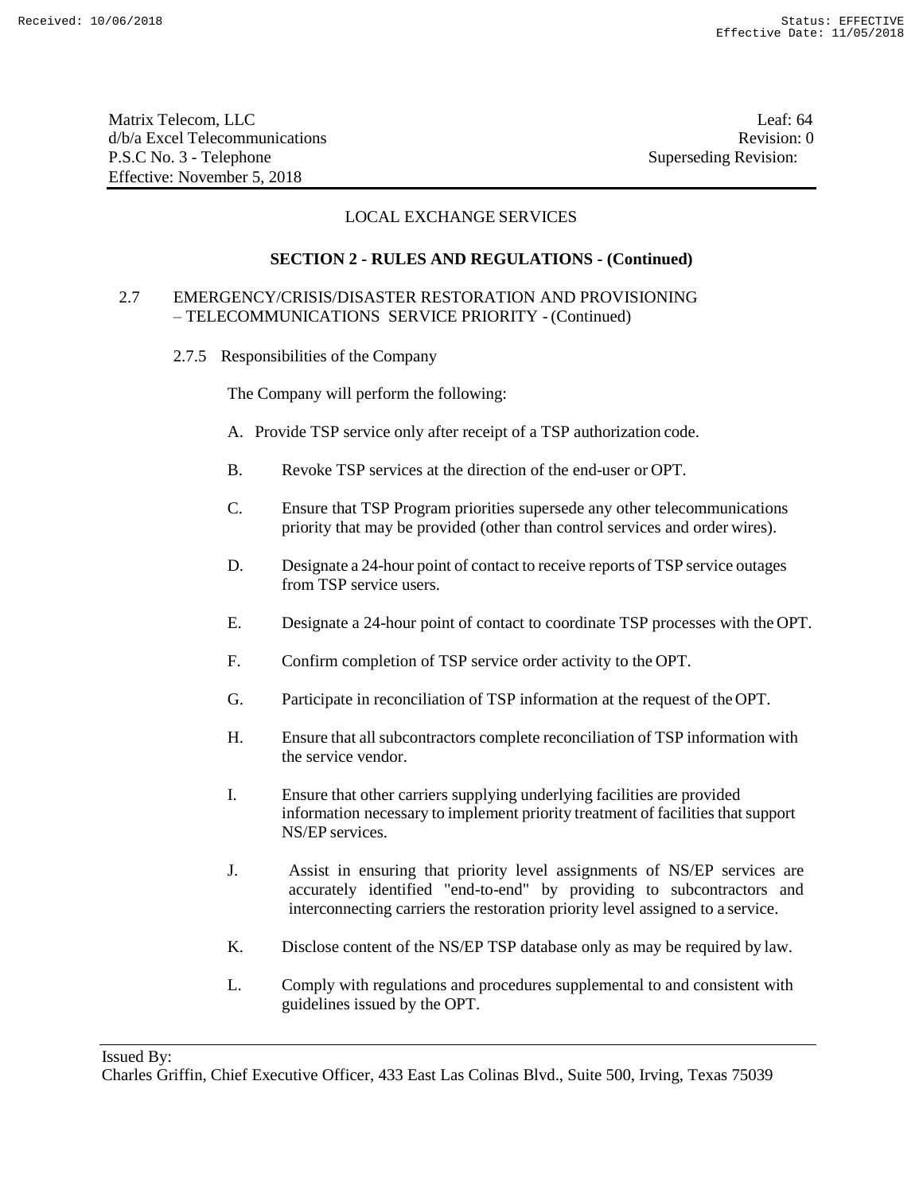LOCAL EXCHANGE SERVICES

**SECTION 2 - RULES AND REGULATIONS - (Continued)**

2.7 EMERGENCY/CRISIS/DISASTER RESTORATION AND PROVISIONING – TELECOMMUNICATIONS SERVICE PRIORITY - (Continued)

2.7.5 Responsibilities of the Company

The Company will perform the following:

A. Provide TSP service only after receipt of a TSP authorization code.

B. Revoke TSP services at the direction of the end-user or OPT.

C. Ensure that TSP Program priorities supersede any other telecommunications priority that may be provided (other than control services and order wires).

D. Designate a 24-hour point of contact to receive reports of TSP service outages from TSP service users.

E. Designate a 24-hour point of contact to coordinate TSP processes with the OPT.

F. Confirm completion of TSP service order activity to the OPT.

G. Participate in reconciliation of TSP information at the request of the OPT.

H. Ensure that all subcontractors complete reconciliation of TSP information with the service vendor.

I. Ensure that other carriers supplying underlying facilities are provided information necessary to implement priority treatment of facilities that support NS/EP services.

J. Assist in ensuring that priority level assignments of NS/EP services are accurately identified "end-to-end" by providing to subcontractors and interconnecting carriers the restoration priority level assigned to a service.

K. Disclose content of the NS/EP TSP database only as may be required by law.

L. Comply with regulations and procedures supplemental to and consistent with guidelines issued by the OPT.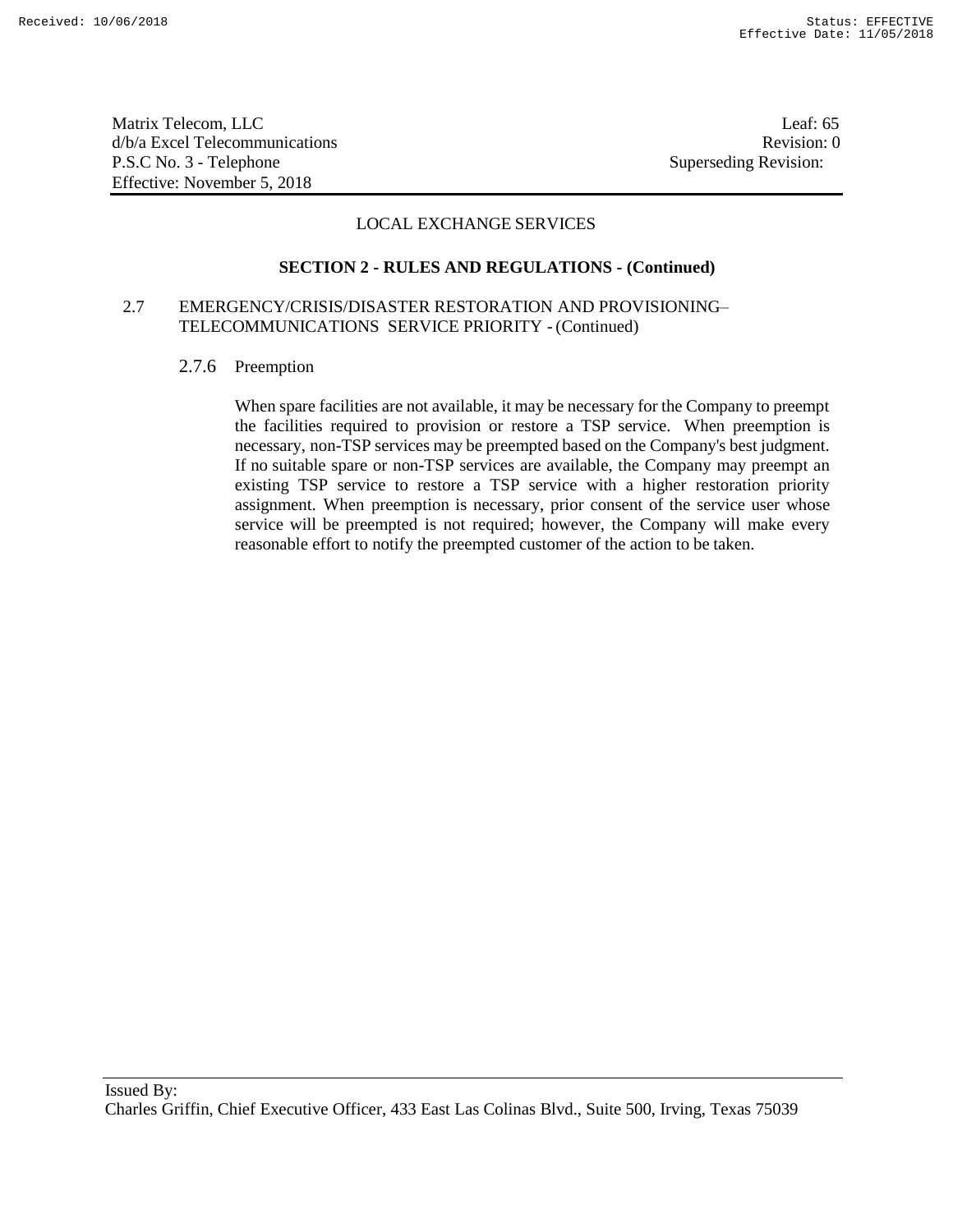LOCAL EXCHANGE SERVICES

**SECTION 2 - RULES AND REGULATIONS - (Continued)**

2.7 EMERGENCY/CRISIS/DISASTER RESTORATION AND PROVISIONING– TELECOMMUNICATIONS SERVICE PRIORITY - (Continued)

2.7.6 Preemption

When spare facilities are not available, it may be necessary for the Company to preempt the facilities required to provision or restore a TSP service. When preemption is necessary, non-TSP services may be preempted based on the Company's best judgment. If no suitable spare or non-TSP services are available, the Company may preempt an existing TSP service to restore a TSP service with a higher restoration priority assignment. When preemption is necessary, prior consent of the service user whose service will be preempted is not required; however, the Company will make every reasonable effort to notify the preempted customer of the action to be taken.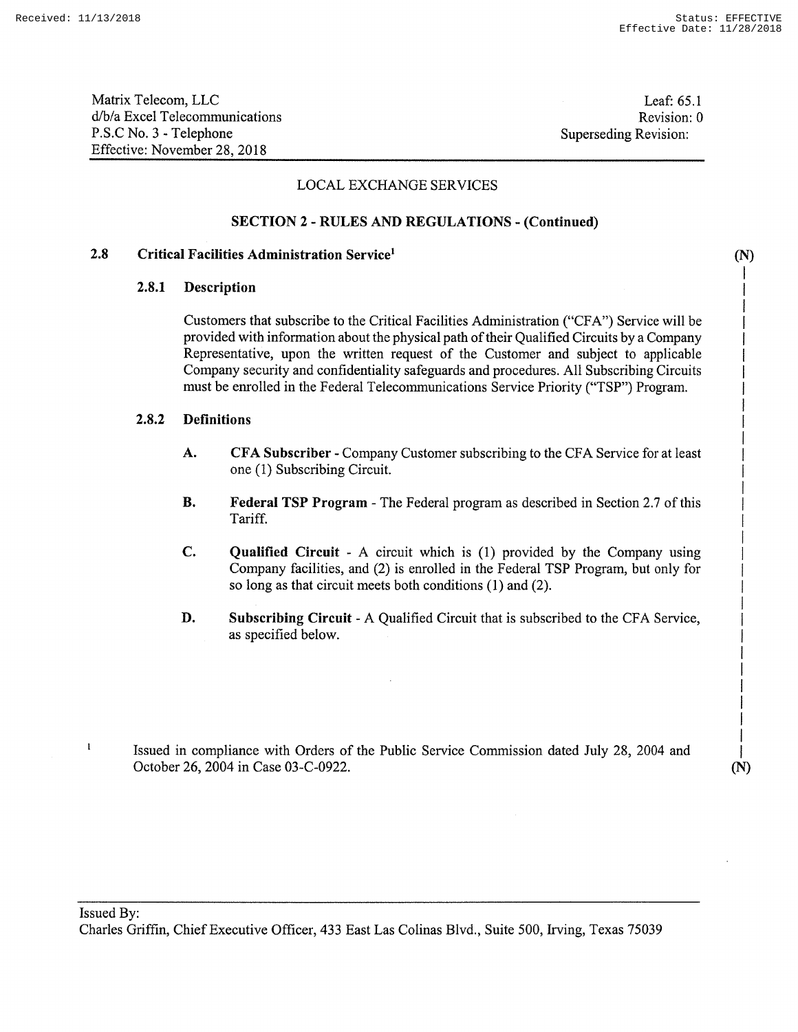Matrix Telecom, LLC
d/b/a Excel Telecommunications
P.S.C No. 3 - Telephone
Effective: November 28, 2018

Leaf: 65.1
Revision: 0
Superseding Revision:

LOCAL EXCHANGE SERVICES

**SECTION 2 - RULES AND REGULATIONS - (Continued)**

## 2.8 Critical Facilities Administration Service[1] (N)

### 2.8.1 Description

Customers that subscribe to the Critical Facilities Administration ("CFA") Service will be provided with information about the physical path of their Qualified Circuits by a Company Representative, upon the written request of the Customer and subject to applicable Company security and confidentiality safeguards and procedures. All Subscribing Circuits must be enrolled in the Federal Telecommunications Service Priority ("TSP") Program.

### 2.8.2 Definitions

A. **CFA Subscriber** - Company Customer subscribing to the CFA Service for at least one (1) Subscribing Circuit.

B. **Federal TSP Program** - The Federal program as described in Section 2.7 of this Tariff.

C. **Qualified Circuit** - A circuit which is (1) provided by the Company using Company facilities, and (2) is enrolled in the Federal TSP Program, but only for so long as that circuit meets both conditions (1) and (2).

D. **Subscribing Circuit** - A Qualified Circuit that is subscribed to the CFA Service, as specified below.

[1] Issued in compliance with Orders of the Public Service Commission dated July 28, 2004 and October 26, 2004 in Case 03-C-0922. (N)

Issued By:
Charles Griffin, Chief Executive Officer, 433 East Las Colinas Blvd., Suite 500, Irving, Texas 75039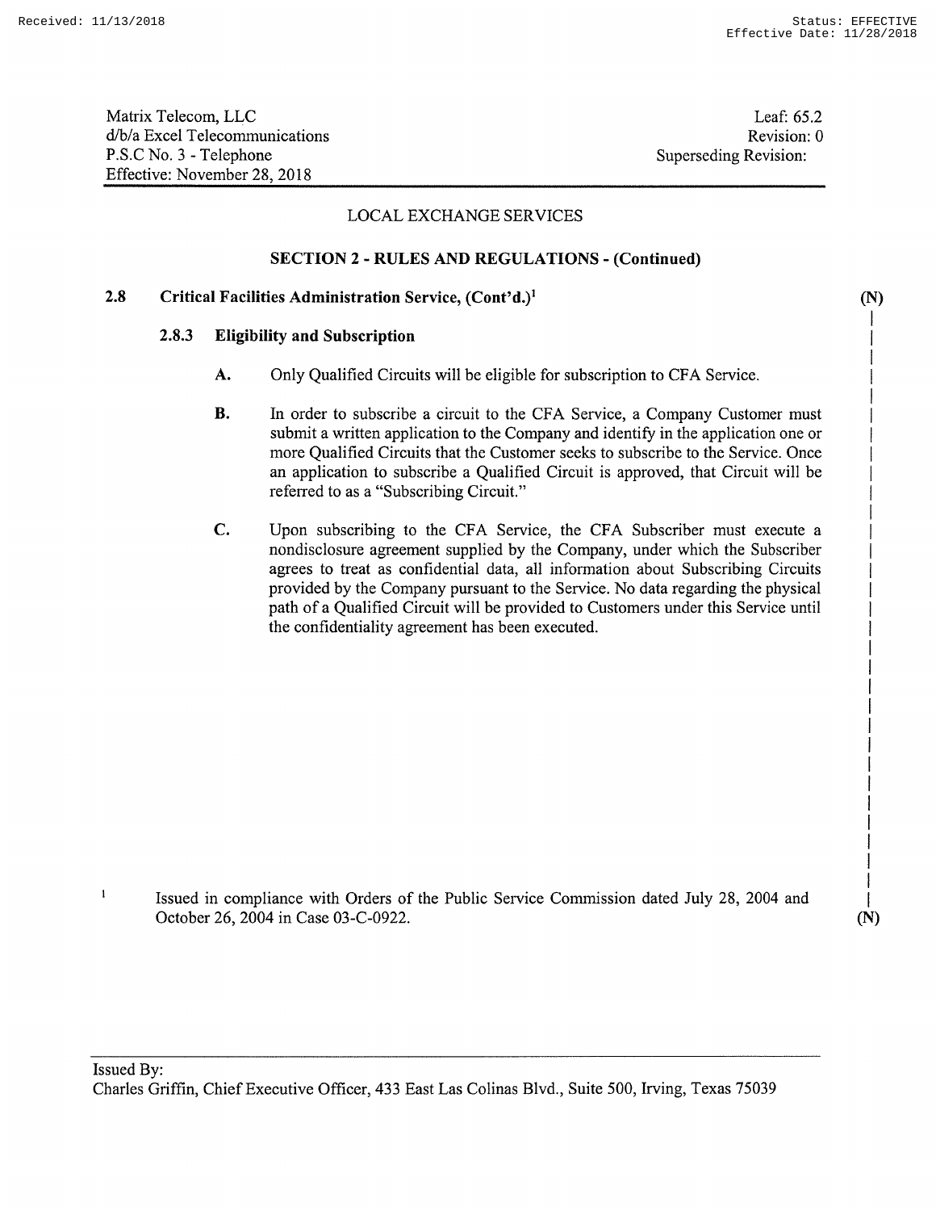LOCAL EXCHANGE SERVICES

**SECTION 2 - RULES AND REGULATIONS - (Continued)**

**2.8 Critical Facilities Administration Service, (Cont'd.)[1]** (N)

**2.8.3 Eligibility and Subscription**

**A.** Only Qualified Circuits will be eligible for subscription to CFA Service.

**B.** In order to subscribe a circuit to the CFA Service, a Company Customer must submit a written application to the Company and identify in the application one or more Qualified Circuits that the Customer seeks to subscribe to the Service. Once an application to subscribe a Qualified Circuit is approved, that Circuit will be referred to as a "Subscribing Circuit."

**C.** Upon subscribing to the CFA Service, the CFA Subscriber must execute a nondisclosure agreement supplied by the Company, under which the Subscriber agrees to treat as confidential data, all information about Subscribing Circuits provided by the Company pursuant to the Service. No data regarding the physical path of a Qualified Circuit will be provided to Customers under this Service until the confidentiality agreement has been executed.

[1] Issued in compliance with Orders of the Public Service Commission dated July 28, 2004 and October 26, 2004 in Case 03-C-0922. (N)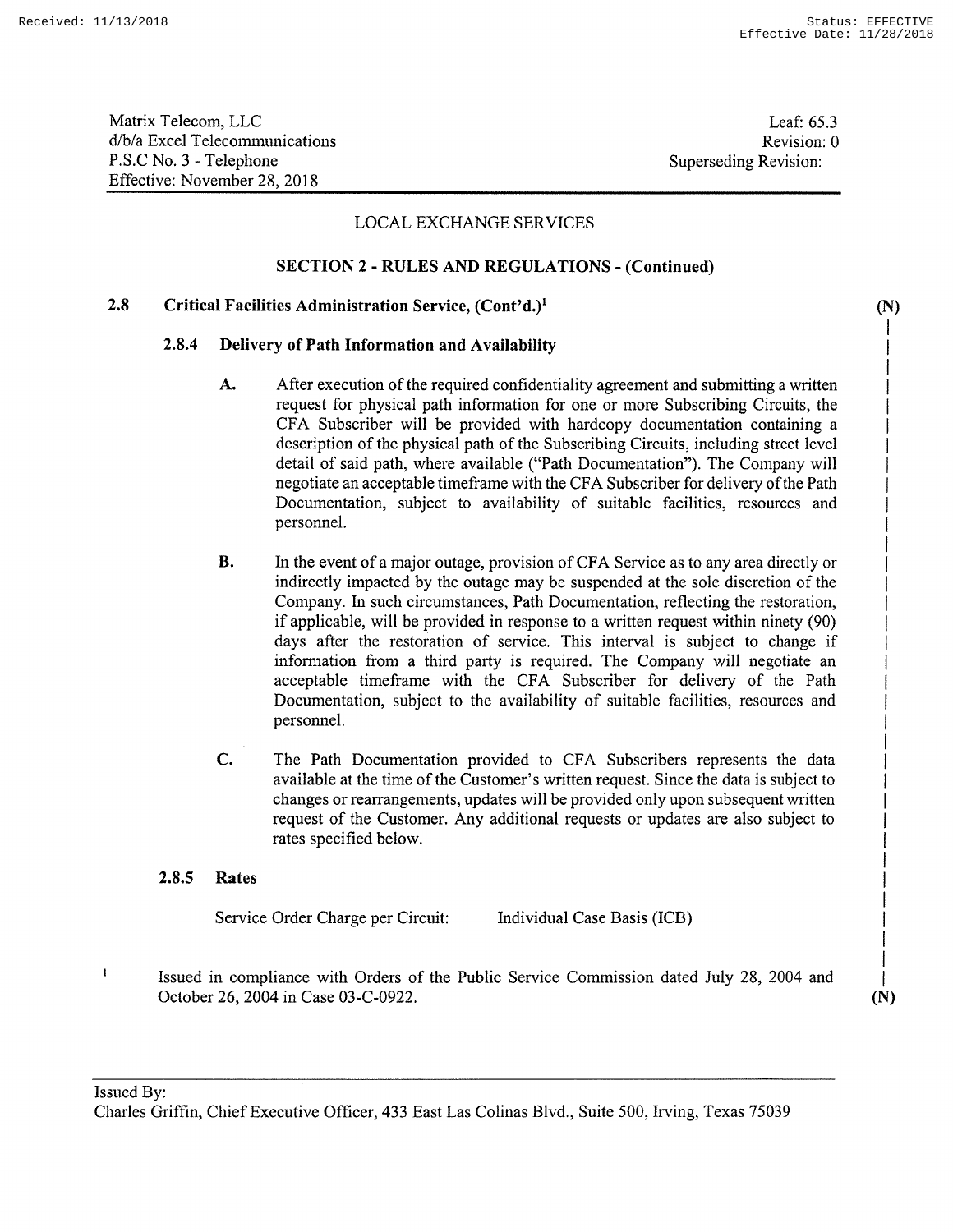Matrix Telecom, LLC
d/b/a Excel Telecommunications
P.S.C No. 3 - Telephone
Effective: November 28, 2018

Leaf: 65.3
Revision: 0
Superseding Revision:

LOCAL EXCHANGE SERVICES

**SECTION 2 - RULES AND REGULATIONS - (Continued)**

**2.8 Critical Facilities Administration Service, (Cont'd.)[1]** (N)

**2.8.4 Delivery of Path Information and Availability**

**A.** After execution of the required confidentiality agreement and submitting a written request for physical path information for one or more Subscribing Circuits, the CFA Subscriber will be provided with hardcopy documentation containing a description of the physical path of the Subscribing Circuits, including street level detail of said path, where available ("Path Documentation"). The Company will negotiate an acceptable timeframe with the CFA Subscriber for delivery of the Path Documentation, subject to availability of suitable facilities, resources and personnel.

**B.** In the event of a major outage, provision of CFA Service as to any area directly or indirectly impacted by the outage may be suspended at the sole discretion of the Company. In such circumstances, Path Documentation, reflecting the restoration, if applicable, will be provided in response to a written request within ninety (90) days after the restoration of service. This interval is subject to change if information from a third party is required. The Company will negotiate an acceptable timeframe with the CFA Subscriber for delivery of the Path Documentation, subject to the availability of suitable facilities, resources and personnel.

**C.** The Path Documentation provided to CFA Subscribers represents the data available at the time of the Customer's written request. Since the data is subject to changes or rearrangements, updates will be provided only upon subsequent written request of the Customer. Any additional requests or updates are also subject to rates specified below.

**2.8.5 Rates**

Service Order Charge per Circuit: Individual Case Basis (ICB)

[1] Issued in compliance with Orders of the Public Service Commission dated July 28, 2004 and October 26, 2004 in Case 03-C-0922. (N)

Issued By:
Charles Griffin, Chief Executive Officer, 433 East Las Colinas Blvd., Suite 500, Irving, Texas 75039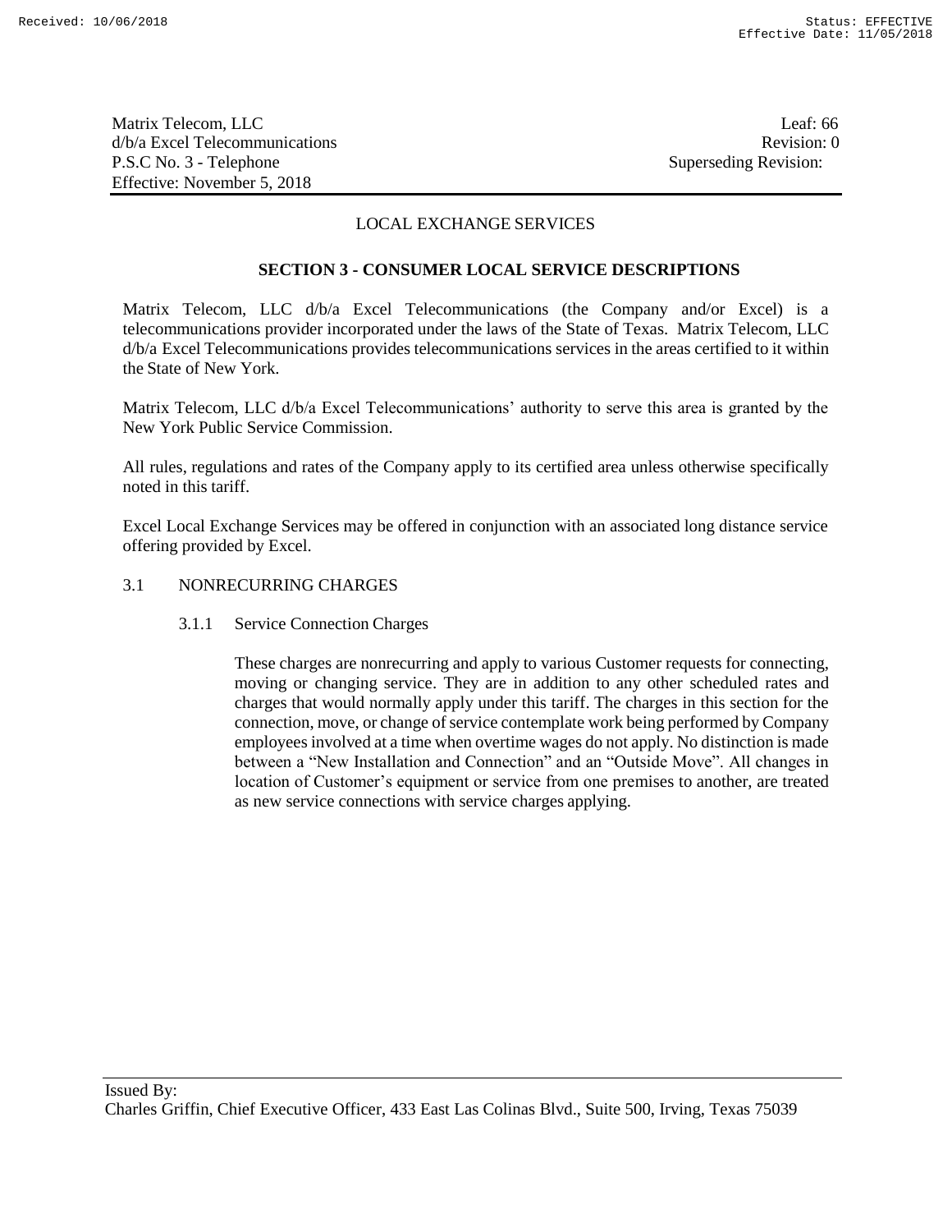LOCAL EXCHANGE SERVICES

## SECTION 3 - CONSUMER LOCAL SERVICE DESCRIPTIONS

Matrix Telecom, LLC d/b/a Excel Telecommunications (the Company and/or Excel) is a telecommunications provider incorporated under the laws of the State of Texas. Matrix Telecom, LLC d/b/a Excel Telecommunications provides telecommunications services in the areas certified to it within the State of New York.

Matrix Telecom, LLC d/b/a Excel Telecommunications' authority to serve this area is granted by the New York Public Service Commission.

All rules, regulations and rates of the Company apply to its certified area unless otherwise specifically noted in this tariff.

Excel Local Exchange Services may be offered in conjunction with an associated long distance service offering provided by Excel.

### 3.1 NONRECURRING CHARGES

#### 3.1.1 Service Connection Charges

These charges are nonrecurring and apply to various Customer requests for connecting, moving or changing service. They are in addition to any other scheduled rates and charges that would normally apply under this tariff. The charges in this section for the connection, move, or change of service contemplate work being performed by Company employees involved at a time when overtime wages do not apply. No distinction is made between a "New Installation and Connection" and an "Outside Move". All changes in location of Customer's equipment or service from one premises to another, are treated as new service connections with service charges applying.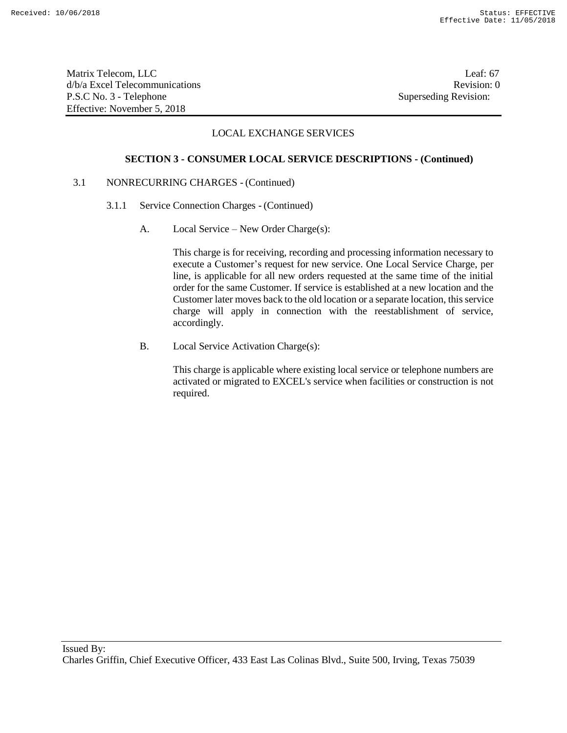## LOCAL EXCHANGE SERVICES

### SECTION 3 - CONSUMER LOCAL SERVICE DESCRIPTIONS - (Continued)

3.1 NONRECURRING CHARGES - (Continued)

3.1.1 Service Connection Charges - (Continued)

A. Local Service – New Order Charge(s):

This charge is for receiving, recording and processing information necessary to execute a Customer's request for new service. One Local Service Charge, per line, is applicable for all new orders requested at the same time of the initial order for the same Customer. If service is established at a new location and the Customer later moves back to the old location or a separate location, this service charge will apply in connection with the reestablishment of service, accordingly.

B. Local Service Activation Charge(s):

This charge is applicable where existing local service or telephone numbers are activated or migrated to EXCEL's service when facilities or construction is not required.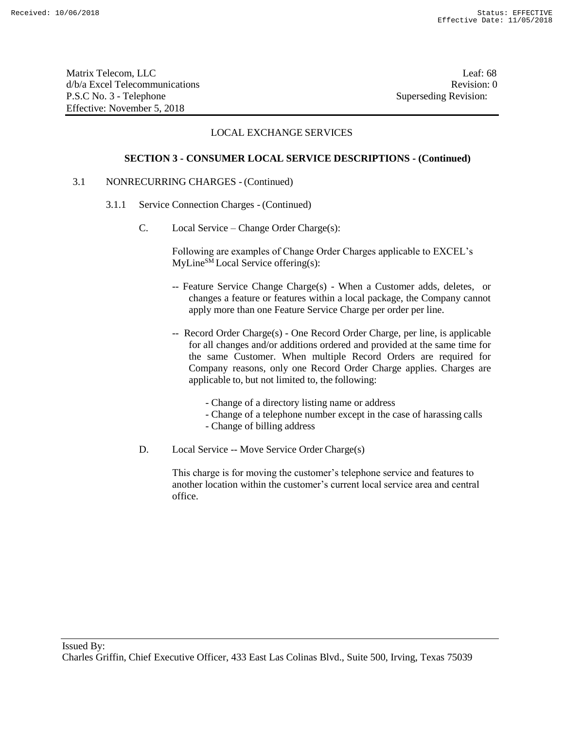LOCAL EXCHANGE SERVICES

**SECTION 3 - CONSUMER LOCAL SERVICE DESCRIPTIONS - (Continued)**

3.1 NONRECURRING CHARGES - (Continued)

3.1.1 Service Connection Charges - (Continued)

C. Local Service – Change Order Charge(s):

Following are examples of Change Order Charges applicable to EXCEL's MyLine[SM] Local Service offering(s):

-- Feature Service Change Charge(s) - When a Customer adds, deletes, or changes a feature or features within a local package, the Company cannot apply more than one Feature Service Charge per order per line.

-- Record Order Charge(s) - One Record Order Charge, per line, is applicable for all changes and/or additions ordered and provided at the same time for the same Customer. When multiple Record Orders are required for Company reasons, only one Record Order Charge applies. Charges are applicable to, but not limited to, the following:

- Change of a directory listing name or address
- Change of a telephone number except in the case of harassing calls
- Change of billing address

D. Local Service -- Move Service Order Charge(s)

This charge is for moving the customer's telephone service and features to another location within the customer's current local service area and central office.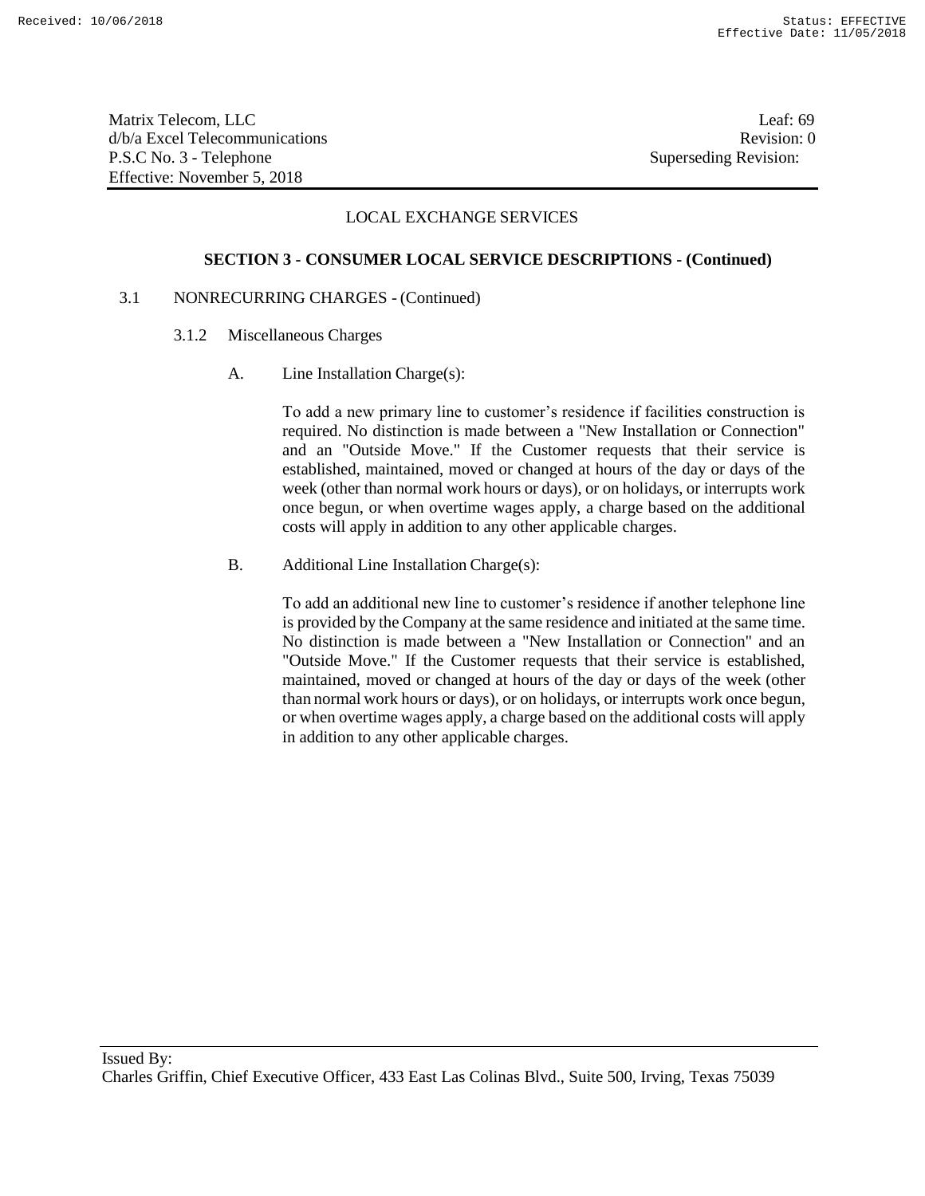## LOCAL EXCHANGE SERVICES

### SECTION 3 - CONSUMER LOCAL SERVICE DESCRIPTIONS - (Continued)

3.1 NONRECURRING CHARGES - (Continued)

3.1.2 Miscellaneous Charges

A. Line Installation Charge(s):

To add a new primary line to customer's residence if facilities construction is required. No distinction is made between a "New Installation or Connection" and an "Outside Move." If the Customer requests that their service is established, maintained, moved or changed at hours of the day or days of the week (other than normal work hours or days), or on holidays, or interrupts work once begun, or when overtime wages apply, a charge based on the additional costs will apply in addition to any other applicable charges.

B. Additional Line Installation Charge(s):

To add an additional new line to customer's residence if another telephone line is provided by the Company at the same residence and initiated at the same time. No distinction is made between a "New Installation or Connection" and an "Outside Move." If the Customer requests that their service is established, maintained, moved or changed at hours of the day or days of the week (other than normal work hours or days), or on holidays, or interrupts work once begun, or when overtime wages apply, a charge based on the additional costs will apply in addition to any other applicable charges.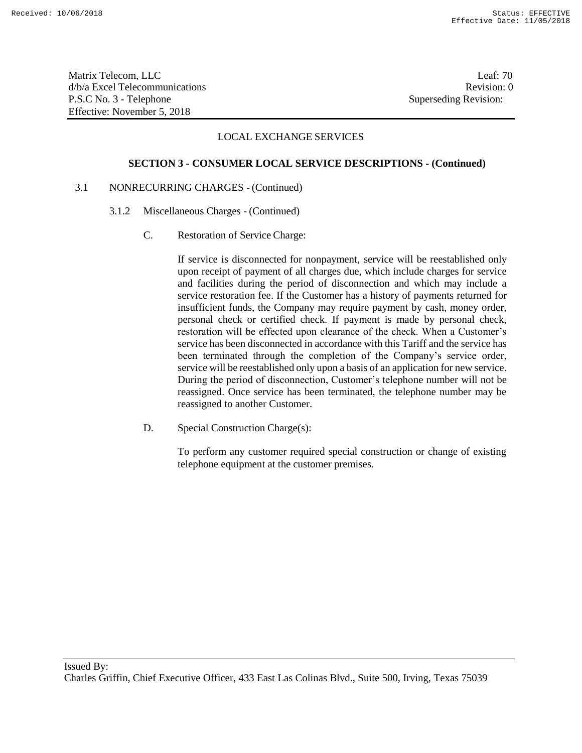Matrix Telecom, LLC
d/b/a Excel Telecommunications
P.S.C No. 3 - Telephone
Effective: November 5, 2018

Leaf: 70
Revision: 0
Superseding Revision:

LOCAL EXCHANGE SERVICES

**SECTION 3 - CONSUMER LOCAL SERVICE DESCRIPTIONS - (Continued)**

3.1 NONRECURRING CHARGES - (Continued)

3.1.2 Miscellaneous Charges - (Continued)

C. Restoration of Service Charge:

If service is disconnected for nonpayment, service will be reestablished only upon receipt of payment of all charges due, which include charges for service and facilities during the period of disconnection and which may include a service restoration fee. If the Customer has a history of payments returned for insufficient funds, the Company may require payment by cash, money order, personal check or certified check. If payment is made by personal check, restoration will be effected upon clearance of the check. When a Customer's service has been disconnected in accordance with this Tariff and the service has been terminated through the completion of the Company's service order, service will be reestablished only upon a basis of an application for new service. During the period of disconnection, Customer's telephone number will not be reassigned. Once service has been terminated, the telephone number may be reassigned to another Customer.

D. Special Construction Charge(s):

To perform any customer required special construction or change of existing telephone equipment at the customer premises.

Issued By:
Charles Griffin, Chief Executive Officer, 433 East Las Colinas Blvd., Suite 500, Irving, Texas 75039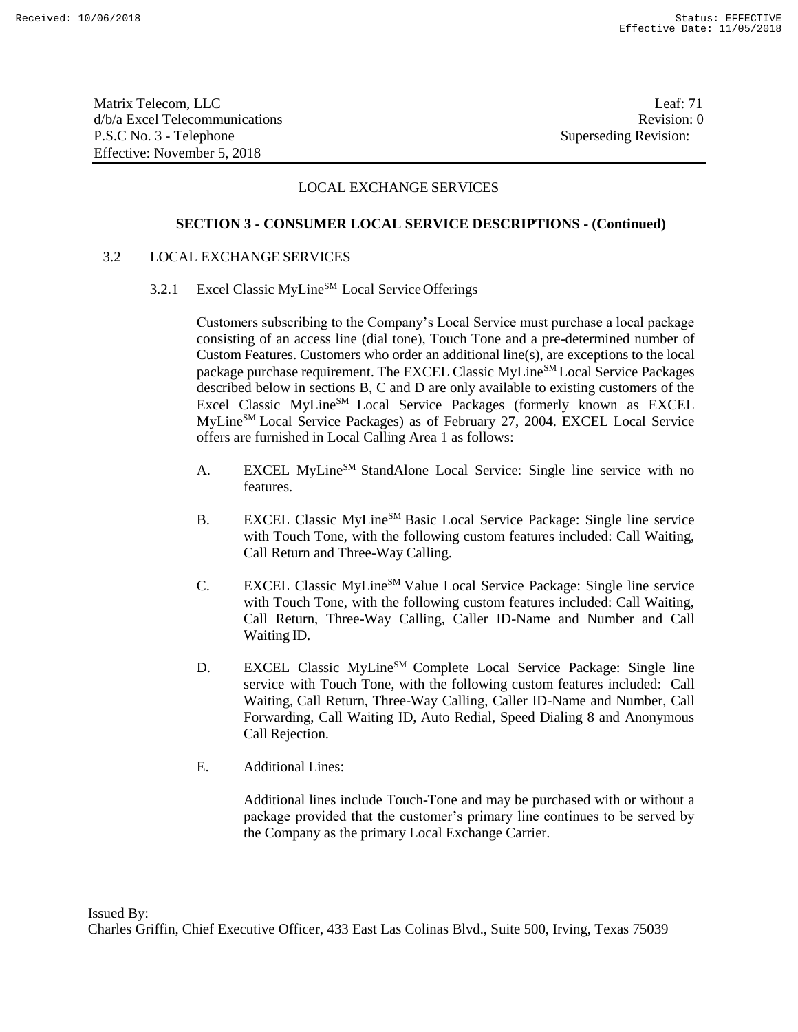LOCAL EXCHANGE SERVICES

**SECTION 3 - CONSUMER LOCAL SERVICE DESCRIPTIONS - (Continued)**

3.2 LOCAL EXCHANGE SERVICES

3.2.1 Excel Classic MyLine[SM] Local Service Offerings

Customers subscribing to the Company's Local Service must purchase a local package consisting of an access line (dial tone), Touch Tone and a pre-determined number of Custom Features. Customers who order an additional line(s), are exceptions to the local package purchase requirement. The EXCEL Classic MyLine[SM] Local Service Packages described below in sections B, C and D are only available to existing customers of the Excel Classic MyLine[SM] Local Service Packages (formerly known as EXCEL MyLine[SM] Local Service Packages) as of February 27, 2004. EXCEL Local Service offers are furnished in Local Calling Area 1 as follows:

A. EXCEL MyLine[SM] StandAlone Local Service: Single line service with no features.

B. EXCEL Classic MyLine[SM] Basic Local Service Package: Single line service with Touch Tone, with the following custom features included: Call Waiting, Call Return and Three-Way Calling.

C. EXCEL Classic MyLine[SM] Value Local Service Package: Single line service with Touch Tone, with the following custom features included: Call Waiting, Call Return, Three-Way Calling, Caller ID-Name and Number and Call Waiting ID.

D. EXCEL Classic MyLine[SM] Complete Local Service Package: Single line service with Touch Tone, with the following custom features included: Call Waiting, Call Return, Three-Way Calling, Caller ID-Name and Number, Call Forwarding, Call Waiting ID, Auto Redial, Speed Dialing 8 and Anonymous Call Rejection.

E. Additional Lines:

Additional lines include Touch-Tone and may be purchased with or without a package provided that the customer's primary line continues to be served by the Company as the primary Local Exchange Carrier.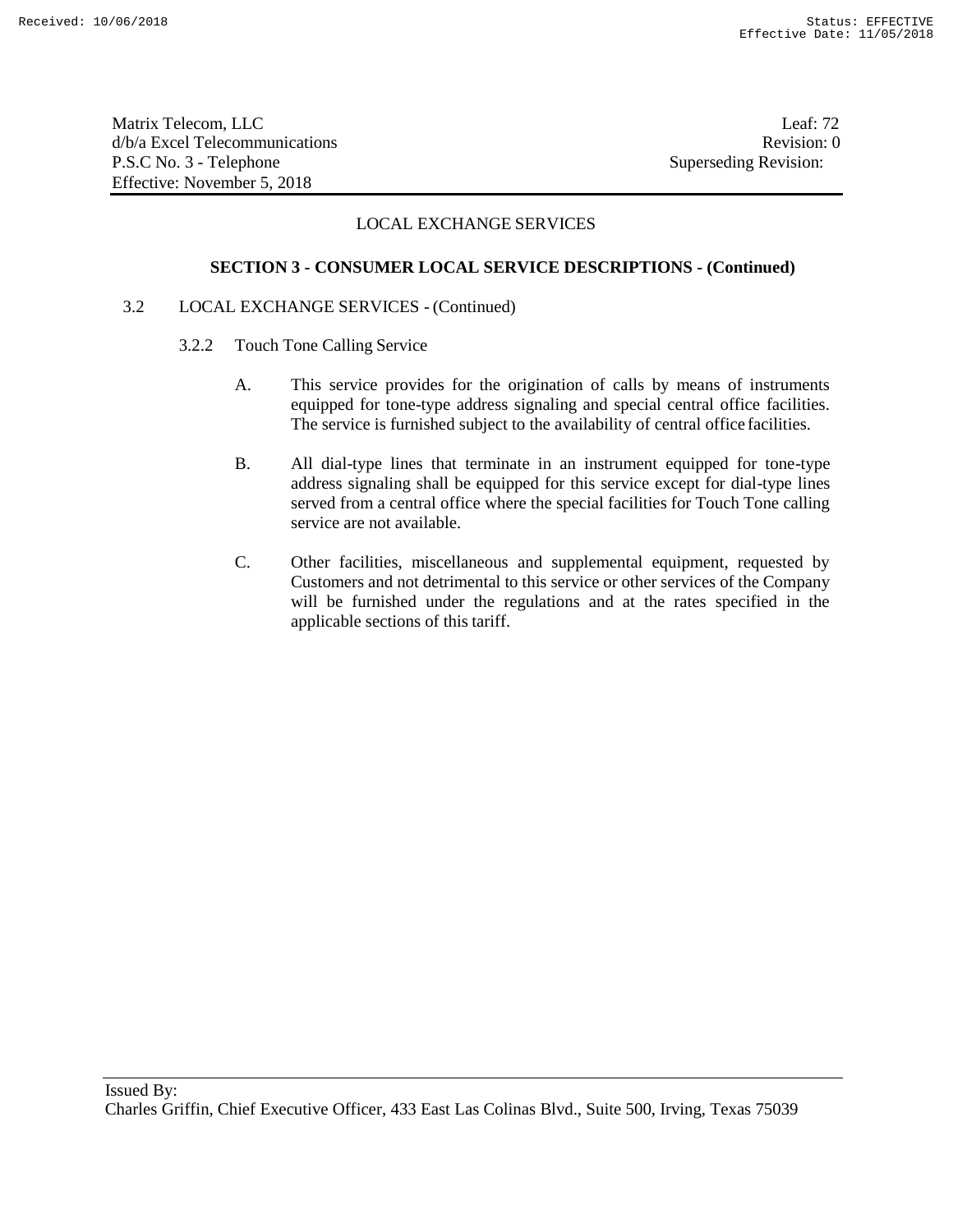LOCAL EXCHANGE SERVICES

**SECTION 3 - CONSUMER LOCAL SERVICE DESCRIPTIONS - (Continued)**

3.2 LOCAL EXCHANGE SERVICES - (Continued)

3.2.2 Touch Tone Calling Service

A. This service provides for the origination of calls by means of instruments equipped for tone-type address signaling and special central office facilities. The service is furnished subject to the availability of central office facilities.

B. All dial-type lines that terminate in an instrument equipped for tone-type address signaling shall be equipped for this service except for dial-type lines served from a central office where the special facilities for Touch Tone calling service are not available.

C. Other facilities, miscellaneous and supplemental equipment, requested by Customers and not detrimental to this service or other services of the Company will be furnished under the regulations and at the rates specified in the applicable sections of this tariff.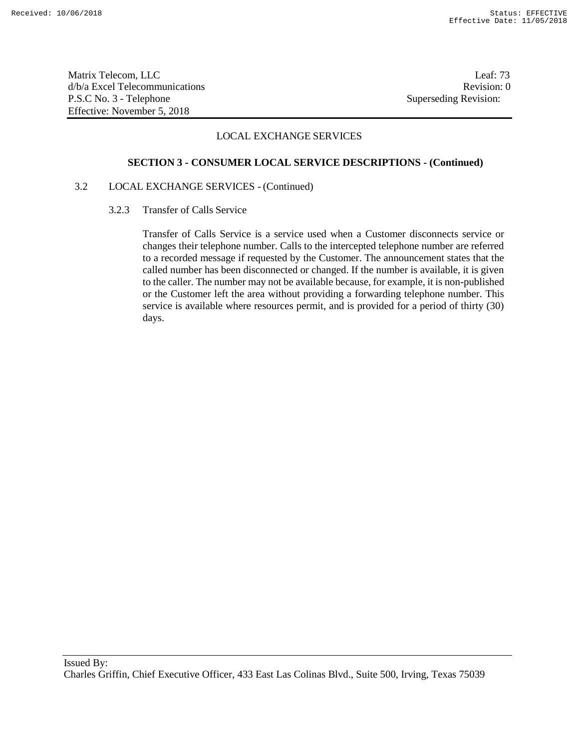LOCAL EXCHANGE SERVICES

**SECTION 3 - CONSUMER LOCAL SERVICE DESCRIPTIONS - (Continued)**

3.2 LOCAL EXCHANGE SERVICES - (Continued)

3.2.3 Transfer of Calls Service

Transfer of Calls Service is a service used when a Customer disconnects service or changes their telephone number. Calls to the intercepted telephone number are referred to a recorded message if requested by the Customer. The announcement states that the called number has been disconnected or changed. If the number is available, it is given to the caller. The number may not be available because, for example, it is non-published or the Customer left the area without providing a forwarding telephone number. This service is available where resources permit, and is provided for a period of thirty (30) days.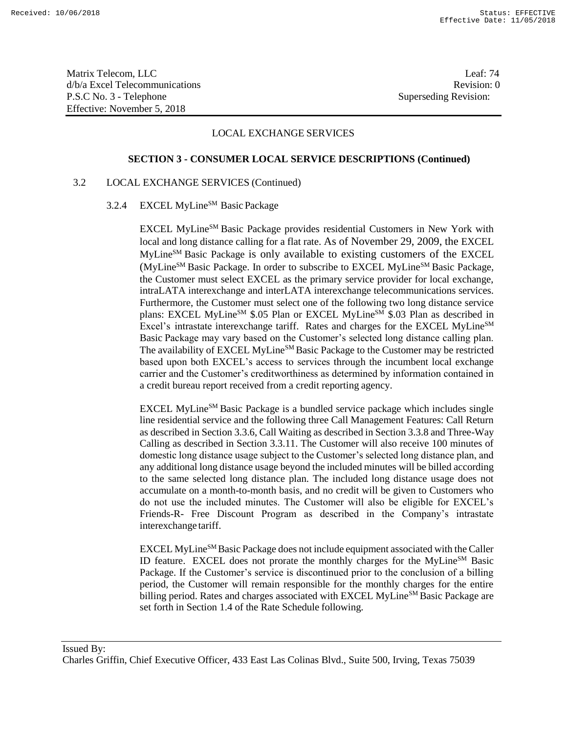Matrix Telecom, LLC
d/b/a Excel Telecommunications
P.S.C No. 3 - Telephone
Effective: November 5, 2018

Leaf: 74
Revision: 0
Superseding Revision:

LOCAL EXCHANGE SERVICES

**SECTION 3 - CONSUMER LOCAL SERVICE DESCRIPTIONS (Continued)**

3.2 LOCAL EXCHANGE SERVICES (Continued)

3.2.4 EXCEL MyLine[SM] Basic Package

EXCEL MyLine[SM] Basic Package provides residential Customers in New York with local and long distance calling for a flat rate. As of November 29, 2009, the EXCEL MyLine[SM] Basic Package is only available to existing customers of the EXCEL (MyLine[SM] Basic Package. In order to subscribe to EXCEL MyLine[SM] Basic Package, the Customer must select EXCEL as the primary service provider for local exchange, intraLATA interexchange and interLATA interexchange telecommunications services. Furthermore, the Customer must select one of the following two long distance service plans: EXCEL MyLine[SM] $.05 Plan or EXCEL MyLine[SM] $.03 Plan as described in Excel's intrastate interexchange tariff. Rates and charges for the EXCEL MyLine[SM] Basic Package may vary based on the Customer's selected long distance calling plan. The availability of EXCEL MyLine[SM] Basic Package to the Customer may be restricted based upon both EXCEL's access to services through the incumbent local exchange carrier and the Customer's creditworthiness as determined by information contained in a credit bureau report received from a credit reporting agency.

EXCEL MyLine[SM] Basic Package is a bundled service package which includes single line residential service and the following three Call Management Features: Call Return as described in Section 3.3.6, Call Waiting as described in Section 3.3.8 and Three-Way Calling as described in Section 3.3.11. The Customer will also receive 100 minutes of domestic long distance usage subject to the Customer's selected long distance plan, and any additional long distance usage beyond the included minutes will be billed according to the same selected long distance plan. The included long distance usage does not accumulate on a month-to-month basis, and no credit will be given to Customers who do not use the included minutes. The Customer will also be eligible for EXCEL's Friends-R- Free Discount Program as described in the Company's intrastate interexchange tariff.

EXCEL MyLine[SM] Basic Package does not include equipment associated with the Caller ID feature. EXCEL does not prorate the monthly charges for the MyLine[SM] Basic Package. If the Customer's service is discontinued prior to the conclusion of a billing period, the Customer will remain responsible for the monthly charges for the entire billing period. Rates and charges associated with EXCEL MyLine[SM] Basic Package are set forth in Section 1.4 of the Rate Schedule following.

Issued By:
Charles Griffin, Chief Executive Officer, 433 East Las Colinas Blvd., Suite 500, Irving, Texas 75039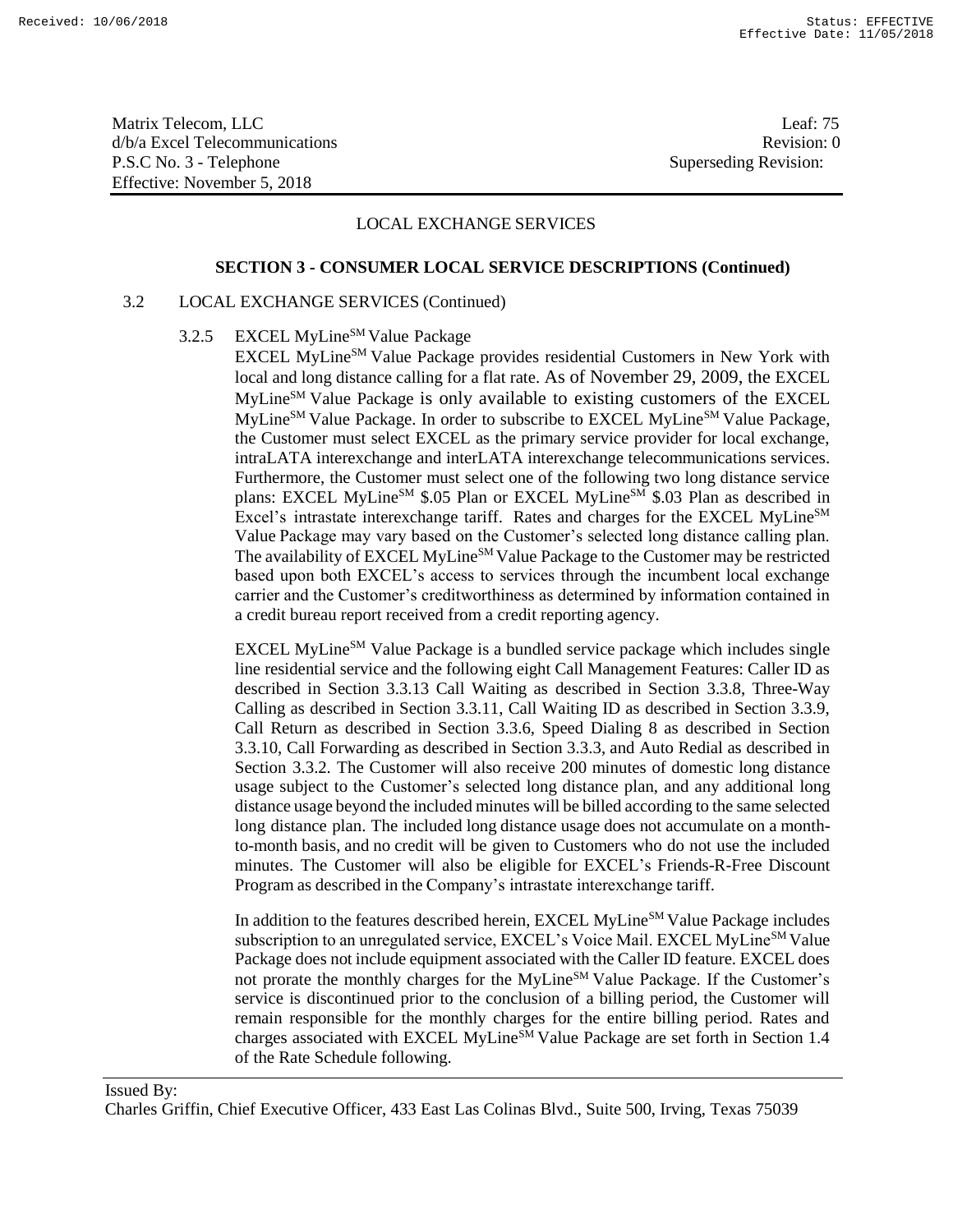LOCAL EXCHANGE SERVICES

**SECTION 3 - CONSUMER LOCAL SERVICE DESCRIPTIONS (Continued)**

3.2 LOCAL EXCHANGE SERVICES (Continued)

3.2.5 EXCEL MyLine[SM] Value Package

EXCEL MyLine[SM] Value Package provides residential Customers in New York with local and long distance calling for a flat rate. As of November 29, 2009, the EXCEL MyLine[SM] Value Package is only available to existing customers of the EXCEL MyLine[SM] Value Package. In order to subscribe to EXCEL MyLine[SM] Value Package, the Customer must select EXCEL as the primary service provider for local exchange, intraLATA interexchange and interLATA interexchange telecommunications services. Furthermore, the Customer must select one of the following two long distance service plans: EXCEL MyLine[SM] $.05 Plan or EXCEL MyLine[SM] $.03 Plan as described in Excel's intrastate interexchange tariff. Rates and charges for the EXCEL MyLine[SM] Value Package may vary based on the Customer's selected long distance calling plan. The availability of EXCEL MyLine[SM] Value Package to the Customer may be restricted based upon both EXCEL's access to services through the incumbent local exchange carrier and the Customer's creditworthiness as determined by information contained in a credit bureau report received from a credit reporting agency.

EXCEL MyLine[SM] Value Package is a bundled service package which includes single line residential service and the following eight Call Management Features: Caller ID as described in Section 3.3.13 Call Waiting as described in Section 3.3.8, Three-Way Calling as described in Section 3.3.11, Call Waiting ID as described in Section 3.3.9, Call Return as described in Section 3.3.6, Speed Dialing 8 as described in Section 3.3.10, Call Forwarding as described in Section 3.3.3, and Auto Redial as described in Section 3.3.2. The Customer will also receive 200 minutes of domestic long distance usage subject to the Customer's selected long distance plan, and any additional long distance usage beyond the included minutes will be billed according to the same selected long distance plan. The included long distance usage does not accumulate on a month-to-month basis, and no credit will be given to Customers who do not use the included minutes. The Customer will also be eligible for EXCEL's Friends-R-Free Discount Program as described in the Company's intrastate interexchange tariff.

In addition to the features described herein, EXCEL MyLine[SM] Value Package includes subscription to an unregulated service, EXCEL's Voice Mail. EXCEL MyLine[SM] Value Package does not include equipment associated with the Caller ID feature. EXCEL does not prorate the monthly charges for the MyLine[SM] Value Package. If the Customer's service is discontinued prior to the conclusion of a billing period, the Customer will remain responsible for the monthly charges for the entire billing period. Rates and charges associated with EXCEL MyLine[SM] Value Package are set forth in Section 1.4 of the Rate Schedule following.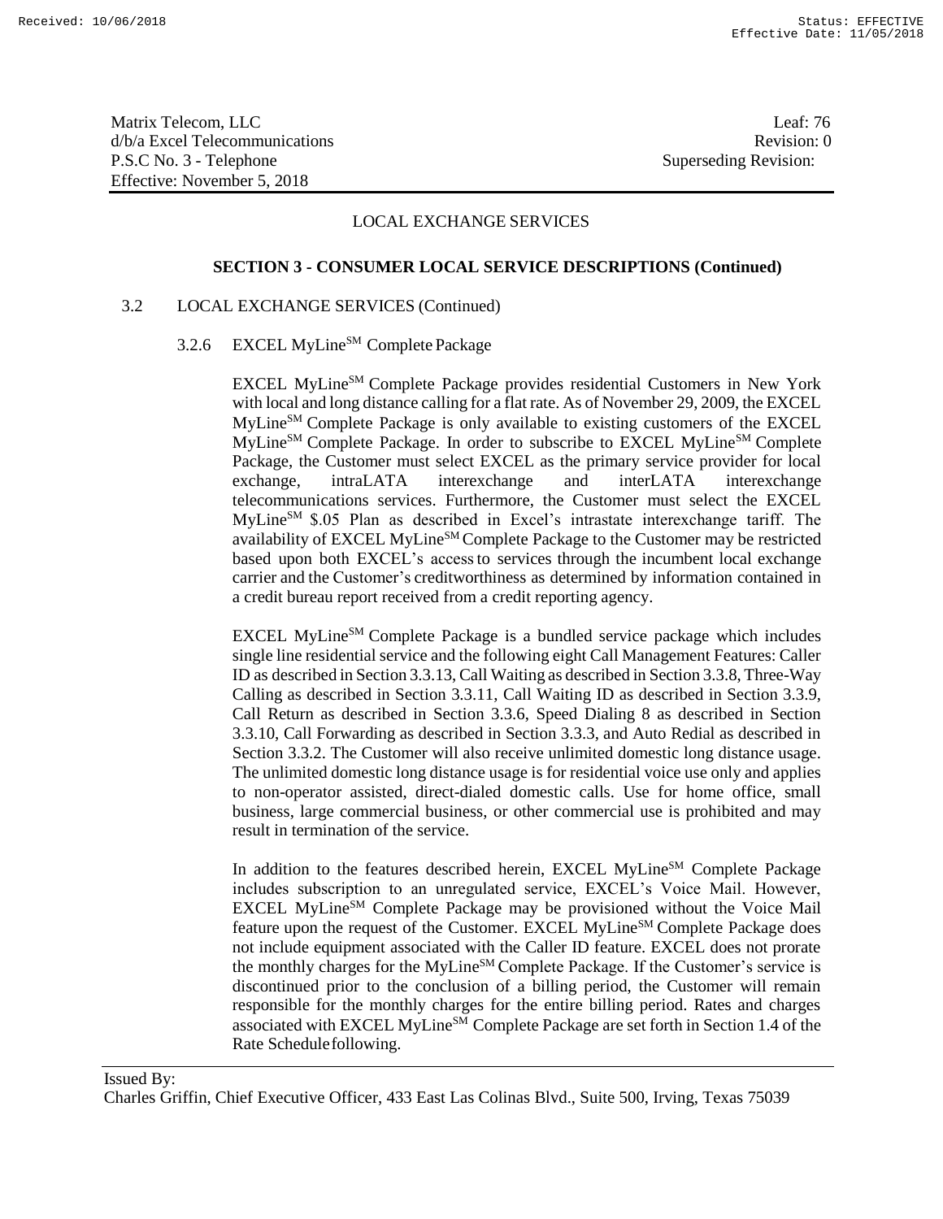Matrix Telecom, LLC
d/b/a Excel Telecommunications
P.S.C No. 3 - Telephone
Effective: November 5, 2018

Leaf: 76
Revision: 0
Superseding Revision:

LOCAL EXCHANGE SERVICES

**SECTION 3 - CONSUMER LOCAL SERVICE DESCRIPTIONS (Continued)**

3.2 LOCAL EXCHANGE SERVICES (Continued)

3.2.6 EXCEL MyLine$^{SM}$ Complete Package

EXCEL MyLine$^{SM}$ Complete Package provides residential Customers in New York with local and long distance calling for a flat rate. As of November 29, 2009, the EXCEL MyLine$^{SM}$ Complete Package is only available to existing customers of the EXCEL MyLine$^{SM}$ Complete Package. In order to subscribe to EXCEL MyLine$^{SM}$ Complete Package, the Customer must select EXCEL as the primary service provider for local exchange, intraLATA interexchange and interLATA interexchange telecommunications services. Furthermore, the Customer must select the EXCEL MyLine$^{SM}$ $.05 Plan as described in Excel's intrastate interexchange tariff. The availability of EXCEL MyLine$^{SM}$ Complete Package to the Customer may be restricted based upon both EXCEL's access to services through the incumbent local exchange carrier and the Customer's creditworthiness as determined by information contained in a credit bureau report received from a credit reporting agency.

EXCEL MyLine$^{SM}$ Complete Package is a bundled service package which includes single line residential service and the following eight Call Management Features: Caller ID as described in Section 3.3.13, Call Waiting as described in Section 3.3.8, Three-Way Calling as described in Section 3.3.11, Call Waiting ID as described in Section 3.3.9, Call Return as described in Section 3.3.6, Speed Dialing 8 as described in Section 3.3.10, Call Forwarding as described in Section 3.3.3, and Auto Redial as described in Section 3.3.2. The Customer will also receive unlimited domestic long distance usage. The unlimited domestic long distance usage is for residential voice use only and applies to non-operator assisted, direct-dialed domestic calls. Use for home office, small business, large commercial business, or other commercial use is prohibited and may result in termination of the service.

In addition to the features described herein, EXCEL MyLine$^{SM}$ Complete Package includes subscription to an unregulated service, EXCEL's Voice Mail. However, EXCEL MyLine$^{SM}$ Complete Package may be provisioned without the Voice Mail feature upon the request of the Customer. EXCEL MyLine$^{SM}$ Complete Package does not include equipment associated with the Caller ID feature. EXCEL does not prorate the monthly charges for the MyLine$^{SM}$ Complete Package. If the Customer's service is discontinued prior to the conclusion of a billing period, the Customer will remain responsible for the monthly charges for the entire billing period. Rates and charges associated with EXCEL MyLine$^{SM}$ Complete Package are set forth in Section 1.4 of the Rate Schedule following.

Issued By:
Charles Griffin, Chief Executive Officer, 433 East Las Colinas Blvd., Suite 500, Irving, Texas 75039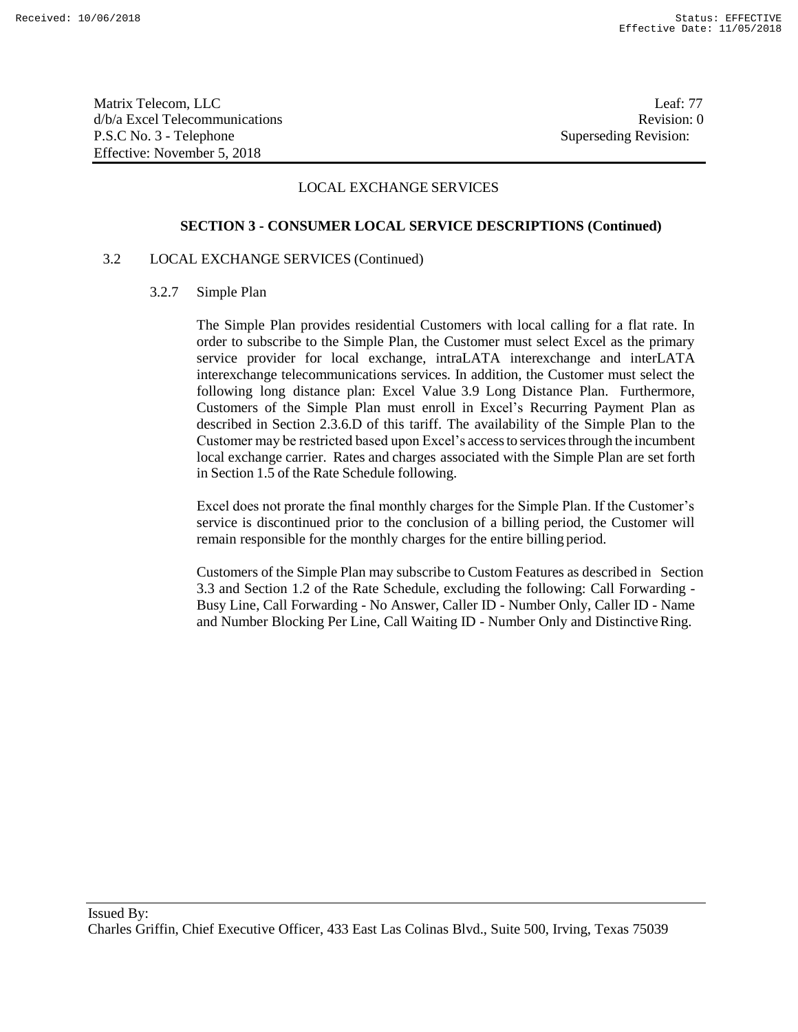## LOCAL EXCHANGE SERVICES

### SECTION 3 - CONSUMER LOCAL SERVICE DESCRIPTIONS (Continued)

3.2 LOCAL EXCHANGE SERVICES (Continued)

3.2.7 Simple Plan

The Simple Plan provides residential Customers with local calling for a flat rate. In order to subscribe to the Simple Plan, the Customer must select Excel as the primary service provider for local exchange, intraLATA interexchange and interLATA interexchange telecommunications services. In addition, the Customer must select the following long distance plan: Excel Value 3.9 Long Distance Plan. Furthermore, Customers of the Simple Plan must enroll in Excel's Recurring Payment Plan as described in Section 2.3.6.D of this tariff. The availability of the Simple Plan to the Customer may be restricted based upon Excel's access to services through the incumbent local exchange carrier. Rates and charges associated with the Simple Plan are set forth in Section 1.5 of the Rate Schedule following.

Excel does not prorate the final monthly charges for the Simple Plan. If the Customer's service is discontinued prior to the conclusion of a billing period, the Customer will remain responsible for the monthly charges for the entire billing period.

Customers of the Simple Plan may subscribe to Custom Features as described in Section 3.3 and Section 1.2 of the Rate Schedule, excluding the following: Call Forwarding - Busy Line, Call Forwarding - No Answer, Caller ID - Number Only, Caller ID - Name and Number Blocking Per Line, Call Waiting ID - Number Only and Distinctive Ring.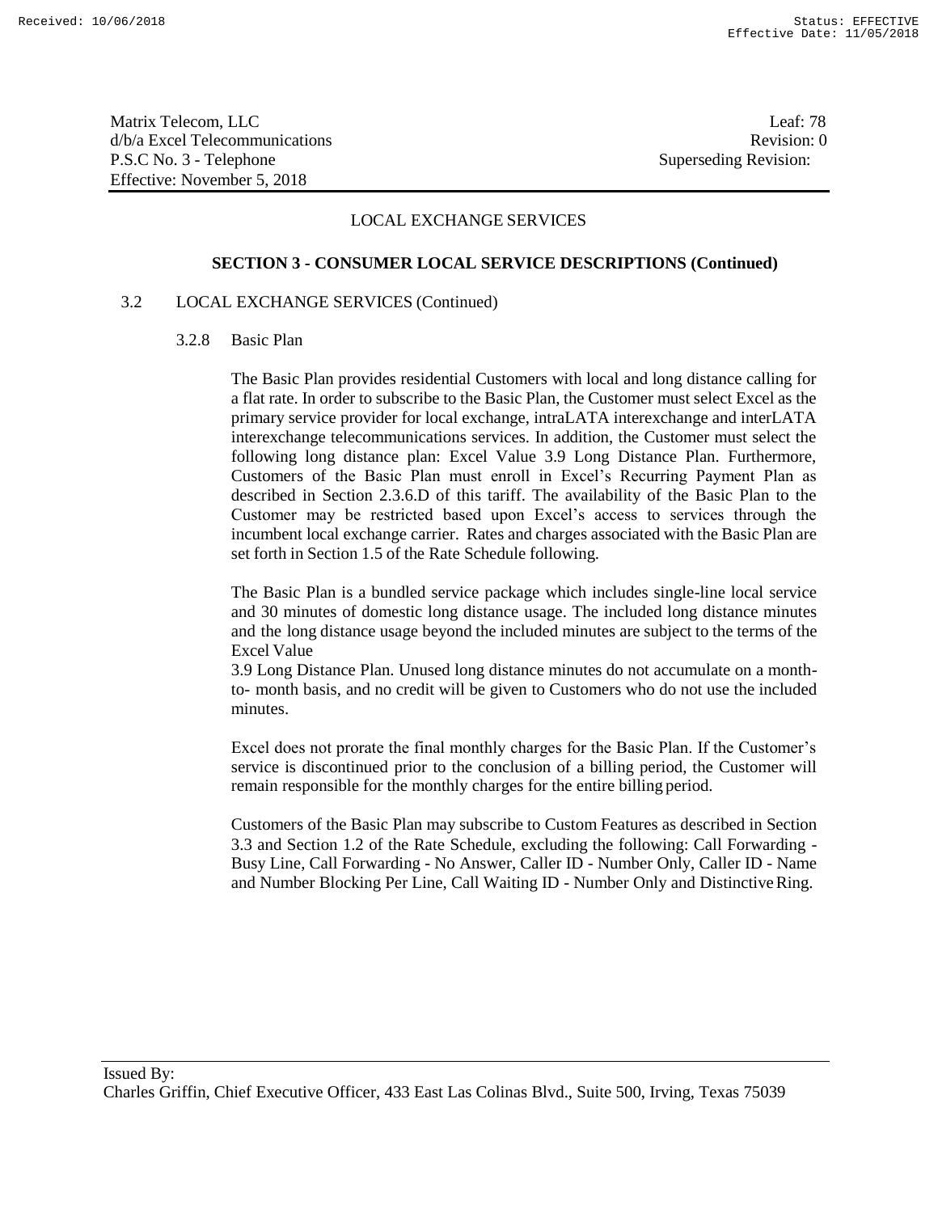Matrix Telecom, LLC
d/b/a Excel Telecommunications
P.S.C No. 3 - Telephone
Effective: November 5, 2018

Leaf: 78
Revision: 0
Superseding Revision:

LOCAL EXCHANGE SERVICES

**SECTION 3 - CONSUMER LOCAL SERVICE DESCRIPTIONS (Continued)**

3.2 LOCAL EXCHANGE SERVICES (Continued)

3.2.8 Basic Plan

The Basic Plan provides residential Customers with local and long distance calling for a flat rate. In order to subscribe to the Basic Plan, the Customer must select Excel as the primary service provider for local exchange, intraLATA interexchange and interLATA interexchange telecommunications services. In addition, the Customer must select the following long distance plan: Excel Value 3.9 Long Distance Plan. Furthermore, Customers of the Basic Plan must enroll in Excel's Recurring Payment Plan as described in Section 2.3.6.D of this tariff. The availability of the Basic Plan to the Customer may be restricted based upon Excel's access to services through the incumbent local exchange carrier. Rates and charges associated with the Basic Plan are set forth in Section 1.5 of the Rate Schedule following.

The Basic Plan is a bundled service package which includes single-line local service and 30 minutes of domestic long distance usage. The included long distance minutes and the long distance usage beyond the included minutes are subject to the terms of the Excel Value 3.9 Long Distance Plan. Unused long distance minutes do not accumulate on a month-to- month basis, and no credit will be given to Customers who do not use the included minutes.

Excel does not prorate the final monthly charges for the Basic Plan. If the Customer's service is discontinued prior to the conclusion of a billing period, the Customer will remain responsible for the monthly charges for the entire billing period.

Customers of the Basic Plan may subscribe to Custom Features as described in Section 3.3 and Section 1.2 of the Rate Schedule, excluding the following: Call Forwarding - Busy Line, Call Forwarding - No Answer, Caller ID - Number Only, Caller ID - Name and Number Blocking Per Line, Call Waiting ID - Number Only and Distinctive Ring.

Issued By:
Charles Griffin, Chief Executive Officer, 433 East Las Colinas Blvd., Suite 500, Irving, Texas 75039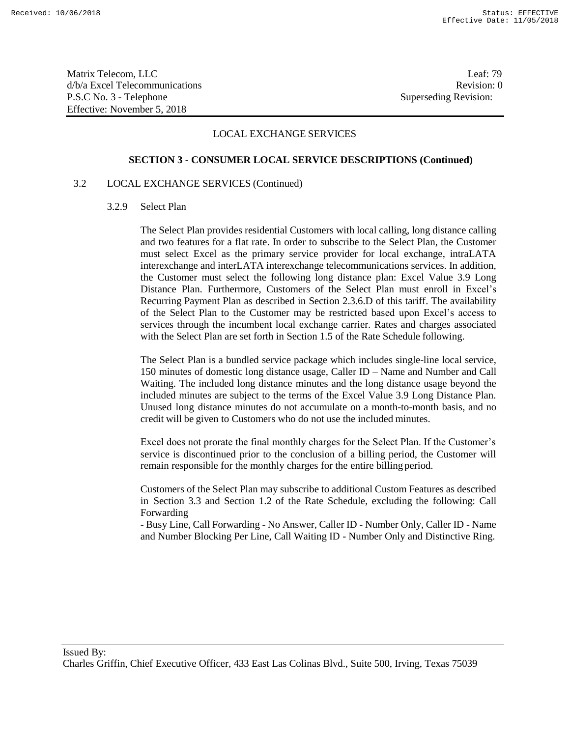Matrix Telecom, LLC
d/b/a Excel Telecommunications
P.S.C No. 3 - Telephone
Effective: November 5, 2018

Leaf: 79
Revision: 0
Superseding Revision:

LOCAL EXCHANGE SERVICES

**SECTION 3 - CONSUMER LOCAL SERVICE DESCRIPTIONS (Continued)**

3.2 LOCAL EXCHANGE SERVICES (Continued)

3.2.9 Select Plan

The Select Plan provides residential Customers with local calling, long distance calling and two features for a flat rate. In order to subscribe to the Select Plan, the Customer must select Excel as the primary service provider for local exchange, intraLATA interexchange and interLATA interexchange telecommunications services. In addition, the Customer must select the following long distance plan: Excel Value 3.9 Long Distance Plan. Furthermore, Customers of the Select Plan must enroll in Excel's Recurring Payment Plan as described in Section 2.3.6.D of this tariff. The availability of the Select Plan to the Customer may be restricted based upon Excel's access to services through the incumbent local exchange carrier. Rates and charges associated with the Select Plan are set forth in Section 1.5 of the Rate Schedule following.

The Select Plan is a bundled service package which includes single-line local service, 150 minutes of domestic long distance usage, Caller ID – Name and Number and Call Waiting. The included long distance minutes and the long distance usage beyond the included minutes are subject to the terms of the Excel Value 3.9 Long Distance Plan. Unused long distance minutes do not accumulate on a month-to-month basis, and no credit will be given to Customers who do not use the included minutes.

Excel does not prorate the final monthly charges for the Select Plan. If the Customer's service is discontinued prior to the conclusion of a billing period, the Customer will remain responsible for the monthly charges for the entire billing period.

Customers of the Select Plan may subscribe to additional Custom Features as described in Section 3.3 and Section 1.2 of the Rate Schedule, excluding the following: Call Forwarding - Busy Line, Call Forwarding - No Answer, Caller ID - Number Only, Caller ID - Name and Number Blocking Per Line, Call Waiting ID - Number Only and Distinctive Ring.

Issued By:
Charles Griffin, Chief Executive Officer, 433 East Las Colinas Blvd., Suite 500, Irving, Texas 75039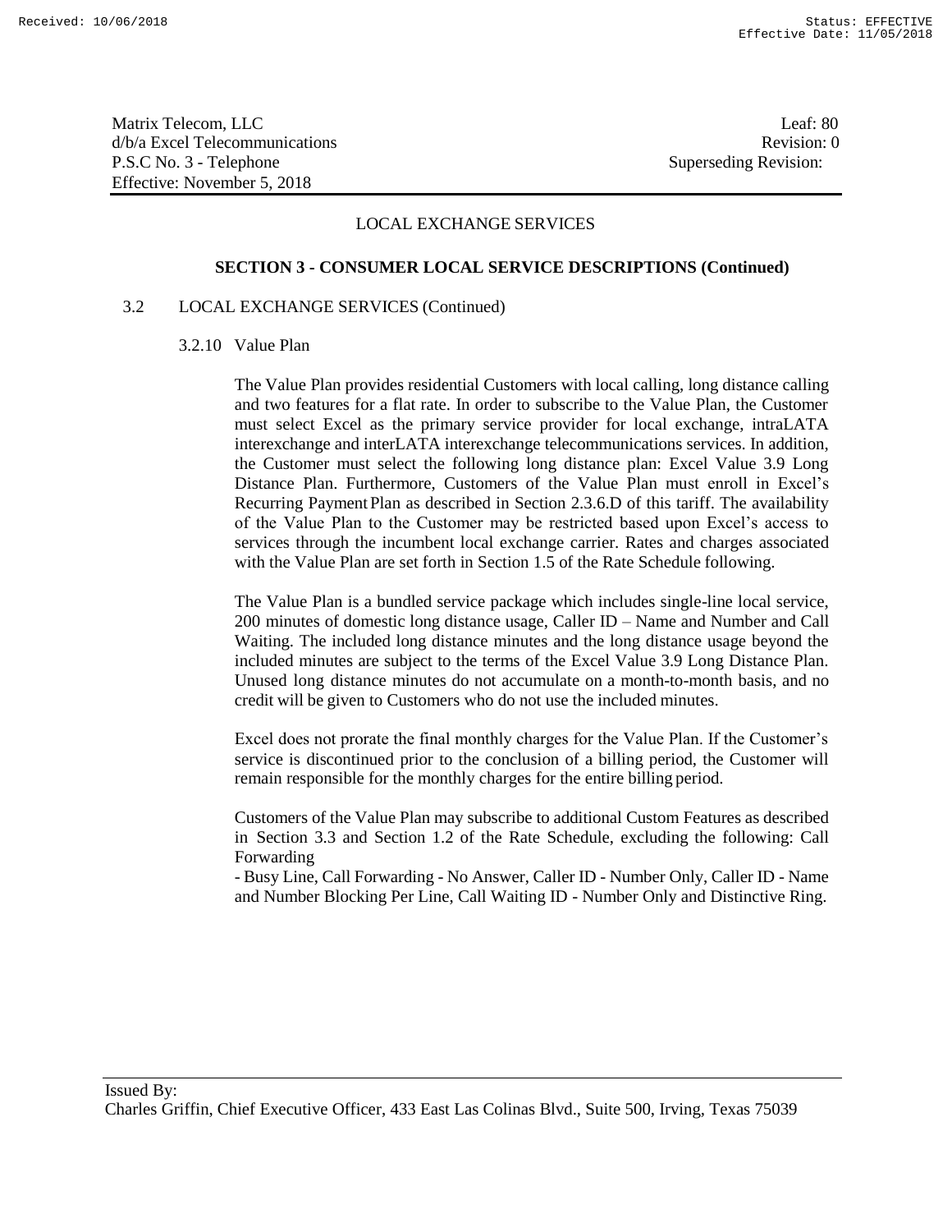## LOCAL EXCHANGE SERVICES

### SECTION 3 - CONSUMER LOCAL SERVICE DESCRIPTIONS (Continued)

3.2 LOCAL EXCHANGE SERVICES (Continued)

3.2.10 Value Plan

The Value Plan provides residential Customers with local calling, long distance calling and two features for a flat rate. In order to subscribe to the Value Plan, the Customer must select Excel as the primary service provider for local exchange, intraLATA interexchange and interLATA interexchange telecommunications services. In addition, the Customer must select the following long distance plan: Excel Value 3.9 Long Distance Plan. Furthermore, Customers of the Value Plan must enroll in Excel's Recurring Payment Plan as described in Section 2.3.6.D of this tariff. The availability of the Value Plan to the Customer may be restricted based upon Excel's access to services through the incumbent local exchange carrier. Rates and charges associated with the Value Plan are set forth in Section 1.5 of the Rate Schedule following.

The Value Plan is a bundled service package which includes single-line local service, 200 minutes of domestic long distance usage, Caller ID – Name and Number and Call Waiting. The included long distance minutes and the long distance usage beyond the included minutes are subject to the terms of the Excel Value 3.9 Long Distance Plan. Unused long distance minutes do not accumulate on a month-to-month basis, and no credit will be given to Customers who do not use the included minutes.

Excel does not prorate the final monthly charges for the Value Plan. If the Customer's service is discontinued prior to the conclusion of a billing period, the Customer will remain responsible for the monthly charges for the entire billing period.

Customers of the Value Plan may subscribe to additional Custom Features as described in Section 3.3 and Section 1.2 of the Rate Schedule, excluding the following: Call Forwarding - Busy Line, Call Forwarding - No Answer, Caller ID - Number Only, Caller ID - Name and Number Blocking Per Line, Call Waiting ID - Number Only and Distinctive Ring.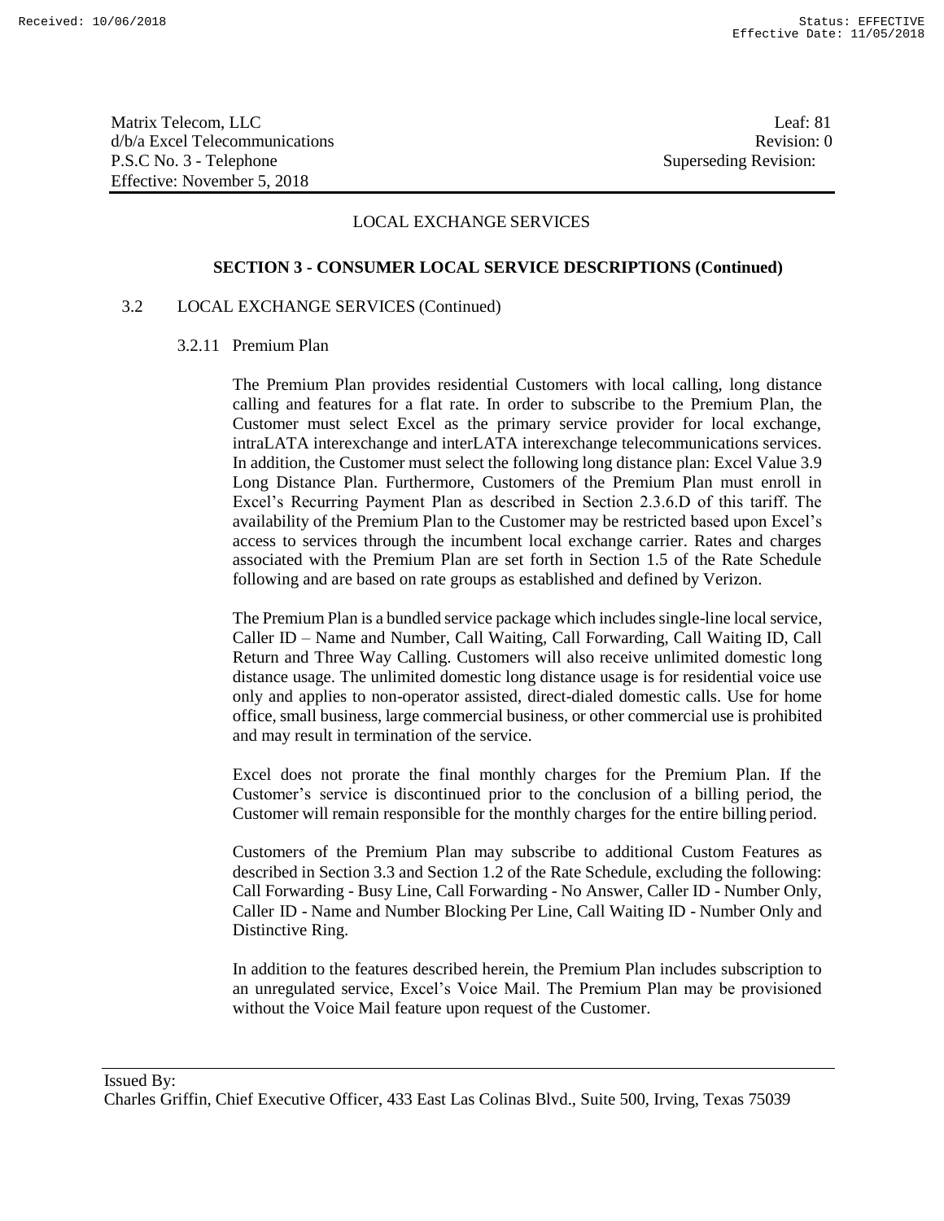LOCAL EXCHANGE SERVICES

**SECTION 3 - CONSUMER LOCAL SERVICE DESCRIPTIONS (Continued)**

3.2 LOCAL EXCHANGE SERVICES (Continued)

3.2.11 Premium Plan

The Premium Plan provides residential Customers with local calling, long distance calling and features for a flat rate. In order to subscribe to the Premium Plan, the Customer must select Excel as the primary service provider for local exchange, intraLATA interexchange and interLATA interexchange telecommunications services. In addition, the Customer must select the following long distance plan: Excel Value 3.9 Long Distance Plan. Furthermore, Customers of the Premium Plan must enroll in Excel's Recurring Payment Plan as described in Section 2.3.6.D of this tariff. The availability of the Premium Plan to the Customer may be restricted based upon Excel's access to services through the incumbent local exchange carrier. Rates and charges associated with the Premium Plan are set forth in Section 1.5 of the Rate Schedule following and are based on rate groups as established and defined by Verizon.

The Premium Plan is a bundled service package which includes single-line local service, Caller ID – Name and Number, Call Waiting, Call Forwarding, Call Waiting ID, Call Return and Three Way Calling. Customers will also receive unlimited domestic long distance usage. The unlimited domestic long distance usage is for residential voice use only and applies to non-operator assisted, direct-dialed domestic calls. Use for home office, small business, large commercial business, or other commercial use is prohibited and may result in termination of the service.

Excel does not prorate the final monthly charges for the Premium Plan. If the Customer's service is discontinued prior to the conclusion of a billing period, the Customer will remain responsible for the monthly charges for the entire billing period.

Customers of the Premium Plan may subscribe to additional Custom Features as described in Section 3.3 and Section 1.2 of the Rate Schedule, excluding the following: Call Forwarding - Busy Line, Call Forwarding - No Answer, Caller ID - Number Only, Caller ID - Name and Number Blocking Per Line, Call Waiting ID - Number Only and Distinctive Ring.

In addition to the features described herein, the Premium Plan includes subscription to an unregulated service, Excel's Voice Mail. The Premium Plan may be provisioned without the Voice Mail feature upon request of the Customer.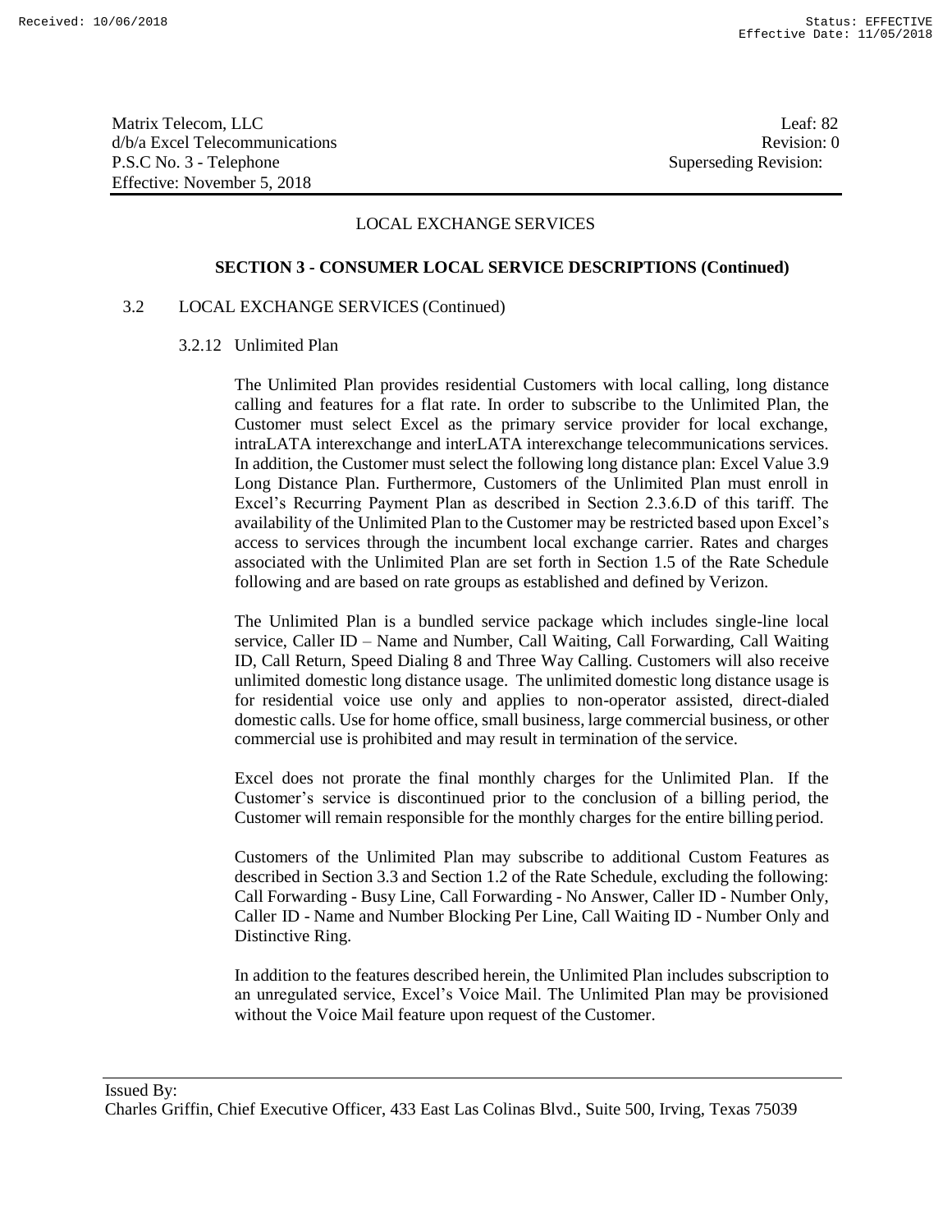LOCAL EXCHANGE SERVICES

## SECTION 3 - CONSUMER LOCAL SERVICE DESCRIPTIONS (Continued)

3.2 LOCAL EXCHANGE SERVICES (Continued)

3.2.12 Unlimited Plan

The Unlimited Plan provides residential Customers with local calling, long distance calling and features for a flat rate. In order to subscribe to the Unlimited Plan, the Customer must select Excel as the primary service provider for local exchange, intraLATA interexchange and interLATA interexchange telecommunications services. In addition, the Customer must select the following long distance plan: Excel Value 3.9 Long Distance Plan. Furthermore, Customers of the Unlimited Plan must enroll in Excel's Recurring Payment Plan as described in Section 2.3.6.D of this tariff. The availability of the Unlimited Plan to the Customer may be restricted based upon Excel's access to services through the incumbent local exchange carrier. Rates and charges associated with the Unlimited Plan are set forth in Section 1.5 of the Rate Schedule following and are based on rate groups as established and defined by Verizon.

The Unlimited Plan is a bundled service package which includes single-line local service, Caller ID – Name and Number, Call Waiting, Call Forwarding, Call Waiting ID, Call Return, Speed Dialing 8 and Three Way Calling. Customers will also receive unlimited domestic long distance usage. The unlimited domestic long distance usage is for residential voice use only and applies to non-operator assisted, direct-dialed domestic calls. Use for home office, small business, large commercial business, or other commercial use is prohibited and may result in termination of the service.

Excel does not prorate the final monthly charges for the Unlimited Plan. If the Customer's service is discontinued prior to the conclusion of a billing period, the Customer will remain responsible for the monthly charges for the entire billing period.

Customers of the Unlimited Plan may subscribe to additional Custom Features as described in Section 3.3 and Section 1.2 of the Rate Schedule, excluding the following: Call Forwarding - Busy Line, Call Forwarding - No Answer, Caller ID - Number Only, Caller ID - Name and Number Blocking Per Line, Call Waiting ID - Number Only and Distinctive Ring.

In addition to the features described herein, the Unlimited Plan includes subscription to an unregulated service, Excel's Voice Mail. The Unlimited Plan may be provisioned without the Voice Mail feature upon request of the Customer.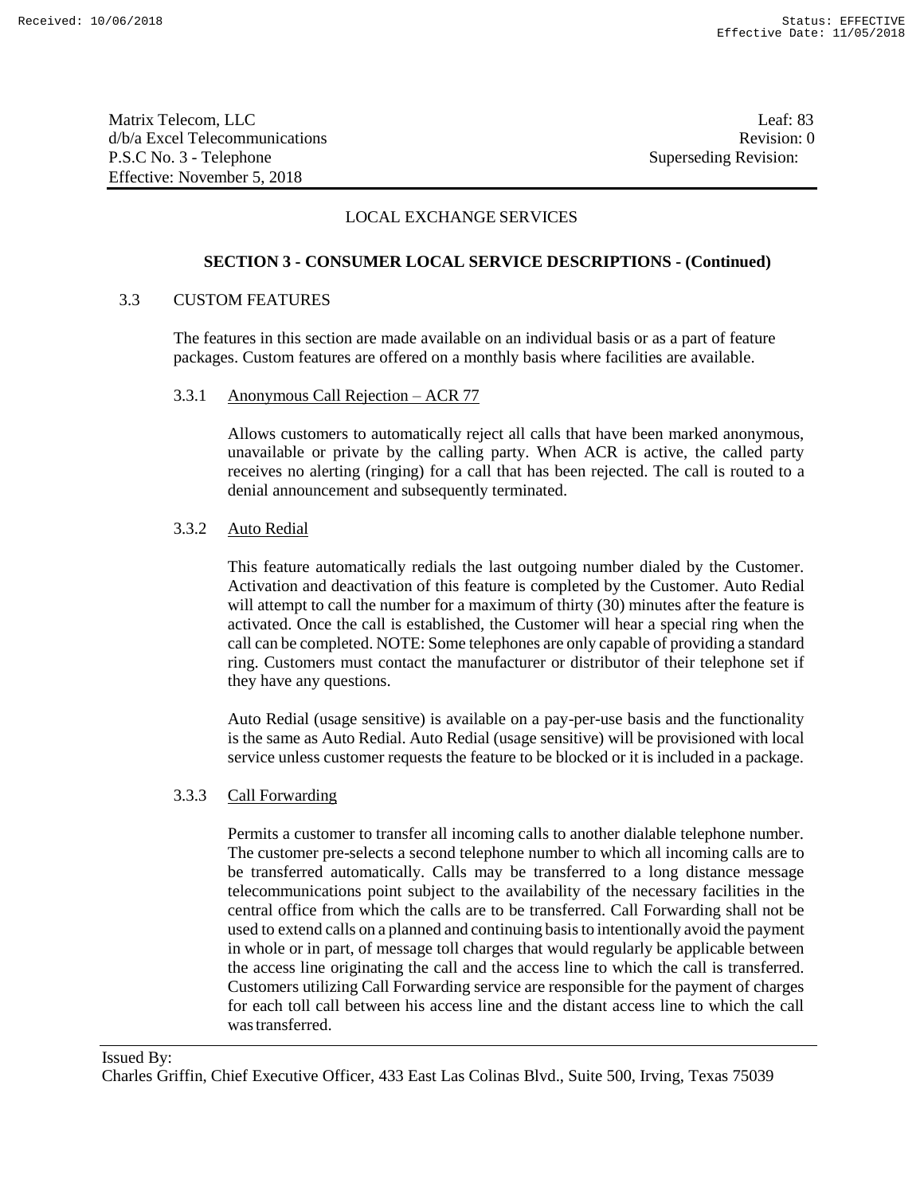## LOCAL EXCHANGE SERVICES

### SECTION 3 - CONSUMER LOCAL SERVICE DESCRIPTIONS - (Continued)

### 3.3 CUSTOM FEATURES

The features in this section are made available on an individual basis or as a part of feature packages. Custom features are offered on a monthly basis where facilities are available.

#### 3.3.1 Anonymous Call Rejection – ACR 77

Allows customers to automatically reject all calls that have been marked anonymous, unavailable or private by the calling party. When ACR is active, the called party receives no alerting (ringing) for a call that has been rejected. The call is routed to a denial announcement and subsequently terminated.

#### 3.3.2 Auto Redial

This feature automatically redials the last outgoing number dialed by the Customer. Activation and deactivation of this feature is completed by the Customer. Auto Redial will attempt to call the number for a maximum of thirty (30) minutes after the feature is activated. Once the call is established, the Customer will hear a special ring when the call can be completed. NOTE: Some telephones are only capable of providing a standard ring. Customers must contact the manufacturer or distributor of their telephone set if they have any questions.

Auto Redial (usage sensitive) is available on a pay-per-use basis and the functionality is the same as Auto Redial. Auto Redial (usage sensitive) will be provisioned with local service unless customer requests the feature to be blocked or it is included in a package.

#### 3.3.3 Call Forwarding

Permits a customer to transfer all incoming calls to another dialable telephone number. The customer pre-selects a second telephone number to which all incoming calls are to be transferred automatically. Calls may be transferred to a long distance message telecommunications point subject to the availability of the necessary facilities in the central office from which the calls are to be transferred. Call Forwarding shall not be used to extend calls on a planned and continuing basis to intentionally avoid the payment in whole or in part, of message toll charges that would regularly be applicable between the access line originating the call and the access line to which the call is transferred. Customers utilizing Call Forwarding service are responsible for the payment of charges for each toll call between his access line and the distant access line to which the call was transferred.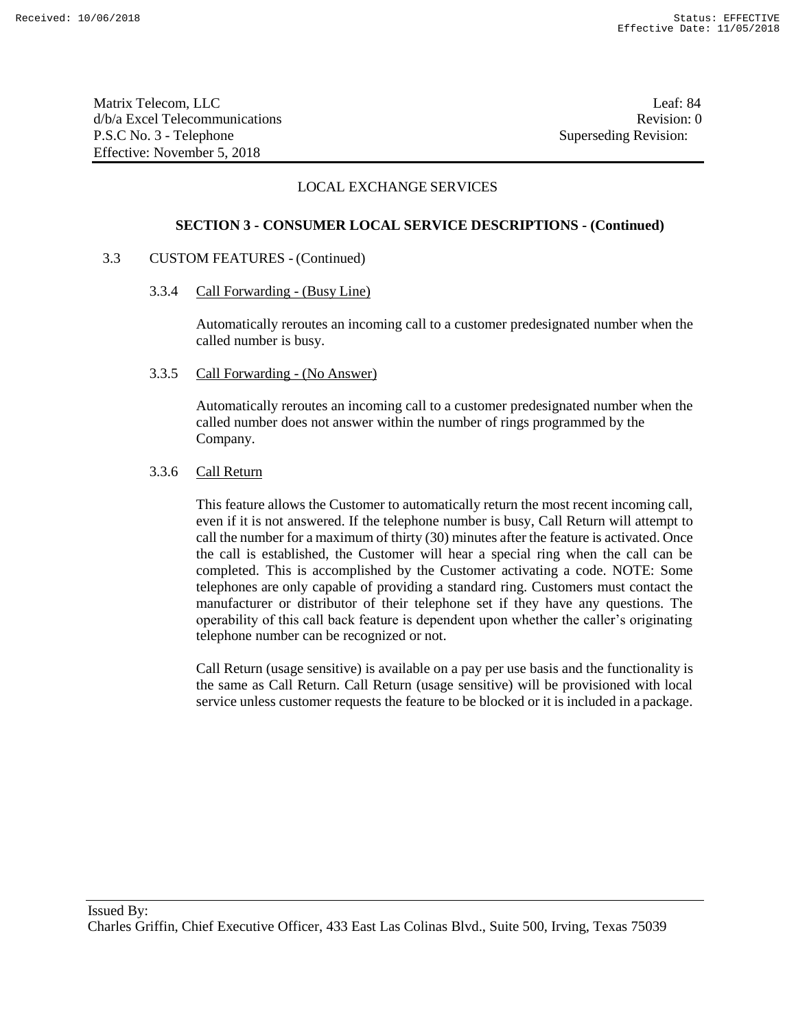## LOCAL EXCHANGE SERVICES

### SECTION 3 - CONSUMER LOCAL SERVICE DESCRIPTIONS - (Continued)

3.3 CUSTOM FEATURES - (Continued)

3.3.4 Call Forwarding - (Busy Line)

Automatically reroutes an incoming call to a customer predesignated number when the called number is busy.

3.3.5 Call Forwarding - (No Answer)

Automatically reroutes an incoming call to a customer predesignated number when the called number does not answer within the number of rings programmed by the Company.

3.3.6 Call Return

This feature allows the Customer to automatically return the most recent incoming call, even if it is not answered. If the telephone number is busy, Call Return will attempt to call the number for a maximum of thirty (30) minutes after the feature is activated. Once the call is established, the Customer will hear a special ring when the call can be completed. This is accomplished by the Customer activating a code. NOTE: Some telephones are only capable of providing a standard ring. Customers must contact the manufacturer or distributor of their telephone set if they have any questions. The operability of this call back feature is dependent upon whether the caller's originating telephone number can be recognized or not.

Call Return (usage sensitive) is available on a pay per use basis and the functionality is the same as Call Return. Call Return (usage sensitive) will be provisioned with local service unless customer requests the feature to be blocked or it is included in a package.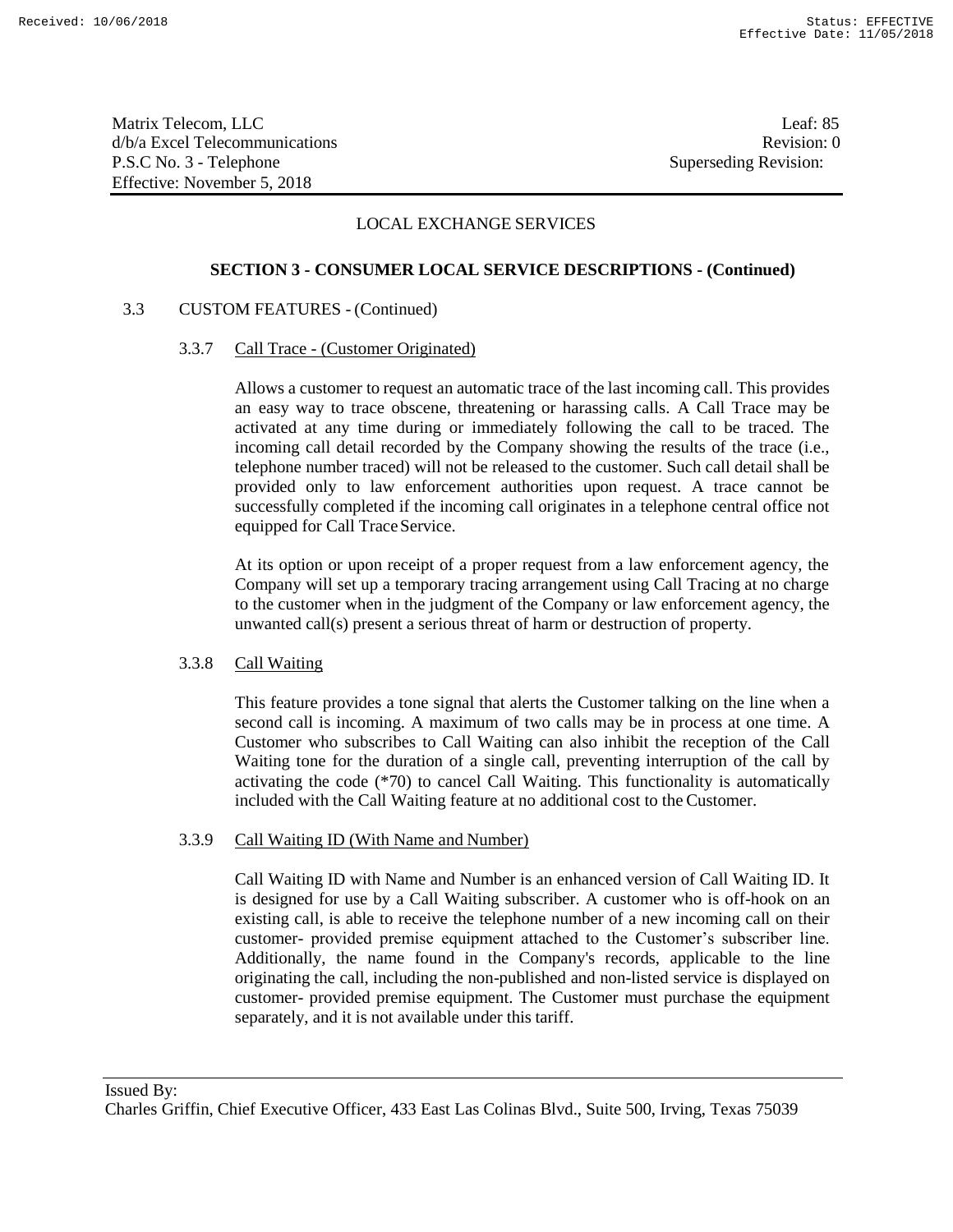LOCAL EXCHANGE SERVICES

**SECTION 3 - CONSUMER LOCAL SERVICE DESCRIPTIONS - (Continued)**

3.3 CUSTOM FEATURES - (Continued)

3.3.7 Call Trace - (Customer Originated)

Allows a customer to request an automatic trace of the last incoming call. This provides an easy way to trace obscene, threatening or harassing calls. A Call Trace may be activated at any time during or immediately following the call to be traced. The incoming call detail recorded by the Company showing the results of the trace (i.e., telephone number traced) will not be released to the customer. Such call detail shall be provided only to law enforcement authorities upon request. A trace cannot be successfully completed if the incoming call originates in a telephone central office not equipped for Call Trace Service.

At its option or upon receipt of a proper request from a law enforcement agency, the Company will set up a temporary tracing arrangement using Call Tracing at no charge to the customer when in the judgment of the Company or law enforcement agency, the unwanted call(s) present a serious threat of harm or destruction of property.

3.3.8 Call Waiting

This feature provides a tone signal that alerts the Customer talking on the line when a second call is incoming. A maximum of two calls may be in process at one time. A Customer who subscribes to Call Waiting can also inhibit the reception of the Call Waiting tone for the duration of a single call, preventing interruption of the call by activating the code (*70) to cancel Call Waiting. This functionality is automatically included with the Call Waiting feature at no additional cost to the Customer.

3.3.9 Call Waiting ID (With Name and Number)

Call Waiting ID with Name and Number is an enhanced version of Call Waiting ID. It is designed for use by a Call Waiting subscriber. A customer who is off-hook on an existing call, is able to receive the telephone number of a new incoming call on their customer- provided premise equipment attached to the Customer's subscriber line. Additionally, the name found in the Company's records, applicable to the line originating the call, including the non-published and non-listed service is displayed on customer- provided premise equipment. The Customer must purchase the equipment separately, and it is not available under this tariff.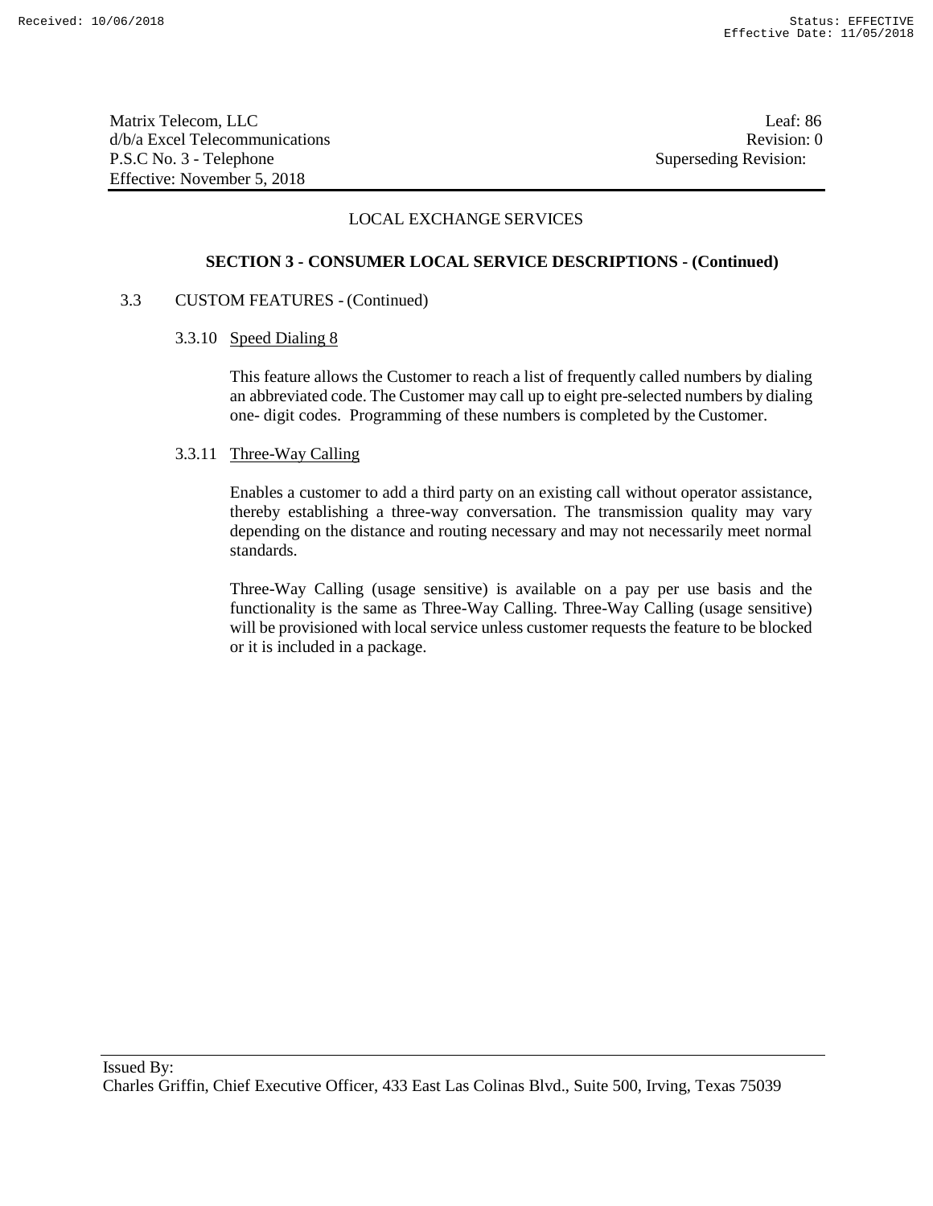LOCAL EXCHANGE SERVICES

**SECTION 3 - CONSUMER LOCAL SERVICE DESCRIPTIONS - (Continued)**

3.3 CUSTOM FEATURES - (Continued)

3.3.10 Speed Dialing 8

This feature allows the Customer to reach a list of frequently called numbers by dialing an abbreviated code. The Customer may call up to eight pre-selected numbers by dialing one- digit codes. Programming of these numbers is completed by the Customer.

3.3.11 Three-Way Calling

Enables a customer to add a third party on an existing call without operator assistance, thereby establishing a three-way conversation. The transmission quality may vary depending on the distance and routing necessary and may not necessarily meet normal standards.

Three-Way Calling (usage sensitive) is available on a pay per use basis and the functionality is the same as Three-Way Calling. Three-Way Calling (usage sensitive) will be provisioned with local service unless customer requests the feature to be blocked or it is included in a package.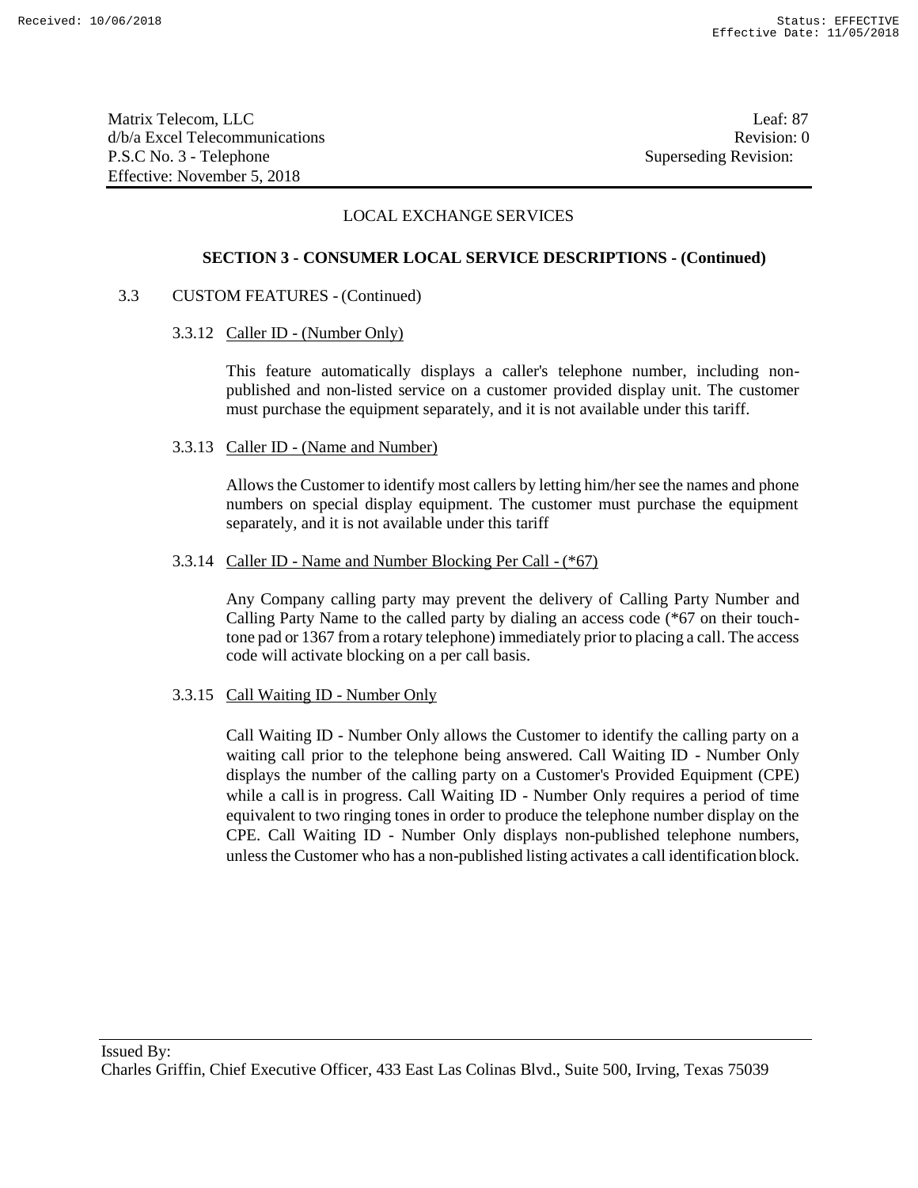LOCAL EXCHANGE SERVICES

**SECTION 3 - CONSUMER LOCAL SERVICE DESCRIPTIONS - (Continued)**

3.3 CUSTOM FEATURES - (Continued)

3.3.12 Caller ID - (Number Only)

This feature automatically displays a caller's telephone number, including non-published and non-listed service on a customer provided display unit. The customer must purchase the equipment separately, and it is not available under this tariff.

3.3.13 Caller ID - (Name and Number)

Allows the Customer to identify most callers by letting him/her see the names and phone numbers on special display equipment. The customer must purchase the equipment separately, and it is not available under this tariff

3.3.14 Caller ID - Name and Number Blocking Per Call - (*67)

Any Company calling party may prevent the delivery of Calling Party Number and Calling Party Name to the called party by dialing an access code (*67 on their touch-tone pad or 1367 from a rotary telephone) immediately prior to placing a call. The access code will activate blocking on a per call basis.

3.3.15 Call Waiting ID - Number Only

Call Waiting ID - Number Only allows the Customer to identify the calling party on a waiting call prior to the telephone being answered. Call Waiting ID - Number Only displays the number of the calling party on a Customer's Provided Equipment (CPE) while a call is in progress. Call Waiting ID - Number Only requires a period of time equivalent to two ringing tones in order to produce the telephone number display on the CPE. Call Waiting ID - Number Only displays non-published telephone numbers, unless the Customer who has a non-published listing activates a call identification block.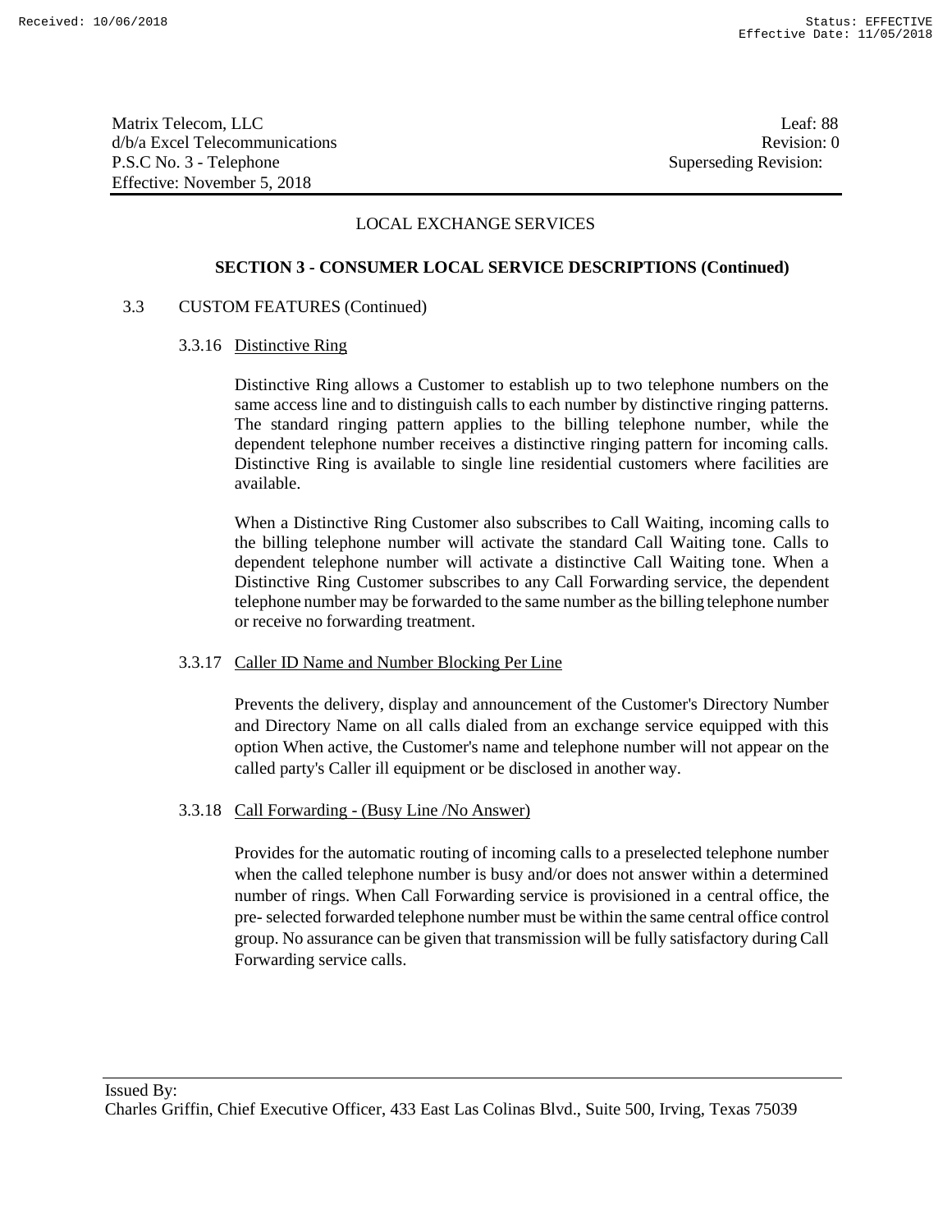## LOCAL EXCHANGE SERVICES

### SECTION 3 - CONSUMER LOCAL SERVICE DESCRIPTIONS (Continued)

3.3 CUSTOM FEATURES (Continued)

3.3.16 Distinctive Ring

Distinctive Ring allows a Customer to establish up to two telephone numbers on the same access line and to distinguish calls to each number by distinctive ringing patterns. The standard ringing pattern applies to the billing telephone number, while the dependent telephone number receives a distinctive ringing pattern for incoming calls. Distinctive Ring is available to single line residential customers where facilities are available.

When a Distinctive Ring Customer also subscribes to Call Waiting, incoming calls to the billing telephone number will activate the standard Call Waiting tone. Calls to dependent telephone number will activate a distinctive Call Waiting tone. When a Distinctive Ring Customer subscribes to any Call Forwarding service, the dependent telephone number may be forwarded to the same number as the billing telephone number or receive no forwarding treatment.

3.3.17 Caller ID Name and Number Blocking Per Line

Prevents the delivery, display and announcement of the Customer's Directory Number and Directory Name on all calls dialed from an exchange service equipped with this option When active, the Customer's name and telephone number will not appear on the called party's Caller ill equipment or be disclosed in another way.

3.3.18 Call Forwarding - (Busy Line /No Answer)

Provides for the automatic routing of incoming calls to a preselected telephone number when the called telephone number is busy and/or does not answer within a determined number of rings. When Call Forwarding service is provisioned in a central office, the pre- selected forwarded telephone number must be within the same central office control group. No assurance can be given that transmission will be fully satisfactory during Call Forwarding service calls.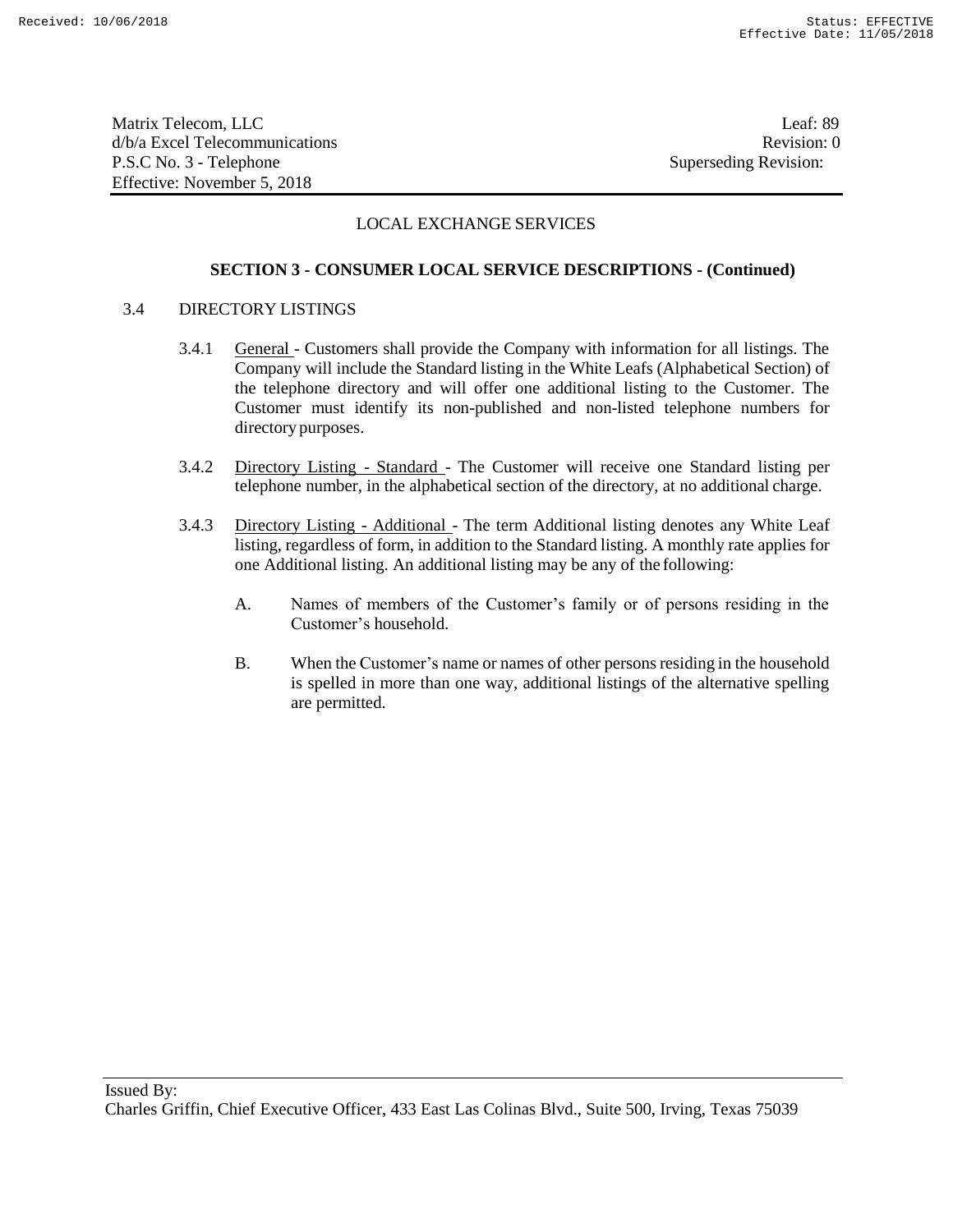LOCAL EXCHANGE SERVICES

**SECTION 3 - CONSUMER LOCAL SERVICE DESCRIPTIONS - (Continued)**

3.4 DIRECTORY LISTINGS

3.4.1 General - Customers shall provide the Company with information for all listings. The Company will include the Standard listing in the White Leafs (Alphabetical Section) of the telephone directory and will offer one additional listing to the Customer. The Customer must identify its non-published and non-listed telephone numbers for directory purposes.

3.4.2 Directory Listing - Standard - The Customer will receive one Standard listing per telephone number, in the alphabetical section of the directory, at no additional charge.

3.4.3 Directory Listing - Additional - The term Additional listing denotes any White Leaf listing, regardless of form, in addition to the Standard listing. A monthly rate applies for one Additional listing. An additional listing may be any of the following:

A. Names of members of the Customer's family or of persons residing in the Customer's household.

B. When the Customer's name or names of other persons residing in the household is spelled in more than one way, additional listings of the alternative spelling are permitted.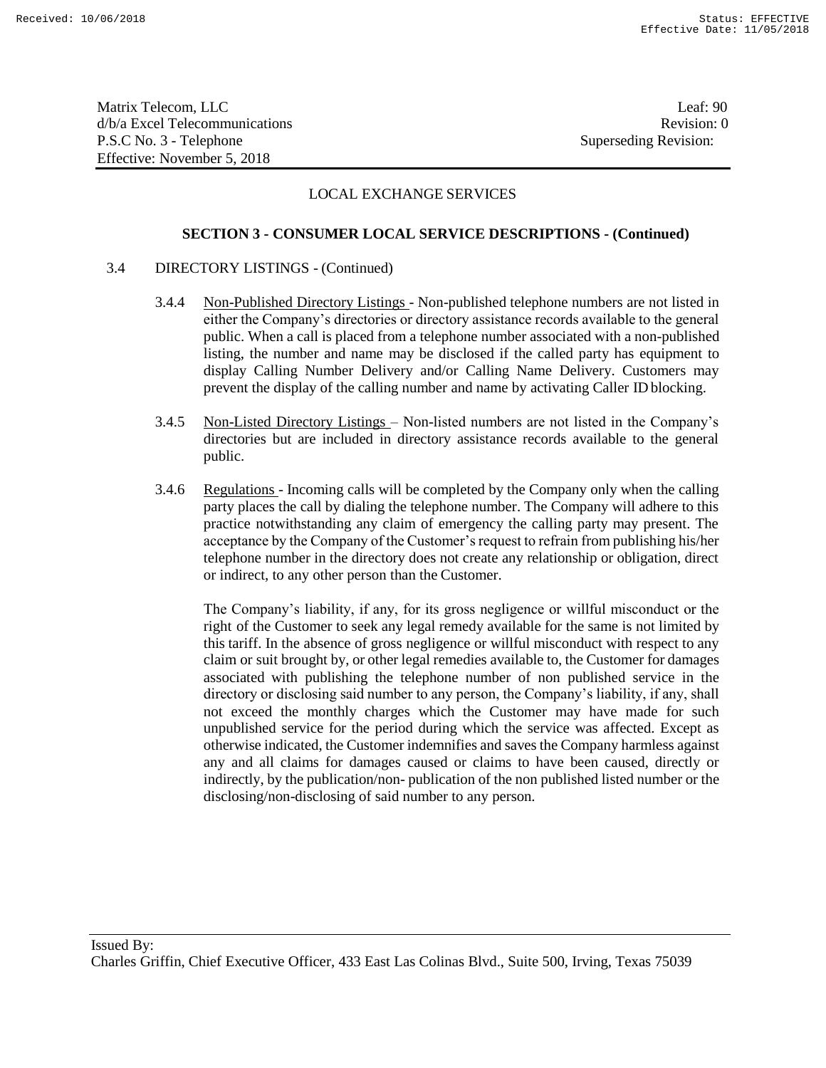## LOCAL EXCHANGE SERVICES

### SECTION 3 - CONSUMER LOCAL SERVICE DESCRIPTIONS - (Continued)

3.4 DIRECTORY LISTINGS - (Continued)

3.4.4 Non-Published Directory Listings - Non-published telephone numbers are not listed in either the Company's directories or directory assistance records available to the general public. When a call is placed from a telephone number associated with a non-published listing, the number and name may be disclosed if the called party has equipment to display Calling Number Delivery and/or Calling Name Delivery. Customers may prevent the display of the calling number and name by activating Caller ID blocking.

3.4.5 Non-Listed Directory Listings – Non-listed numbers are not listed in the Company's directories but are included in directory assistance records available to the general public.

3.4.6 Regulations - Incoming calls will be completed by the Company only when the calling party places the call by dialing the telephone number. The Company will adhere to this practice notwithstanding any claim of emergency the calling party may present. The acceptance by the Company of the Customer's request to refrain from publishing his/her telephone number in the directory does not create any relationship or obligation, direct or indirect, to any other person than the Customer.

The Company's liability, if any, for its gross negligence or willful misconduct or the right of the Customer to seek any legal remedy available for the same is not limited by this tariff. In the absence of gross negligence or willful misconduct with respect to any claim or suit brought by, or other legal remedies available to, the Customer for damages associated with publishing the telephone number of non published service in the directory or disclosing said number to any person, the Company's liability, if any, shall not exceed the monthly charges which the Customer may have made for such unpublished service for the period during which the service was affected. Except as otherwise indicated, the Customer indemnifies and saves the Company harmless against any and all claims for damages caused or claims to have been caused, directly or indirectly, by the publication/non- publication of the non published listed number or the disclosing/non-disclosing of said number to any person.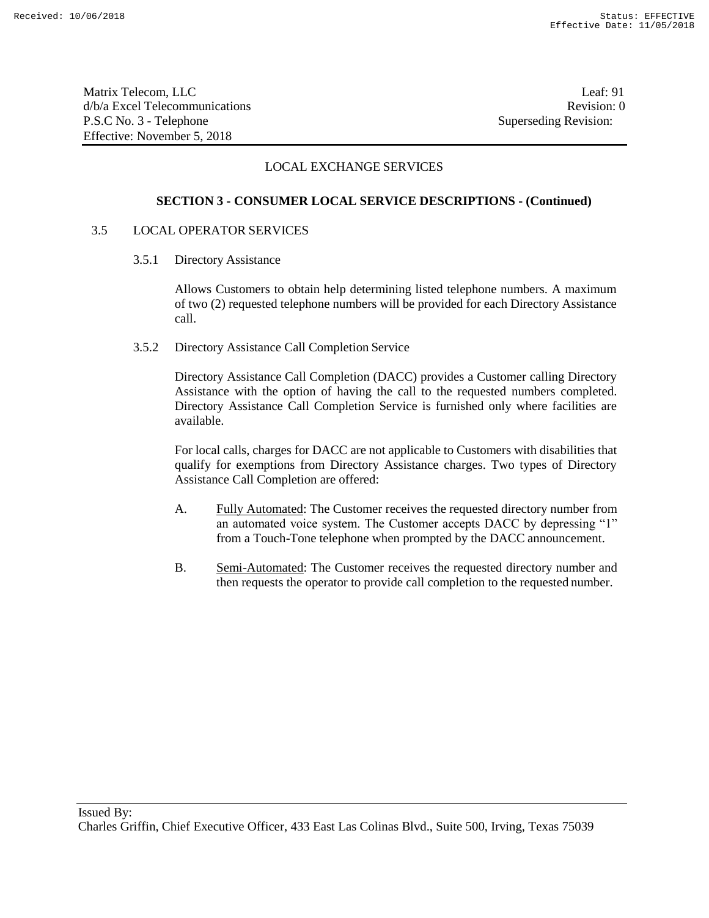## LOCAL EXCHANGE SERVICES

### SECTION 3 - CONSUMER LOCAL SERVICE DESCRIPTIONS - (Continued)

3.5 LOCAL OPERATOR SERVICES

3.5.1 Directory Assistance

Allows Customers to obtain help determining listed telephone numbers. A maximum of two (2) requested telephone numbers will be provided for each Directory Assistance call.

3.5.2 Directory Assistance Call Completion Service

Directory Assistance Call Completion (DACC) provides a Customer calling Directory Assistance with the option of having the call to the requested numbers completed. Directory Assistance Call Completion Service is furnished only where facilities are available.

For local calls, charges for DACC are not applicable to Customers with disabilities that qualify for exemptions from Directory Assistance charges. Two types of Directory Assistance Call Completion are offered:

A. Fully Automated: The Customer receives the requested directory number from an automated voice system. The Customer accepts DACC by depressing "1" from a Touch-Tone telephone when prompted by the DACC announcement.

B. Semi-Automated: The Customer receives the requested directory number and then requests the operator to provide call completion to the requested number.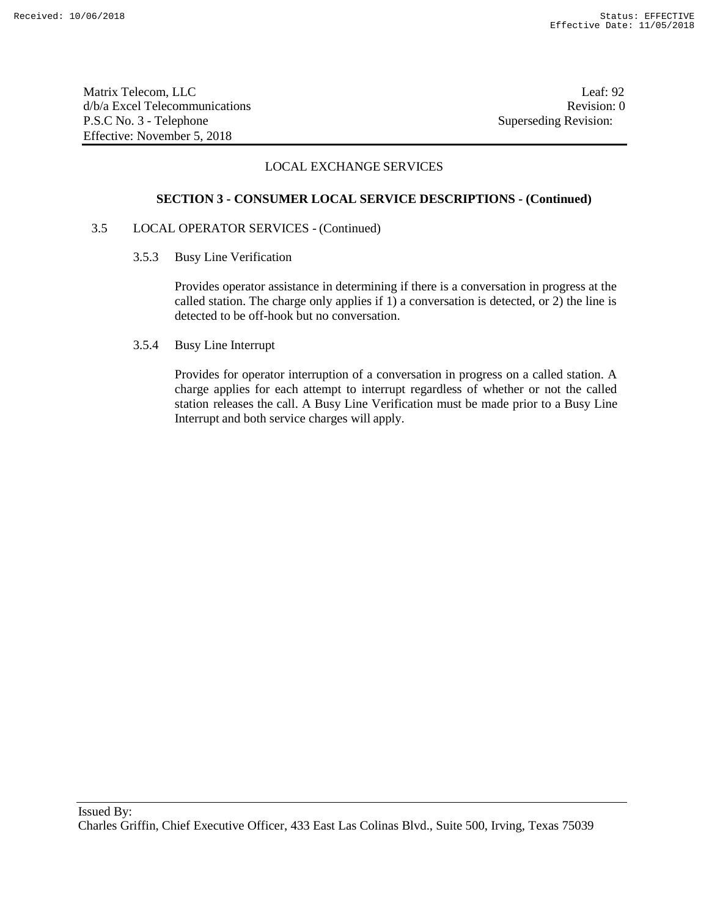## LOCAL EXCHANGE SERVICES

### SECTION 3 - CONSUMER LOCAL SERVICE DESCRIPTIONS - (Continued)

3.5 LOCAL OPERATOR SERVICES - (Continued)

3.5.3 Busy Line Verification

Provides operator assistance in determining if there is a conversation in progress at the called station. The charge only applies if 1) a conversation is detected, or 2) the line is detected to be off-hook but no conversation.

3.5.4 Busy Line Interrupt

Provides for operator interruption of a conversation in progress on a called station. A charge applies for each attempt to interrupt regardless of whether or not the called station releases the call. A Busy Line Verification must be made prior to a Busy Line Interrupt and both service charges will apply.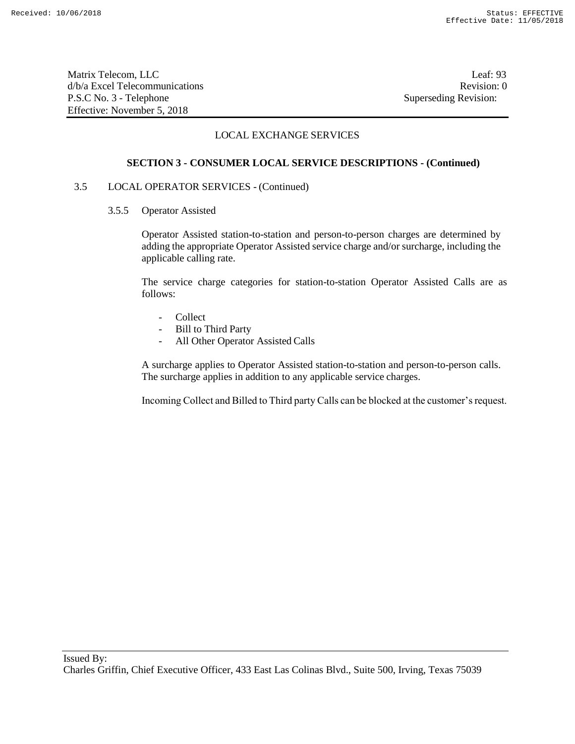LOCAL EXCHANGE SERVICES

**SECTION 3 - CONSUMER LOCAL SERVICE DESCRIPTIONS - (Continued)**

3.5 LOCAL OPERATOR SERVICES - (Continued)

3.5.5 Operator Assisted

Operator Assisted station-to-station and person-to-person charges are determined by adding the appropriate Operator Assisted service charge and/or surcharge, including the applicable calling rate.

The service charge categories for station-to-station Operator Assisted Calls are as follows:

- Collect
- Bill to Third Party
- All Other Operator Assisted Calls

A surcharge applies to Operator Assisted station-to-station and person-to-person calls. The surcharge applies in addition to any applicable service charges.

Incoming Collect and Billed to Third party Calls can be blocked at the customer's request.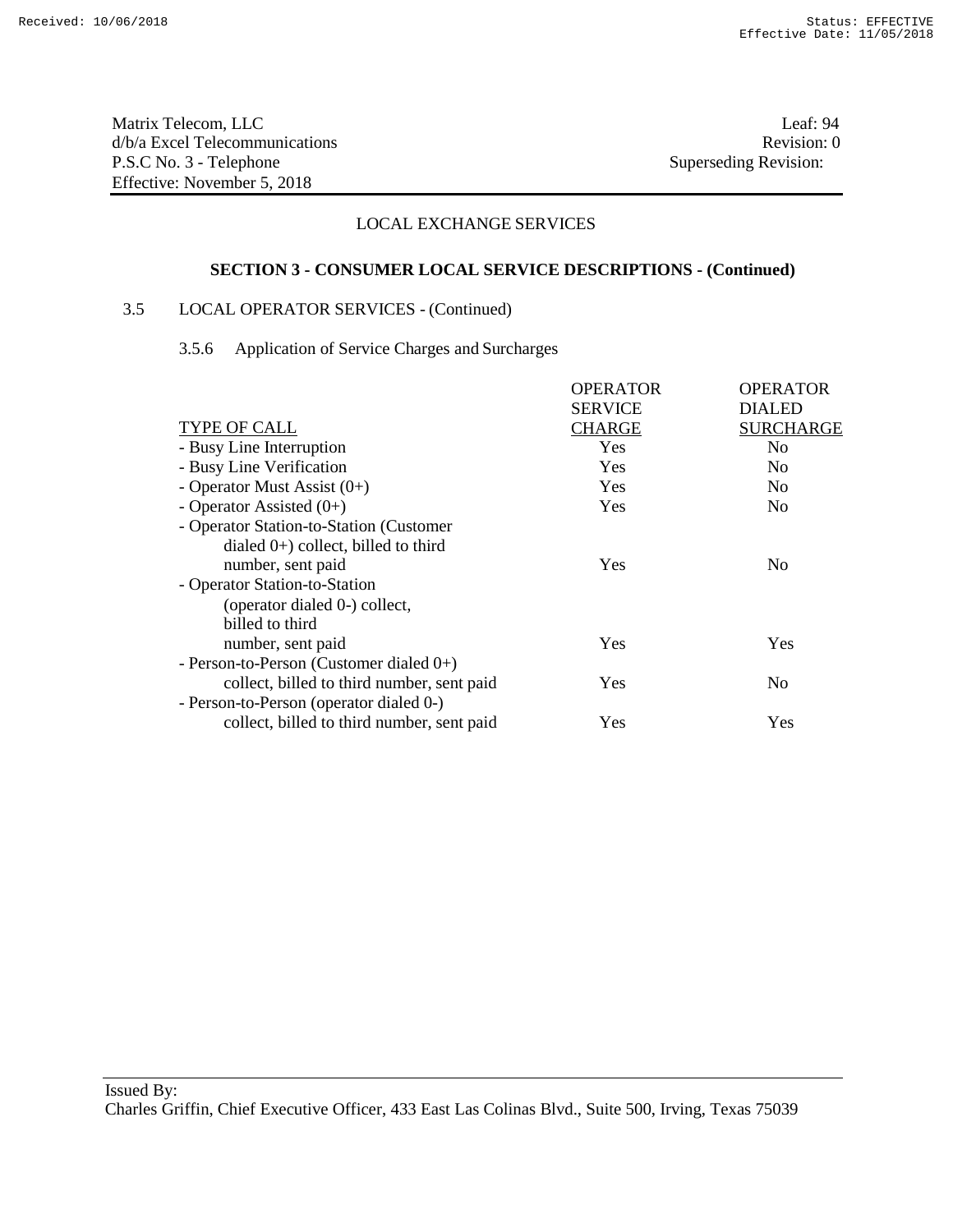Matrix Telecom, LLC
d/b/a Excel Telecommunications
P.S.C No. 3 - Telephone
Effective: November 5, 2018

Leaf: 94
Revision: 0
Superseding Revision:

LOCAL EXCHANGE SERVICES

**SECTION 3 - CONSUMER LOCAL SERVICE DESCRIPTIONS - (Continued)**

3.5 LOCAL OPERATOR SERVICES - (Continued)

3.5.6 Application of Service Charges and Surcharges

| TYPE OF CALL | OPERATOR SERVICE CHARGE | OPERATOR DIALED SURCHARGE |
|---|---|---|
| - Busy Line Interruption | Yes | No |
| - Busy Line Verification | Yes | No |
| - Operator Must Assist (0+) | Yes | No |
| - Operator Assisted (0+) | Yes | No |
| - Operator Station-to-Station (Customer dialed 0+) collect, billed to third number, sent paid | Yes | No |
| - Operator Station-to-Station (operator dialed 0-) collect, billed to third number, sent paid | Yes | Yes |
| - Person-to-Person (Customer dialed 0+) collect, billed to third number, sent paid | Yes | No |
| - Person-to-Person (operator dialed 0-) collect, billed to third number, sent paid | Yes | Yes |

Issued By:
Charles Griffin, Chief Executive Officer, 433 East Las Colinas Blvd., Suite 500, Irving, Texas 75039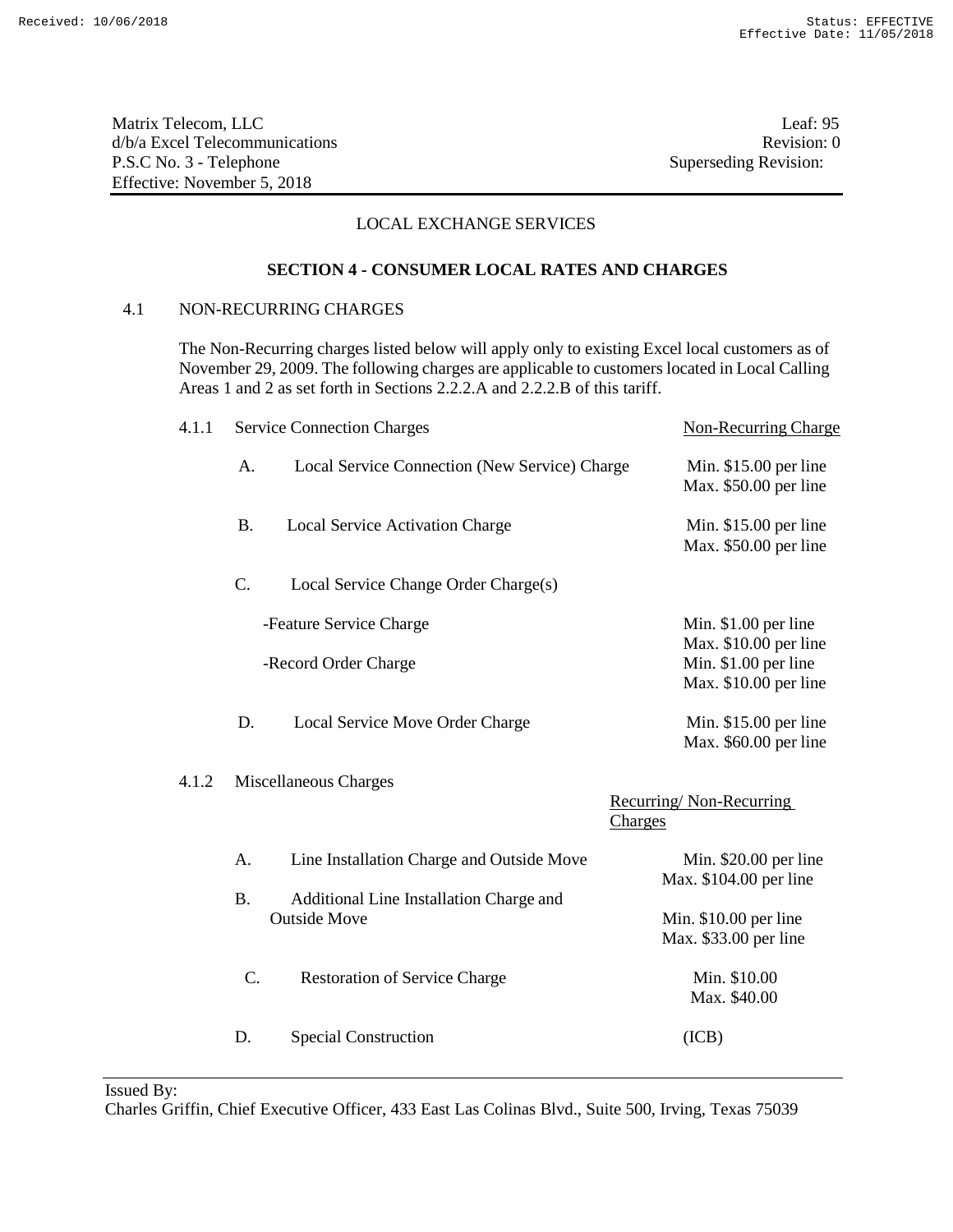Matrix Telecom, LLC
d/b/a Excel Telecommunications
P.S.C No. 3 - Telephone
Effective: November 5, 2018

Leaf: 95
Revision: 0
Superseding Revision:

LOCAL EXCHANGE SERVICES

**SECTION 4 - CONSUMER LOCAL RATES AND CHARGES**

4.1 NON-RECURRING CHARGES

The Non-Recurring charges listed below will apply only to existing Excel local customers as of November 29, 2009. The following charges are applicable to customers located in Local Calling Areas 1 and 2 as set forth in Sections 2.2.2.A and 2.2.2.B of this tariff.

| 4.1.1 Service Connection Charges | Non-Recurring Charge |
|---|---|
| A. Local Service Connection (New Service) Charge | Min. $15.00 per line<br>Max. $50.00 per line |
| B. Local Service Activation Charge | Min. $15.00 per line<br>Max. $50.00 per line |
| C. Local Service Change Order Charge(s) | |
| -Feature Service Charge | Min. $1.00 per line<br>Max. $10.00 per line |
| -Record Order Charge | Min. $1.00 per line<br>Max. $10.00 per line |
| D. Local Service Move Order Charge | Min. $15.00 per line<br>Max. $60.00 per line |

| 4.1.2 Miscellaneous Charges | Recurring/ Non-Recurring Charges |
|---|---|
| A. Line Installation Charge and Outside Move | Min. $20.00 per line<br>Max. $104.00 per line |
| B. Additional Line Installation Charge and Outside Move | Min. $10.00 per line<br>Max. $33.00 per line |
| C. Restoration of Service Charge | Min. $10.00<br>Max. $40.00 |
| D. Special Construction | (ICB) |

Issued By:
Charles Griffin, Chief Executive Officer, 433 East Las Colinas Blvd., Suite 500, Irving, Texas 75039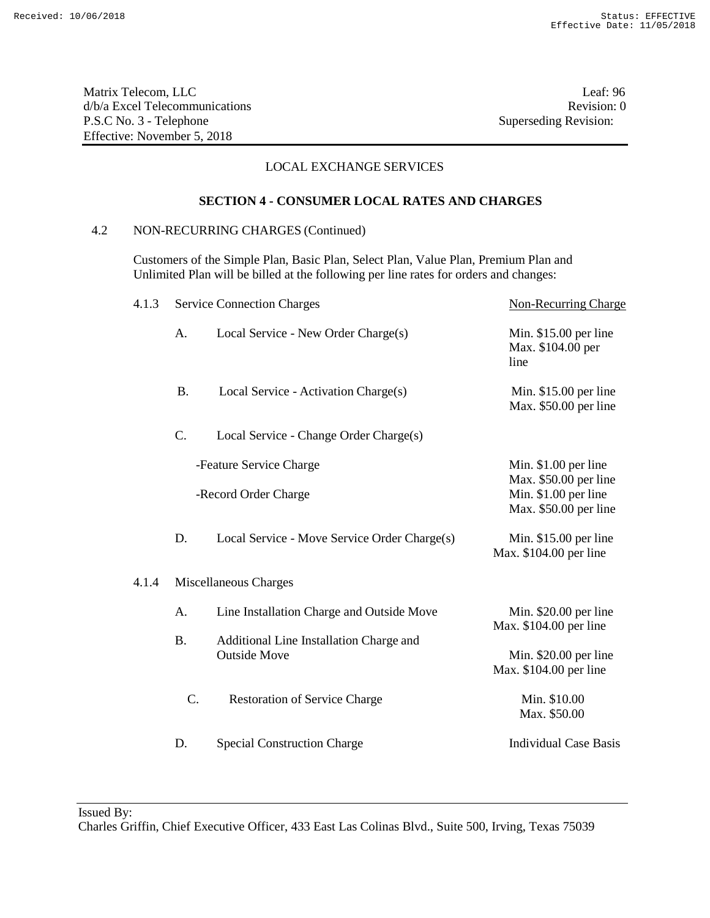Matrix Telecom, LLC
d/b/a Excel Telecommunications
P.S.C No. 3 - Telephone
Effective: November 5, 2018

Leaf: 96
Revision: 0
Superseding Revision:

LOCAL EXCHANGE SERVICES

**SECTION 4 - CONSUMER LOCAL RATES AND CHARGES**

4.2 NON-RECURRING CHARGES (Continued)

Customers of the Simple Plan, Basic Plan, Select Plan, Value Plan, Premium Plan and Unlimited Plan will be billed at the following per line rates for orders and changes:

| | | Non-Recurring Charge |
|---|---|---|
| 4.1.3 | Service Connection Charges | |
| A. | Local Service - New Order Charge(s) | Min. $15.00 per line<br>Max. $104.00 per line |
| B. | Local Service - Activation Charge(s) | Min. $15.00 per line<br>Max. $50.00 per line |
| C. | Local Service - Change Order Charge(s) | |
| | -Feature Service Charge | Min. $1.00 per line<br>Max. $50.00 per line |
| | -Record Order Charge | Min. $1.00 per line<br>Max. $50.00 per line |
| D. | Local Service - Move Service Order Charge(s) | Min. $15.00 per line<br>Max. $104.00 per line |
| 4.1.4 | Miscellaneous Charges | |
| A. | Line Installation Charge and Outside Move | Min. $20.00 per line<br>Max. $104.00 per line |
| B. | Additional Line Installation Charge and Outside Move | Min. $20.00 per line<br>Max. $104.00 per line |
| C. | Restoration of Service Charge | Min. $10.00<br>Max. $50.00 |
| D. | Special Construction Charge | Individual Case Basis |

Issued By:
Charles Griffin, Chief Executive Officer, 433 East Las Colinas Blvd., Suite 500, Irving, Texas 75039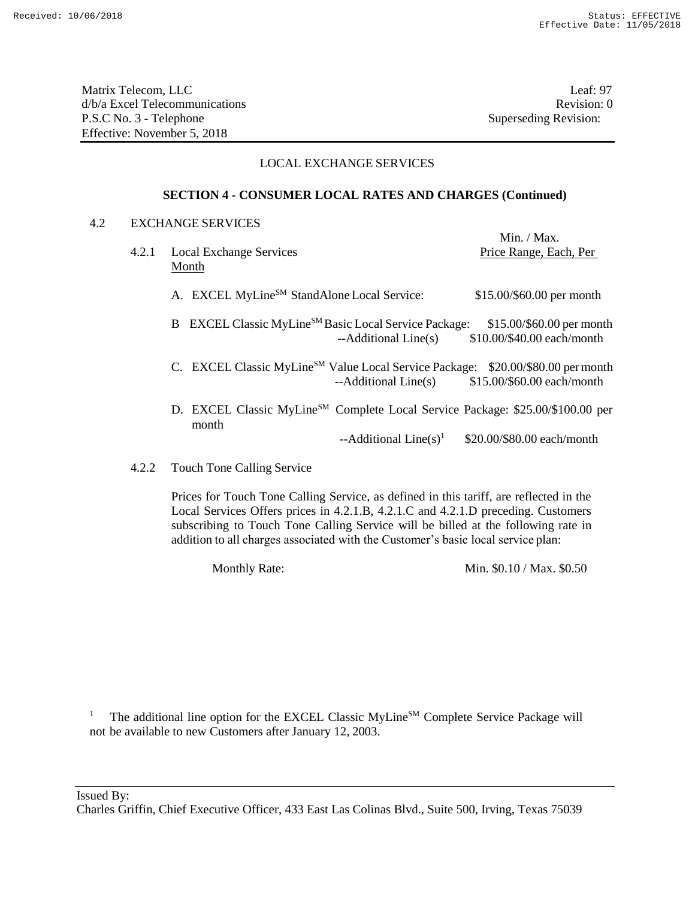Matrix Telecom, LLC
d/b/a Excel Telecommunications
P.S.C No. 3 - Telephone
Effective: November 5, 2018

Leaf: 97
Revision: 0
Superseding Revision:

LOCAL EXCHANGE SERVICES

**SECTION 4 - CONSUMER LOCAL RATES AND CHARGES (Continued)**

4.2 EXCHANGE SERVICES

4.2.1 Local Exchange Services — Min. / Max. Price Range, Each, Per Month

A. EXCEL MyLine[SM] StandAlone Local Service: $15.00/$60.00 per month

B EXCEL Classic MyLine[SM] Basic Local Service Package: $15.00/$60.00 per month
--Additional Line(s) $10.00/$40.00 each/month

C. EXCEL Classic MyLine[SM] Value Local Service Package: $20.00/$80.00 per month
--Additional Line(s) $15.00/$60.00 each/month

D. EXCEL Classic MyLine[SM] Complete Local Service Package: $25.00/$100.00 per month
--Additional Line(s)[1] $20.00/$80.00 each/month

4.2.2 Touch Tone Calling Service

Prices for Touch Tone Calling Service, as defined in this tariff, are reflected in the Local Services Offers prices in 4.2.1.B, 4.2.1.C and 4.2.1.D preceding. Customers subscribing to Touch Tone Calling Service will be billed at the following rate in addition to all charges associated with the Customer's basic local service plan:

Monthly Rate: Min. $0.10 / Max. $0.50

[1] The additional line option for the EXCEL Classic MyLine[SM] Complete Service Package will not be available to new Customers after January 12, 2003.

Issued By:
Charles Griffin, Chief Executive Officer, 433 East Las Colinas Blvd., Suite 500, Irving, Texas 75039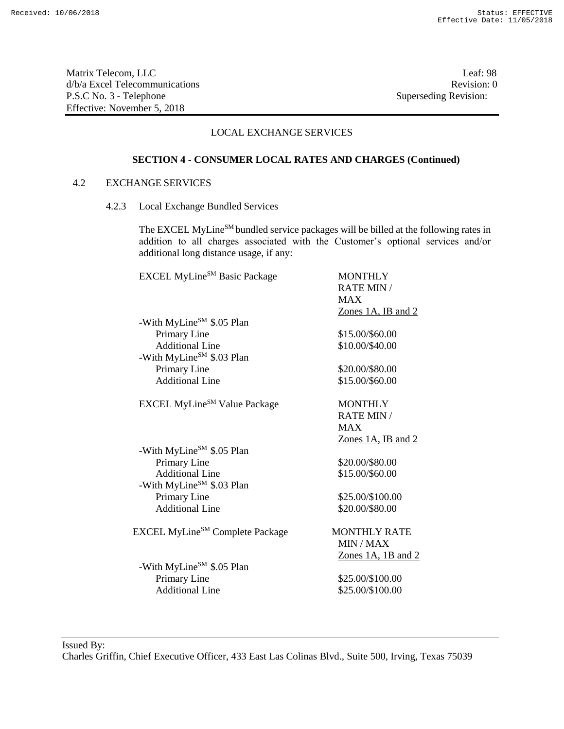Matrix Telecom, LLC
d/b/a Excel Telecommunications
P.S.C No. 3 - Telephone
Effective: November 5, 2018

Leaf: 98
Revision: 0
Superseding Revision:

LOCAL EXCHANGE SERVICES

**SECTION 4 - CONSUMER LOCAL RATES AND CHARGES (Continued)**

4.2 EXCHANGE SERVICES

4.2.3 Local Exchange Bundled Services

The EXCEL MyLine[SM] bundled service packages will be billed at the following rates in addition to all charges associated with the Customer's optional services and/or additional long distance usage, if any:

| EXCEL MyLine[SM] Basic Package | MONTHLY RATE MIN / MAX Zones 1A, IB and 2 |
|---|---|
| -With MyLine[SM] $.05 Plan | |
| Primary Line | $15.00/$60.00 |
| Additional Line | $10.00/$40.00 |
| -With MyLine[SM] $.03 Plan | |
| Primary Line | $20.00/$80.00 |
| Additional Line | $15.00/$60.00 |

| EXCEL MyLine[SM] Value Package | MONTHLY RATE MIN / MAX Zones 1A, IB and 2 |
|---|---|
| -With MyLine[SM] $.05 Plan | |
| Primary Line | $20.00/$80.00 |
| Additional Line | $15.00/$60.00 |
| -With MyLine[SM] $.03 Plan | |
| Primary Line | $25.00/$100.00 |
| Additional Line | $20.00/$80.00 |

| EXCEL MyLine[SM] Complete Package | MONTHLY RATE MIN / MAX Zones 1A, 1B and 2 |
|---|---|
| -With MyLine[SM] $.05 Plan | |
| Primary Line | $25.00/$100.00 |
| Additional Line | $25.00/$100.00 |

Issued By:
Charles Griffin, Chief Executive Officer, 433 East Las Colinas Blvd., Suite 500, Irving, Texas 75039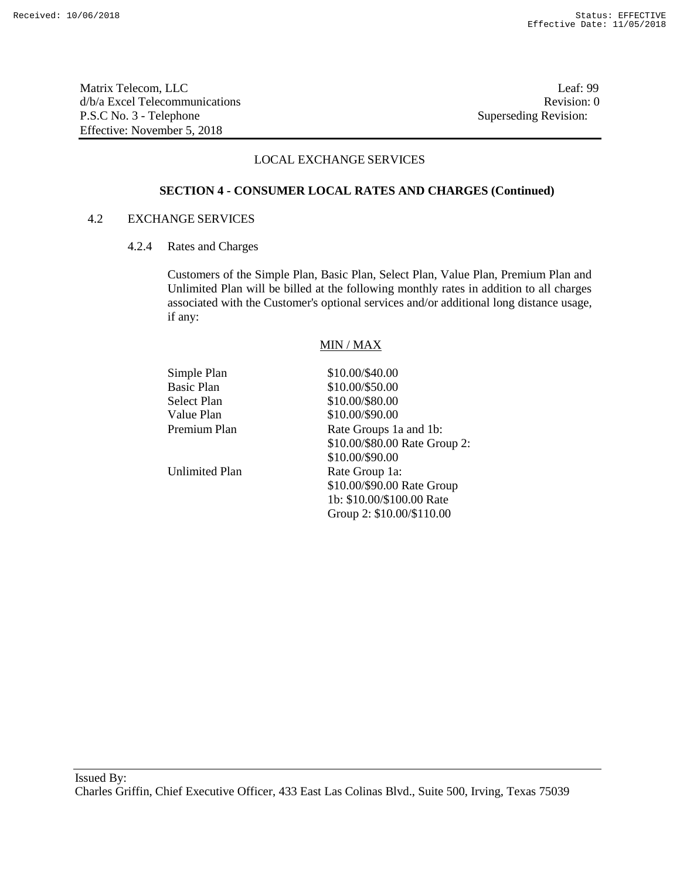Matrix Telecom, LLC
d/b/a Excel Telecommunications
P.S.C No. 3 - Telephone
Effective: November 5, 2018

Leaf: 99
Revision: 0
Superseding Revision:

LOCAL EXCHANGE SERVICES

**SECTION 4 - CONSUMER LOCAL RATES AND CHARGES (Continued)**

4.2 EXCHANGE SERVICES

4.2.4 Rates and Charges

Customers of the Simple Plan, Basic Plan, Select Plan, Value Plan, Premium Plan and Unlimited Plan will be billed at the following monthly rates in addition to all charges associated with the Customer's optional services and/or additional long distance usage, if any:

| | MIN / MAX |
|---|---|
| Simple Plan | \$10.00/\$40.00 |
| Basic Plan | \$10.00/\$50.00 |
| Select Plan | \$10.00/\$80.00 |
| Value Plan | \$10.00/\$90.00 |
| Premium Plan | Rate Groups 1a and 1b: \$10.00/\$80.00 Rate Group 2: \$10.00/\$90.00 |
| Unlimited Plan | Rate Group 1a: \$10.00/\$90.00 Rate Group 1b: \$10.00/\$100.00 Rate Group 2: \$10.00/\$110.00 |

Issued By:
Charles Griffin, Chief Executive Officer, 433 East Las Colinas Blvd., Suite 500, Irving, Texas 75039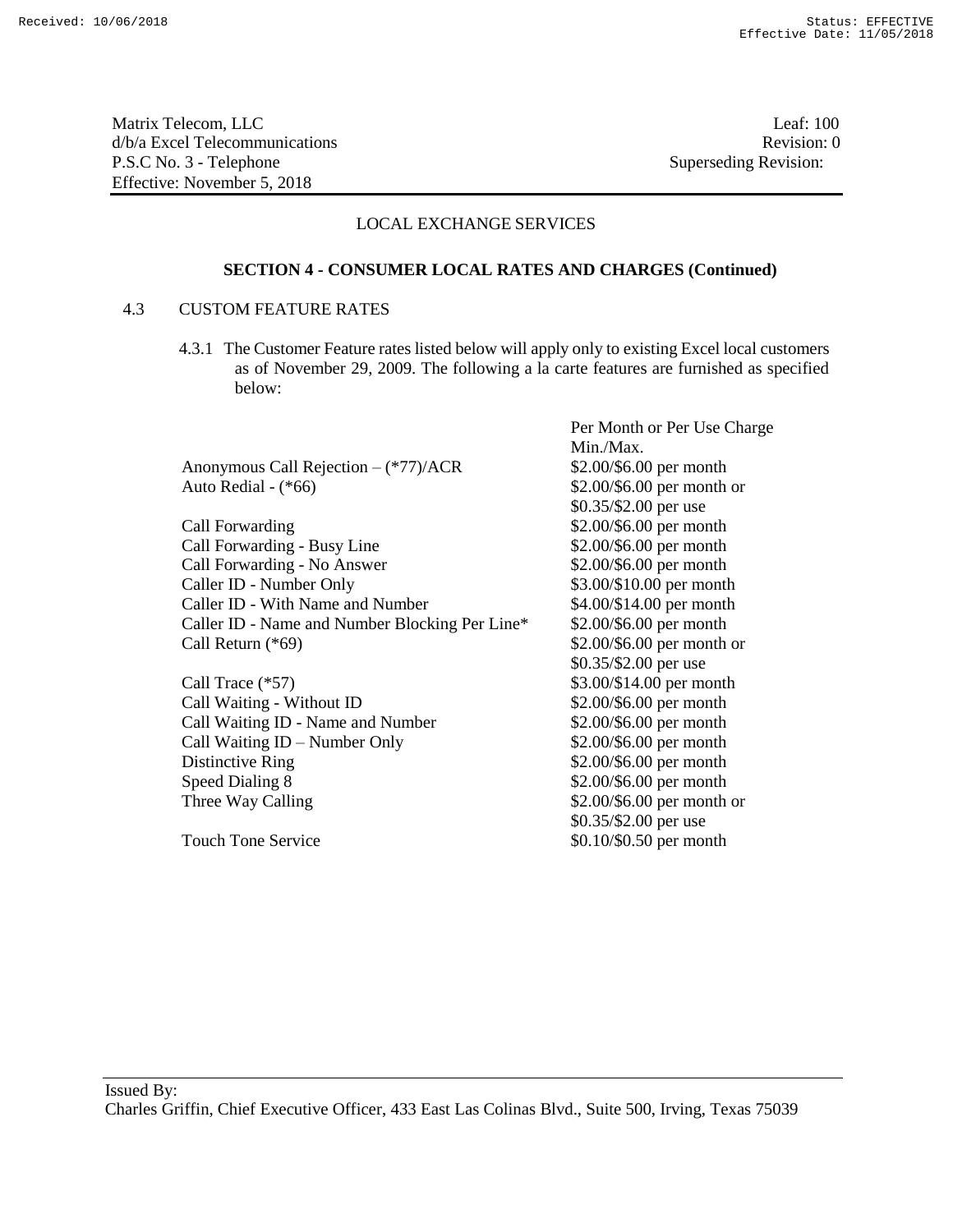Matrix Telecom, LLC
d/b/a Excel Telecommunications
P.S.C No. 3 - Telephone
Effective: November 5, 2018

Leaf: 100
Revision: 0
Superseding Revision:

LOCAL EXCHANGE SERVICES

**SECTION 4 - CONSUMER LOCAL RATES AND CHARGES (Continued)**

4.3 CUSTOM FEATURE RATES

4.3.1 The Customer Feature rates listed below will apply only to existing Excel local customers as of November 29, 2009. The following a la carte features are furnished as specified below:

| | Per Month or Per Use Charge Min./Max. |
|---|---|
| Anonymous Call Rejection – (*77)/ACR | $2.00/$6.00 per month |
| Auto Redial - (*66) | $2.00/$6.00 per month or $0.35/$2.00 per use |
| Call Forwarding | $2.00/$6.00 per month |
| Call Forwarding - Busy Line | $2.00/$6.00 per month |
| Call Forwarding - No Answer | $2.00/$6.00 per month |
| Caller ID - Number Only | $3.00/$10.00 per month |
| Caller ID - With Name and Number | $4.00/$14.00 per month |
| Caller ID - Name and Number Blocking Per Line* | $2.00/$6.00 per month |
| Call Return (*69) | $2.00/$6.00 per month or $0.35/$2.00 per use |
| Call Trace (*57) | $3.00/$14.00 per month |
| Call Waiting - Without ID | $2.00/$6.00 per month |
| Call Waiting ID - Name and Number | $2.00/$6.00 per month |
| Call Waiting ID – Number Only | $2.00/$6.00 per month |
| Distinctive Ring | $2.00/$6.00 per month |
| Speed Dialing 8 | $2.00/$6.00 per month |
| Three Way Calling | $2.00/$6.00 per month or $0.35/$2.00 per use |
| Touch Tone Service | $0.10/$0.50 per month |

Issued By:
Charles Griffin, Chief Executive Officer, 433 East Las Colinas Blvd., Suite 500, Irving, Texas 75039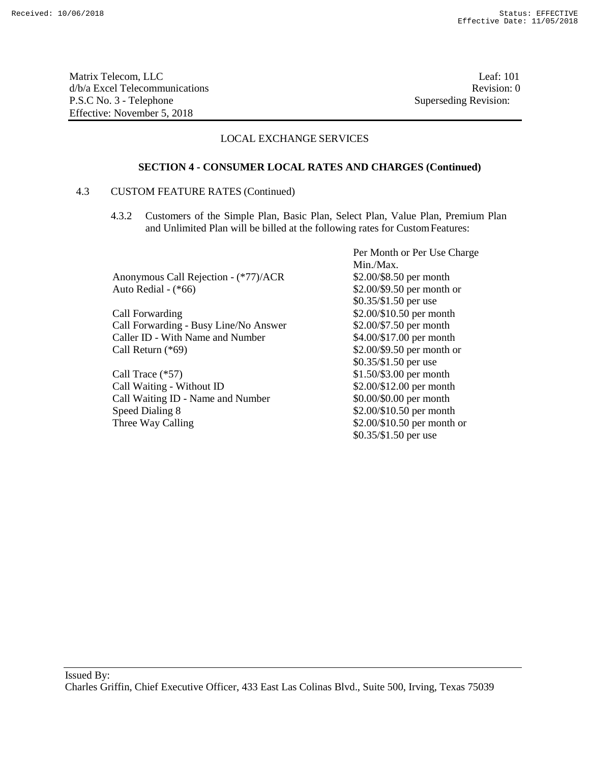Matrix Telecom, LLC
d/b/a Excel Telecommunications
P.S.C No. 3 - Telephone
Effective: November 5, 2018

Leaf: 101
Revision: 0
Superseding Revision:

LOCAL EXCHANGE SERVICES

**SECTION 4 - CONSUMER LOCAL RATES AND CHARGES (Continued)**

4.3 CUSTOM FEATURE RATES (Continued)

4.3.2 Customers of the Simple Plan, Basic Plan, Select Plan, Value Plan, Premium Plan and Unlimited Plan will be billed at the following rates for Custom Features:

| | Per Month or Per Use Charge Min./Max. |
|---|---|
| Anonymous Call Rejection - (*77)/ACR | \$2.00/\$8.50 per month |
| Auto Redial - (*66) | \$2.00/\$9.50 per month or \$0.35/\$1.50 per use |
| Call Forwarding | \$2.00/\$10.50 per month |
| Call Forwarding - Busy Line/No Answer | \$2.00/\$7.50 per month |
| Caller ID - With Name and Number | \$4.00/\$17.00 per month |
| Call Return (*69) | \$2.00/\$9.50 per month or \$0.35/\$1.50 per use |
| Call Trace (*57) | \$1.50/\$3.00 per month |
| Call Waiting - Without ID | \$2.00/\$12.00 per month |
| Call Waiting ID - Name and Number | \$0.00/\$0.00 per month |
| Speed Dialing 8 | \$2.00/\$10.50 per month |
| Three Way Calling | \$2.00/\$10.50 per month or \$0.35/\$1.50 per use |

Issued By:
Charles Griffin, Chief Executive Officer, 433 East Las Colinas Blvd., Suite 500, Irving, Texas 75039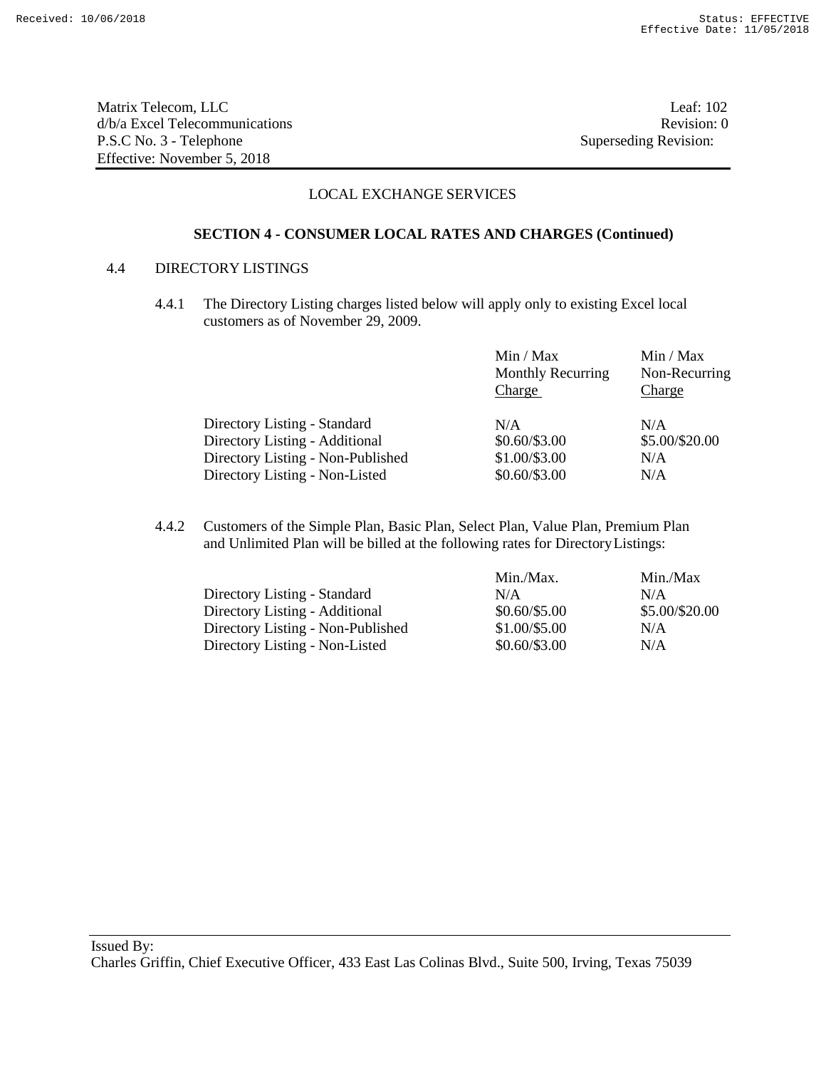Matrix Telecom, LLC
d/b/a Excel Telecommunications
P.S.C No. 3 - Telephone
Effective: November 5, 2018

Leaf: 102
Revision: 0
Superseding Revision:

LOCAL EXCHANGE SERVICES

**SECTION 4 - CONSUMER LOCAL RATES AND CHARGES (Continued)**

4.4 DIRECTORY LISTINGS

4.4.1 The Directory Listing charges listed below will apply only to existing Excel local customers as of November 29, 2009.

| | Min / Max Monthly Recurring Charge | Min / Max Non-Recurring Charge |
|---|---|---|
| Directory Listing - Standard | N/A | N/A |
| Directory Listing - Additional | $0.60/$3.00 | $5.00/$20.00 |
| Directory Listing - Non-Published | $1.00/$3.00 | N/A |
| Directory Listing - Non-Listed | $0.60/$3.00 | N/A |

4.4.2 Customers of the Simple Plan, Basic Plan, Select Plan, Value Plan, Premium Plan and Unlimited Plan will be billed at the following rates for Directory Listings:

| | Min./Max. | Min./Max |
|---|---|---|
| Directory Listing - Standard | N/A | N/A |
| Directory Listing - Additional | $0.60/$5.00 | $5.00/$20.00 |
| Directory Listing - Non-Published | $1.00/$5.00 | N/A |
| Directory Listing - Non-Listed | $0.60/$3.00 | N/A |

Issued By:
Charles Griffin, Chief Executive Officer, 433 East Las Colinas Blvd., Suite 500, Irving, Texas 75039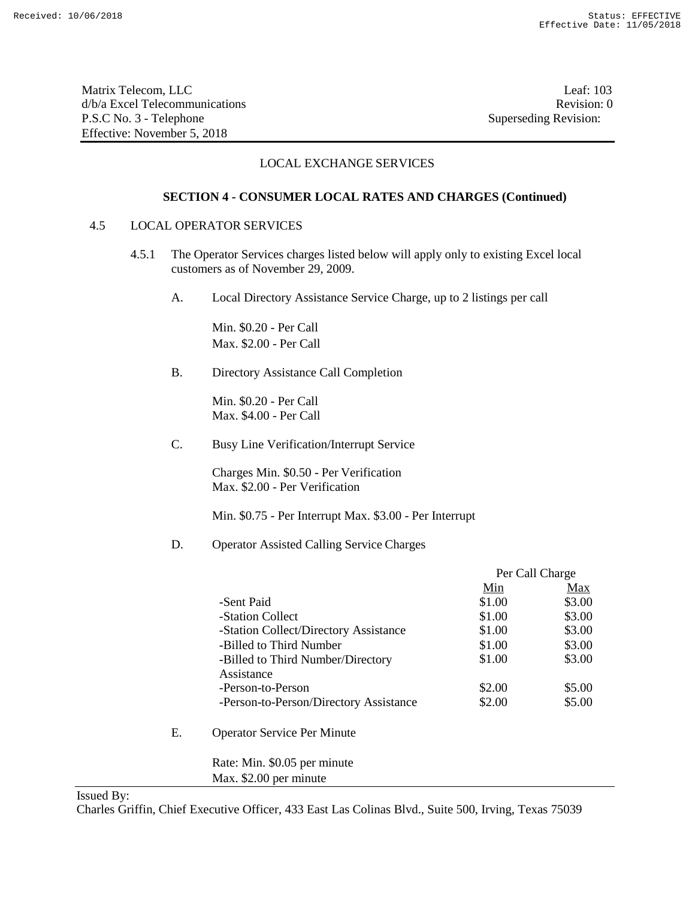Matrix Telecom, LLC
d/b/a Excel Telecommunications
P.S.C No. 3 - Telephone
Effective: November 5, 2018

Leaf: 103
Revision: 0
Superseding Revision:

LOCAL EXCHANGE SERVICES

**SECTION 4 - CONSUMER LOCAL RATES AND CHARGES (Continued)**

4.5 LOCAL OPERATOR SERVICES

4.5.1 The Operator Services charges listed below will apply only to existing Excel local customers as of November 29, 2009.

A. Local Directory Assistance Service Charge, up to 2 listings per call

Min. $0.20 - Per Call
Max. $2.00 - Per Call

B. Directory Assistance Call Completion

Min. $0.20 - Per Call
Max. $4.00 - Per Call

C. Busy Line Verification/Interrupt Service

Charges Min. $0.50 - Per Verification
Max. $2.00 - Per Verification

Min. $0.75 - Per Interrupt Max. $3.00 - Per Interrupt

D. Operator Assisted Calling Service Charges

| | Per Call Charge | |
|---|---|---|
| | Min | Max |
| -Sent Paid | $1.00 | $3.00 |
| -Station Collect | $1.00 | $3.00 |
| -Station Collect/Directory Assistance | $1.00 | $3.00 |
| -Billed to Third Number | $1.00 | $3.00 |
| -Billed to Third Number/Directory Assistance | $1.00 | $3.00 |
| -Person-to-Person | $2.00 | $5.00 |
| -Person-to-Person/Directory Assistance | $2.00 | $5.00 |

E. Operator Service Per Minute

Rate: Min. $0.05 per minute
Max. $2.00 per minute

Issued By:
Charles Griffin, Chief Executive Officer, 433 East Las Colinas Blvd., Suite 500, Irving, Texas 75039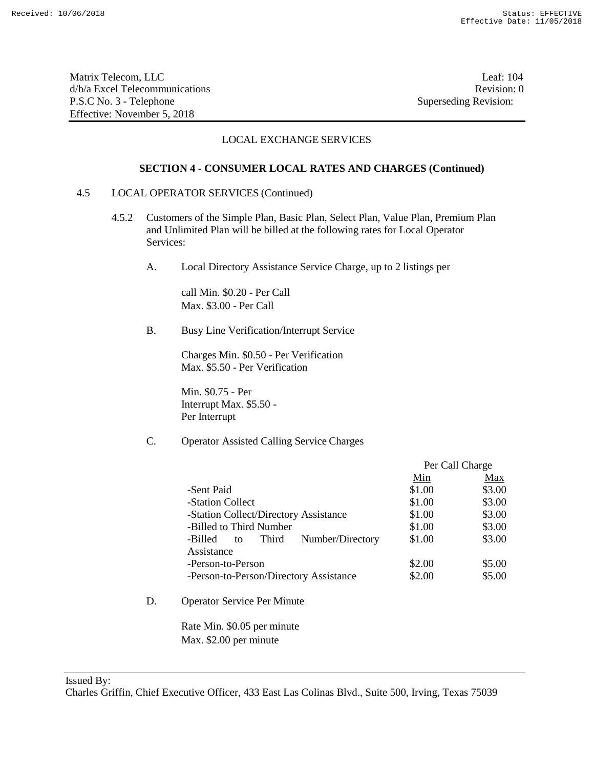Matrix Telecom, LLC
d/b/a Excel Telecommunications
P.S.C No. 3 - Telephone
Effective: November 5, 2018

Leaf: 104
Revision: 0
Superseding Revision:

LOCAL EXCHANGE SERVICES

**SECTION 4 - CONSUMER LOCAL RATES AND CHARGES (Continued)**

4.5 LOCAL OPERATOR SERVICES (Continued)

4.5.2 Customers of the Simple Plan, Basic Plan, Select Plan, Value Plan, Premium Plan and Unlimited Plan will be billed at the following rates for Local Operator Services:

A. Local Directory Assistance Service Charge, up to 2 listings per

call Min. $0.20 - Per Call
Max. $3.00 - Per Call

B. Busy Line Verification/Interrupt Service

Charges Min. $0.50 - Per Verification
Max. $5.50 - Per Verification

Min. $0.75 - Per
Interrupt Max. $5.50 -
Per Interrupt

C. Operator Assisted Calling Service Charges

| | Per Call Charge | |
|---|---|---|
| | Min | Max |
| -Sent Paid | $1.00 | $3.00 |
| -Station Collect | $1.00 | $3.00 |
| -Station Collect/Directory Assistance | $1.00 | $3.00 |
| -Billed to Third Number | $1.00 | $3.00 |
| -Billed to Third Number/Directory Assistance | $1.00 | $3.00 |
| -Person-to-Person | $2.00 | $5.00 |
| -Person-to-Person/Directory Assistance | $2.00 | $5.00 |

D. Operator Service Per Minute

Rate Min. $0.05 per minute
Max. $2.00 per minute

Issued By:
Charles Griffin, Chief Executive Officer, 433 East Las Colinas Blvd., Suite 500, Irving, Texas 75039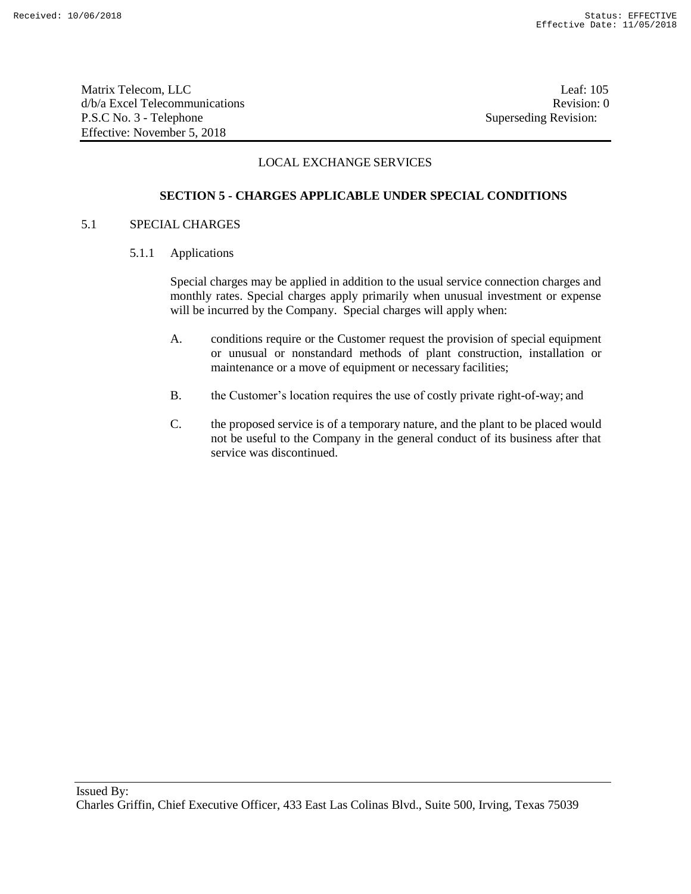LOCAL EXCHANGE SERVICES

## SECTION 5 - CHARGES APPLICABLE UNDER SPECIAL CONDITIONS

5.1 SPECIAL CHARGES

5.1.1 Applications

Special charges may be applied in addition to the usual service connection charges and monthly rates. Special charges apply primarily when unusual investment or expense will be incurred by the Company. Special charges will apply when:

A. conditions require or the Customer request the provision of special equipment or unusual or nonstandard methods of plant construction, installation or maintenance or a move of equipment or necessary facilities;

B. the Customer's location requires the use of costly private right-of-way; and

C. the proposed service is of a temporary nature, and the plant to be placed would not be useful to the Company in the general conduct of its business after that service was discontinued.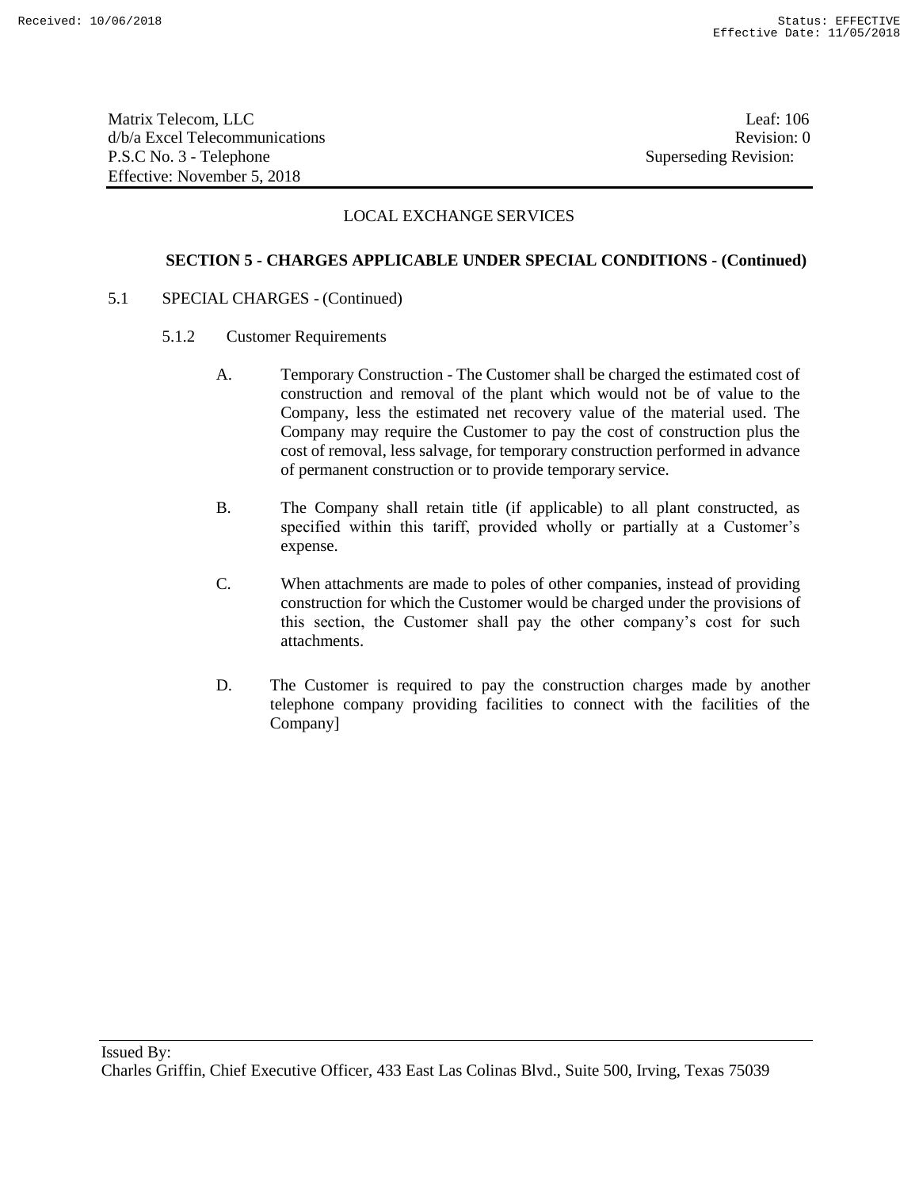LOCAL EXCHANGE SERVICES

## SECTION 5 - CHARGES APPLICABLE UNDER SPECIAL CONDITIONS - (Continued)

5.1 SPECIAL CHARGES - (Continued)

5.1.2 Customer Requirements

A. Temporary Construction - The Customer shall be charged the estimated cost of construction and removal of the plant which would not be of value to the Company, less the estimated net recovery value of the material used. The Company may require the Customer to pay the cost of construction plus the cost of removal, less salvage, for temporary construction performed in advance of permanent construction or to provide temporary service.

B. The Company shall retain title (if applicable) to all plant constructed, as specified within this tariff, provided wholly or partially at a Customer's expense.

C. When attachments are made to poles of other companies, instead of providing construction for which the Customer would be charged under the provisions of this section, the Customer shall pay the other company's cost for such attachments.

D. The Customer is required to pay the construction charges made by another telephone company providing facilities to connect with the facilities of the Company]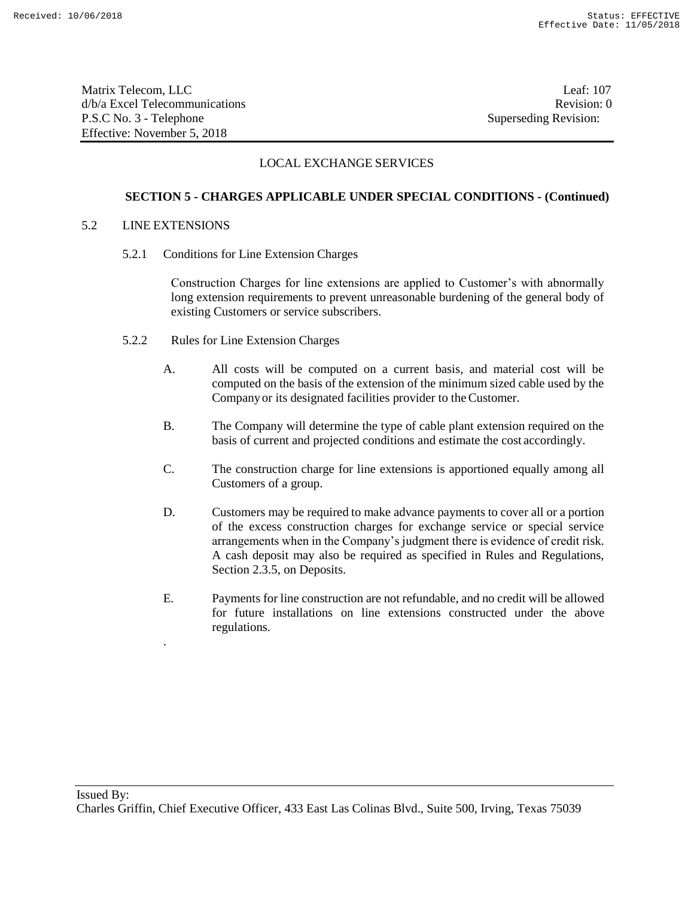LOCAL EXCHANGE SERVICES

**SECTION 5 - CHARGES APPLICABLE UNDER SPECIAL CONDITIONS - (Continued)**

5.2 LINE EXTENSIONS

5.2.1 Conditions for Line Extension Charges

Construction Charges for line extensions are applied to Customer's with abnormally long extension requirements to prevent unreasonable burdening of the general body of existing Customers or service subscribers.

5.2.2 Rules for Line Extension Charges

A. All costs will be computed on a current basis, and material cost will be computed on the basis of the extension of the minimum sized cable used by the Company or its designated facilities provider to the Customer.

B. The Company will determine the type of cable plant extension required on the basis of current and projected conditions and estimate the cost accordingly.

C. The construction charge for line extensions is apportioned equally among all Customers of a group.

D. Customers may be required to make advance payments to cover all or a portion of the excess construction charges for exchange service or special service arrangements when in the Company's judgment there is evidence of credit risk. A cash deposit may also be required as specified in Rules and Regulations, Section 2.3.5, on Deposits.

E. Payments for line construction are not refundable, and no credit will be allowed for future installations on line extensions constructed under the above regulations.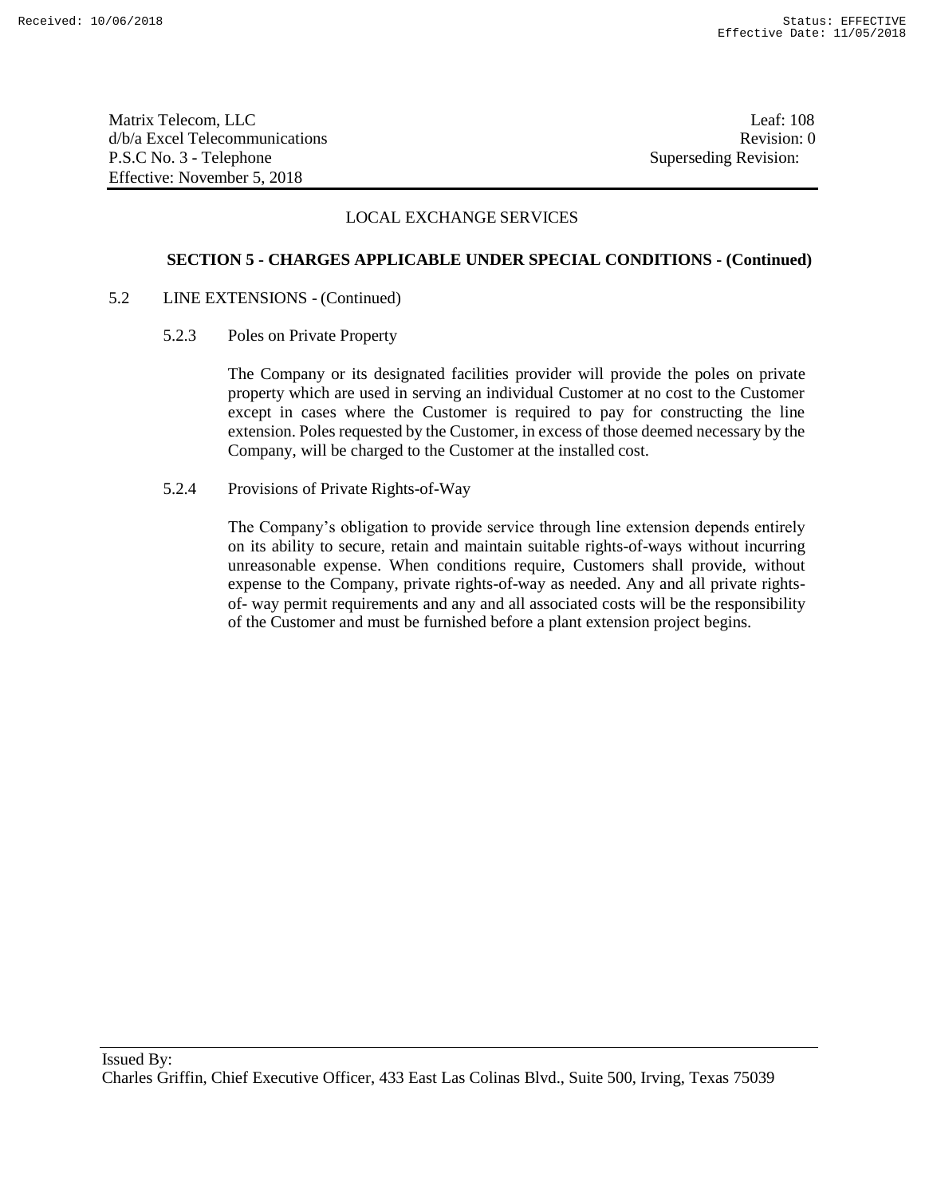Matrix Telecom, LLC
d/b/a Excel Telecommunications
P.S.C No. 3 - Telephone
Effective: November 5, 2018

Leaf: 108
Revision: 0
Superseding Revision:

LOCAL EXCHANGE SERVICES

**SECTION 5 - CHARGES APPLICABLE UNDER SPECIAL CONDITIONS - (Continued)**

5.2 LINE EXTENSIONS - (Continued)

5.2.3 Poles on Private Property

The Company or its designated facilities provider will provide the poles on private property which are used in serving an individual Customer at no cost to the Customer except in cases where the Customer is required to pay for constructing the line extension. Poles requested by the Customer, in excess of those deemed necessary by the Company, will be charged to the Customer at the installed cost.

5.2.4 Provisions of Private Rights-of-Way

The Company's obligation to provide service through line extension depends entirely on its ability to secure, retain and maintain suitable rights-of-ways without incurring unreasonable expense. When conditions require, Customers shall provide, without expense to the Company, private rights-of-way as needed. Any and all private rights-of- way permit requirements and any and all associated costs will be the responsibility of the Customer and must be furnished before a plant extension project begins.

Issued By:
Charles Griffin, Chief Executive Officer, 433 East Las Colinas Blvd., Suite 500, Irving, Texas 75039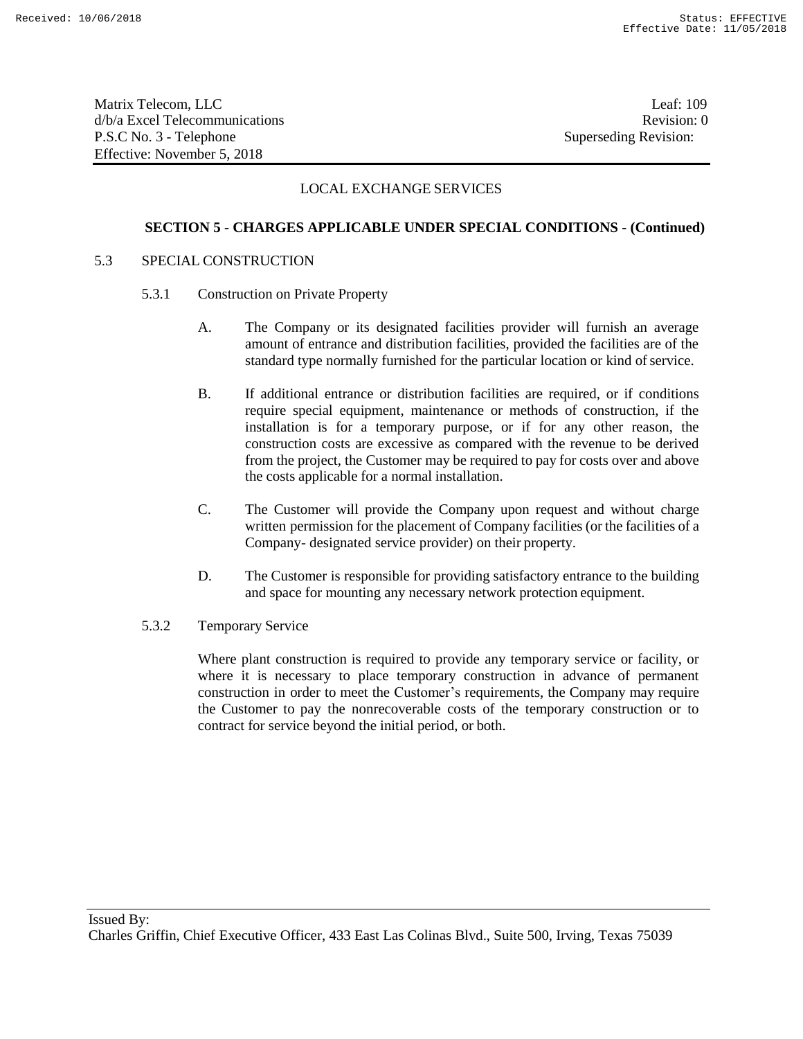LOCAL EXCHANGE SERVICES

**SECTION 5 - CHARGES APPLICABLE UNDER SPECIAL CONDITIONS - (Continued)**

5.3 SPECIAL CONSTRUCTION

5.3.1 Construction on Private Property

A. The Company or its designated facilities provider will furnish an average amount of entrance and distribution facilities, provided the facilities are of the standard type normally furnished for the particular location or kind of service.

B. If additional entrance or distribution facilities are required, or if conditions require special equipment, maintenance or methods of construction, if the installation is for a temporary purpose, or if for any other reason, the construction costs are excessive as compared with the revenue to be derived from the project, the Customer may be required to pay for costs over and above the costs applicable for a normal installation.

C. The Customer will provide the Company upon request and without charge written permission for the placement of Company facilities (or the facilities of a Company- designated service provider) on their property.

D. The Customer is responsible for providing satisfactory entrance to the building and space for mounting any necessary network protection equipment.

5.3.2 Temporary Service

Where plant construction is required to provide any temporary service or facility, or where it is necessary to place temporary construction in advance of permanent construction in order to meet the Customer's requirements, the Company may require the Customer to pay the nonrecoverable costs of the temporary construction or to contract for service beyond the initial period, or both.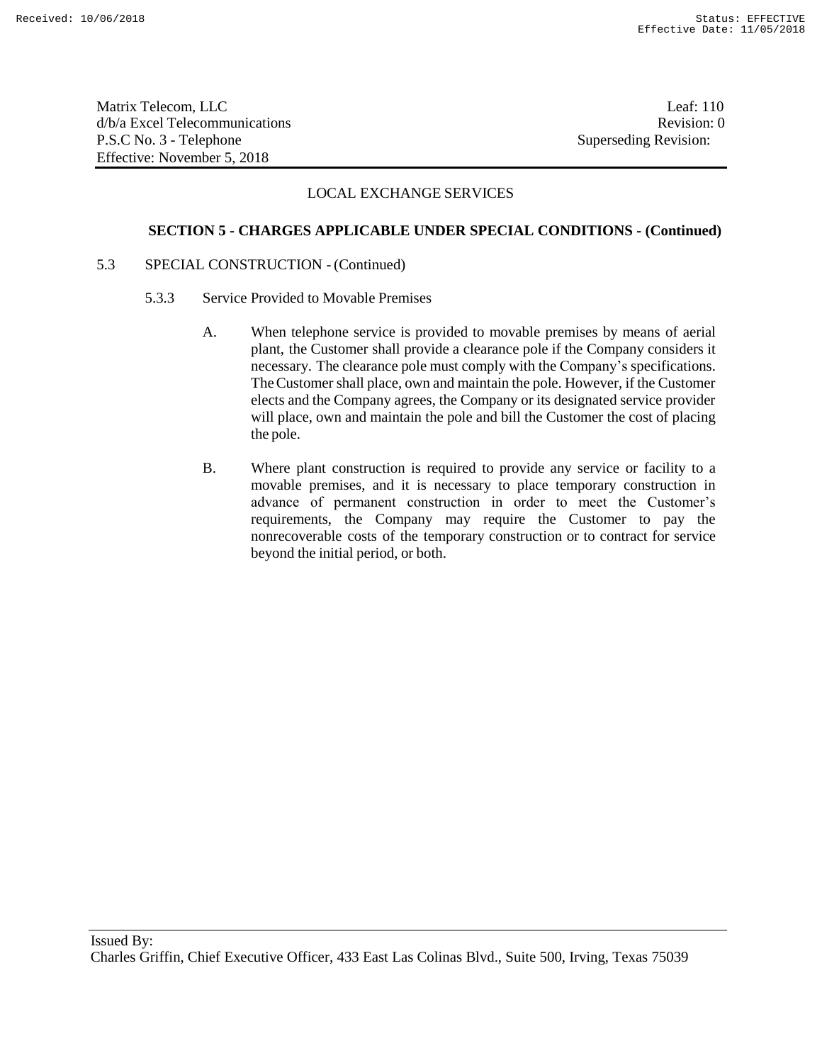LOCAL EXCHANGE SERVICES

## SECTION 5 - CHARGES APPLICABLE UNDER SPECIAL CONDITIONS - (Continued)

5.3 SPECIAL CONSTRUCTION - (Continued)

5.3.3 Service Provided to Movable Premises

A. When telephone service is provided to movable premises by means of aerial plant, the Customer shall provide a clearance pole if the Company considers it necessary. The clearance pole must comply with the Company's specifications. The Customer shall place, own and maintain the pole. However, if the Customer elects and the Company agrees, the Company or its designated service provider will place, own and maintain the pole and bill the Customer the cost of placing the pole.

B. Where plant construction is required to provide any service or facility to a movable premises, and it is necessary to place temporary construction in advance of permanent construction in order to meet the Customer's requirements, the Company may require the Customer to pay the nonrecoverable costs of the temporary construction or to contract for service beyond the initial period, or both.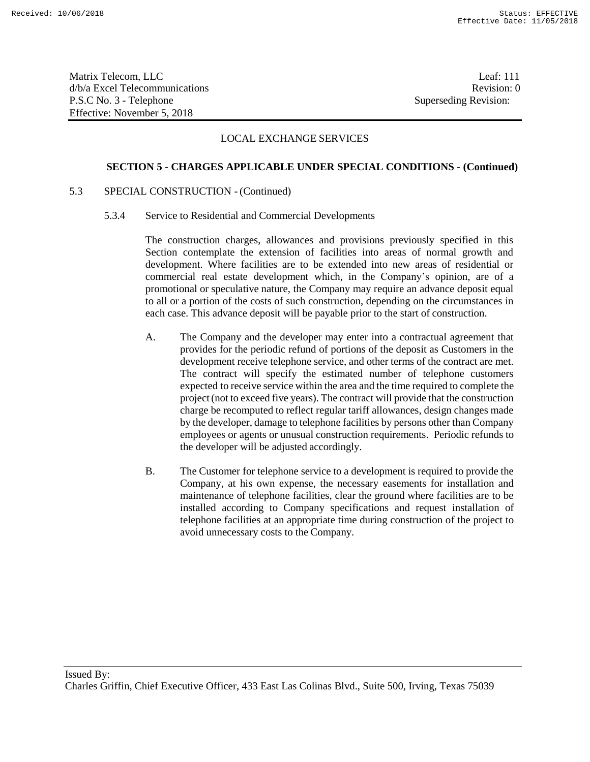## LOCAL EXCHANGE SERVICES

### SECTION 5 - CHARGES APPLICABLE UNDER SPECIAL CONDITIONS - (Continued)

5.3 SPECIAL CONSTRUCTION - (Continued)

5.3.4 Service to Residential and Commercial Developments

The construction charges, allowances and provisions previously specified in this Section contemplate the extension of facilities into areas of normal growth and development. Where facilities are to be extended into new areas of residential or commercial real estate development which, in the Company's opinion, are of a promotional or speculative nature, the Company may require an advance deposit equal to all or a portion of the costs of such construction, depending on the circumstances in each case. This advance deposit will be payable prior to the start of construction.

A. The Company and the developer may enter into a contractual agreement that provides for the periodic refund of portions of the deposit as Customers in the development receive telephone service, and other terms of the contract are met. The contract will specify the estimated number of telephone customers expected to receive service within the area and the time required to complete the project (not to exceed five years). The contract will provide that the construction charge be recomputed to reflect regular tariff allowances, design changes made by the developer, damage to telephone facilities by persons other than Company employees or agents or unusual construction requirements. Periodic refunds to the developer will be adjusted accordingly.

B. The Customer for telephone service to a development is required to provide the Company, at his own expense, the necessary easements for installation and maintenance of telephone facilities, clear the ground where facilities are to be installed according to Company specifications and request installation of telephone facilities at an appropriate time during construction of the project to avoid unnecessary costs to the Company.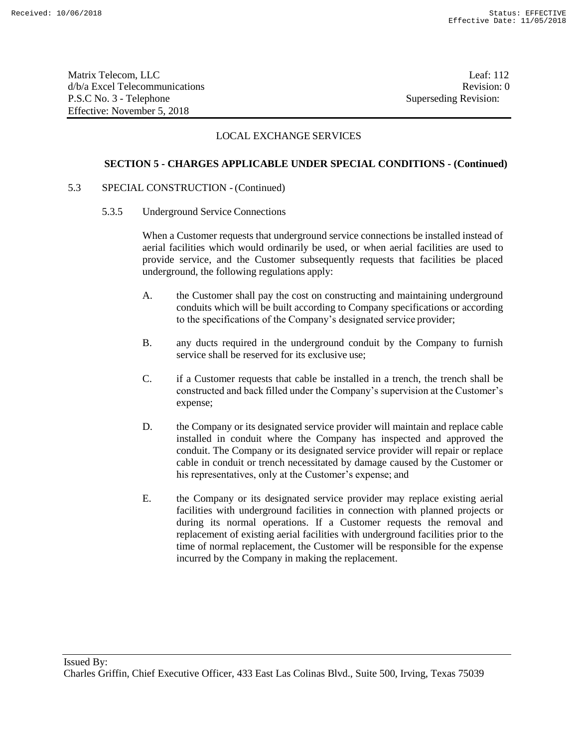LOCAL EXCHANGE SERVICES

**SECTION 5 - CHARGES APPLICABLE UNDER SPECIAL CONDITIONS - (Continued)**

5.3 SPECIAL CONSTRUCTION - (Continued)

5.3.5 Underground Service Connections

When a Customer requests that underground service connections be installed instead of aerial facilities which would ordinarily be used, or when aerial facilities are used to provide service, and the Customer subsequently requests that facilities be placed underground, the following regulations apply:

A. the Customer shall pay the cost on constructing and maintaining underground conduits which will be built according to Company specifications or according to the specifications of the Company's designated service provider;

B. any ducts required in the underground conduit by the Company to furnish service shall be reserved for its exclusive use;

C. if a Customer requests that cable be installed in a trench, the trench shall be constructed and back filled under the Company's supervision at the Customer's expense;

D. the Company or its designated service provider will maintain and replace cable installed in conduit where the Company has inspected and approved the conduit. The Company or its designated service provider will repair or replace cable in conduit or trench necessitated by damage caused by the Customer or his representatives, only at the Customer's expense; and

E. the Company or its designated service provider may replace existing aerial facilities with underground facilities in connection with planned projects or during its normal operations. If a Customer requests the removal and replacement of existing aerial facilities with underground facilities prior to the time of normal replacement, the Customer will be responsible for the expense incurred by the Company in making the replacement.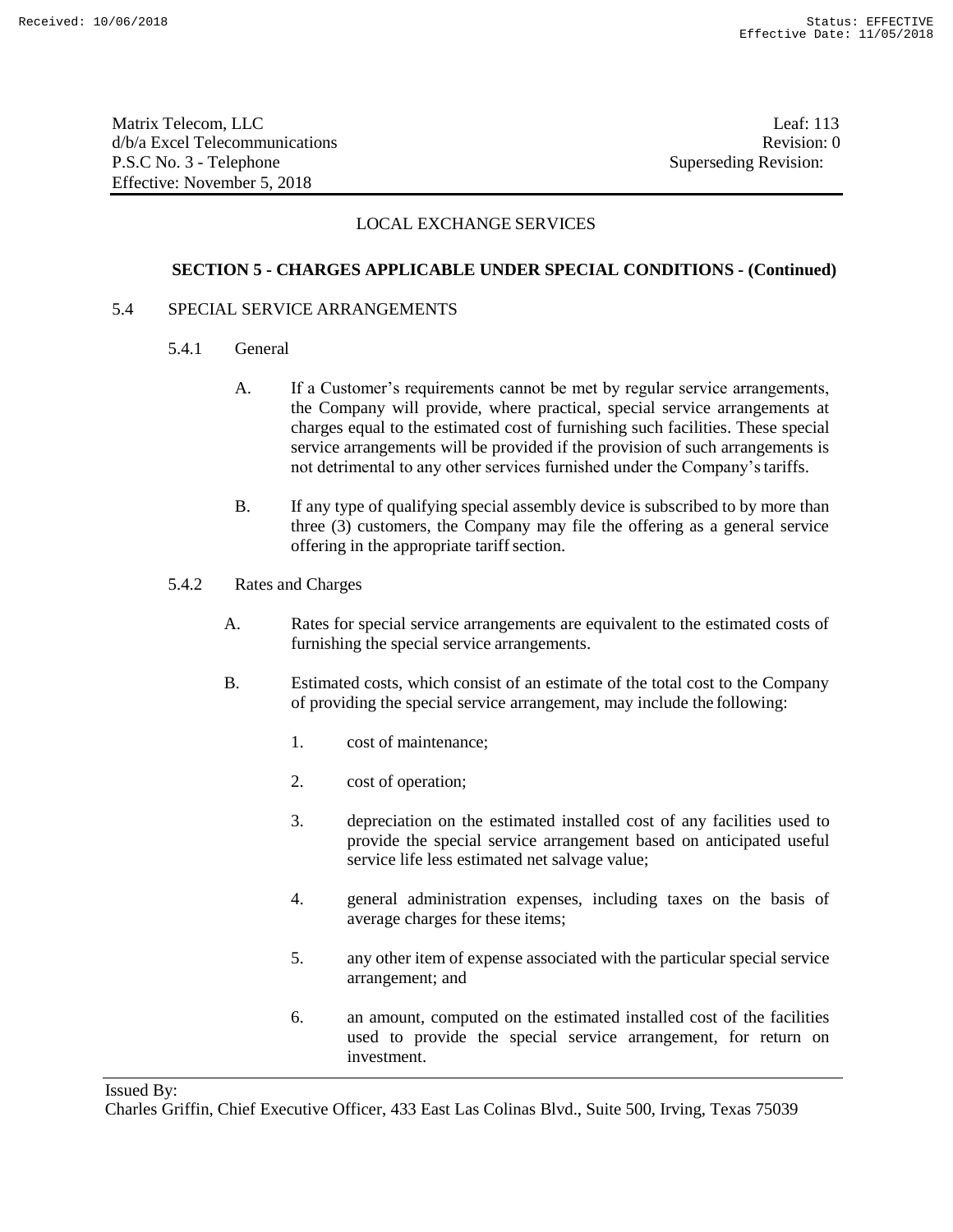## LOCAL EXCHANGE SERVICES

### SECTION 5 - CHARGES APPLICABLE UNDER SPECIAL CONDITIONS - (Continued)

5.4 SPECIAL SERVICE ARRANGEMENTS

5.4.1 General

A. If a Customer's requirements cannot be met by regular service arrangements, the Company will provide, where practical, special service arrangements at charges equal to the estimated cost of furnishing such facilities. These special service arrangements will be provided if the provision of such arrangements is not detrimental to any other services furnished under the Company's tariffs.

B. If any type of qualifying special assembly device is subscribed to by more than three (3) customers, the Company may file the offering as a general service offering in the appropriate tariff section.

5.4.2 Rates and Charges

A. Rates for special service arrangements are equivalent to the estimated costs of furnishing the special service arrangements.

B. Estimated costs, which consist of an estimate of the total cost to the Company of providing the special service arrangement, may include the following:

1. cost of maintenance;

2. cost of operation;

3. depreciation on the estimated installed cost of any facilities used to provide the special service arrangement based on anticipated useful service life less estimated net salvage value;

4. general administration expenses, including taxes on the basis of average charges for these items;

5. any other item of expense associated with the particular special service arrangement; and

6. an amount, computed on the estimated installed cost of the facilities used to provide the special service arrangement, for return on investment.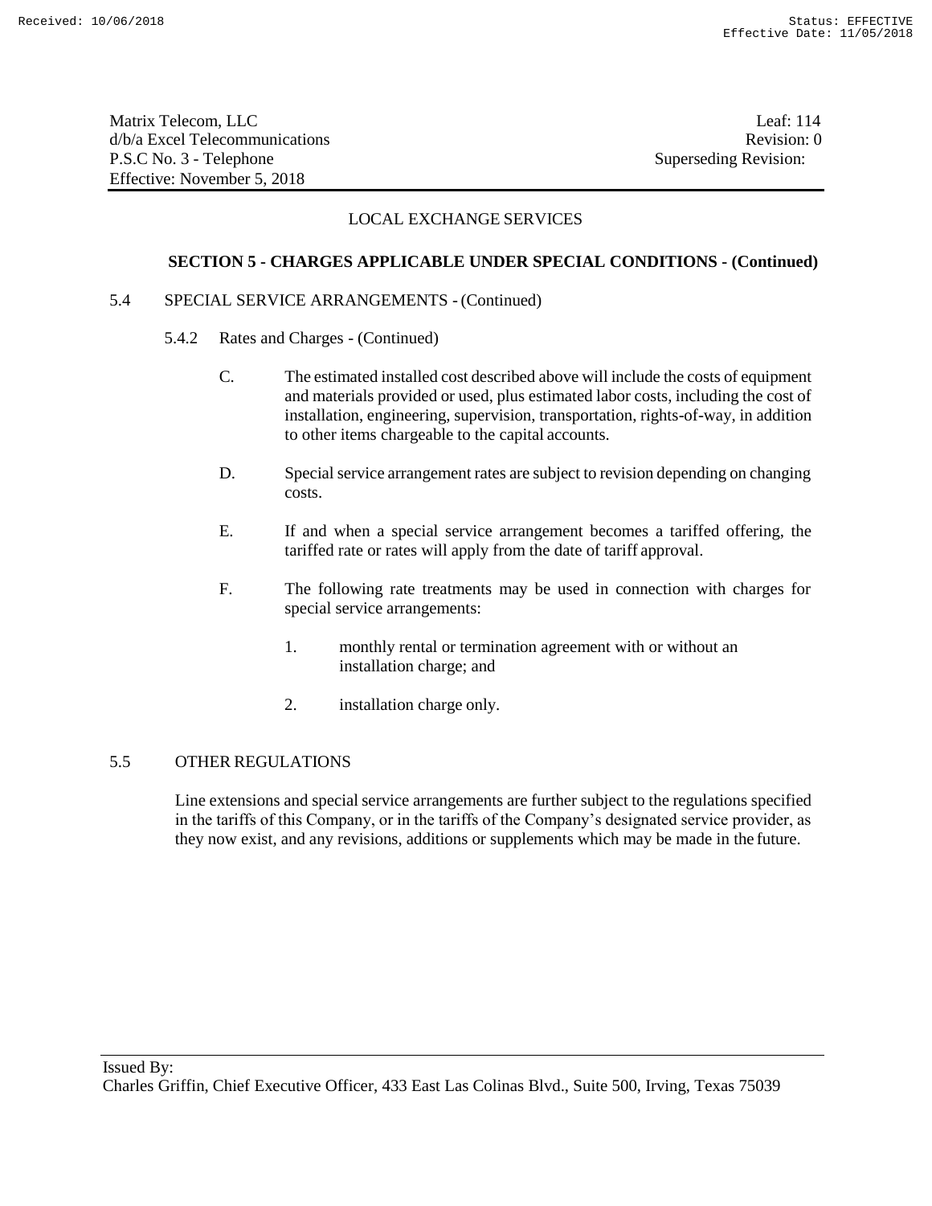## LOCAL EXCHANGE SERVICES

### SECTION 5 - CHARGES APPLICABLE UNDER SPECIAL CONDITIONS - (Continued)

5.4 SPECIAL SERVICE ARRANGEMENTS - (Continued)

5.4.2 Rates and Charges - (Continued)

C. The estimated installed cost described above will include the costs of equipment and materials provided or used, plus estimated labor costs, including the cost of installation, engineering, supervision, transportation, rights-of-way, in addition to other items chargeable to the capital accounts.

D. Special service arrangement rates are subject to revision depending on changing costs.

E. If and when a special service arrangement becomes a tariffed offering, the tariffed rate or rates will apply from the date of tariff approval.

F. The following rate treatments may be used in connection with charges for special service arrangements:

1. monthly rental or termination agreement with or without an installation charge; and

2. installation charge only.

5.5 OTHER REGULATIONS

Line extensions and special service arrangements are further subject to the regulations specified in the tariffs of this Company, or in the tariffs of the Company's designated service provider, as they now exist, and any revisions, additions or supplements which may be made in the future.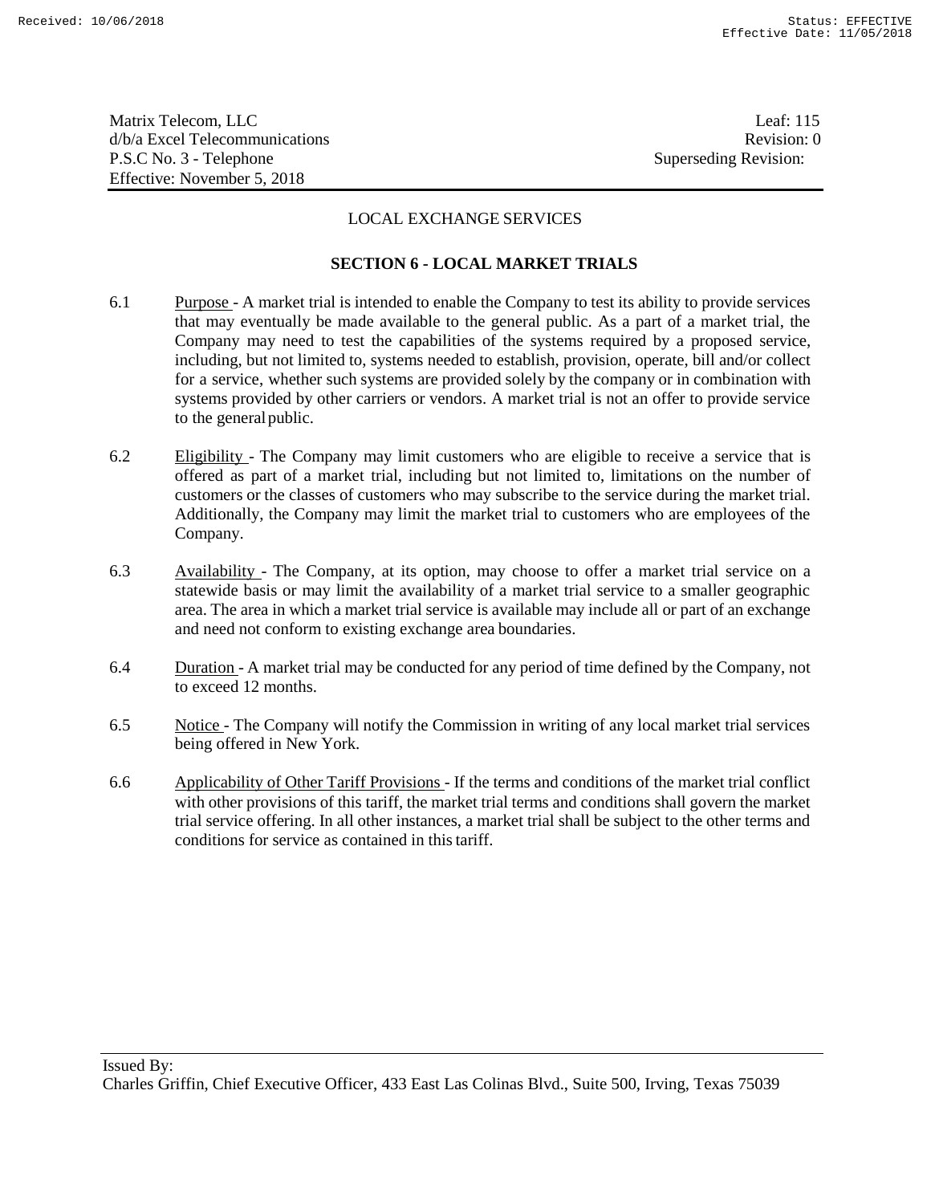Matrix Telecom, LLC
d/b/a Excel Telecommunications
P.S.C No. 3 - Telephone
Effective: November 5, 2018

Leaf: 115
Revision: 0
Superseding Revision:

LOCAL EXCHANGE SERVICES

## SECTION 6 - LOCAL MARKET TRIALS

6.1 Purpose - A market trial is intended to enable the Company to test its ability to provide services that may eventually be made available to the general public. As a part of a market trial, the Company may need to test the capabilities of the systems required by a proposed service, including, but not limited to, systems needed to establish, provision, operate, bill and/or collect for a service, whether such systems are provided solely by the company or in combination with systems provided by other carriers or vendors. A market trial is not an offer to provide service to the general public.

6.2 Eligibility - The Company may limit customers who are eligible to receive a service that is offered as part of a market trial, including but not limited to, limitations on the number of customers or the classes of customers who may subscribe to the service during the market trial. Additionally, the Company may limit the market trial to customers who are employees of the Company.

6.3 Availability - The Company, at its option, may choose to offer a market trial service on a statewide basis or may limit the availability of a market trial service to a smaller geographic area. The area in which a market trial service is available may include all or part of an exchange and need not conform to existing exchange area boundaries.

6.4 Duration - A market trial may be conducted for any period of time defined by the Company, not to exceed 12 months.

6.5 Notice - The Company will notify the Commission in writing of any local market trial services being offered in New York.

6.6 Applicability of Other Tariff Provisions - If the terms and conditions of the market trial conflict with other provisions of this tariff, the market trial terms and conditions shall govern the market trial service offering. In all other instances, a market trial shall be subject to the other terms and conditions for service as contained in this tariff.

Issued By:
Charles Griffin, Chief Executive Officer, 433 East Las Colinas Blvd., Suite 500, Irving, Texas 75039